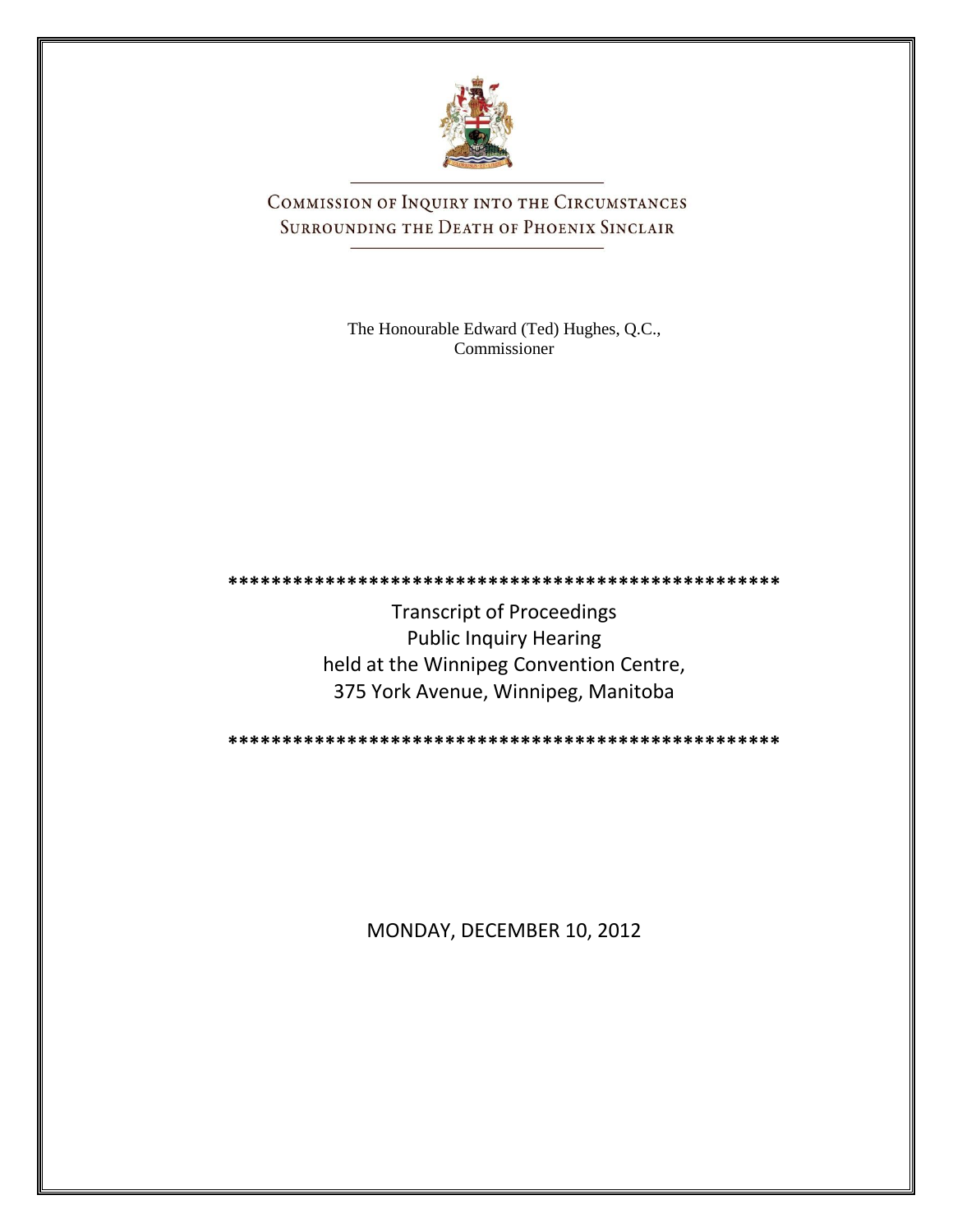# COMMISSION OF INQUIRY INTO THE CIRCUMSTANCES SURROUNDING THE DEATH OF PHOENIX SINCLAIR

The Honourable Edward (Ted) Hughes, Q.C., Commissioner

\*\*\*\*\*\*\*\*\*\*\*\*\*\*\*\*\*\*\*\*\*\*\*\*\*\*\*\*\*\*\*\*\*\*\*\*\*\*\*\*\*\*\*\*\*\*\*\*\*\*\*\*

Transcript of Proceedings
Public Inquiry Hearing
held at the Winnipeg Convention Centre,
375 York Avenue, Winnipeg, Manitoba

\*\*\*\*\*\*\*\*\*\*\*\*\*\*\*\*\*\*\*\*\*\*\*\*\*\*\*\*\*\*\*\*\*\*\*\*\*\*\*\*\*\*\*\*\*\*\*\*\*\*\*\*

MONDAY, DECEMBER 10, 2012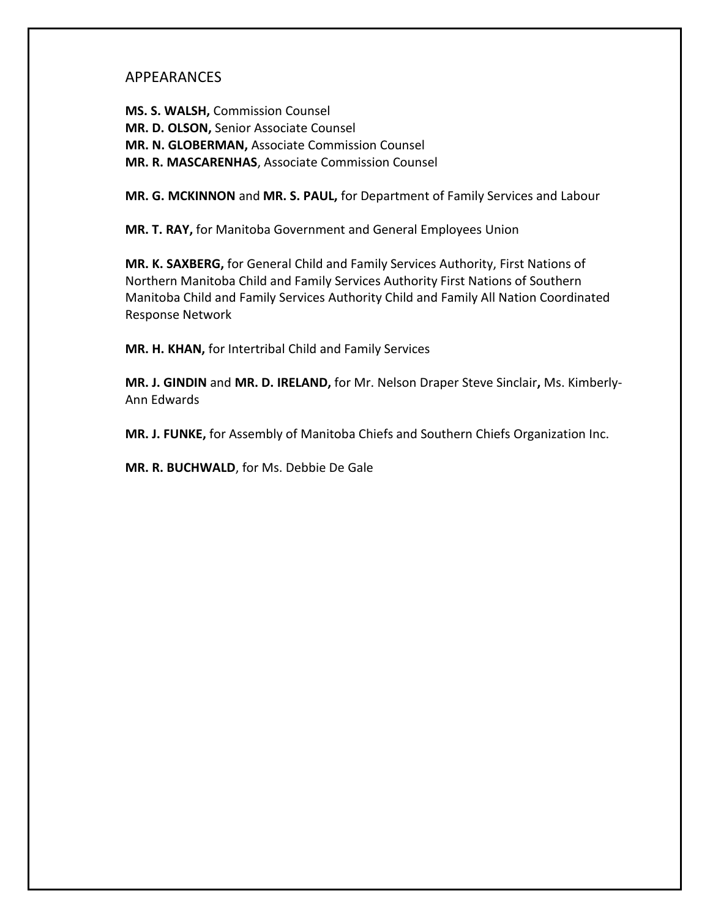## APPEARANCES

**MS. S. WALSH,** Commission Counsel
**MR. D. OLSON,** Senior Associate Counsel
**MR. N. GLOBERMAN,** Associate Commission Counsel
**MR. R. MASCARENHAS**, Associate Commission Counsel

**MR. G. MCKINNON** and **MR. S. PAUL,** for Department of Family Services and Labour

**MR. T. RAY,** for Manitoba Government and General Employees Union

**MR. K. SAXBERG,** for General Child and Family Services Authority, First Nations of Northern Manitoba Child and Family Services Authority First Nations of Southern Manitoba Child and Family Services Authority Child and Family All Nation Coordinated Response Network

**MR. H. KHAN,** for Intertribal Child and Family Services

**MR. J. GINDIN** and **MR. D. IRELAND,** for Mr. Nelson Draper Steve Sinclair**,** Ms. Kimberly-Ann Edwards

**MR. J. FUNKE,** for Assembly of Manitoba Chiefs and Southern Chiefs Organization Inc.

**MR. R. BUCHWALD**, for Ms. Debbie De Gale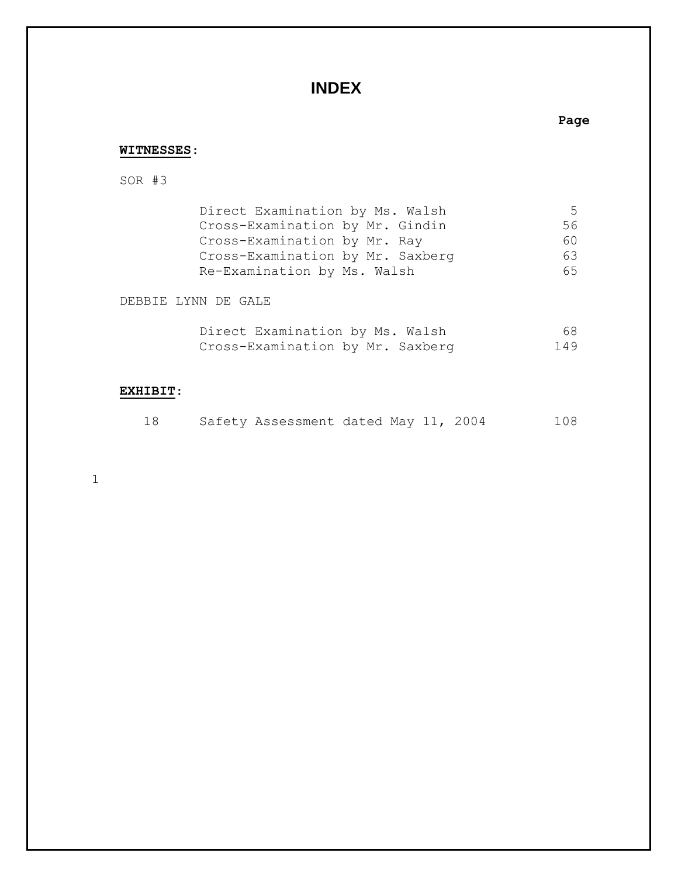# INDEX

**WITNESSES**:

| | Page |
|---|---|
| SOR #3 | |
| Direct Examination by Ms. Walsh | 5 |
| Cross-Examination by Mr. Gindin | 56 |
| Cross-Examination by Mr. Ray | 60 |
| Cross-Examination by Mr. Saxberg | 63 |
| Re-Examination by Ms. Walsh | 65 |
| DEBBIE LYNN DE GALE | |
| Direct Examination by Ms. Walsh | 68 |
| Cross-Examination by Mr. Saxberg | 149 |

**EXHIBIT**:

| | | Page |
|---|---|---|
| 18 | Safety Assessment dated May 11, 2004 | 108 |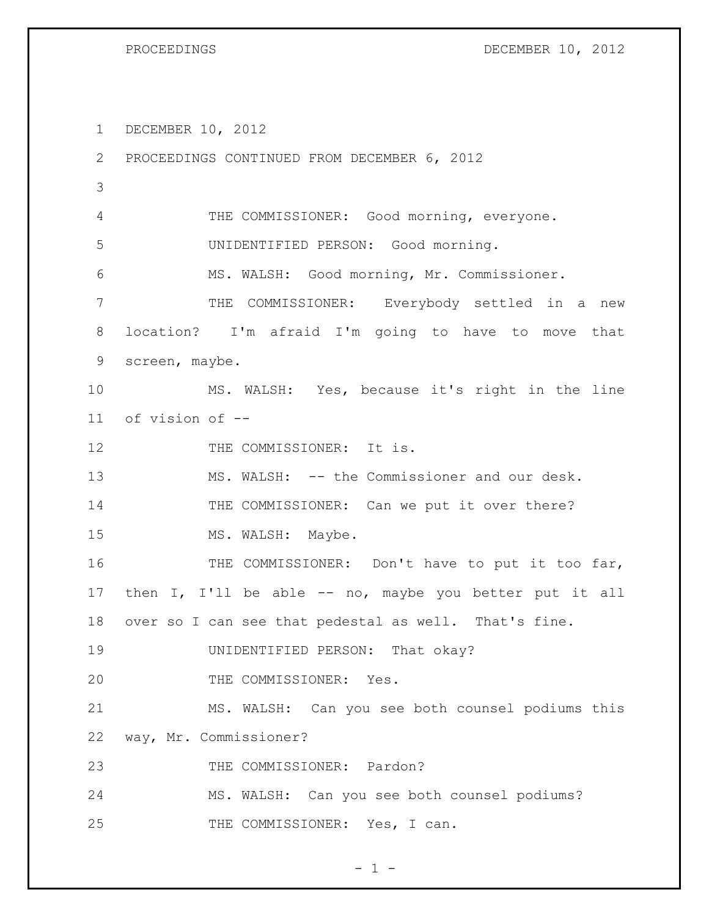DECEMBER 10, 2012

PROCEEDINGS CONTINUED FROM DECEMBER 6, 2012

THE COMMISSIONER: Good morning, everyone.

UNIDENTIFIED PERSON: Good morning.

MS. WALSH: Good morning, Mr. Commissioner.

THE COMMISSIONER: Everybody settled in a new location? I'm afraid I'm going to have to move that screen, maybe.

MS. WALSH: Yes, because it's right in the line of vision of --

THE COMMISSIONER: It is.

MS. WALSH: -- the Commissioner and our desk.

THE COMMISSIONER: Can we put it over there?

MS. WALSH: Maybe.

THE COMMISSIONER: Don't have to put it too far, then I, I'll be able -- no, maybe you better put it all over so I can see that pedestal as well. That's fine.

UNIDENTIFIED PERSON: That okay?

THE COMMISSIONER: Yes.

MS. WALSH: Can you see both counsel podiums this way, Mr. Commissioner?

THE COMMISSIONER: Pardon?

MS. WALSH: Can you see both counsel podiums?

THE COMMISSIONER: Yes, I can.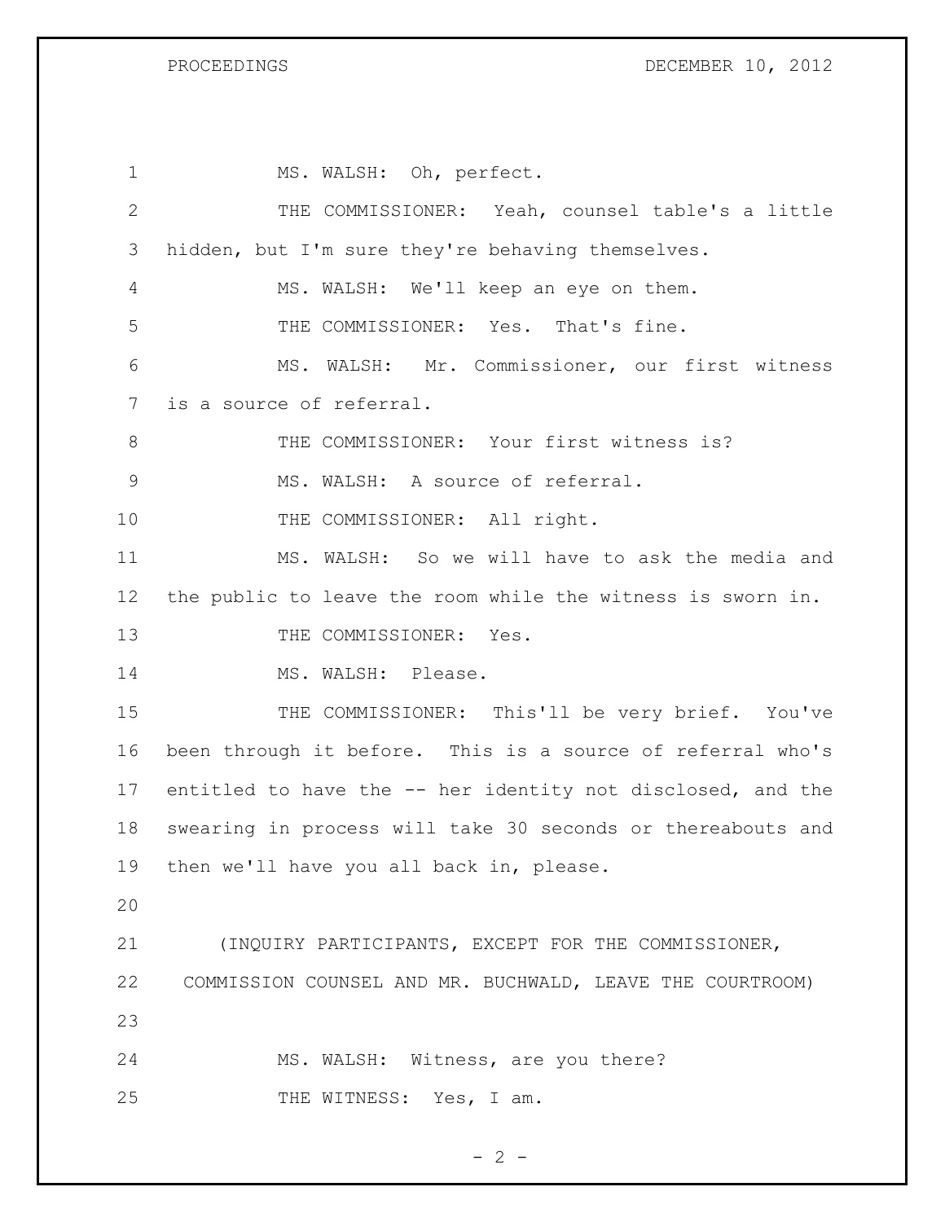MS. WALSH: Oh, perfect.

THE COMMISSIONER: Yeah, counsel table's a little hidden, but I'm sure they're behaving themselves.

MS. WALSH: We'll keep an eye on them.

THE COMMISSIONER: Yes. That's fine.

MS. WALSH: Mr. Commissioner, our first witness is a source of referral.

THE COMMISSIONER: Your first witness is?

MS. WALSH: A source of referral.

THE COMMISSIONER: All right.

MS. WALSH: So we will have to ask the media and the public to leave the room while the witness is sworn in.

THE COMMISSIONER: Yes.

MS. WALSH: Please.

THE COMMISSIONER: This'll be very brief. You've been through it before. This is a source of referral who's entitled to have the -- her identity not disclosed, and the swearing in process will take 30 seconds or thereabouts and then we'll have you all back in, please.

(INQUIRY PARTICIPANTS, EXCEPT FOR THE COMMISSIONER, COMMISSION COUNSEL AND MR. BUCHWALD, LEAVE THE COURTROOM)

MS. WALSH: Witness, are you there?

THE WITNESS: Yes, I am.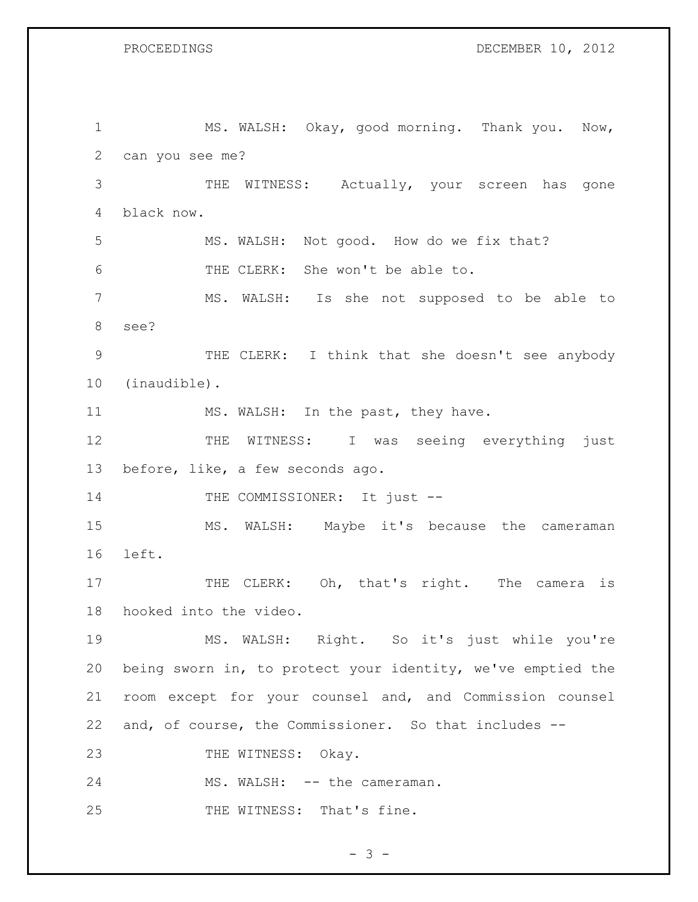MS. WALSH: Okay, good morning. Thank you. Now, can you see me?

THE WITNESS: Actually, your screen has gone black now.

MS. WALSH: Not good. How do we fix that?

THE CLERK: She won't be able to.

MS. WALSH: Is she not supposed to be able to see?

THE CLERK: I think that she doesn't see anybody (inaudible).

MS. WALSH: In the past, they have.

THE WITNESS: I was seeing everything just before, like, a few seconds ago.

THE COMMISSIONER: It just --

MS. WALSH: Maybe it's because the cameraman left.

THE CLERK: Oh, that's right. The camera is hooked into the video.

MS. WALSH: Right. So it's just while you're being sworn in, to protect your identity, we've emptied the room except for your counsel and, and Commission counsel and, of course, the Commissioner. So that includes --

THE WITNESS: Okay.

MS. WALSH: -- the cameraman.

THE WITNESS: That's fine.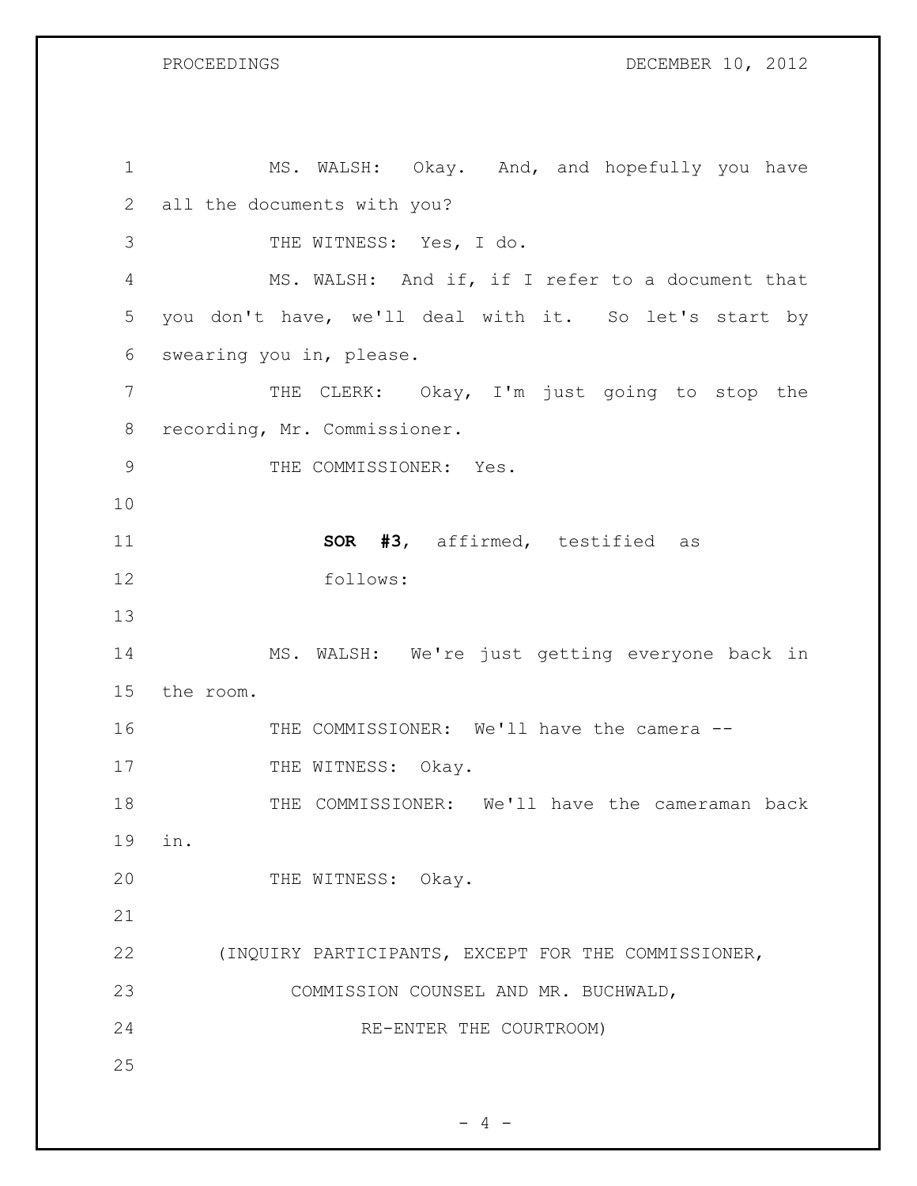MS. WALSH: Okay. And, and hopefully you have all the documents with you?

THE WITNESS: Yes, I do.

MS. WALSH: And if, if I refer to a document that you don't have, we'll deal with it. So let's start by swearing you in, please.

THE CLERK: Okay, I'm just going to stop the recording, Mr. Commissioner.

THE COMMISSIONER: Yes.

**SOR #3**, affirmed, testified as follows:

MS. WALSH: We're just getting everyone back in the room.

THE COMMISSIONER: We'll have the camera --

THE WITNESS: Okay.

THE COMMISSIONER: We'll have the cameraman back in.

THE WITNESS: Okay.

(INQUIRY PARTICIPANTS, EXCEPT FOR THE COMMISSIONER, COMMISSION COUNSEL AND MR. BUCHWALD, RE-ENTER THE COURTROOM)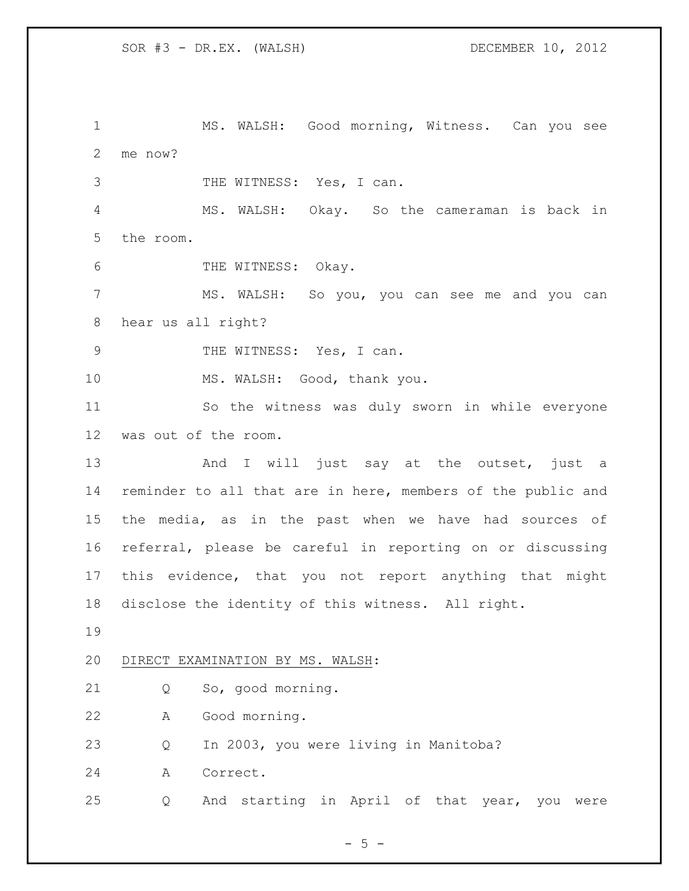MS. WALSH: Good morning, Witness. Can you see me now?

THE WITNESS: Yes, I can.

MS. WALSH: Okay. So the cameraman is back in the room.

THE WITNESS: Okay.

MS. WALSH: So you, you can see me and you can hear us all right?

THE WITNESS: Yes, I can.

MS. WALSH: Good, thank you.

So the witness was duly sworn in while everyone was out of the room.

And I will just say at the outset, just a reminder to all that are in here, members of the public and the media, as in the past when we have had sources of referral, please be careful in reporting on or discussing this evidence, that you not report anything that might disclose the identity of this witness. All right.

DIRECT EXAMINATION BY MS. WALSH:

Q So, good morning.

A Good morning.

Q In 2003, you were living in Manitoba?

A Correct.

Q And starting in April of that year, you were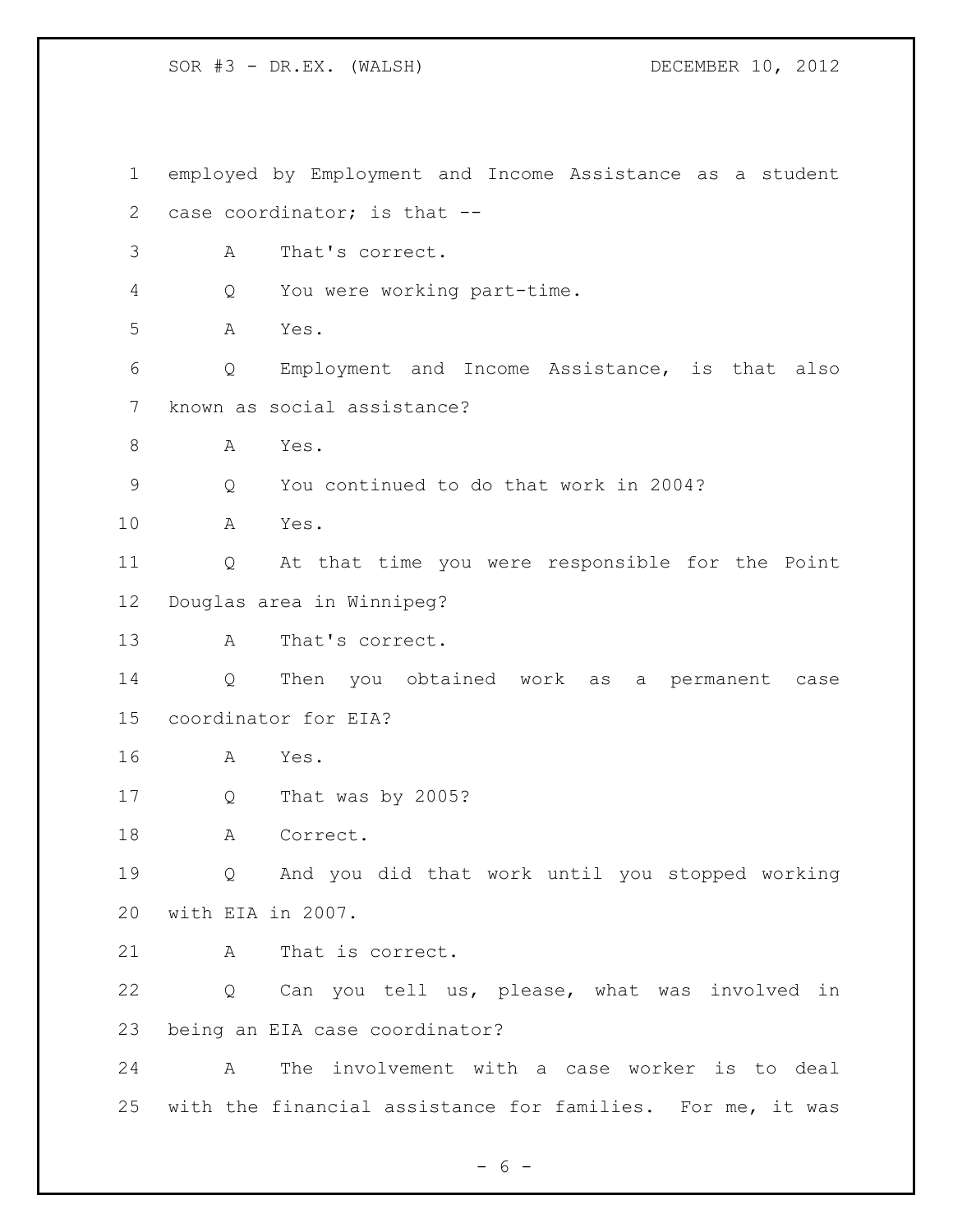employed by Employment and Income Assistance as a student case coordinator; is that --

A That's correct.

Q You were working part-time.

A Yes.

Q Employment and Income Assistance, is that also known as social assistance?

A Yes.

Q You continued to do that work in 2004?

A Yes.

Q At that time you were responsible for the Point Douglas area in Winnipeg?

A That's correct.

Q Then you obtained work as a permanent case coordinator for EIA?

A Yes.

Q That was by 2005?

A Correct.

Q And you did that work until you stopped working with EIA in 2007.

A That is correct.

Q Can you tell us, please, what was involved in being an EIA case coordinator?

A The involvement with a case worker is to deal with the financial assistance for families. For me, it was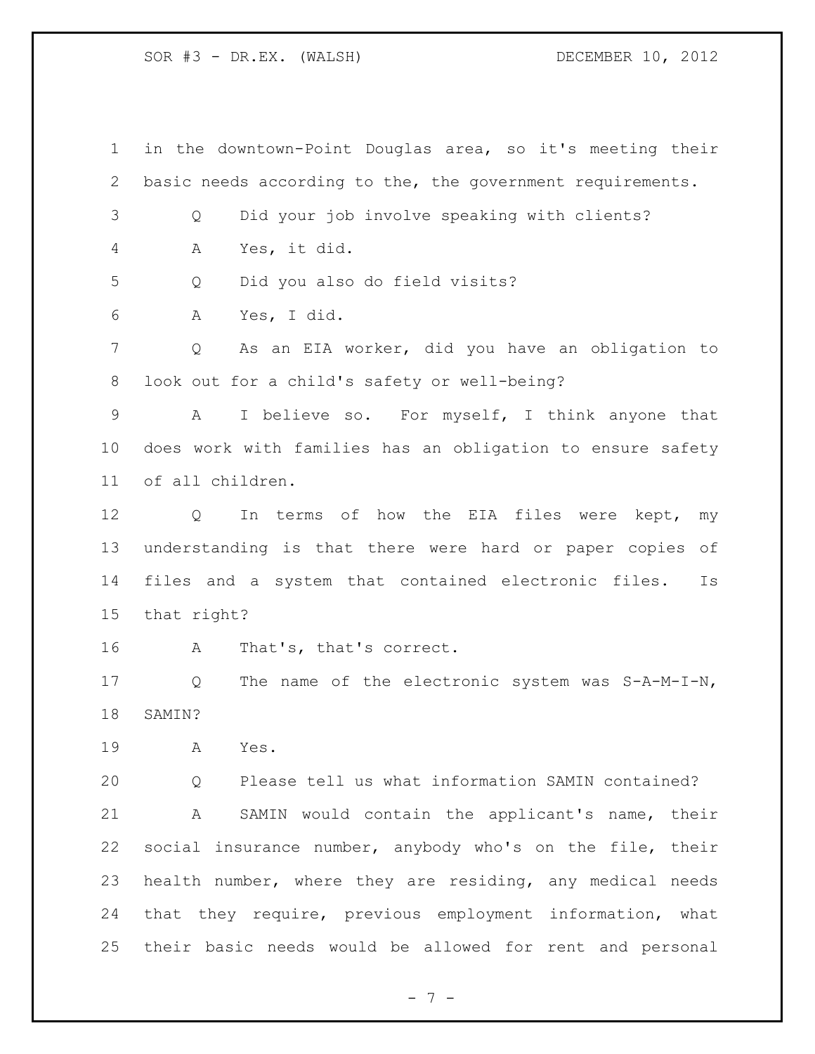in the downtown-Point Douglas area, so it's meeting their basic needs according to the, the government requirements.

Q Did your job involve speaking with clients?

A Yes, it did.

Q Did you also do field visits?

A Yes, I did.

Q As an EIA worker, did you have an obligation to look out for a child's safety or well-being?

A I believe so. For myself, I think anyone that does work with families has an obligation to ensure safety of all children.

Q In terms of how the EIA files were kept, my understanding is that there were hard or paper copies of files and a system that contained electronic files. Is that right?

A That's, that's correct.

Q The name of the electronic system was S-A-M-I-N, SAMIN?

A Yes.

Q Please tell us what information SAMIN contained?

A SAMIN would contain the applicant's name, their social insurance number, anybody who's on the file, their health number, where they are residing, any medical needs that they require, previous employment information, what their basic needs would be allowed for rent and personal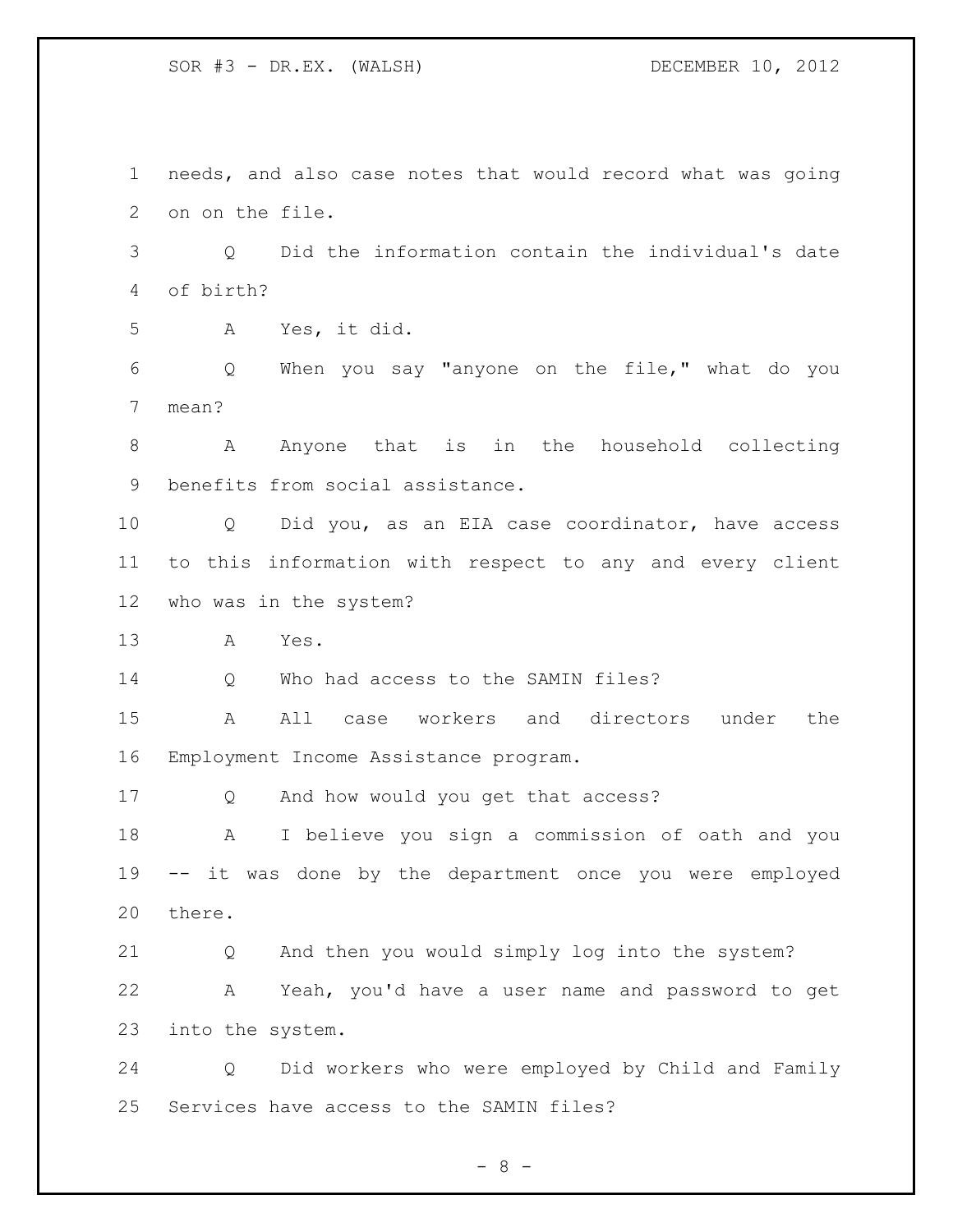needs, and also case notes that would record what was going on on the file.

Q Did the information contain the individual's date of birth?

A Yes, it did.

Q When you say "anyone on the file," what do you mean?

A Anyone that is in the household collecting benefits from social assistance.

Q Did you, as an EIA case coordinator, have access to this information with respect to any and every client who was in the system?

A Yes.

Q Who had access to the SAMIN files?

A All case workers and directors under the Employment Income Assistance program.

Q And how would you get that access?

A I believe you sign a commission of oath and you -- it was done by the department once you were employed there.

Q And then you would simply log into the system?

A Yeah, you'd have a user name and password to get into the system.

Q Did workers who were employed by Child and Family Services have access to the SAMIN files?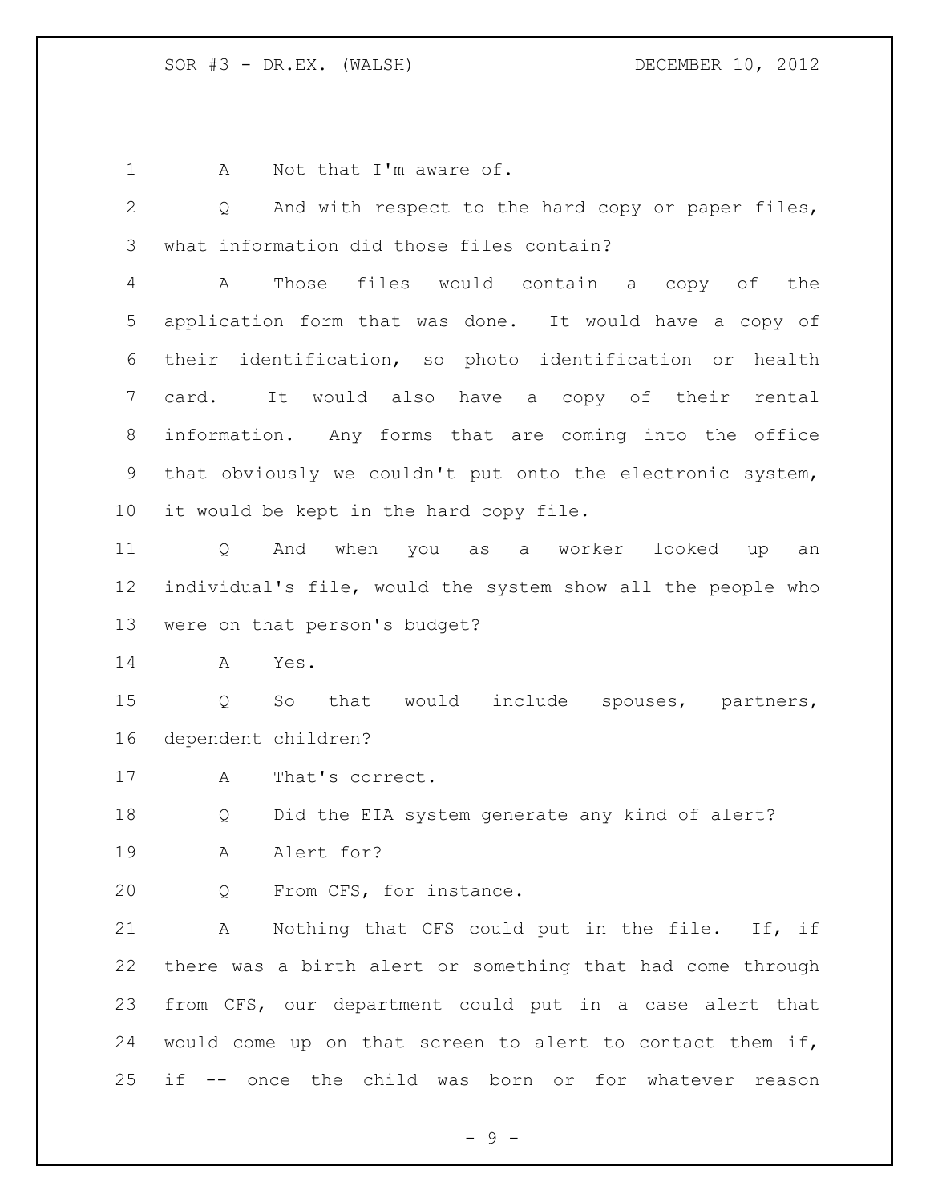A Not that I'm aware of.

Q And with respect to the hard copy or paper files, what information did those files contain?

A Those files would contain a copy of the application form that was done. It would have a copy of their identification, so photo identification or health card. It would also have a copy of their rental information. Any forms that are coming into the office that obviously we couldn't put onto the electronic system, it would be kept in the hard copy file.

Q And when you as a worker looked up an individual's file, would the system show all the people who were on that person's budget?

A Yes.

Q So that would include spouses, partners, dependent children?

A That's correct.

Q Did the EIA system generate any kind of alert?

A Alert for?

Q From CFS, for instance.

A Nothing that CFS could put in the file. If, if there was a birth alert or something that had come through from CFS, our department could put in a case alert that would come up on that screen to alert to contact them if, if -- once the child was born or for whatever reason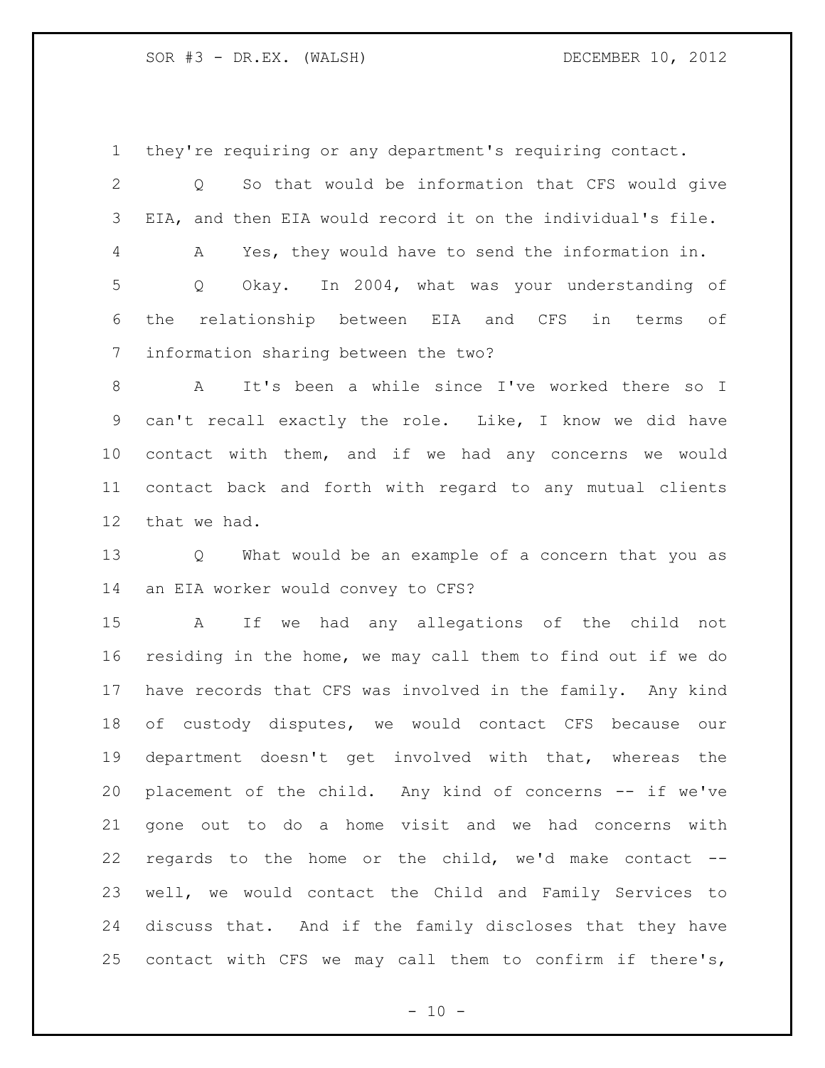they're requiring or any department's requiring contact.

Q So that would be information that CFS would give EIA, and then EIA would record it on the individual's file.

A Yes, they would have to send the information in.

Q Okay. In 2004, what was your understanding of the relationship between EIA and CFS in terms of information sharing between the two?

A It's been a while since I've worked there so I can't recall exactly the role. Like, I know we did have contact with them, and if we had any concerns we would contact back and forth with regard to any mutual clients that we had.

Q What would be an example of a concern that you as an EIA worker would convey to CFS?

A If we had any allegations of the child not residing in the home, we may call them to find out if we do have records that CFS was involved in the family. Any kind of custody disputes, we would contact CFS because our department doesn't get involved with that, whereas the placement of the child. Any kind of concerns -- if we've gone out to do a home visit and we had concerns with regards to the home or the child, we'd make contact -- well, we would contact the Child and Family Services to discuss that. And if the family discloses that they have contact with CFS we may call them to confirm if there's,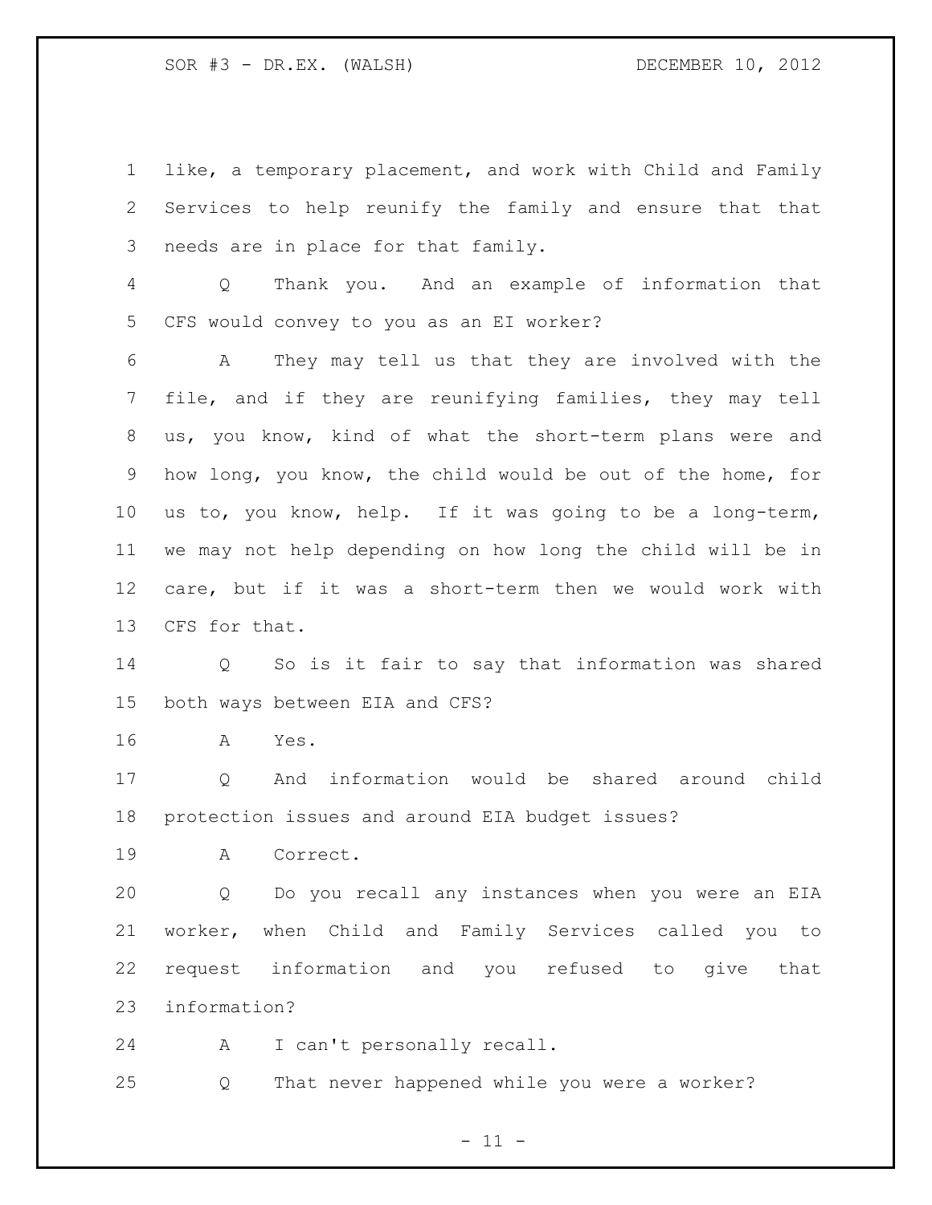like, a temporary placement, and work with Child and Family Services to help reunify the family and ensure that that needs are in place for that family.

Q Thank you. And an example of information that CFS would convey to you as an EI worker?

A They may tell us that they are involved with the file, and if they are reunifying families, they may tell us, you know, kind of what the short-term plans were and how long, you know, the child would be out of the home, for us to, you know, help. If it was going to be a long-term, we may not help depending on how long the child will be in care, but if it was a short-term then we would work with CFS for that.

Q So is it fair to say that information was shared both ways between EIA and CFS?

A Yes.

Q And information would be shared around child protection issues and around EIA budget issues?

A Correct.

Q Do you recall any instances when you were an EIA worker, when Child and Family Services called you to request information and you refused to give that information?

A I can't personally recall.

Q That never happened while you were a worker?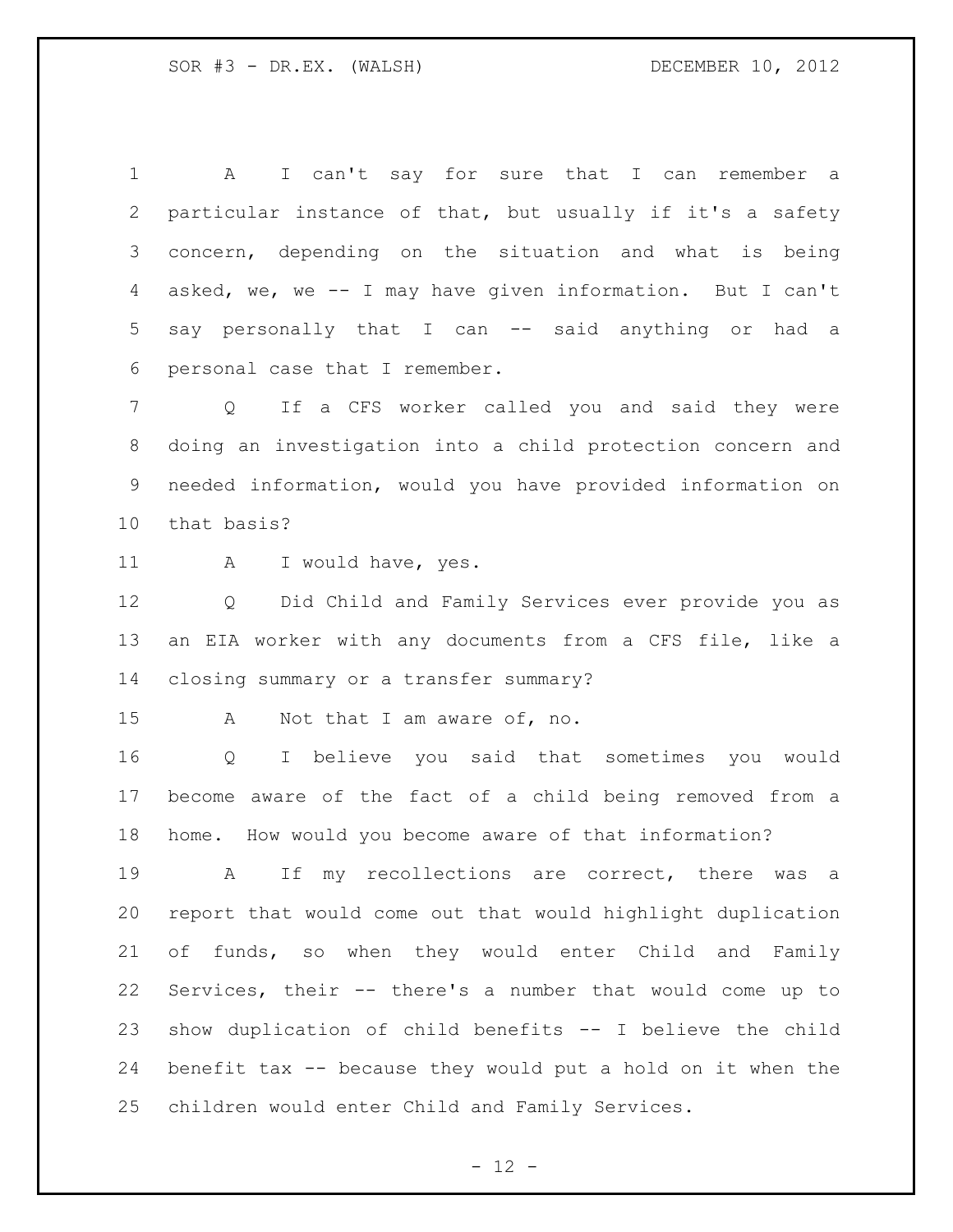A I can't say for sure that I can remember a particular instance of that, but usually if it's a safety concern, depending on the situation and what is being asked, we, we -- I may have given information. But I can't say personally that I can -- said anything or had a personal case that I remember.

Q If a CFS worker called you and said they were doing an investigation into a child protection concern and needed information, would you have provided information on that basis?

A I would have, yes.

Q Did Child and Family Services ever provide you as an EIA worker with any documents from a CFS file, like a closing summary or a transfer summary?

A Not that I am aware of, no.

Q I believe you said that sometimes you would become aware of the fact of a child being removed from a home. How would you become aware of that information?

A If my recollections are correct, there was a report that would come out that would highlight duplication of funds, so when they would enter Child and Family Services, their -- there's a number that would come up to show duplication of child benefits -- I believe the child benefit tax -- because they would put a hold on it when the children would enter Child and Family Services.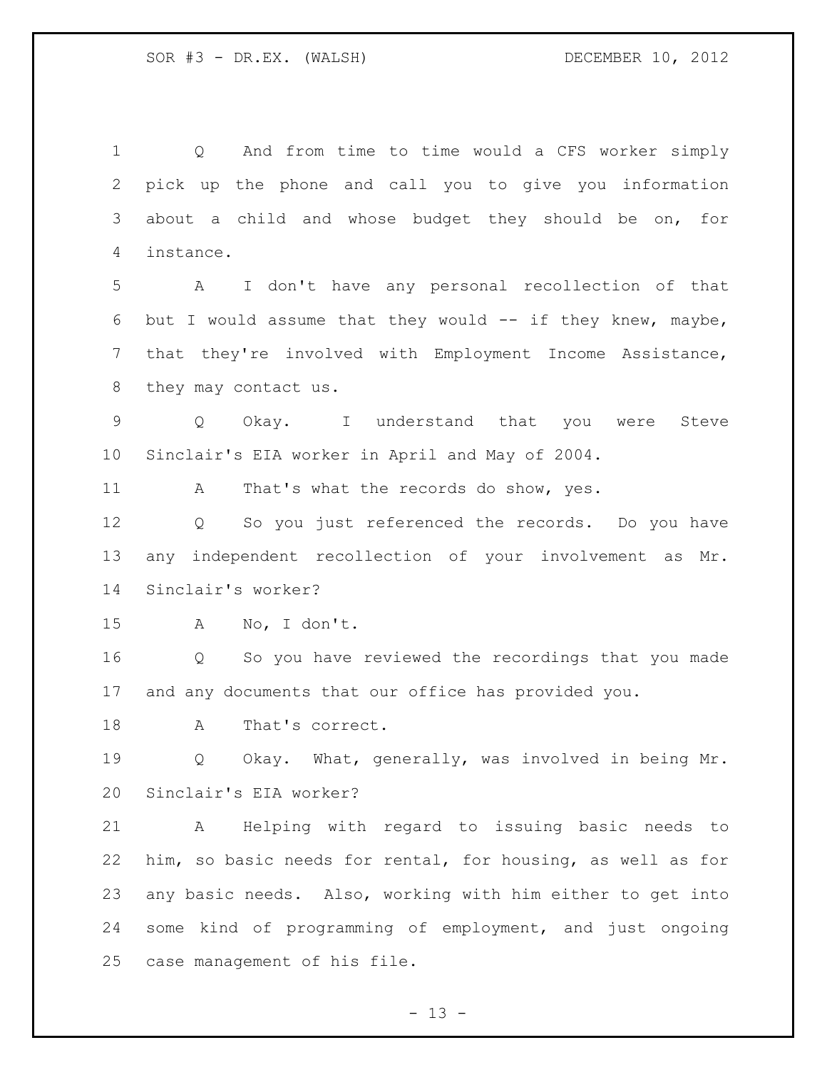Q And from time to time would a CFS worker simply pick up the phone and call you to give you information about a child and whose budget they should be on, for instance.

A I don't have any personal recollection of that but I would assume that they would -- if they knew, maybe, that they're involved with Employment Income Assistance, they may contact us.

Q Okay. I understand that you were Steve Sinclair's EIA worker in April and May of 2004.

A That's what the records do show, yes.

Q So you just referenced the records. Do you have any independent recollection of your involvement as Mr. Sinclair's worker?

A No, I don't.

Q So you have reviewed the recordings that you made and any documents that our office has provided you.

A That's correct.

Q Okay. What, generally, was involved in being Mr. Sinclair's EIA worker?

A Helping with regard to issuing basic needs to him, so basic needs for rental, for housing, as well as for any basic needs. Also, working with him either to get into some kind of programming of employment, and just ongoing case management of his file.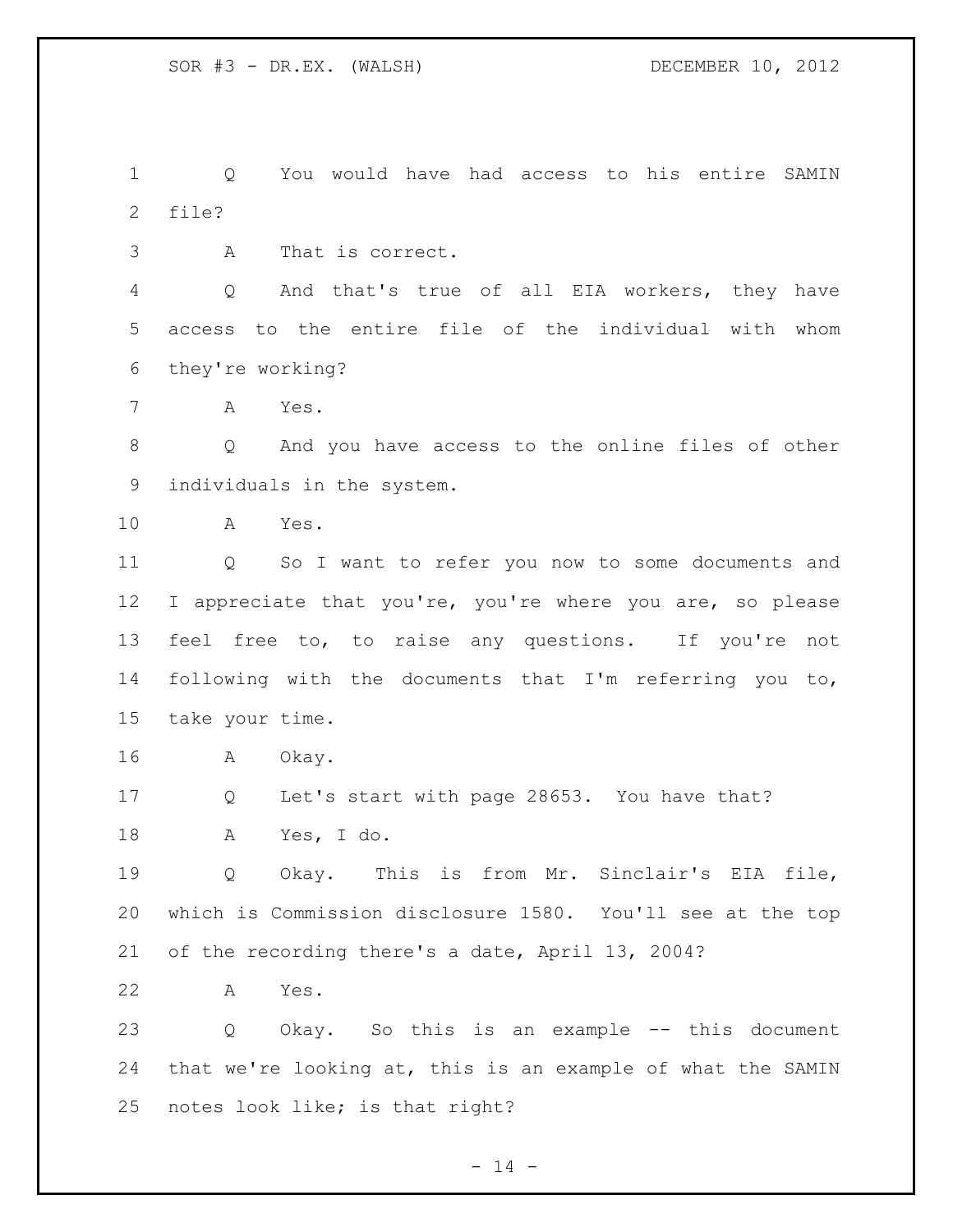Q You would have had access to his entire SAMIN file?

A That is correct.

Q And that's true of all EIA workers, they have access to the entire file of the individual with whom they're working?

A Yes.

Q And you have access to the online files of other individuals in the system.

A Yes.

Q So I want to refer you now to some documents and I appreciate that you're, you're where you are, so please feel free to, to raise any questions. If you're not following with the documents that I'm referring you to, take your time.

A Okay.

Q Let's start with page 28653. You have that?

A Yes, I do.

Q Okay. This is from Mr. Sinclair's EIA file, which is Commission disclosure 1580. You'll see at the top of the recording there's a date, April 13, 2004?

A Yes.

Q Okay. So this is an example -- this document that we're looking at, this is an example of what the SAMIN notes look like; is that right?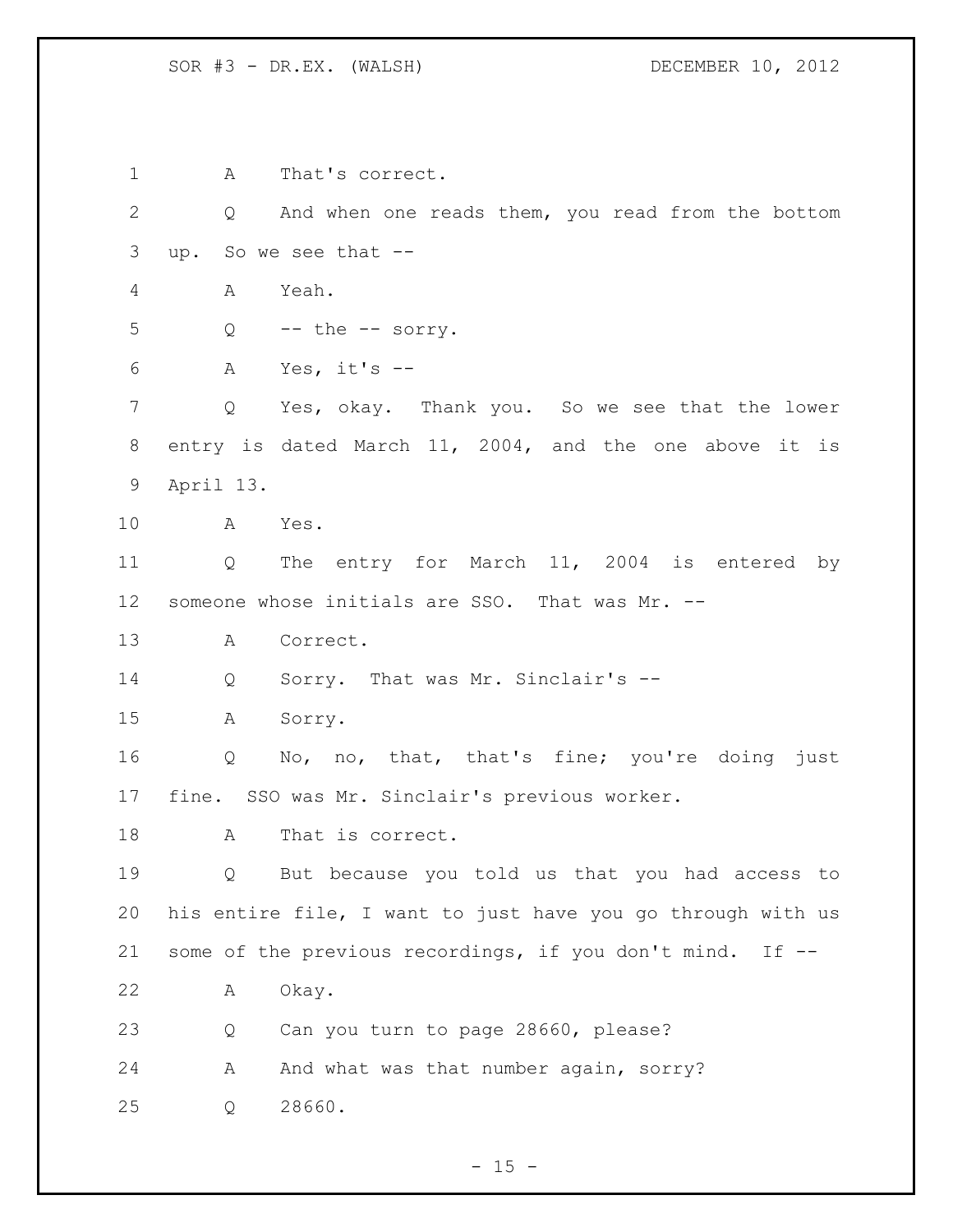A That's correct.

Q And when one reads them, you read from the bottom up. So we see that --

A Yeah.

Q -- the -- sorry.

A Yes, it's --

Q Yes, okay. Thank you. So we see that the lower entry is dated March 11, 2004, and the one above it is April 13.

A Yes.

Q The entry for March 11, 2004 is entered by someone whose initials are SSO. That was Mr. --

A Correct.

Q Sorry. That was Mr. Sinclair's --

A Sorry.

Q No, no, that, that's fine; you're doing just fine. SSO was Mr. Sinclair's previous worker.

A That is correct.

Q But because you told us that you had access to his entire file, I want to just have you go through with us some of the previous recordings, if you don't mind. If --

A Okay.

Q Can you turn to page 28660, please?

A And what was that number again, sorry?

Q 28660.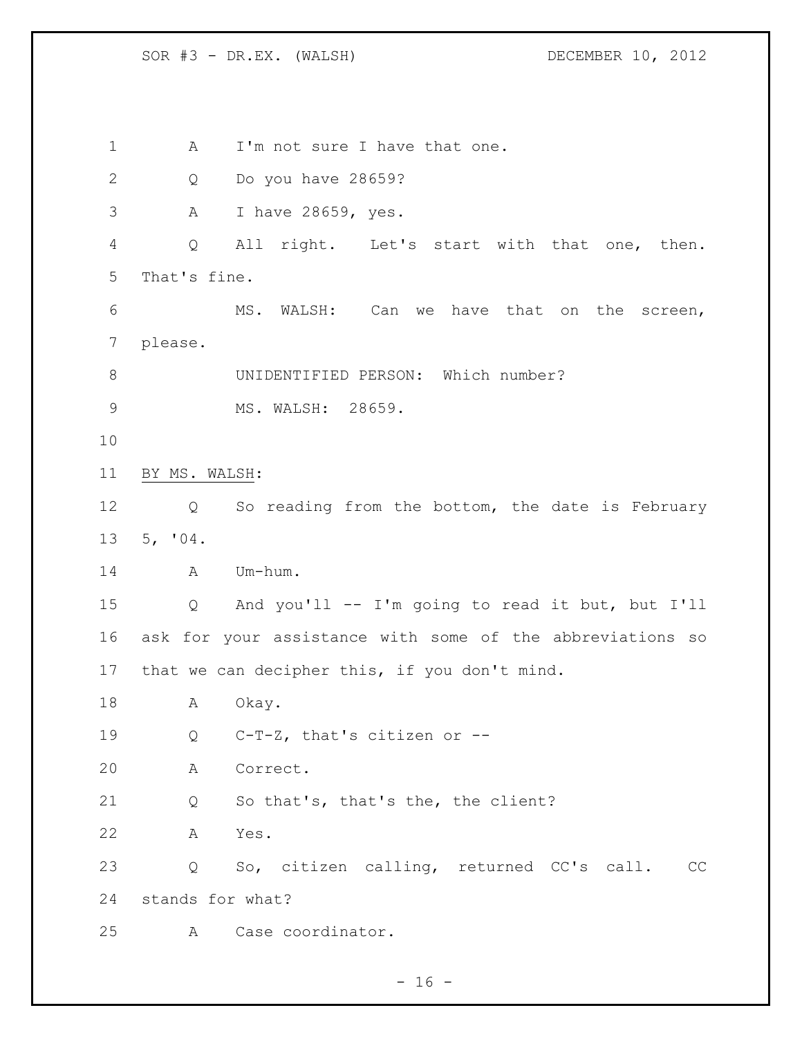A I'm not sure I have that one.

Q Do you have 28659?

A I have 28659, yes.

Q All right. Let's start with that one, then. That's fine.

MS. WALSH: Can we have that on the screen, please.

UNIDENTIFIED PERSON: Which number?

MS. WALSH: 28659.

BY MS. WALSH:

Q So reading from the bottom, the date is February 5, '04.

A Um-hum.

Q And you'll -- I'm going to read it but, but I'll ask for your assistance with some of the abbreviations so that we can decipher this, if you don't mind.

A Okay.

Q C-T-Z, that's citizen or --

A Correct.

Q So that's, that's the, the client?

A Yes.

Q So, citizen calling, returned CC's call. CC stands for what?

A Case coordinator.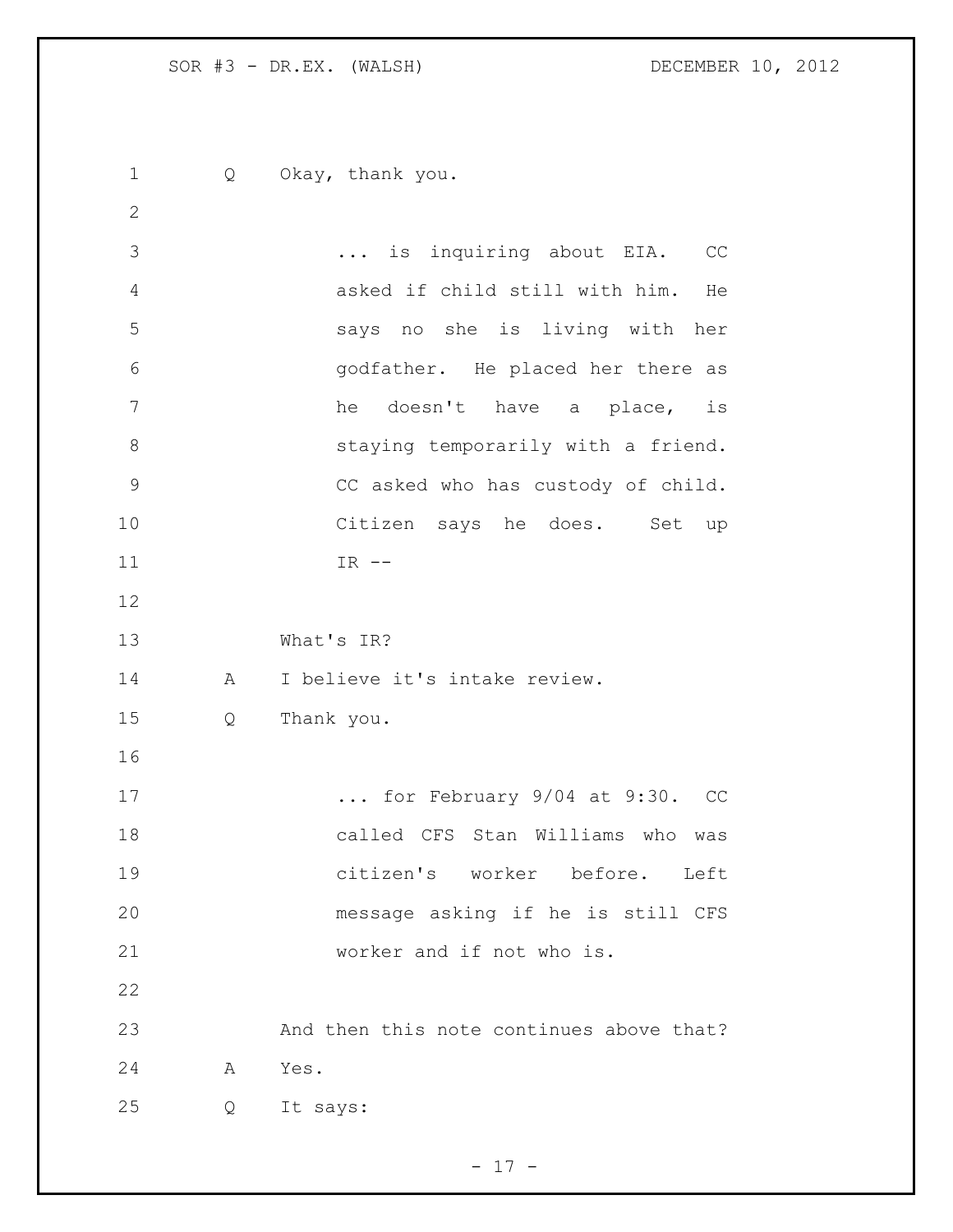Q Okay, thank you.

> ... is inquiring about EIA. CC asked if child still with him. He says no she is living with her godfather. He placed her there as he doesn't have a place, is staying temporarily with a friend. CC asked who has custody of child. Citizen says he does. Set up IR --

What's IR?

A I believe it's intake review.

Q Thank you.

> ... for February 9/04 at 9:30. CC called CFS Stan Williams who was citizen's worker before. Left message asking if he is still CFS worker and if not who is.

And then this note continues above that?

A Yes.

Q It says: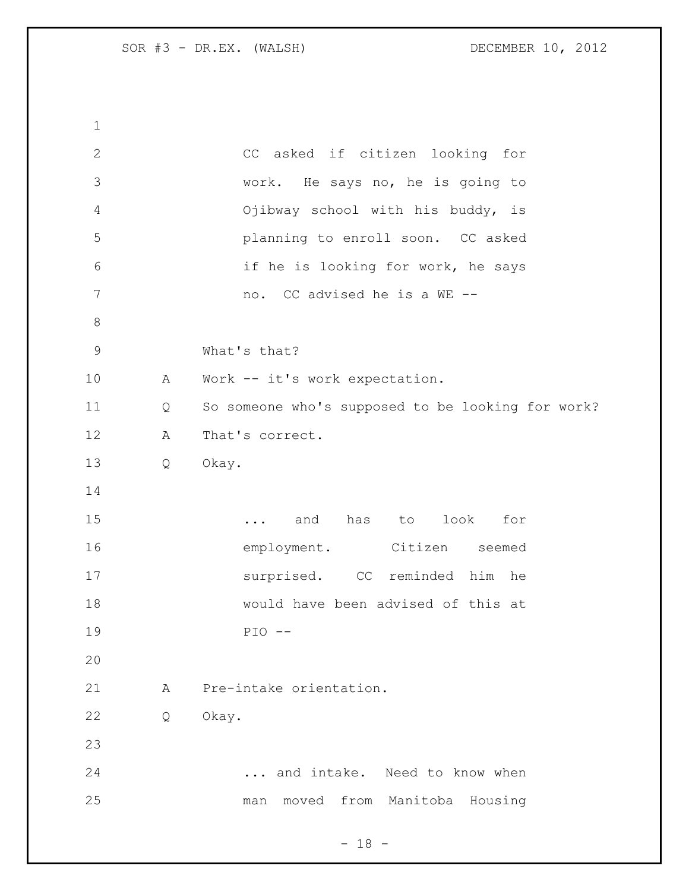> CC asked if citizen looking for work. He says no, he is going to Ojibway school with his buddy, is planning to enroll soon. CC asked if he is looking for work, he says no. CC advised he is a WE --

What's that?

A Work -- it's work expectation.

Q So someone who's supposed to be looking for work?

A That's correct.

Q Okay.

> ... and has to look for employment. Citizen seemed surprised. CC reminded him he would have been advised of this at PIO --

A Pre-intake orientation.

Q Okay.

> ... and intake. Need to know when man moved from Manitoba Housing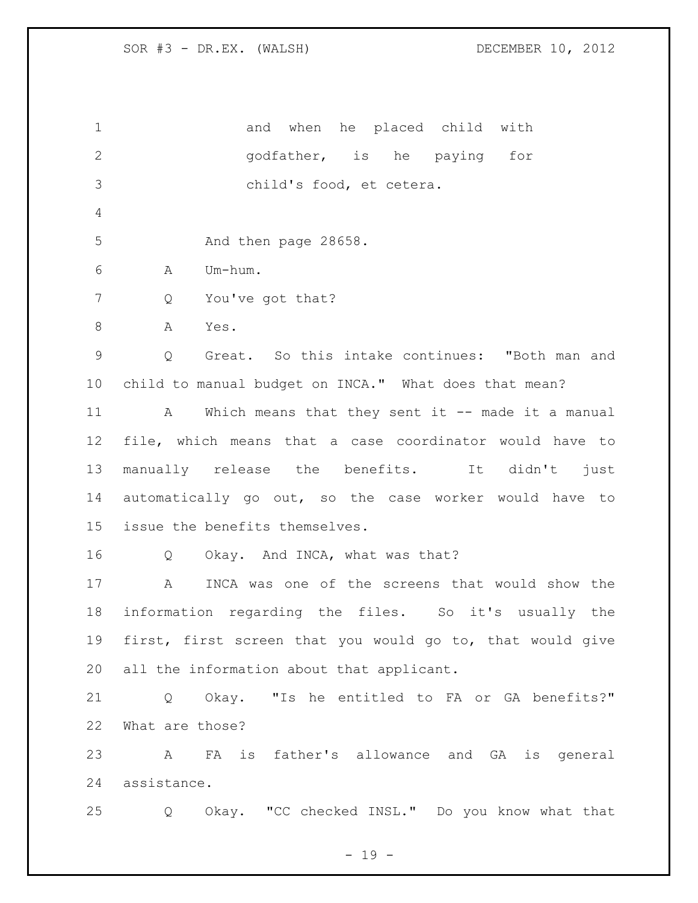and when he placed child with godfather, is he paying for child's food, et cetera.

And then page 28658.

A Um-hum.

Q You've got that?

A Yes.

Q Great. So this intake continues: "Both man and child to manual budget on INCA." What does that mean?

A Which means that they sent it -- made it a manual file, which means that a case coordinator would have to manually release the benefits. It didn't just automatically go out, so the case worker would have to issue the benefits themselves.

Q Okay. And INCA, what was that?

A INCA was one of the screens that would show the information regarding the files. So it's usually the first, first screen that you would go to, that would give all the information about that applicant.

Q Okay. "Is he entitled to FA or GA benefits?" What are those?

A FA is father's allowance and GA is general assistance.

Q Okay. "CC checked INSL." Do you know what that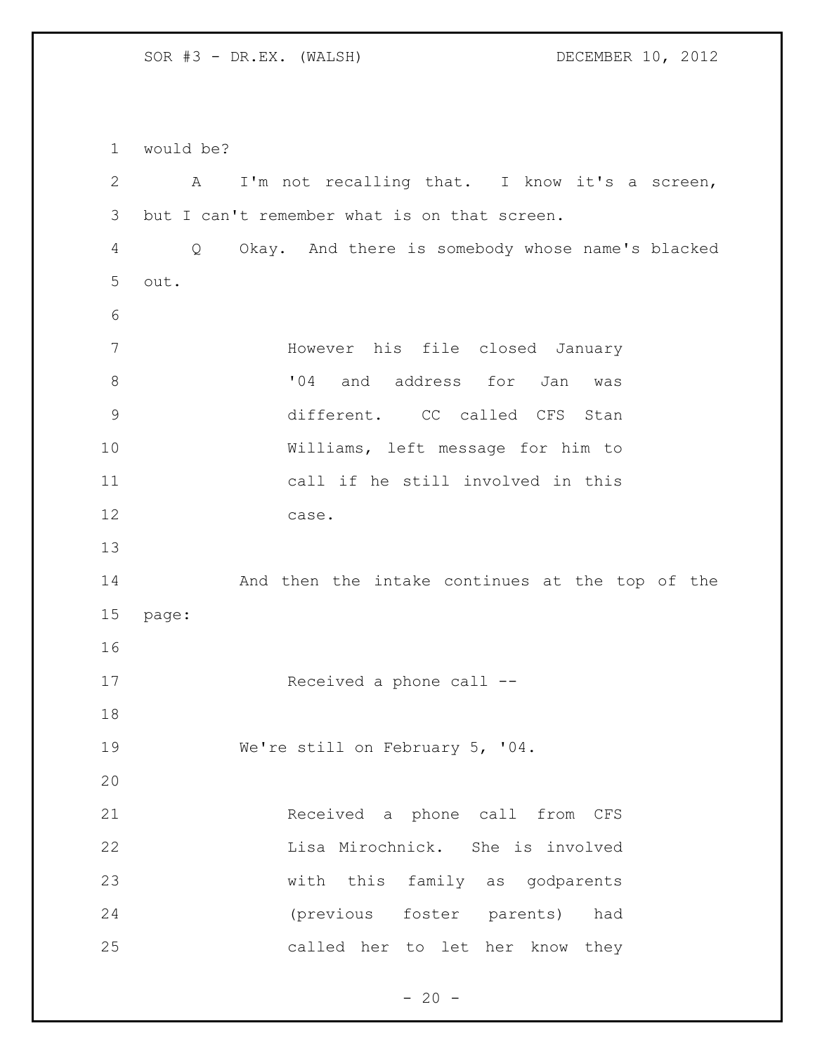would be?

A I'm not recalling that. I know it's a screen, but I can't remember what is on that screen.

Q Okay. And there is somebody whose name's blacked out.

> However his file closed January '04 and address for Jan was different. CC called CFS Stan Williams, left message for him to call if he still involved in this case.

And then the intake continues at the top of the page:

> Received a phone call --

We're still on February 5, '04.

> Received a phone call from CFS Lisa Mirochnick. She is involved with this family as godparents (previous foster parents) had called her to let her know they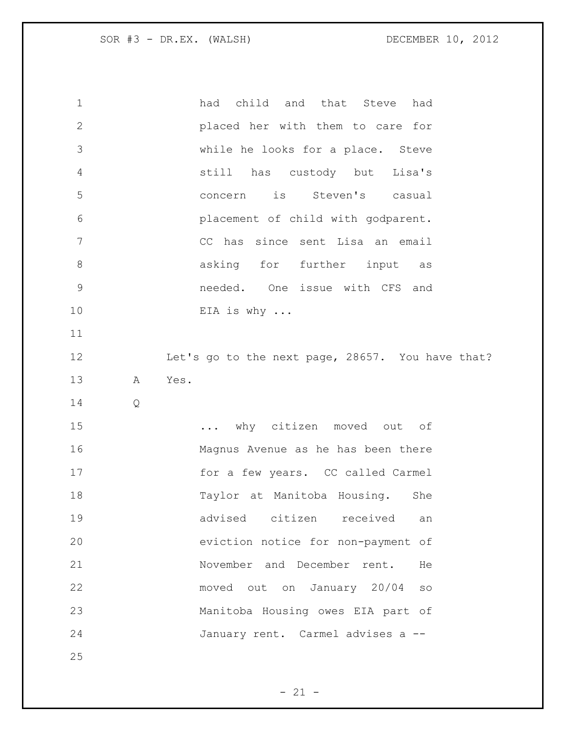had child and that Steve had placed her with them to care for while he looks for a place. Steve still has custody but Lisa's concern is Steven's casual placement of child with godparent. CC has since sent Lisa an email asking for further input as needed. One issue with CFS and EIA is why ...

Let's go to the next page, 28657. You have that?

A Yes.

Q

... why citizen moved out of Magnus Avenue as he has been there for a few years. CC called Carmel Taylor at Manitoba Housing. She advised citizen received an eviction notice for non-payment of November and December rent. He moved out on January 20/04 so Manitoba Housing owes EIA part of January rent. Carmel advises a --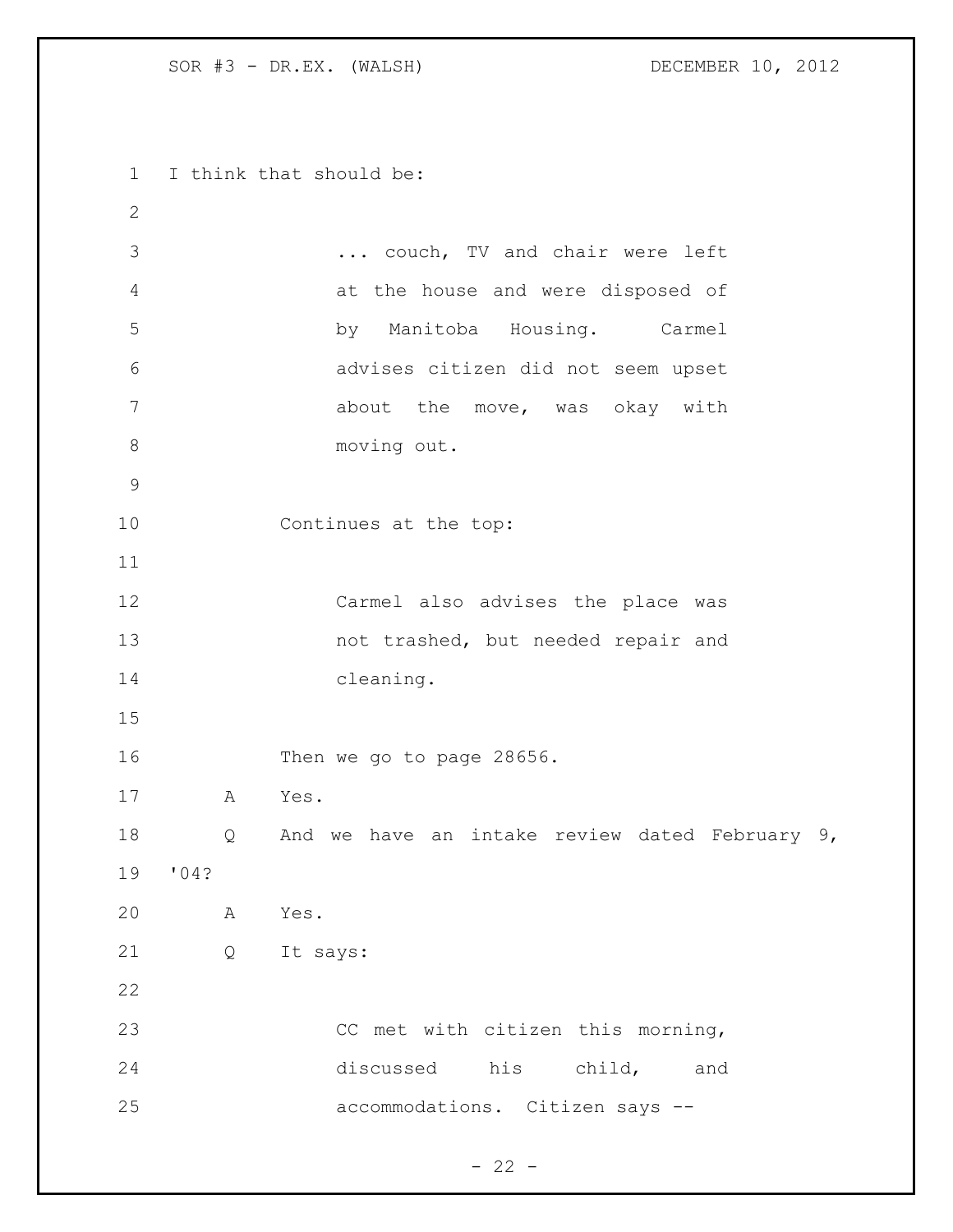I think that should be:

> ... couch, TV and chair were left at the house and were disposed of by Manitoba Housing. Carmel advises citizen did not seem upset about the move, was okay with moving out.

Continues at the top:

> Carmel also advises the place was not trashed, but needed repair and cleaning.

Then we go to page 28656.

A Yes.

Q And we have an intake review dated February 9, '04?

A Yes.

Q It says:

> CC met with citizen this morning, discussed his child, and accommodations. Citizen says --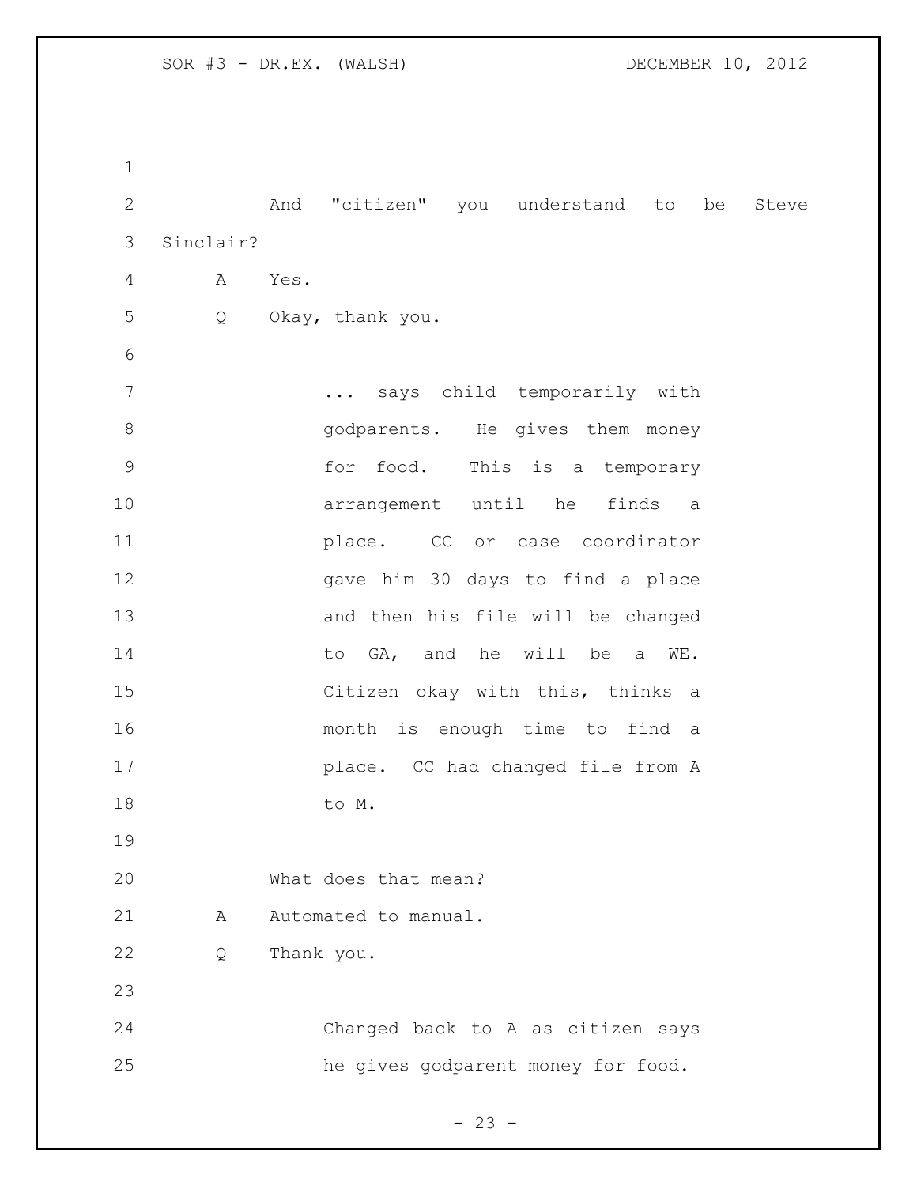And "citizen" you understand to be Steve Sinclair?

A Yes.

Q Okay, thank you.

> ... says child temporarily with godparents. He gives them money for food. This is a temporary arrangement until he finds a place. CC or case coordinator gave him 30 days to find a place and then his file will be changed to GA, and he will be a WE. Citizen okay with this, thinks a month is enough time to find a place. CC had changed file from A to M.

What does that mean?

A Automated to manual.

Q Thank you.

> Changed back to A as citizen says he gives godparent money for food.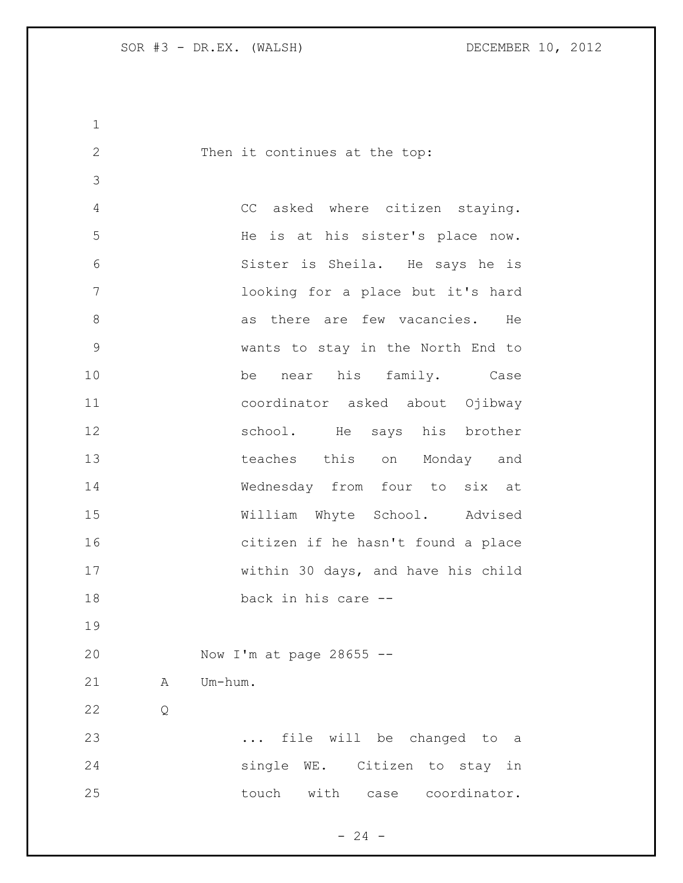Then it continues at the top:

> CC asked where citizen staying. He is at his sister's place now. Sister is Sheila. He says he is looking for a place but it's hard as there are few vacancies. He wants to stay in the North End to be near his family. Case coordinator asked about Ojibway school. He says his brother teaches this on Monday and Wednesday from four to six at William Whyte School. Advised citizen if he hasn't found a place within 30 days, and have his child back in his care --

Now I'm at page 28655 --

A Um-hum.

Q

> ... file will be changed to a single WE. Citizen to stay in touch with case coordinator.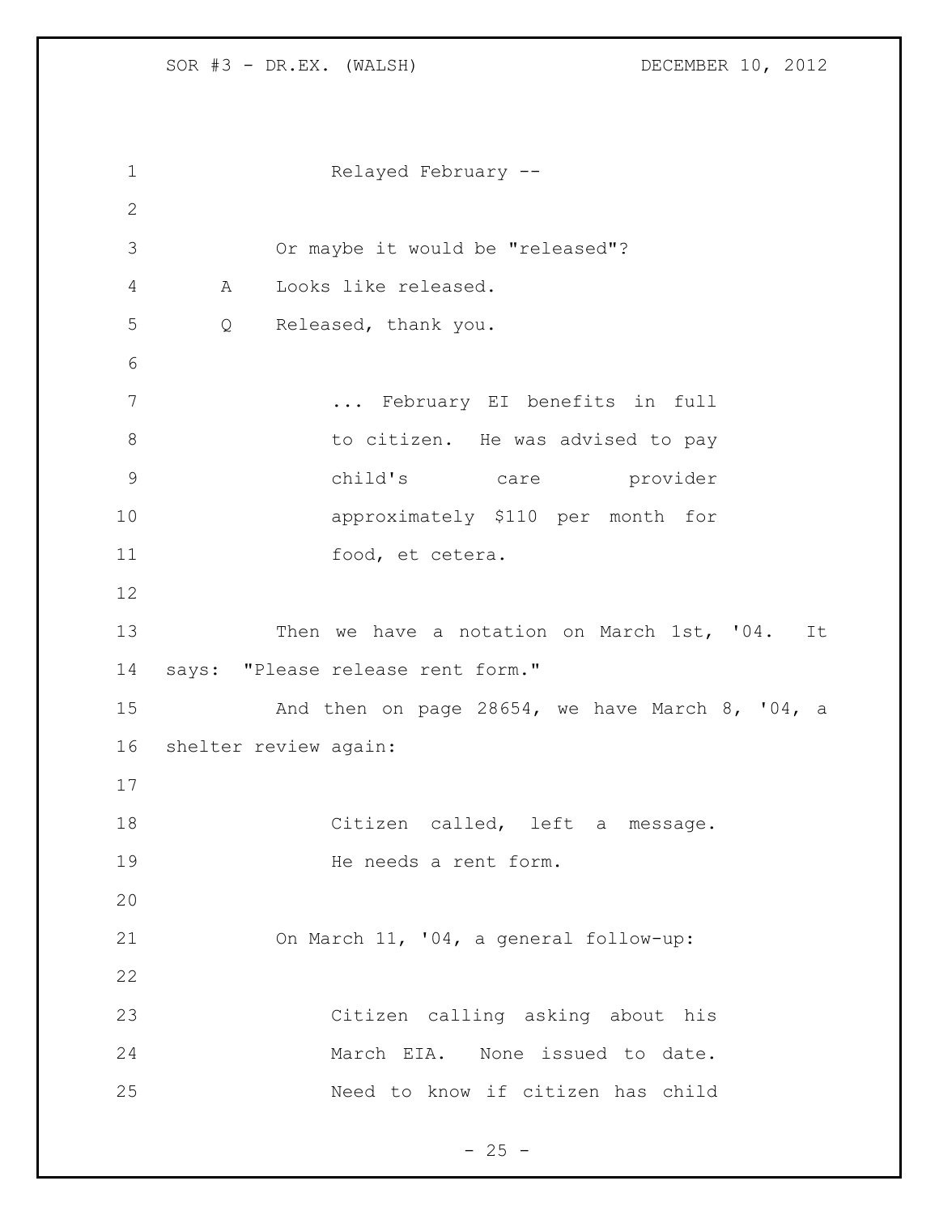> Relayed February --

Or maybe it would be "released"?

A Looks like released.

Q Released, thank you.

> ... February EI benefits in full to citizen. He was advised to pay child's care provider approximately $110 per month for food, et cetera.

Then we have a notation on March 1st, '04. It says: "Please release rent form."

And then on page 28654, we have March 8, '04, a shelter review again:

> Citizen called, left a message. He needs a rent form.

On March 11, '04, a general follow-up:

> Citizen calling asking about his March EIA. None issued to date. Need to know if citizen has child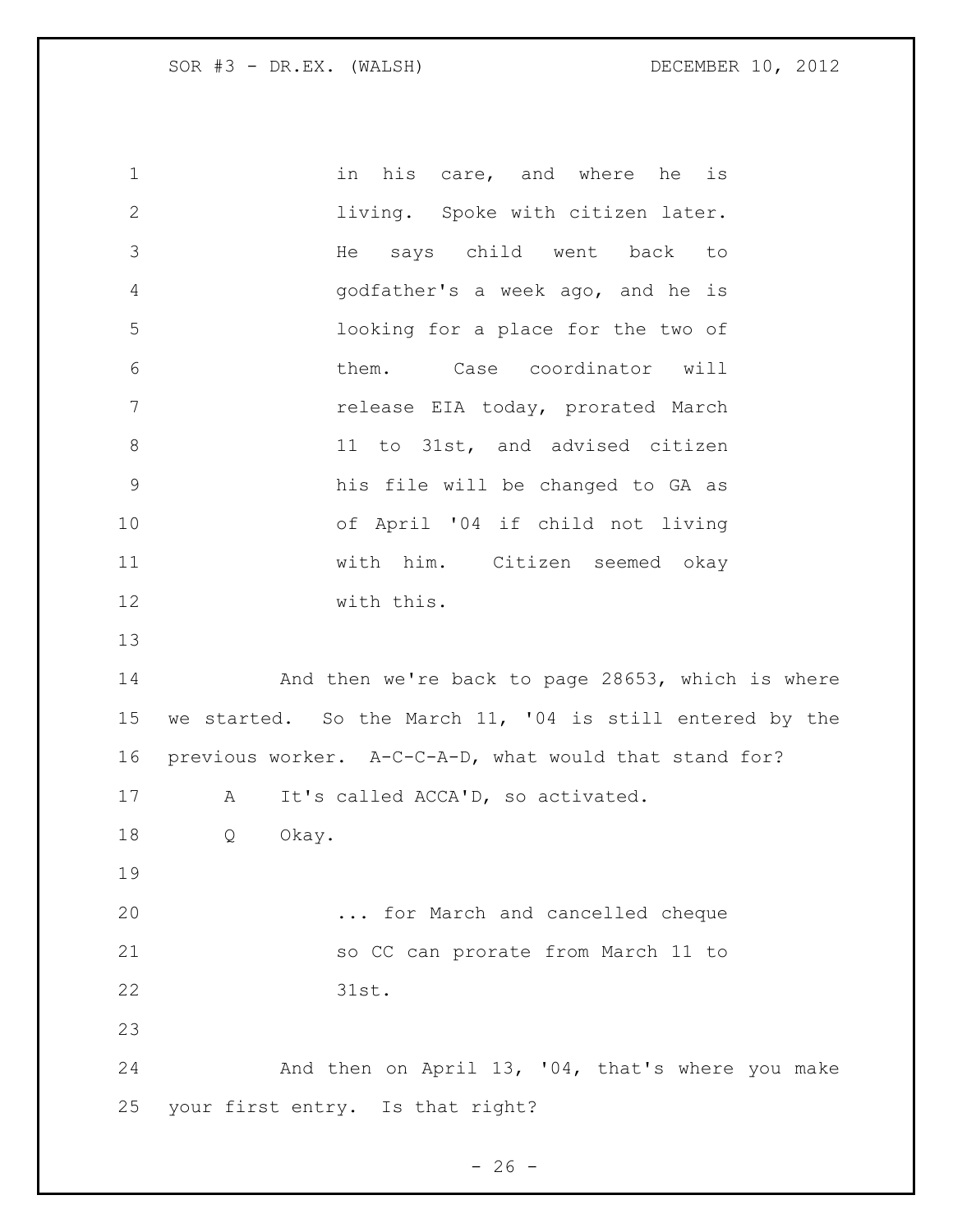in his care, and where he is living. Spoke with citizen later. He says child went back to godfather's a week ago, and he is looking for a place for the two of them. Case coordinator will release EIA today, prorated March 11 to 31st, and advised citizen his file will be changed to GA as of April '04 if child not living with him. Citizen seemed okay with this.

And then we're back to page 28653, which is where we started. So the March 11, '04 is still entered by the previous worker. A-C-C-A-D, what would that stand for?

A It's called ACCA'D, so activated.

Q Okay.

... for March and cancelled cheque so CC can prorate from March 11 to 31st.

And then on April 13, '04, that's where you make your first entry. Is that right?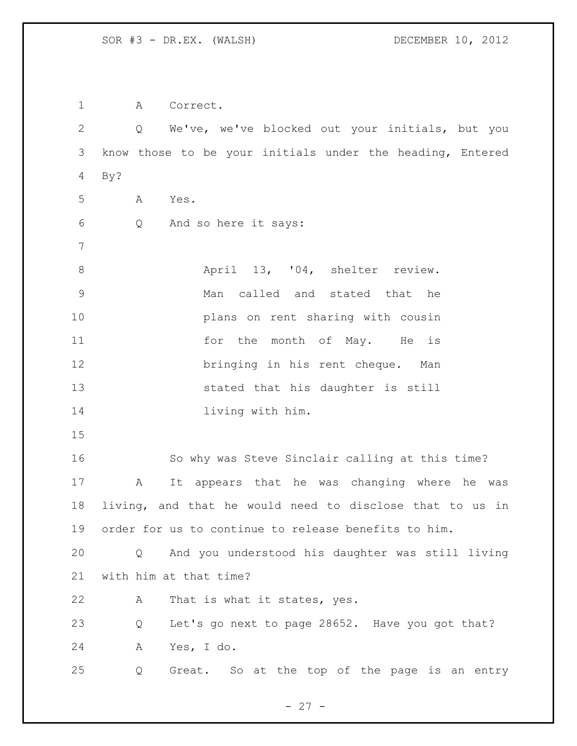A Correct.

Q We've, we've blocked out your initials, but you know those to be your initials under the heading, Entered By?

A Yes.

Q And so here it says:

> April 13, '04, shelter review. Man called and stated that he plans on rent sharing with cousin for the month of May. He is bringing in his rent cheque. Man stated that his daughter is still living with him.

So why was Steve Sinclair calling at this time?

A It appears that he was changing where he was living, and that he would need to disclose that to us in order for us to continue to release benefits to him.

Q And you understood his daughter was still living with him at that time?

A That is what it states, yes.

Q Let's go next to page 28652. Have you got that?

A Yes, I do.

Q Great. So at the top of the page is an entry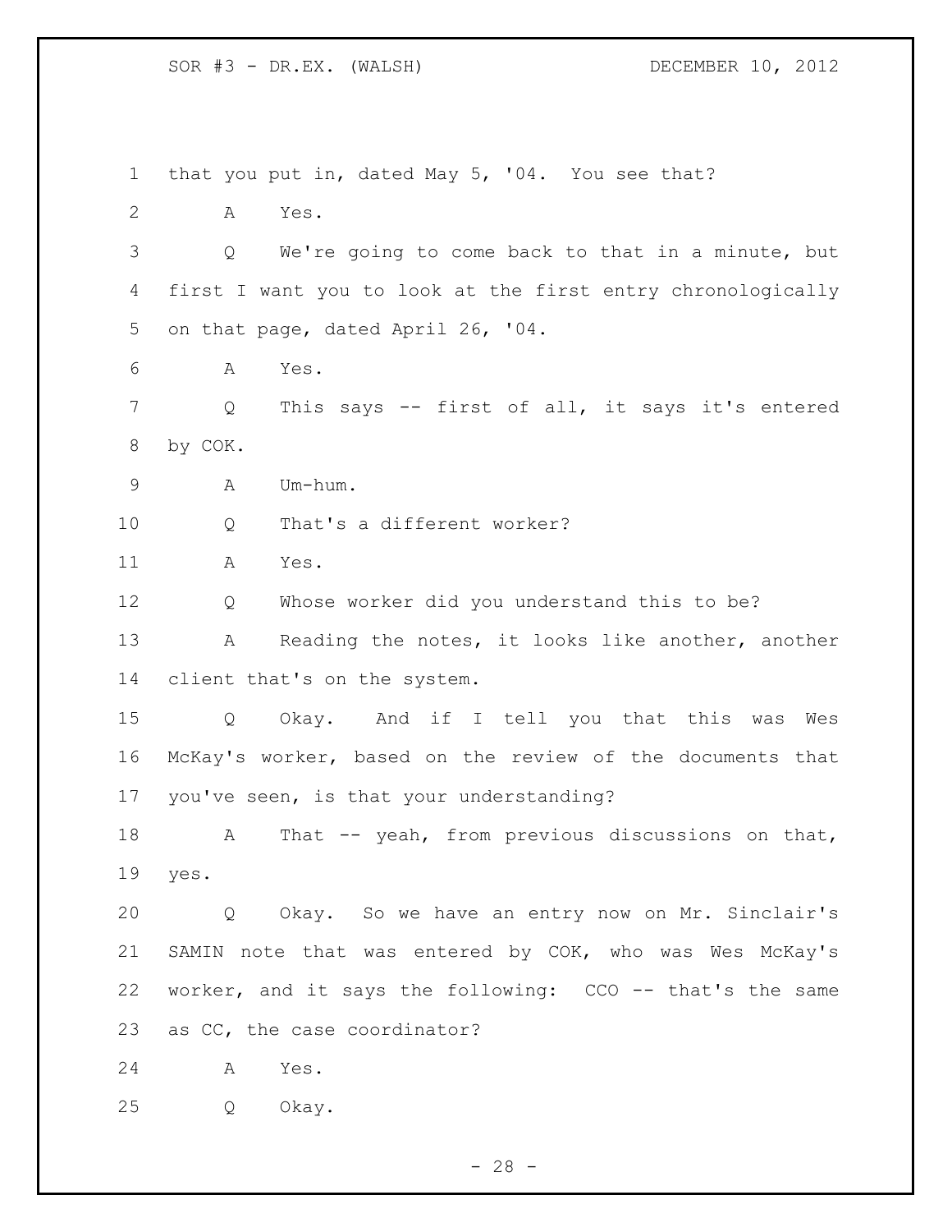that you put in, dated May 5, '04. You see that?

A Yes.

Q We're going to come back to that in a minute, but first I want you to look at the first entry chronologically on that page, dated April 26, '04.

A Yes.

Q This says -- first of all, it says it's entered by COK.

A Um-hum.

Q That's a different worker?

A Yes.

Q Whose worker did you understand this to be?

A Reading the notes, it looks like another, another client that's on the system.

Q Okay. And if I tell you that this was Wes McKay's worker, based on the review of the documents that you've seen, is that your understanding?

A That -- yeah, from previous discussions on that, yes.

Q Okay. So we have an entry now on Mr. Sinclair's SAMIN note that was entered by COK, who was Wes McKay's worker, and it says the following: CCO -- that's the same as CC, the case coordinator?

A Yes.

Q Okay.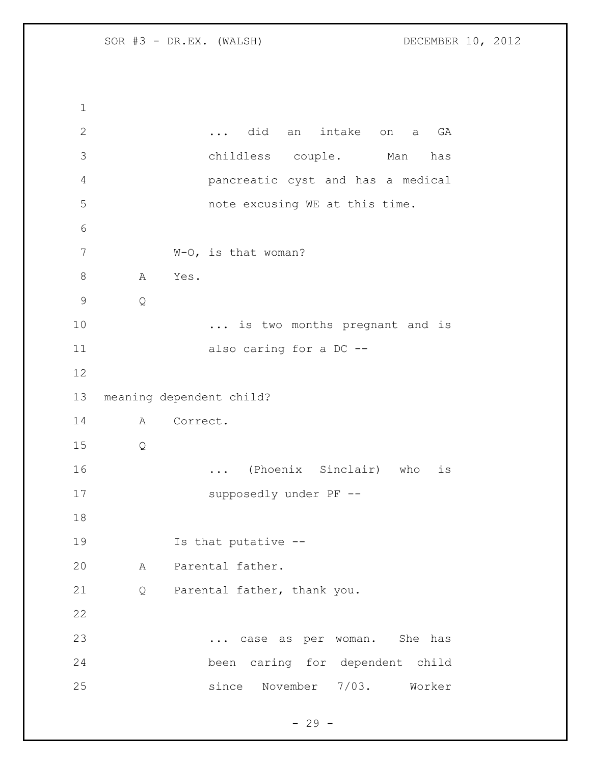... did an intake on a GA childless couple. Man has pancreatic cyst and has a medical note excusing WE at this time.

W-O, is that woman?

A Yes.

Q

... is two months pregnant and is also caring for a DC --

meaning dependent child?

A Correct.

Q

... (Phoenix Sinclair) who is supposedly under PF --

Is that putative --

A Parental father.

Q Parental father, thank you.

... case as per woman. She has been caring for dependent child since November 7/03. Worker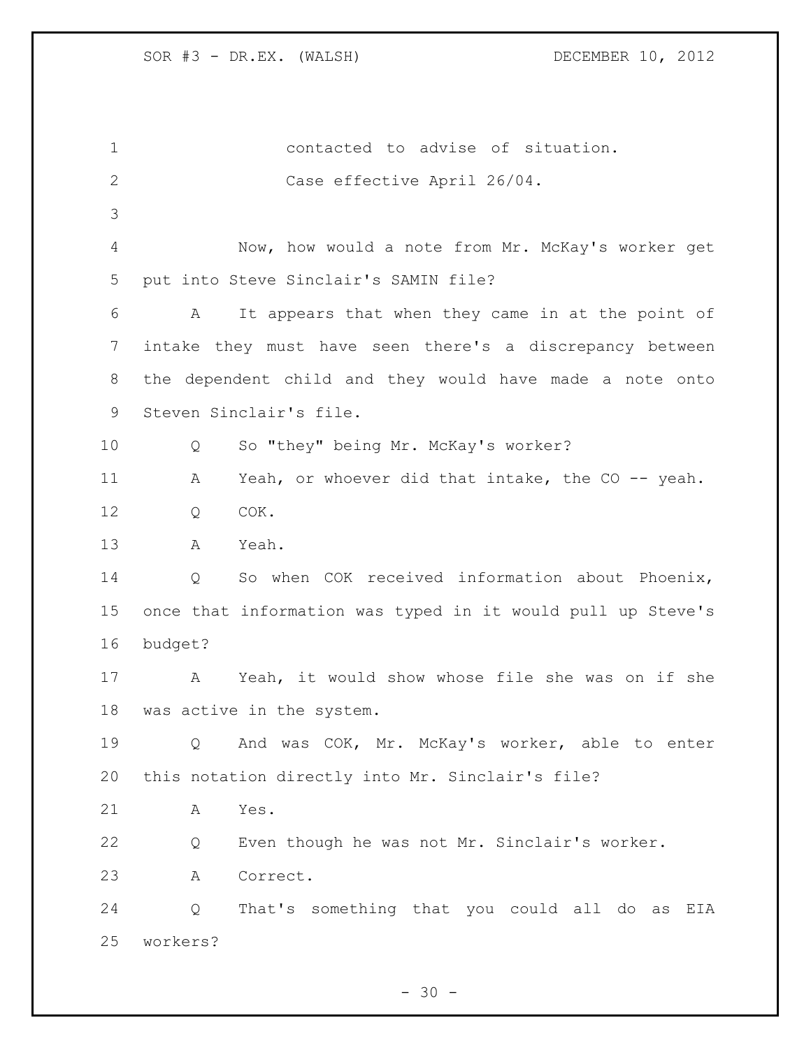contacted to advise of situation.
Case effective April 26/04.

Now, how would a note from Mr. McKay's worker get put into Steve Sinclair's SAMIN file?

A It appears that when they came in at the point of intake they must have seen there's a discrepancy between the dependent child and they would have made a note onto Steven Sinclair's file.

Q So "they" being Mr. McKay's worker?

A Yeah, or whoever did that intake, the CO -- yeah.

Q COK.

A Yeah.

Q So when COK received information about Phoenix, once that information was typed in it would pull up Steve's budget?

A Yeah, it would show whose file she was on if she was active in the system.

Q And was COK, Mr. McKay's worker, able to enter this notation directly into Mr. Sinclair's file?

A Yes.

Q Even though he was not Mr. Sinclair's worker.

A Correct.

Q That's something that you could all do as EIA workers?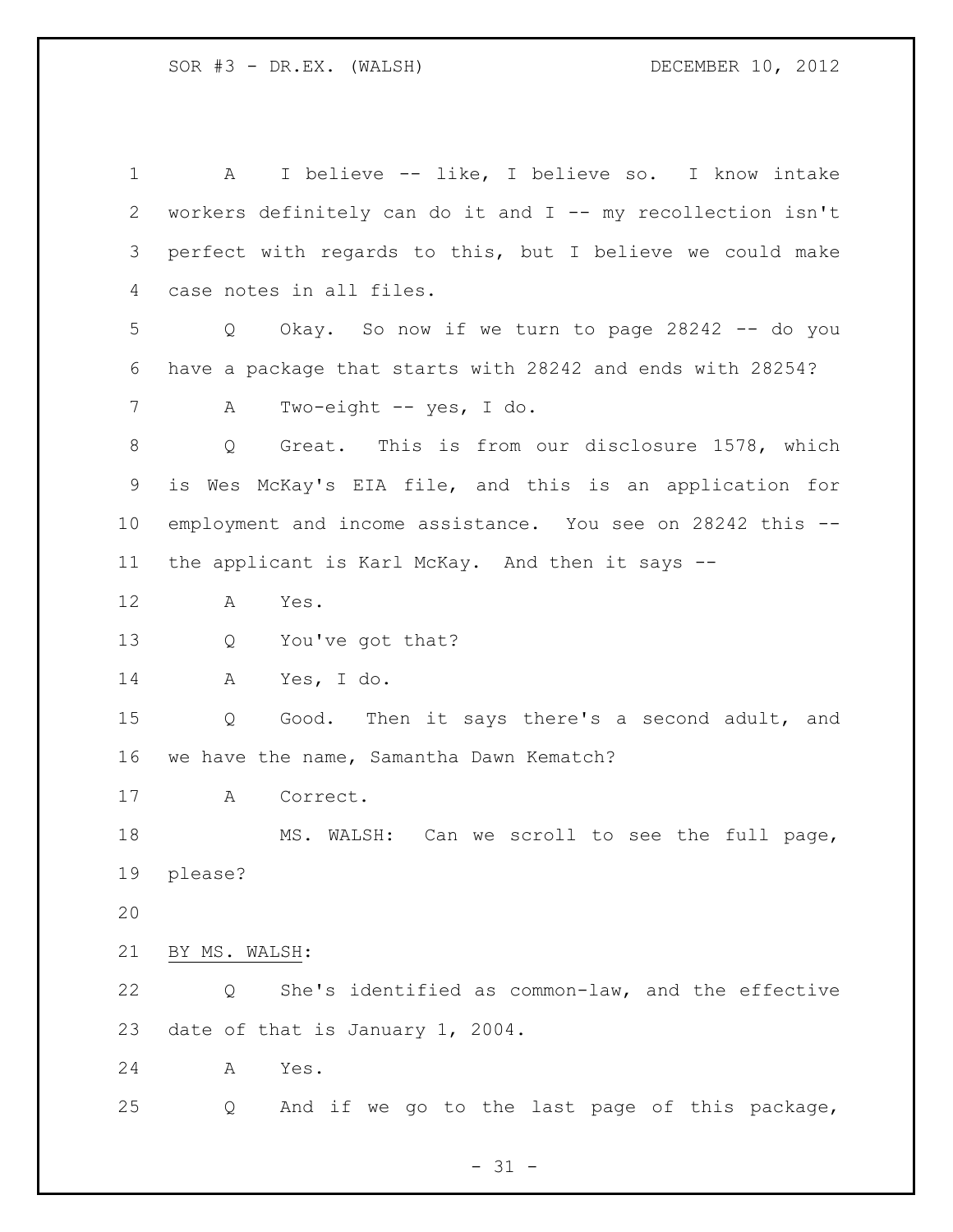A I believe -- like, I believe so. I know intake workers definitely can do it and I -- my recollection isn't perfect with regards to this, but I believe we could make case notes in all files.

Q Okay. So now if we turn to page 28242 -- do you have a package that starts with 28242 and ends with 28254?

A Two-eight -- yes, I do.

Q Great. This is from our disclosure 1578, which is Wes McKay's EIA file, and this is an application for employment and income assistance. You see on 28242 this -- the applicant is Karl McKay. And then it says --

A Yes.

Q You've got that?

A Yes, I do.

Q Good. Then it says there's a second adult, and we have the name, Samantha Dawn Kematch?

A Correct.

MS. WALSH: Can we scroll to see the full page, please?

BY MS. WALSH:

Q She's identified as common-law, and the effective date of that is January 1, 2004.

A Yes.

Q And if we go to the last page of this package,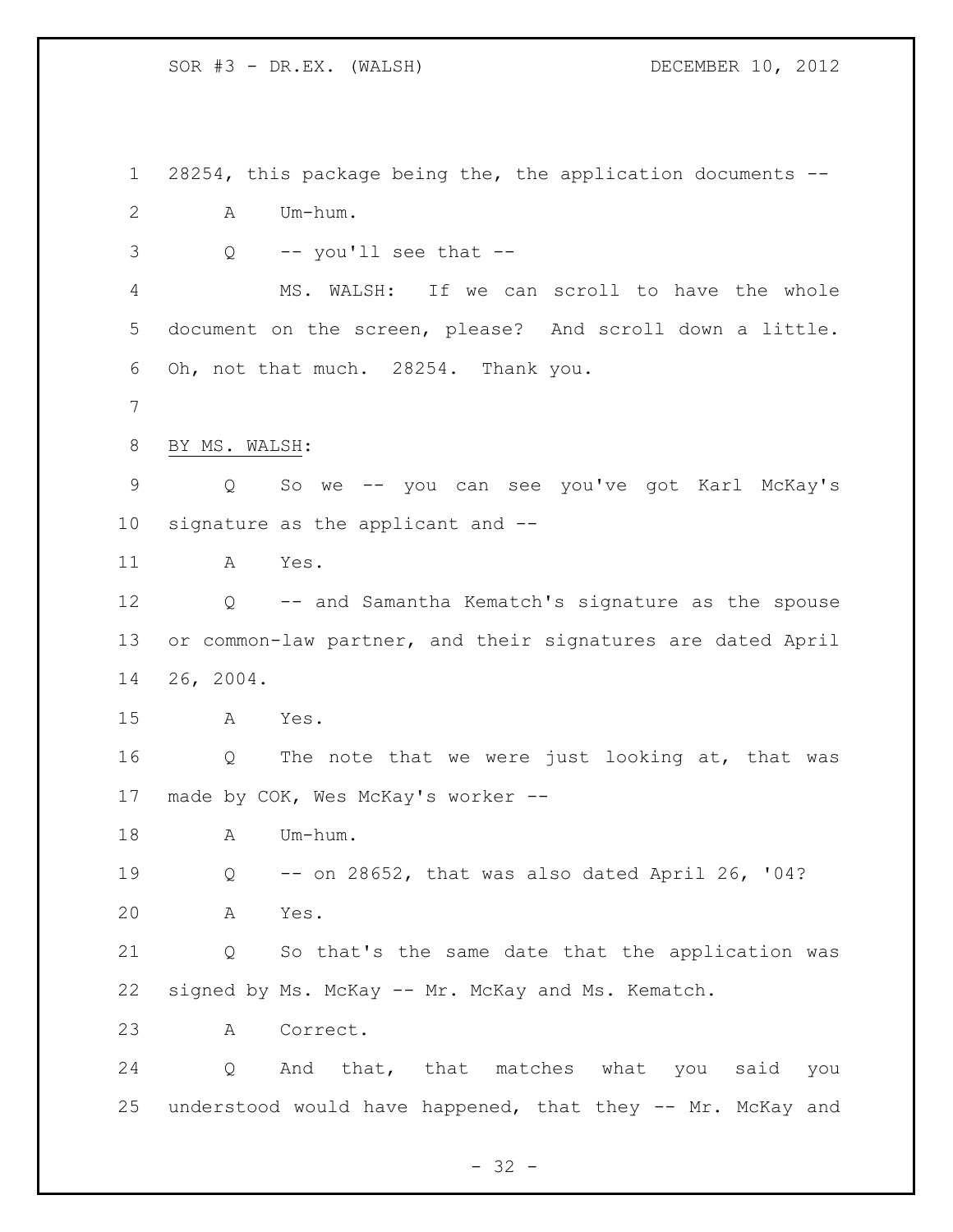28254, this package being the, the application documents --

A Um-hum.

Q -- you'll see that --

MS. WALSH: If we can scroll to have the whole document on the screen, please? And scroll down a little. Oh, not that much. 28254. Thank you.

BY MS. WALSH:

Q So we -- you can see you've got Karl McKay's signature as the applicant and --

A Yes.

Q -- and Samantha Kematch's signature as the spouse or common-law partner, and their signatures are dated April 26, 2004.

A Yes.

Q The note that we were just looking at, that was made by COK, Wes McKay's worker --

A Um-hum.

Q -- on 28652, that was also dated April 26, '04?

A Yes.

Q So that's the same date that the application was signed by Ms. McKay -- Mr. McKay and Ms. Kematch.

A Correct.

Q And that, that matches what you said you understood would have happened, that they -- Mr. McKay and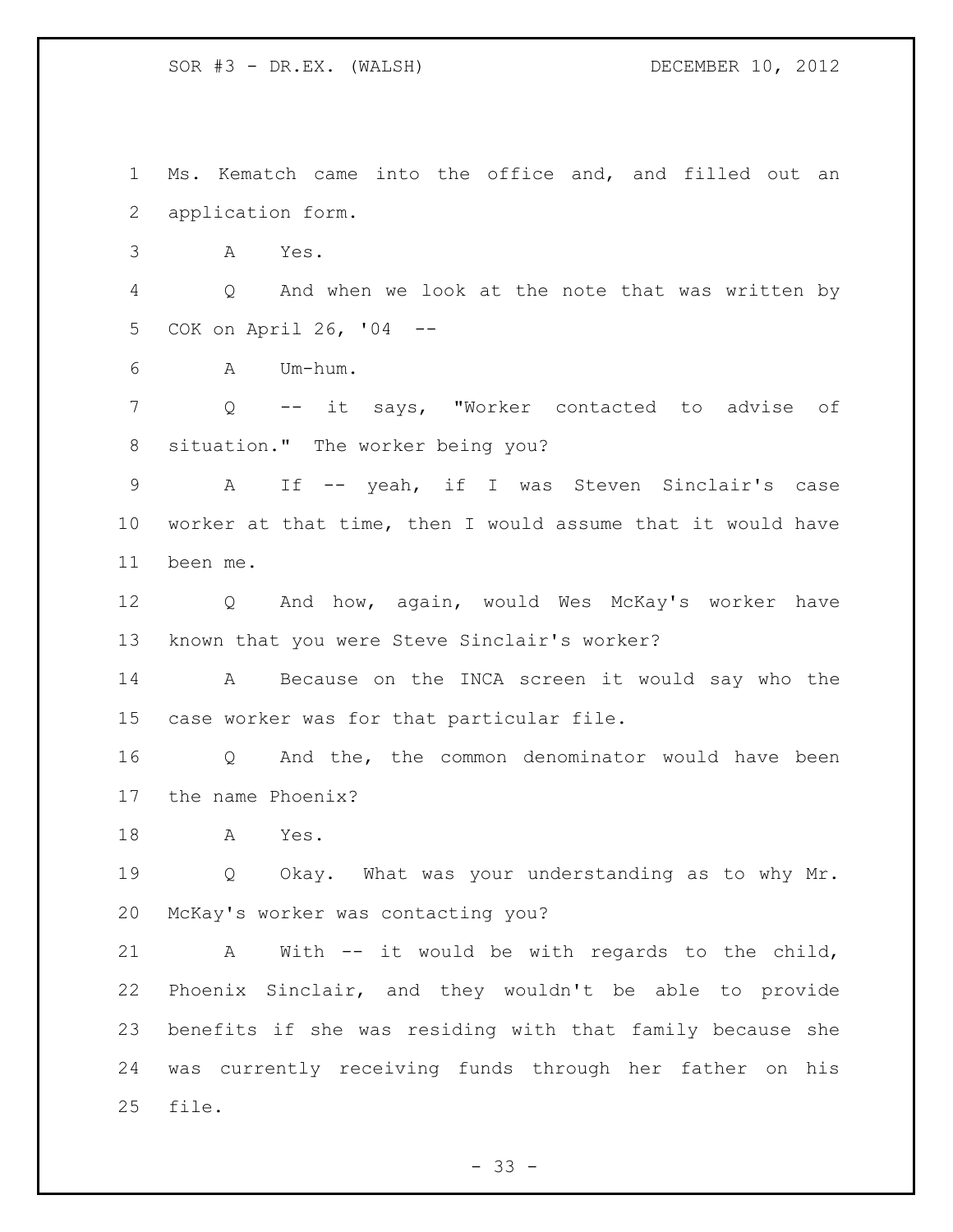Ms. Kematch came into the office and, and filled out an application form.

A Yes.

Q And when we look at the note that was written by COK on April 26, '04 --

A Um-hum.

Q -- it says, "Worker contacted to advise of situation." The worker being you?

A If -- yeah, if I was Steven Sinclair's case worker at that time, then I would assume that it would have been me.

Q And how, again, would Wes McKay's worker have known that you were Steve Sinclair's worker?

A Because on the INCA screen it would say who the case worker was for that particular file.

Q And the, the common denominator would have been the name Phoenix?

A Yes.

Q Okay. What was your understanding as to why Mr. McKay's worker was contacting you?

A With -- it would be with regards to the child, Phoenix Sinclair, and they wouldn't be able to provide benefits if she was residing with that family because she was currently receiving funds through her father on his file.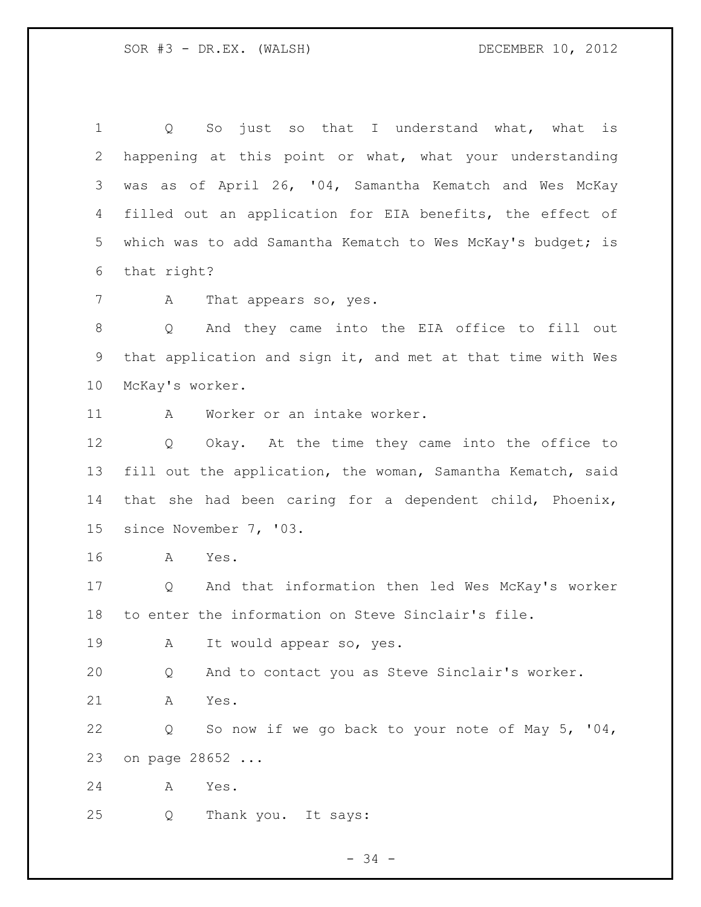Q So just so that I understand what, what is happening at this point or what, what your understanding was as of April 26, '04, Samantha Kematch and Wes McKay filled out an application for EIA benefits, the effect of which was to add Samantha Kematch to Wes McKay's budget; is that right?

A That appears so, yes.

Q And they came into the EIA office to fill out that application and sign it, and met at that time with Wes McKay's worker.

A Worker or an intake worker.

Q Okay. At the time they came into the office to fill out the application, the woman, Samantha Kematch, said that she had been caring for a dependent child, Phoenix, since November 7, '03.

A Yes.

Q And that information then led Wes McKay's worker to enter the information on Steve Sinclair's file.

A It would appear so, yes.

Q And to contact you as Steve Sinclair's worker.

A Yes.

Q So now if we go back to your note of May 5, '04, on page 28652 ...

A Yes.

Q Thank you. It says: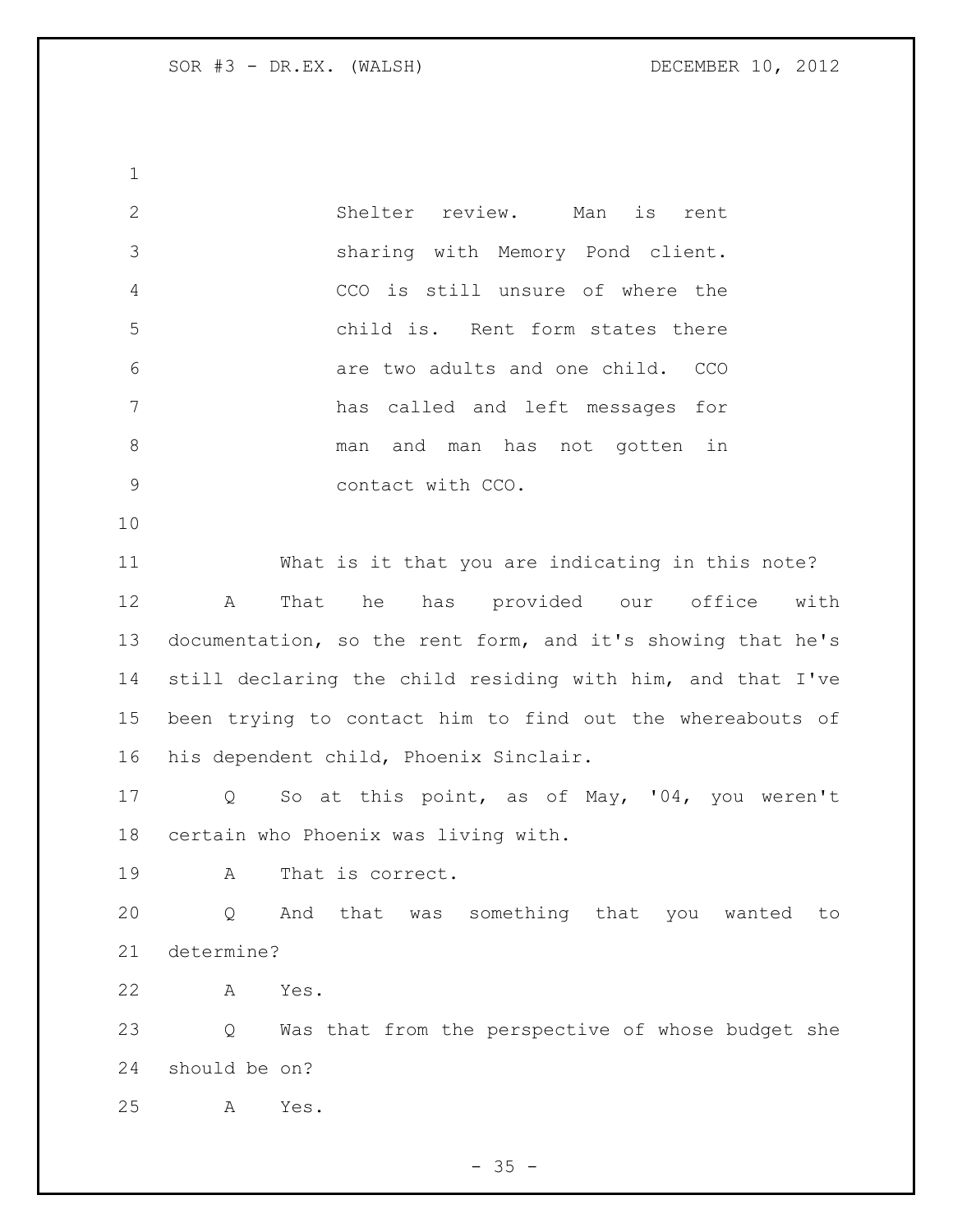> Shelter review. Man is rent sharing with Memory Pond client. CCO is still unsure of where the child is. Rent form states there are two adults and one child. CCO has called and left messages for man and man has not gotten in contact with CCO.

What is it that you are indicating in this note?

A That he has provided our office with documentation, so the rent form, and it's showing that he's still declaring the child residing with him, and that I've been trying to contact him to find out the whereabouts of his dependent child, Phoenix Sinclair.

Q So at this point, as of May, '04, you weren't certain who Phoenix was living with.

A That is correct.

Q And that was something that you wanted to determine?

A Yes.

Q Was that from the perspective of whose budget she should be on?

A Yes.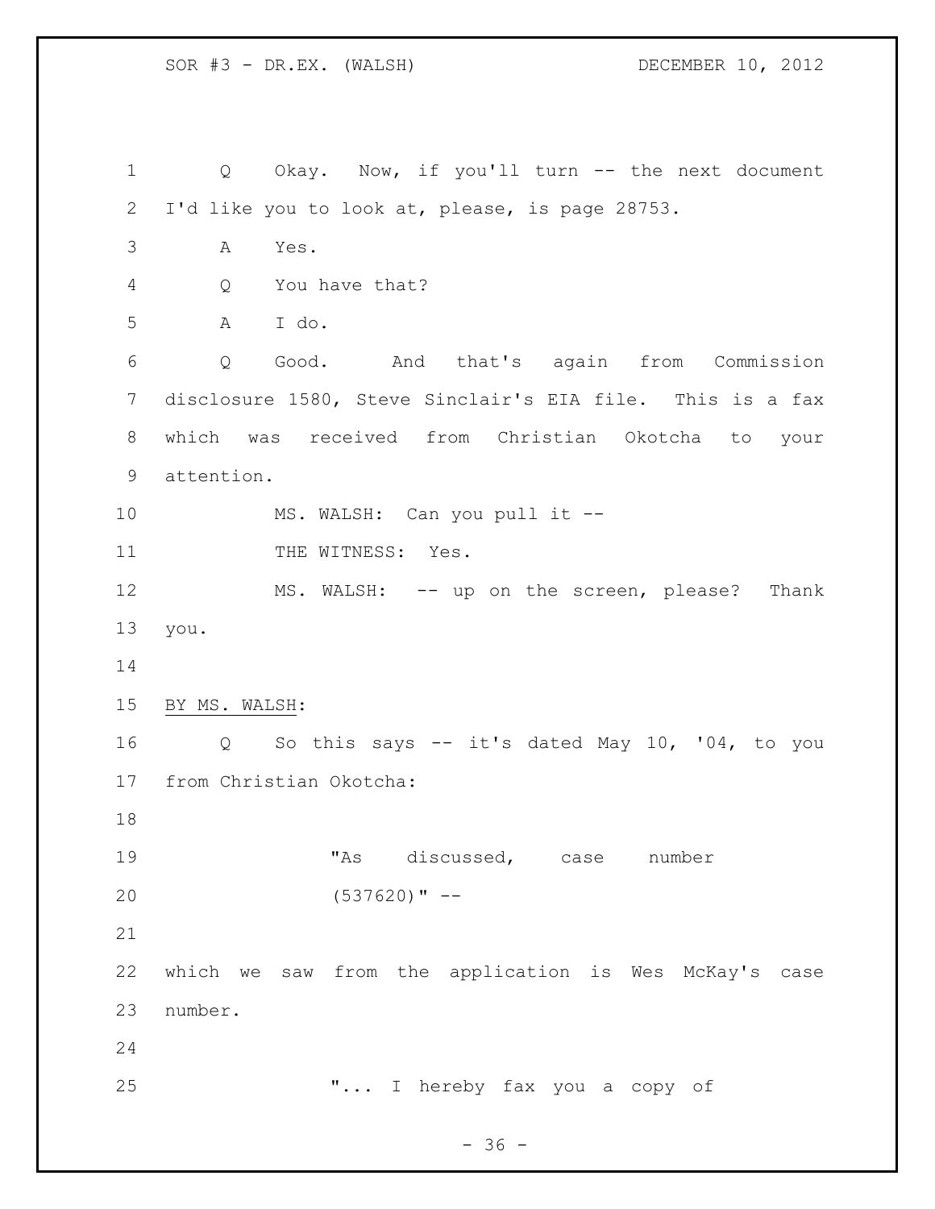Q Okay. Now, if you'll turn -- the next document I'd like you to look at, please, is page 28753.

A Yes.

Q You have that?

A I do.

Q Good. And that's again from Commission disclosure 1580, Steve Sinclair's EIA file. This is a fax which was received from Christian Okotcha to your attention.

MS. WALSH: Can you pull it --

THE WITNESS: Yes.

MS. WALSH: -- up on the screen, please? Thank you.

BY MS. WALSH:

Q So this says -- it's dated May 10, '04, to you from Christian Okotcha:

> "As discussed, case number (537620)" --

which we saw from the application is Wes McKay's case number.

> "... I hereby fax you a copy of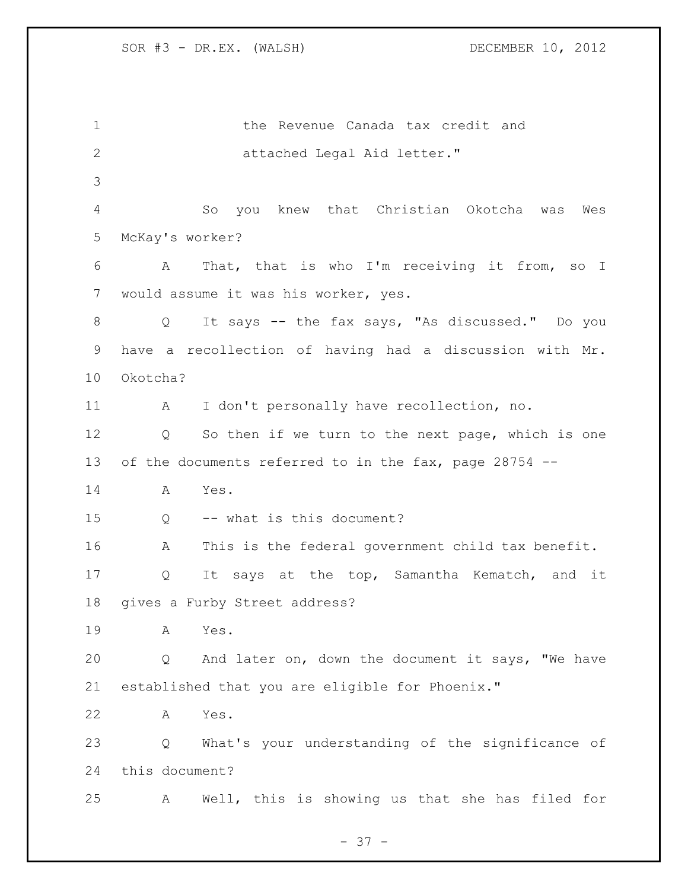the Revenue Canada tax credit and attached Legal Aid letter."

So you knew that Christian Okotcha was Wes McKay's worker?

A That, that is who I'm receiving it from, so I would assume it was his worker, yes.

Q It says -- the fax says, "As discussed." Do you have a recollection of having had a discussion with Mr. Okotcha?

A I don't personally have recollection, no.

Q So then if we turn to the next page, which is one of the documents referred to in the fax, page 28754 --

A Yes.

Q -- what is this document?

A This is the federal government child tax benefit.

Q It says at the top, Samantha Kematch, and it gives a Furby Street address?

A Yes.

Q And later on, down the document it says, "We have established that you are eligible for Phoenix."

A Yes.

Q What's your understanding of the significance of this document?

A Well, this is showing us that she has filed for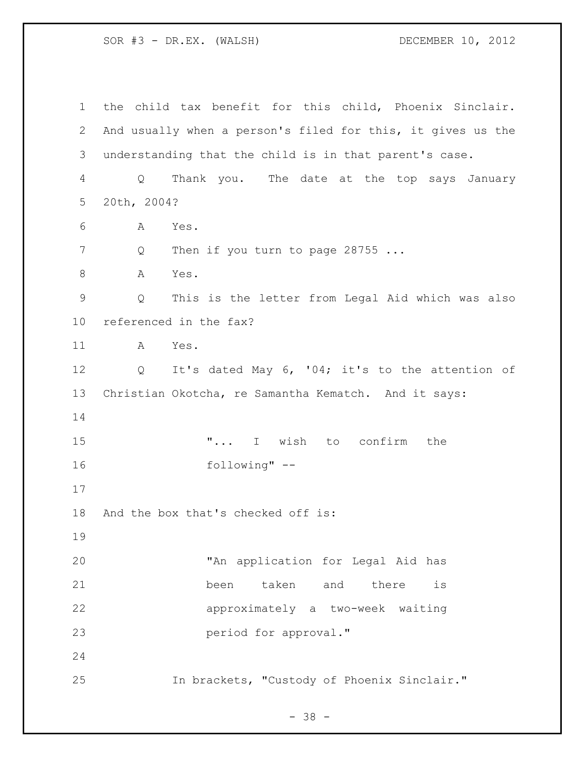the child tax benefit for this child, Phoenix Sinclair. And usually when a person's filed for this, it gives us the understanding that the child is in that parent's case.

Q Thank you. The date at the top says January 20th, 2004?

A Yes.

Q Then if you turn to page 28755 ...

A Yes.

Q This is the letter from Legal Aid which was also referenced in the fax?

A Yes.

Q It's dated May 6, '04; it's to the attention of Christian Okotcha, re Samantha Kematch. And it says:

> "... I wish to confirm the following" --

And the box that's checked off is:

> "An application for Legal Aid has been taken and there is approximately a two-week waiting period for approval."

In brackets, "Custody of Phoenix Sinclair."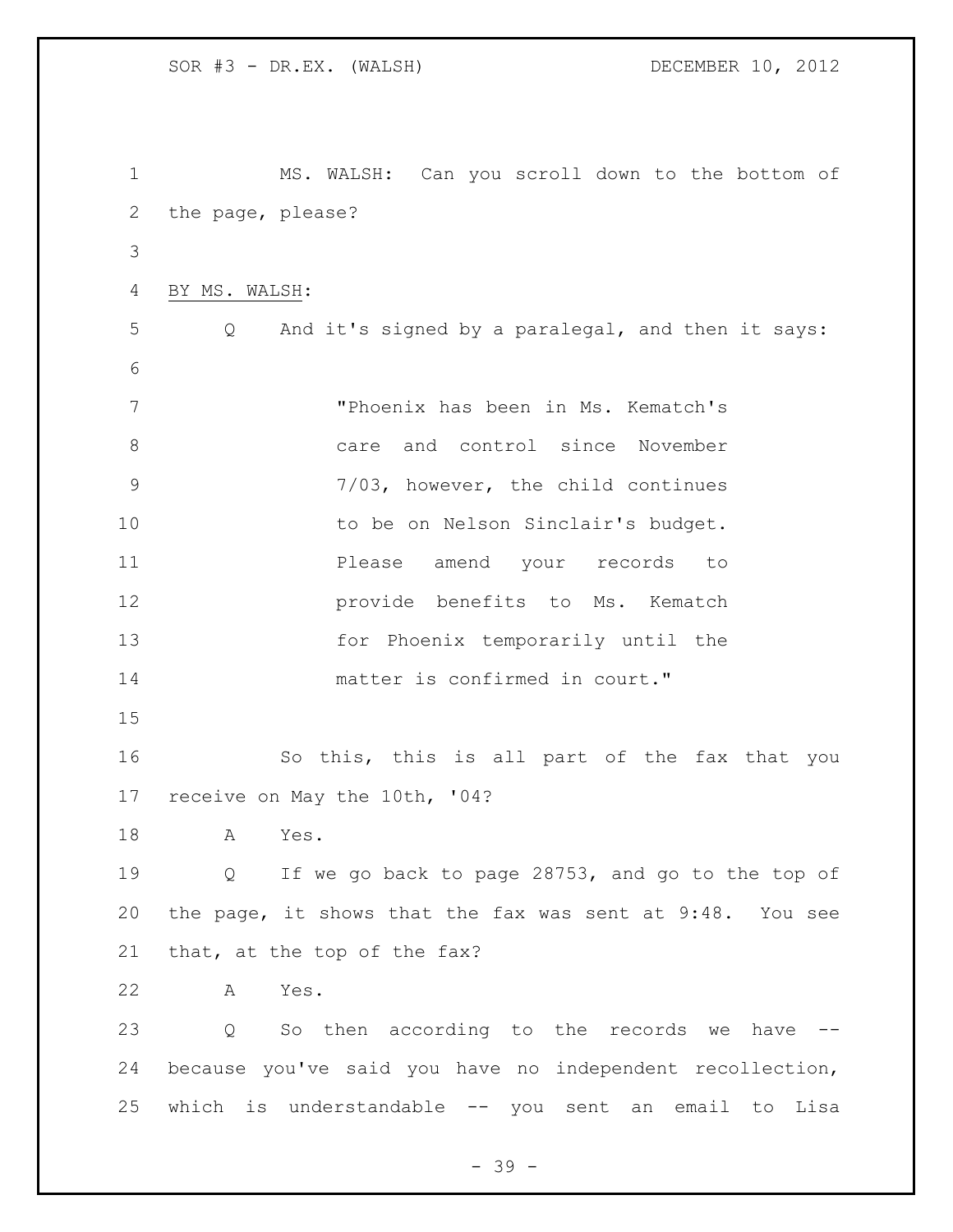MS. WALSH: Can you scroll down to the bottom of the page, please?

BY MS. WALSH:

Q And it's signed by a paralegal, and then it says:

> "Phoenix has been in Ms. Kematch's care and control since November 7/03, however, the child continues to be on Nelson Sinclair's budget. Please amend your records to provide benefits to Ms. Kematch for Phoenix temporarily until the matter is confirmed in court."

So this, this is all part of the fax that you receive on May the 10th, '04?

A Yes.

Q If we go back to page 28753, and go to the top of the page, it shows that the fax was sent at 9:48. You see that, at the top of the fax?

A Yes.

Q So then according to the records we have -- because you've said you have no independent recollection, which is understandable -- you sent an email to Lisa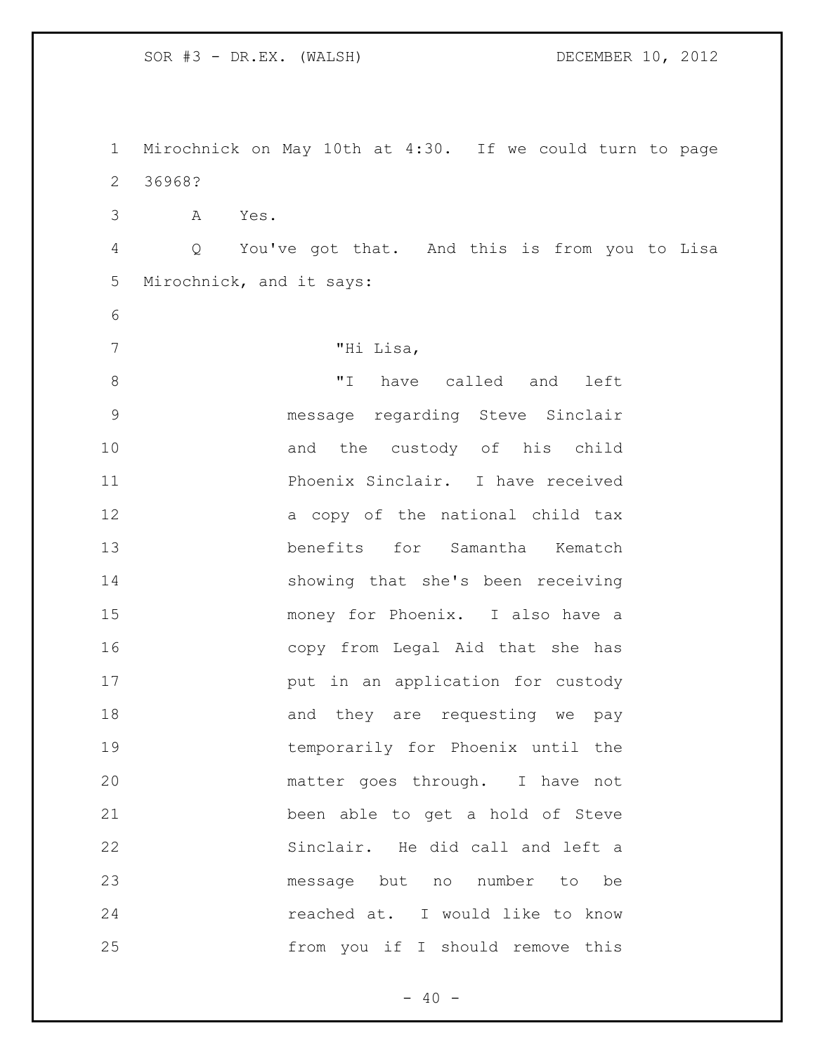Mirochnick on May 10th at 4:30. If we could turn to page 36968?

A Yes.

Q You've got that. And this is from you to Lisa Mirochnick, and it says:

> "Hi Lisa,
>
> "I have called and left message regarding Steve Sinclair and the custody of his child Phoenix Sinclair. I have received a copy of the national child tax benefits for Samantha Kematch showing that she's been receiving money for Phoenix. I also have a copy from Legal Aid that she has put in an application for custody and they are requesting we pay temporarily for Phoenix until the matter goes through. I have not been able to get a hold of Steve Sinclair. He did call and left a message but no number to be reached at. I would like to know from you if I should remove this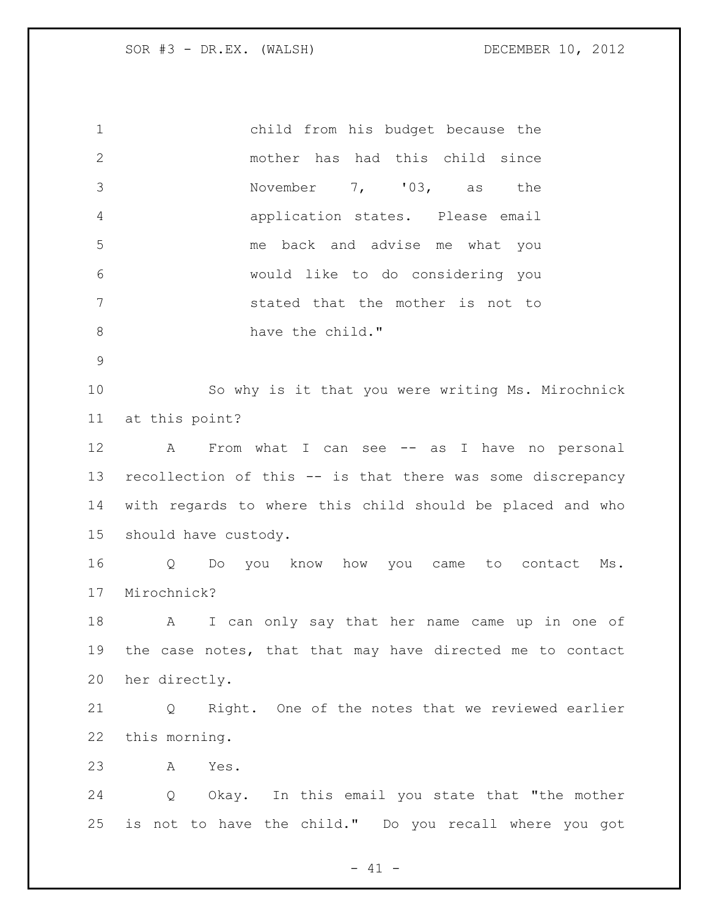child from his budget because the mother has had this child since November 7, '03, as the application states. Please email me back and advise me what you would like to do considering you stated that the mother is not to have the child."

So why is it that you were writing Ms. Mirochnick at this point?

A From what I can see -- as I have no personal recollection of this -- is that there was some discrepancy with regards to where this child should be placed and who should have custody.

Q Do you know how you came to contact Ms. Mirochnick?

A I can only say that her name came up in one of the case notes, that that may have directed me to contact her directly.

Q Right. One of the notes that we reviewed earlier this morning.

A Yes.

Q Okay. In this email you state that "the mother is not to have the child." Do you recall where you got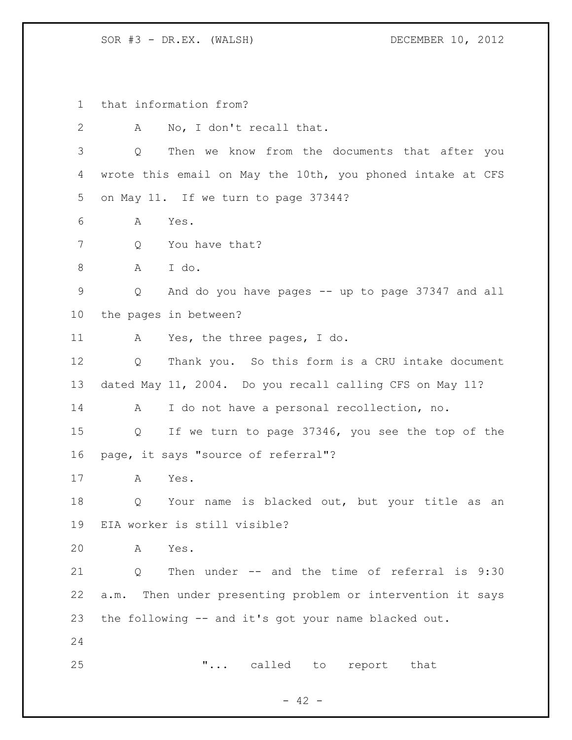that information from?

A No, I don't recall that.

Q Then we know from the documents that after you wrote this email on May the 10th, you phoned intake at CFS on May 11. If we turn to page 37344?

A Yes.

Q You have that?

A I do.

Q And do you have pages -- up to page 37347 and all the pages in between?

A Yes, the three pages, I do.

Q Thank you. So this form is a CRU intake document dated May 11, 2004. Do you recall calling CFS on May 11?

A I do not have a personal recollection, no.

Q If we turn to page 37346, you see the top of the page, it says "source of referral"?

A Yes.

Q Your name is blacked out, but your title as an EIA worker is still visible?

A Yes.

Q Then under -- and the time of referral is 9:30 a.m. Then under presenting problem or intervention it says the following -- and it's got your name blacked out.

> "... called to report that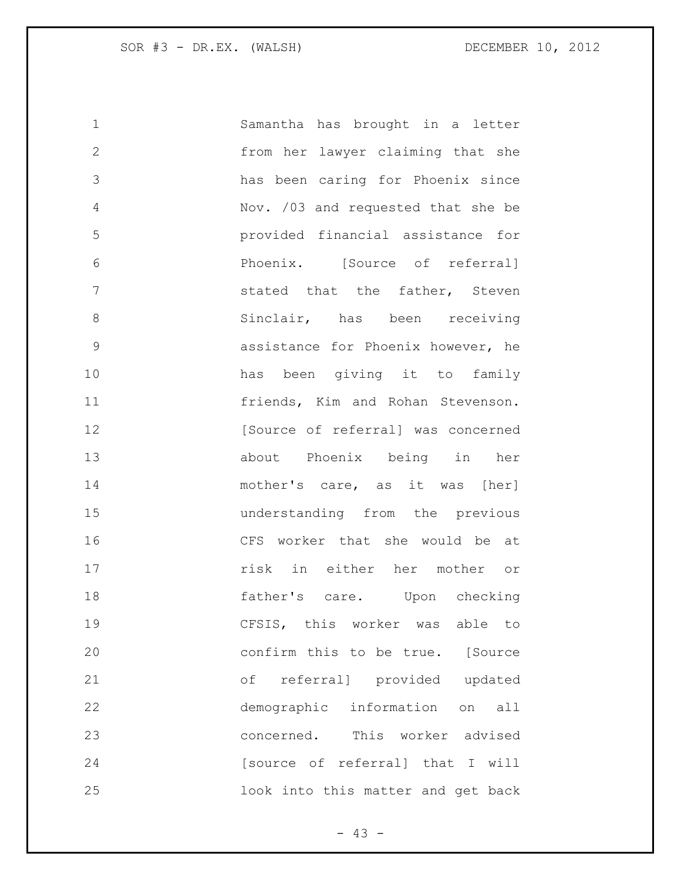Samantha has brought in a letter from her lawyer claiming that she has been caring for Phoenix since Nov. /03 and requested that she be provided financial assistance for Phoenix. [Source of referral] stated that the father, Steven Sinclair, has been receiving assistance for Phoenix however, he has been giving it to family friends, Kim and Rohan Stevenson. [Source of referral] was concerned about Phoenix being in her mother's care, as it was [her] understanding from the previous CFS worker that she would be at risk in either her mother or father's care. Upon checking CFSIS, this worker was able to confirm this to be true. [Source of referral] provided updated demographic information on all concerned. This worker advised [source of referral] that I will look into this matter and get back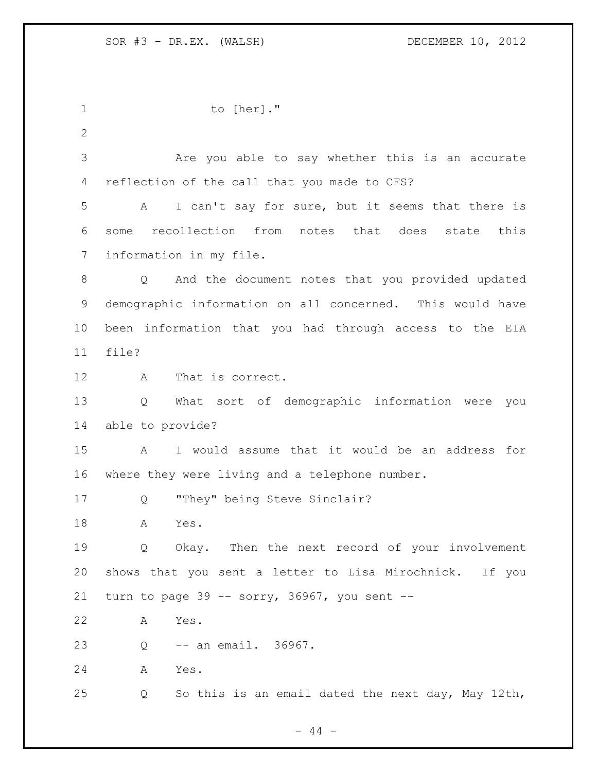to [her]."

Are you able to say whether this is an accurate reflection of the call that you made to CFS?

A I can't say for sure, but it seems that there is some recollection from notes that does state this information in my file.

Q And the document notes that you provided updated demographic information on all concerned. This would have been information that you had through access to the EIA file?

A That is correct.

Q What sort of demographic information were you able to provide?

A I would assume that it would be an address for where they were living and a telephone number.

Q "They" being Steve Sinclair?

A Yes.

Q Okay. Then the next record of your involvement shows that you sent a letter to Lisa Mirochnick. If you turn to page 39 -- sorry, 36967, you sent --

A Yes.

Q -- an email. 36967.

A Yes.

Q So this is an email dated the next day, May 12th,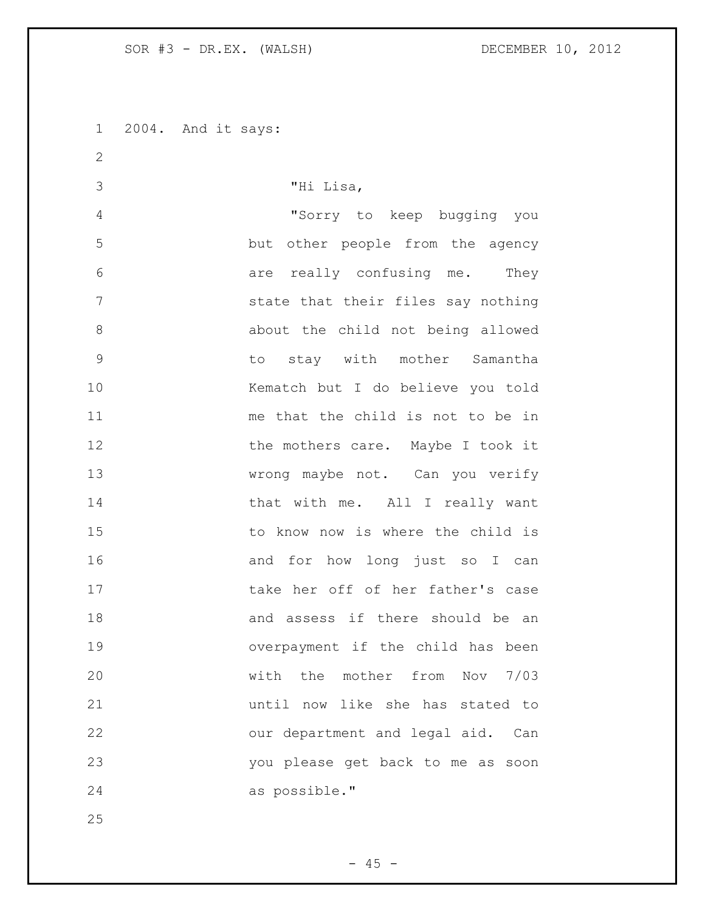2004. And it says:

> "Hi Lisa,
>
> "Sorry to keep bugging you but other people from the agency are really confusing me. They state that their files say nothing about the child not being allowed to stay with mother Samantha Kematch but I do believe you told me that the child is not to be in the mothers care. Maybe I took it wrong maybe not. Can you verify that with me. All I really want to know now is where the child is and for how long just so I can take her off of her father's case and assess if there should be an overpayment if the child has been with the mother from Nov 7/03 until now like she has stated to our department and legal aid. Can you please get back to me as soon as possible."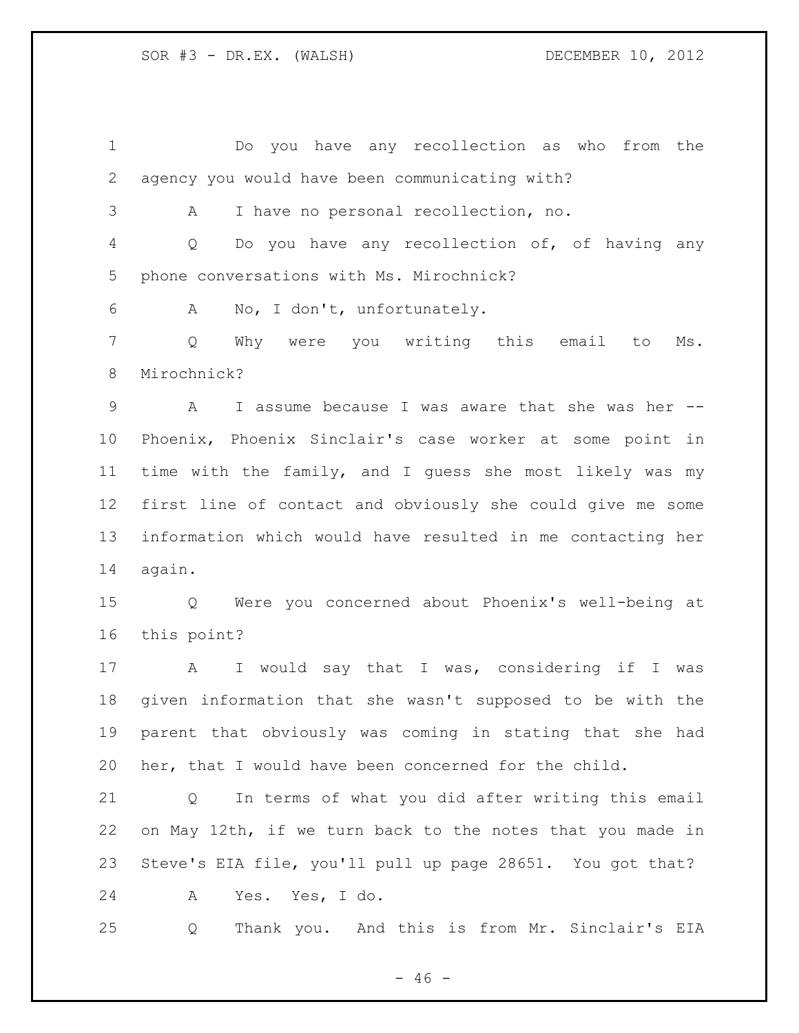Do you have any recollection as who from the agency you would have been communicating with?

A I have no personal recollection, no.

Q Do you have any recollection of, of having any phone conversations with Ms. Mirochnick?

A No, I don't, unfortunately.

Q Why were you writing this email to Ms. Mirochnick?

A I assume because I was aware that she was her -- Phoenix, Phoenix Sinclair's case worker at some point in time with the family, and I guess she most likely was my first line of contact and obviously she could give me some information which would have resulted in me contacting her again.

Q Were you concerned about Phoenix's well-being at this point?

A I would say that I was, considering if I was given information that she wasn't supposed to be with the parent that obviously was coming in stating that she had her, that I would have been concerned for the child.

Q In terms of what you did after writing this email on May 12th, if we turn back to the notes that you made in Steve's EIA file, you'll pull up page 28651. You got that?

A Yes. Yes, I do.

Q Thank you. And this is from Mr. Sinclair's EIA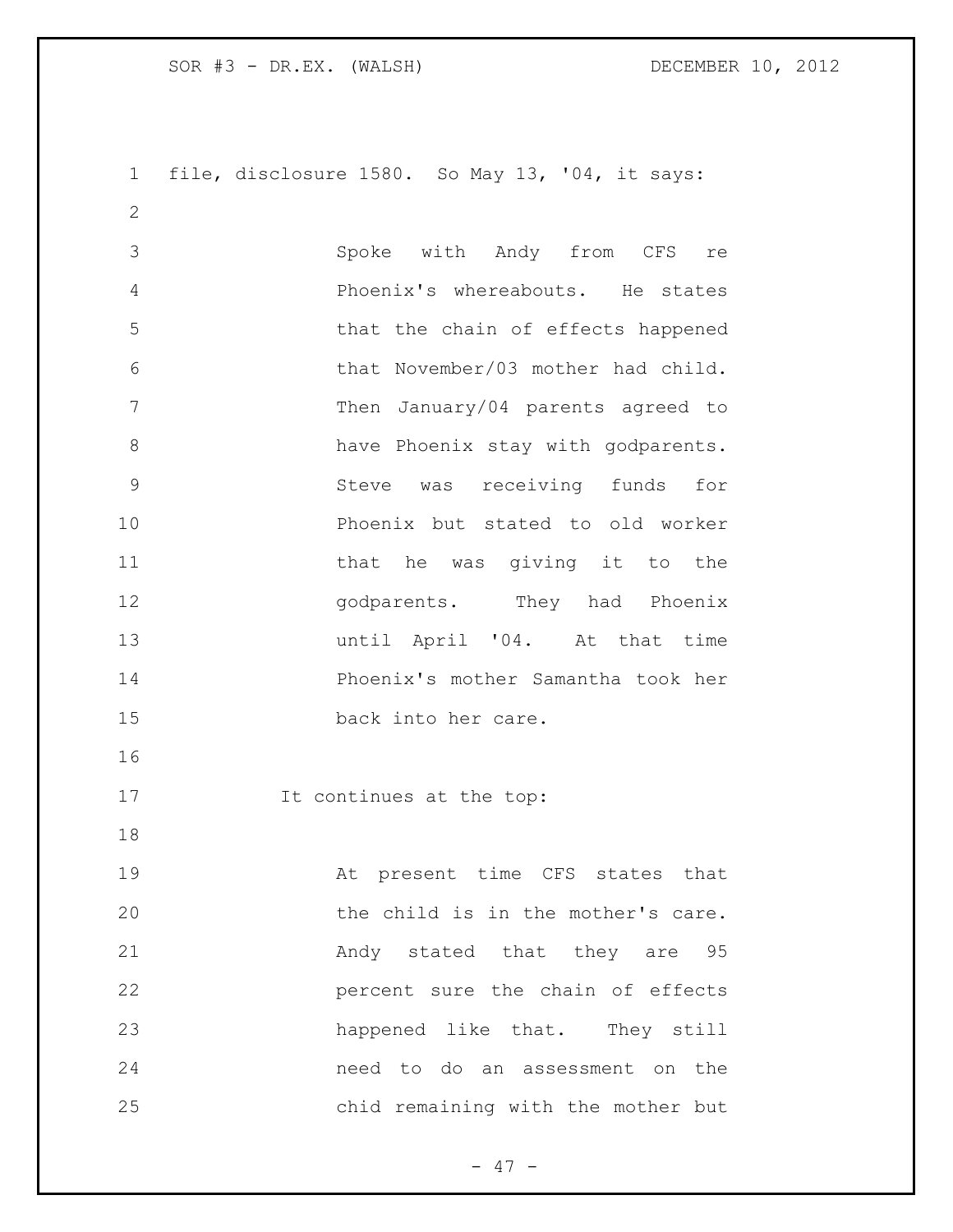file, disclosure 1580. So May 13, '04, it says:

> Spoke with Andy from CFS re Phoenix's whereabouts. He states that the chain of effects happened that November/03 mother had child. Then January/04 parents agreed to have Phoenix stay with godparents. Steve was receiving funds for Phoenix but stated to old worker that he was giving it to the godparents. They had Phoenix until April '04. At that time Phoenix's mother Samantha took her back into her care.

It continues at the top:

> At present time CFS states that the child is in the mother's care. Andy stated that they are 95 percent sure the chain of effects happened like that. They still need to do an assessment on the chid remaining with the mother but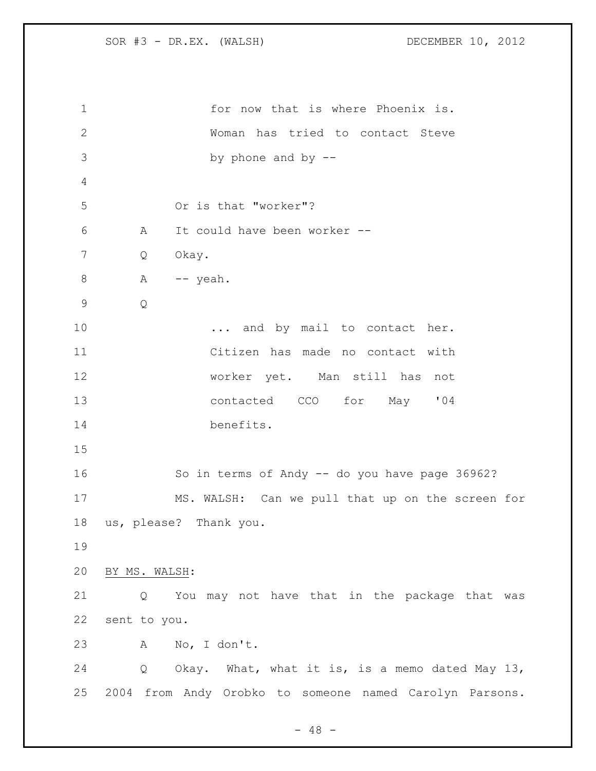for now that is where Phoenix is. Woman has tried to contact Steve by phone and by --

Or is that "worker"?

A It could have been worker --

Q Okay.

A -- yeah.

Q

... and by mail to contact her. Citizen has made no contact with worker yet. Man still has not contacted CCO for May '04 benefits.

So in terms of Andy -- do you have page 36962?

MS. WALSH: Can we pull that up on the screen for us, please? Thank you.

BY MS. WALSH:

Q You may not have that in the package that was sent to you.

A No, I don't.

Q Okay. What, what it is, is a memo dated May 13, 2004 from Andy Orobko to someone named Carolyn Parsons.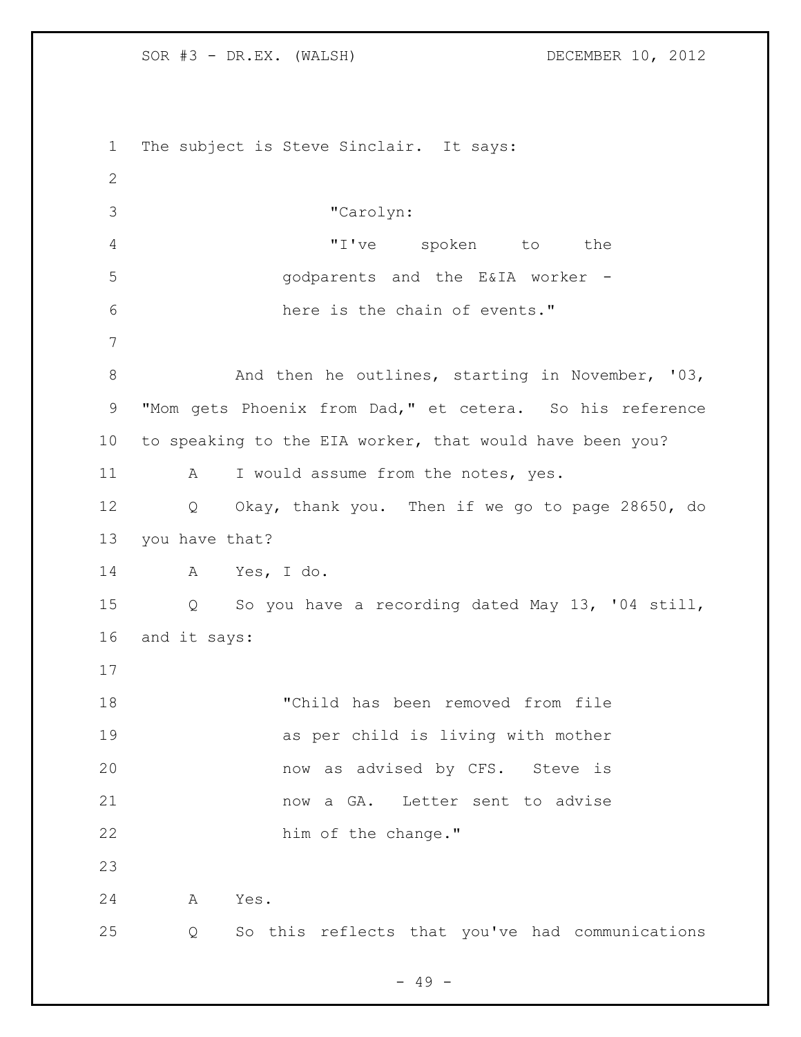The subject is Steve Sinclair. It says:

> "Carolyn:
>
> "I've spoken to the godparents and the E&IA worker - here is the chain of events."

And then he outlines, starting in November, '03, "Mom gets Phoenix from Dad," et cetera. So his reference to speaking to the EIA worker, that would have been you?

A I would assume from the notes, yes.

Q Okay, thank you. Then if we go to page 28650, do you have that?

A Yes, I do.

Q So you have a recording dated May 13, '04 still, and it says:

> "Child has been removed from file as per child is living with mother now as advised by CFS. Steve is now a GA. Letter sent to advise him of the change."

A Yes.

Q So this reflects that you've had communications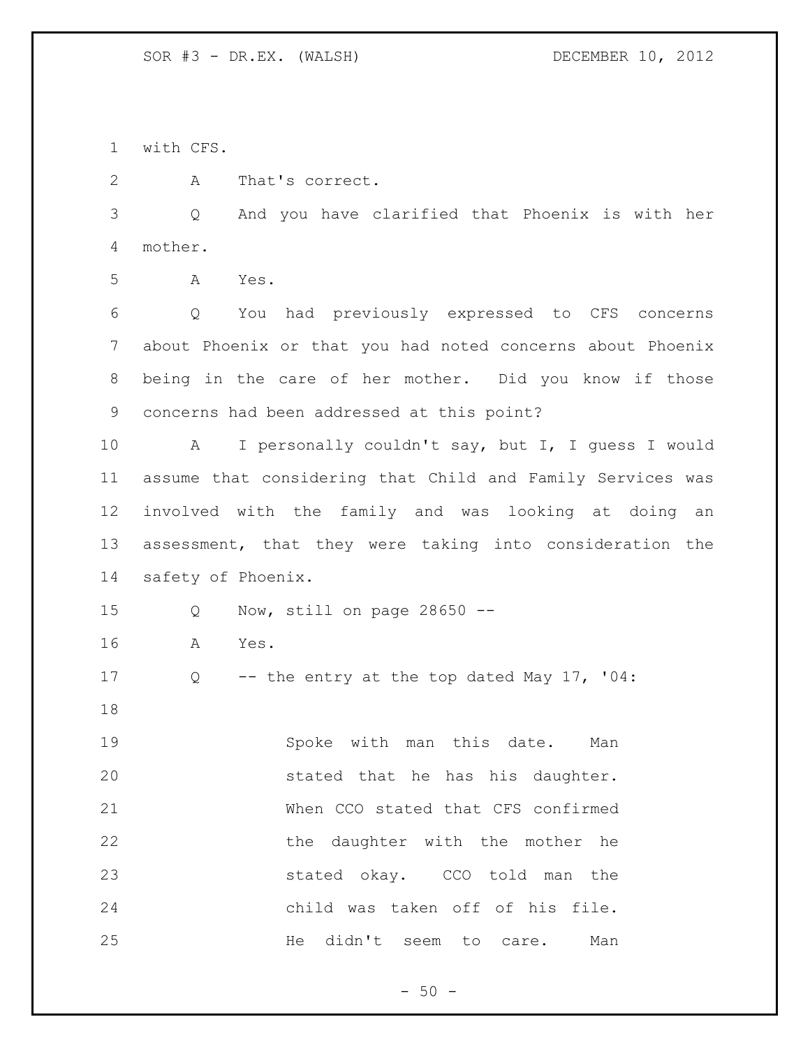with CFS.

A That's correct.

Q And you have clarified that Phoenix is with her mother.

A Yes.

Q You had previously expressed to CFS concerns about Phoenix or that you had noted concerns about Phoenix being in the care of her mother. Did you know if those concerns had been addressed at this point?

A I personally couldn't say, but I, I guess I would assume that considering that Child and Family Services was involved with the family and was looking at doing an assessment, that they were taking into consideration the safety of Phoenix.

Q Now, still on page 28650 --

A Yes.

Q -- the entry at the top dated May 17, '04:

> Spoke with man this date. Man stated that he has his daughter. When CCO stated that CFS confirmed the daughter with the mother he stated okay. CCO told man the child was taken off of his file. He didn't seem to care. Man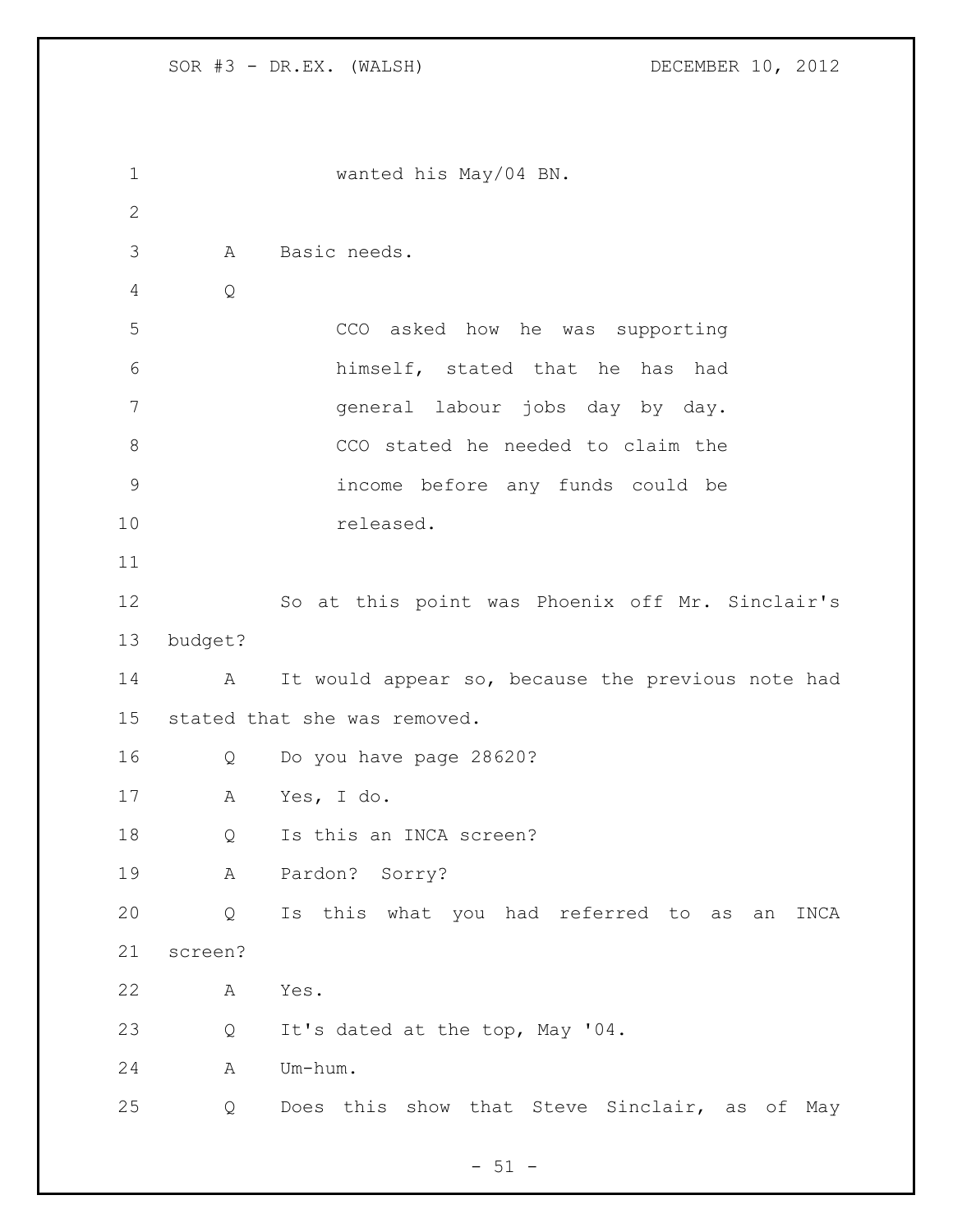wanted his May/04 BN.

A Basic needs.

Q

> CCO asked how he was supporting himself, stated that he has had general labour jobs day by day. CCO stated he needed to claim the income before any funds could be released.

So at this point was Phoenix off Mr. Sinclair's budget?

A It would appear so, because the previous note had stated that she was removed.

Q Do you have page 28620?

A Yes, I do.

Q Is this an INCA screen?

A Pardon? Sorry?

Q Is this what you had referred to as an INCA screen?

A Yes.

Q It's dated at the top, May '04.

A Um-hum.

Q Does this show that Steve Sinclair, as of May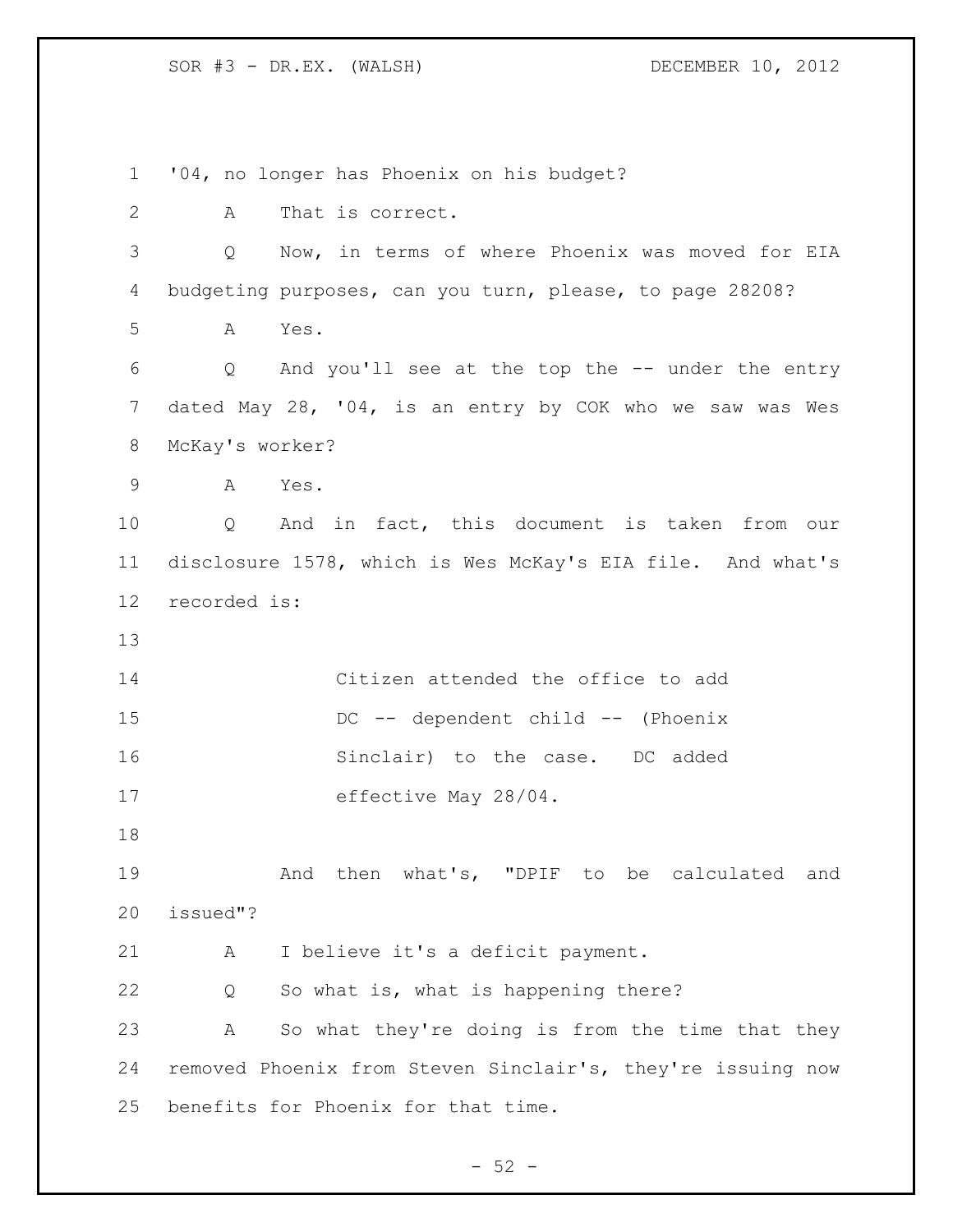'04, no longer has Phoenix on his budget?

A That is correct.

Q Now, in terms of where Phoenix was moved for EIA budgeting purposes, can you turn, please, to page 28208?

A Yes.

Q And you'll see at the top the -- under the entry dated May 28, '04, is an entry by COK who we saw was Wes McKay's worker?

A Yes.

Q And in fact, this document is taken from our disclosure 1578, which is Wes McKay's EIA file. And what's recorded is:

> Citizen attended the office to add DC -- dependent child -- (Phoenix Sinclair) to the case. DC added effective May 28/04.

And then what's, "DPIF to be calculated and issued"?

A I believe it's a deficit payment.

Q So what is, what is happening there?

A So what they're doing is from the time that they removed Phoenix from Steven Sinclair's, they're issuing now benefits for Phoenix for that time.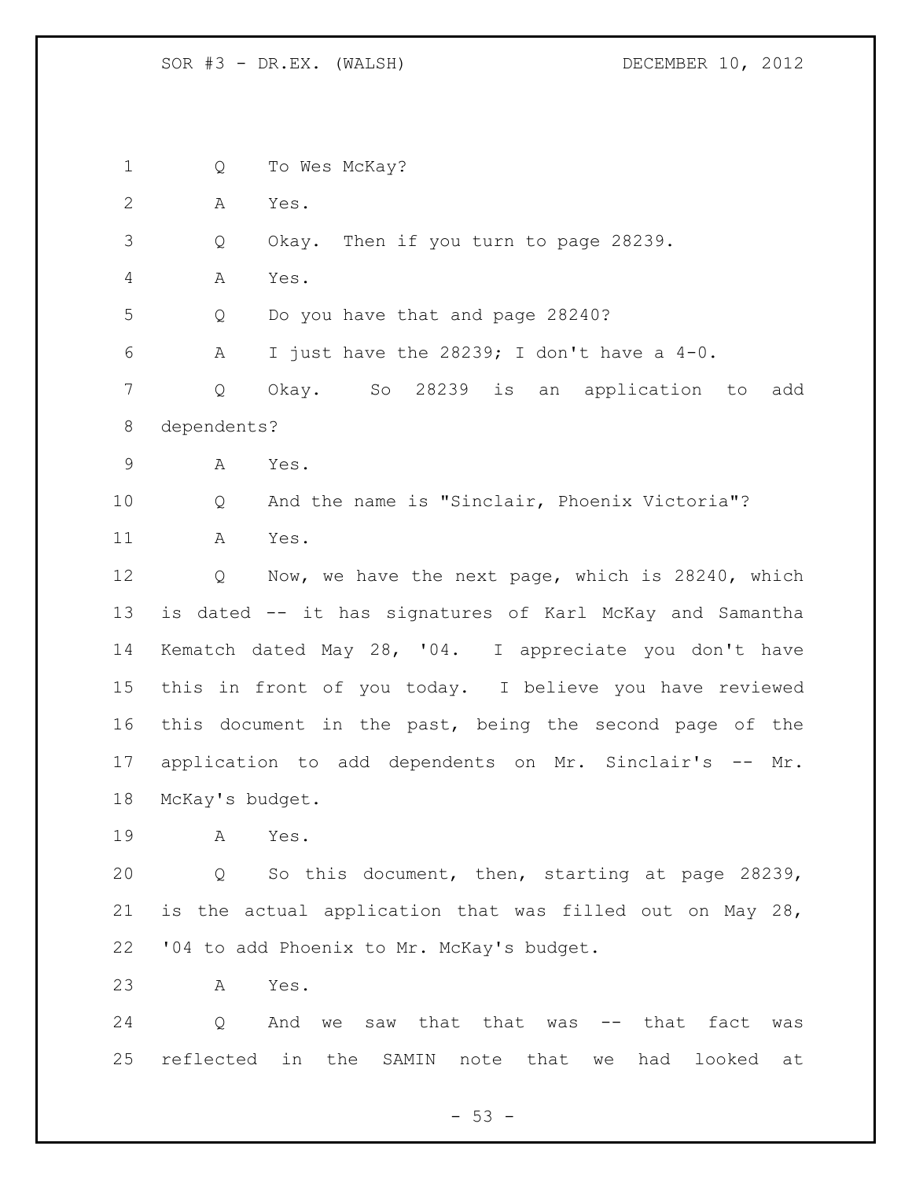Q To Wes McKay?

A Yes.

Q Okay. Then if you turn to page 28239.

A Yes.

Q Do you have that and page 28240?

A I just have the 28239; I don't have a 4-0.

Q Okay. So 28239 is an application to add dependents?

A Yes.

Q And the name is "Sinclair, Phoenix Victoria"?

A Yes.

Q Now, we have the next page, which is 28240, which is dated -- it has signatures of Karl McKay and Samantha Kematch dated May 28, '04. I appreciate you don't have this in front of you today. I believe you have reviewed this document in the past, being the second page of the application to add dependents on Mr. Sinclair's -- Mr. McKay's budget.

A Yes.

Q So this document, then, starting at page 28239, is the actual application that was filled out on May 28, '04 to add Phoenix to Mr. McKay's budget.

A Yes.

Q And we saw that that was -- that fact was reflected in the SAMIN note that we had looked at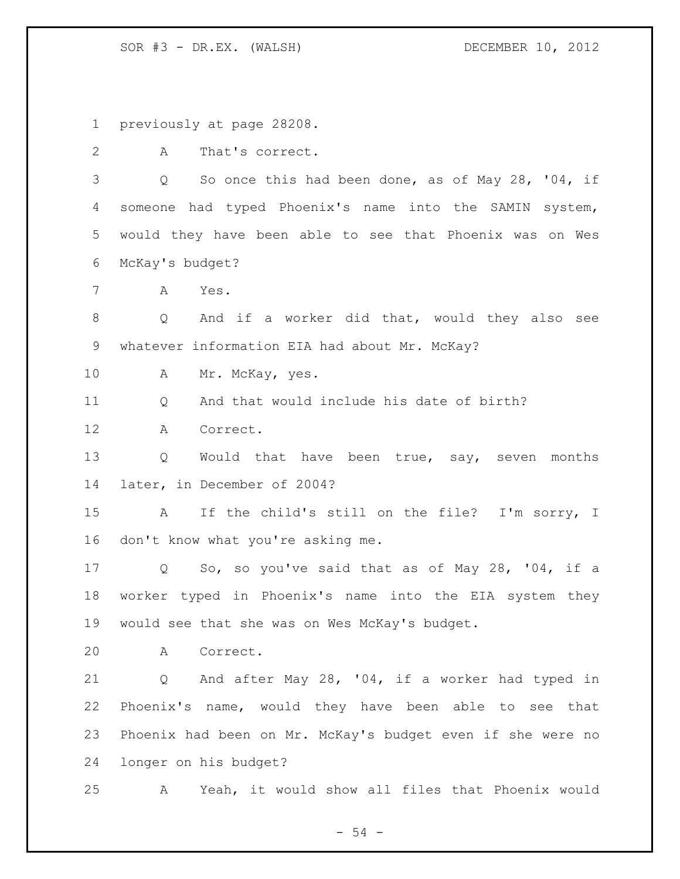previously at page 28208.

A That's correct.

Q So once this had been done, as of May 28, '04, if someone had typed Phoenix's name into the SAMIN system, would they have been able to see that Phoenix was on Wes McKay's budget?

A Yes.

Q And if a worker did that, would they also see whatever information EIA had about Mr. McKay?

A Mr. McKay, yes.

Q And that would include his date of birth?

A Correct.

Q Would that have been true, say, seven months later, in December of 2004?

A If the child's still on the file? I'm sorry, I don't know what you're asking me.

Q So, so you've said that as of May 28, '04, if a worker typed in Phoenix's name into the EIA system they would see that she was on Wes McKay's budget.

A Correct.

Q And after May 28, '04, if a worker had typed in Phoenix's name, would they have been able to see that Phoenix had been on Mr. McKay's budget even if she were no longer on his budget?

A Yeah, it would show all files that Phoenix would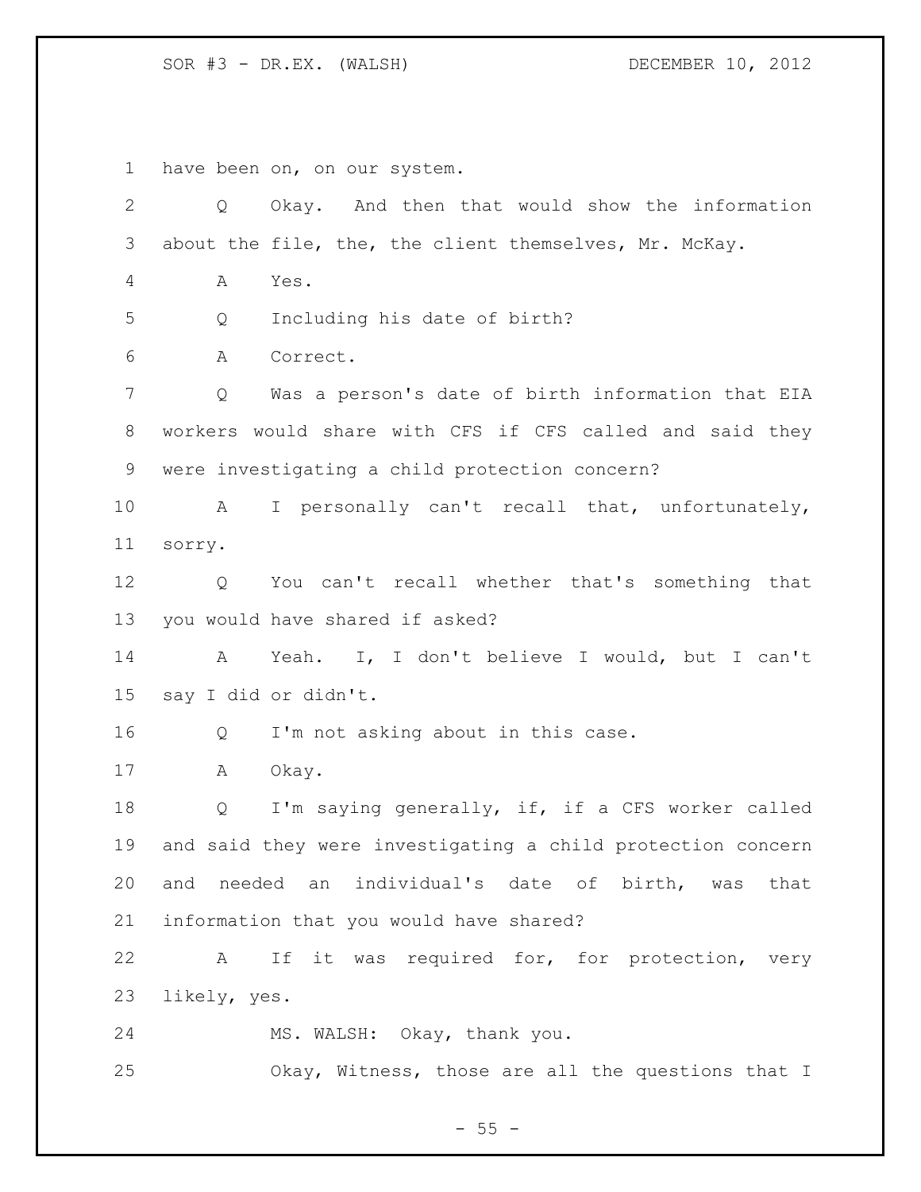have been on, on our system.

Q Okay. And then that would show the information about the file, the, the client themselves, Mr. McKay.

A Yes.

Q Including his date of birth?

A Correct.

Q Was a person's date of birth information that EIA workers would share with CFS if CFS called and said they were investigating a child protection concern?

A I personally can't recall that, unfortunately, sorry.

Q You can't recall whether that's something that you would have shared if asked?

A Yeah. I, I don't believe I would, but I can't say I did or didn't.

Q I'm not asking about in this case.

A Okay.

Q I'm saying generally, if, if a CFS worker called and said they were investigating a child protection concern and needed an individual's date of birth, was that information that you would have shared?

A If it was required for, for protection, very likely, yes.

MS. WALSH: Okay, thank you.

Okay, Witness, those are all the questions that I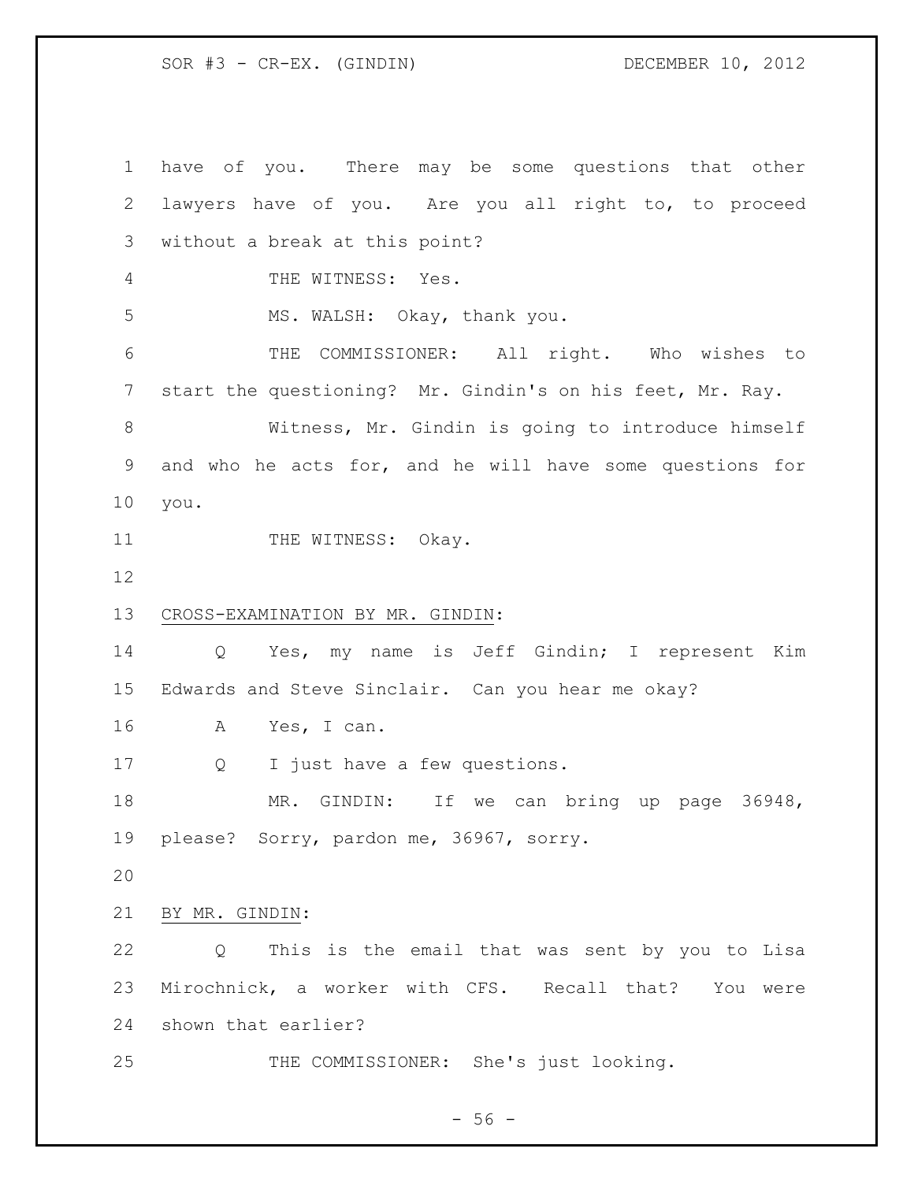have of you. There may be some questions that other lawyers have of you. Are you all right to, to proceed without a break at this point?

THE WITNESS: Yes.

MS. WALSH: Okay, thank you.

THE COMMISSIONER: All right. Who wishes to start the questioning? Mr. Gindin's on his feet, Mr. Ray.

Witness, Mr. Gindin is going to introduce himself and who he acts for, and he will have some questions for you.

THE WITNESS: Okay.

CROSS-EXAMINATION BY MR. GINDIN:

Q Yes, my name is Jeff Gindin; I represent Kim Edwards and Steve Sinclair. Can you hear me okay?

A Yes, I can.

Q I just have a few questions.

MR. GINDIN: If we can bring up page 36948, please? Sorry, pardon me, 36967, sorry.

BY MR. GINDIN:

Q This is the email that was sent by you to Lisa Mirochnick, a worker with CFS. Recall that? You were shown that earlier?

THE COMMISSIONER: She's just looking.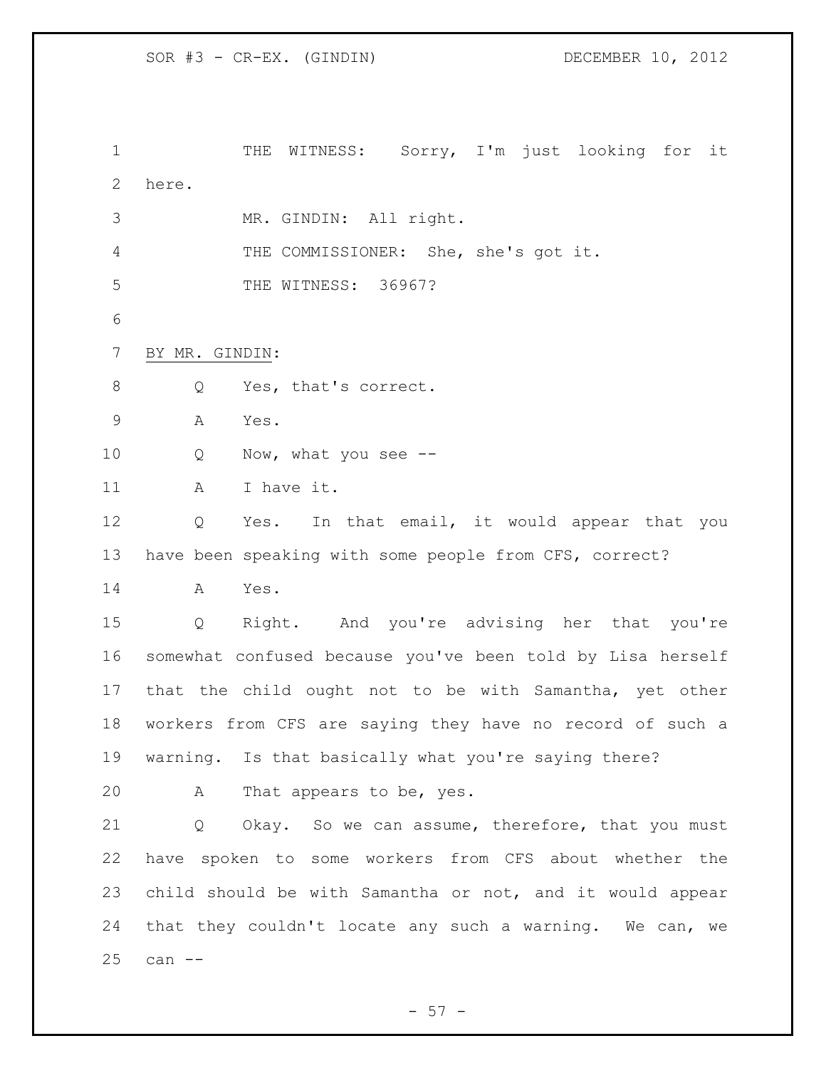THE WITNESS: Sorry, I'm just looking for it here.

MR. GINDIN: All right.

THE COMMISSIONER: She, she's got it.

THE WITNESS: 36967?

BY MR. GINDIN:

Q Yes, that's correct.

A Yes.

Q Now, what you see --

A I have it.

Q Yes. In that email, it would appear that you have been speaking with some people from CFS, correct?

A Yes.

Q Right. And you're advising her that you're somewhat confused because you've been told by Lisa herself that the child ought not to be with Samantha, yet other workers from CFS are saying they have no record of such a warning. Is that basically what you're saying there?

A That appears to be, yes.

Q Okay. So we can assume, therefore, that you must have spoken to some workers from CFS about whether the child should be with Samantha or not, and it would appear that they couldn't locate any such a warning. We can, we can --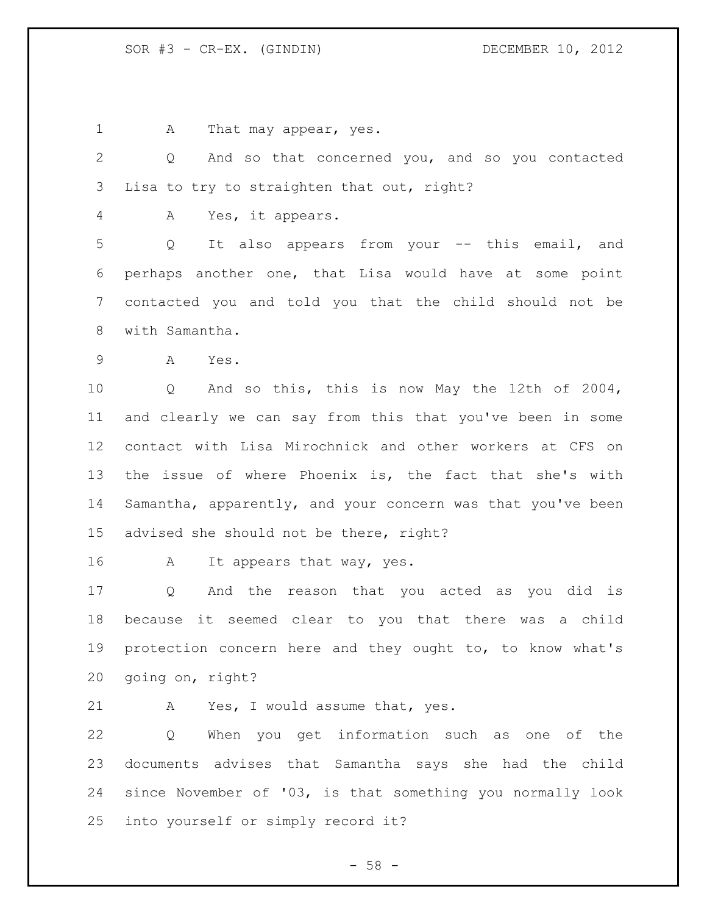A That may appear, yes.

Q And so that concerned you, and so you contacted Lisa to try to straighten that out, right?

A Yes, it appears.

Q It also appears from your -- this email, and perhaps another one, that Lisa would have at some point contacted you and told you that the child should not be with Samantha.

A Yes.

Q And so this, this is now May the 12th of 2004, and clearly we can say from this that you've been in some contact with Lisa Mirochnick and other workers at CFS on the issue of where Phoenix is, the fact that she's with Samantha, apparently, and your concern was that you've been advised she should not be there, right?

A It appears that way, yes.

Q And the reason that you acted as you did is because it seemed clear to you that there was a child protection concern here and they ought to, to know what's going on, right?

A Yes, I would assume that, yes.

Q When you get information such as one of the documents advises that Samantha says she had the child since November of '03, is that something you normally look into yourself or simply record it?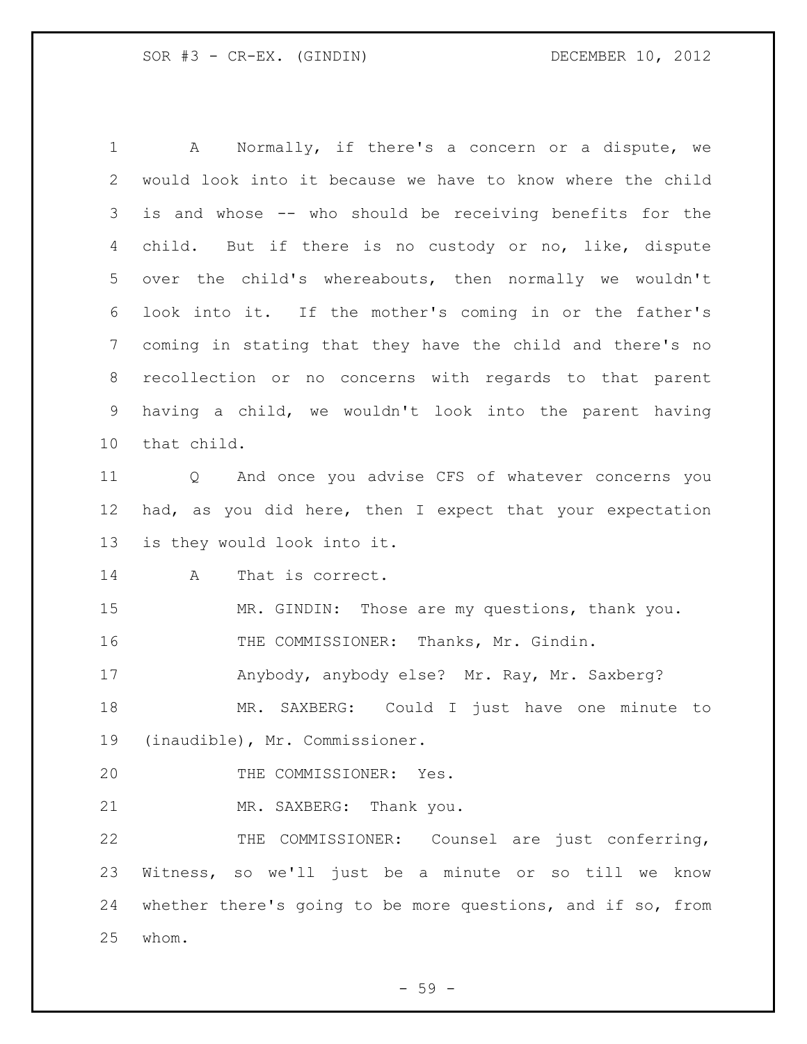A Normally, if there's a concern or a dispute, we would look into it because we have to know where the child is and whose -- who should be receiving benefits for the child. But if there is no custody or no, like, dispute over the child's whereabouts, then normally we wouldn't look into it. If the mother's coming in or the father's coming in stating that they have the child and there's no recollection or no concerns with regards to that parent having a child, we wouldn't look into the parent having that child.

Q And once you advise CFS of whatever concerns you had, as you did here, then I expect that your expectation is they would look into it.

A That is correct.

MR. GINDIN: Those are my questions, thank you.

THE COMMISSIONER: Thanks, Mr. Gindin.

Anybody, anybody else? Mr. Ray, Mr. Saxberg?

MR. SAXBERG: Could I just have one minute to (inaudible), Mr. Commissioner.

THE COMMISSIONER: Yes.

MR. SAXBERG: Thank you.

THE COMMISSIONER: Counsel are just conferring, Witness, so we'll just be a minute or so till we know whether there's going to be more questions, and if so, from whom.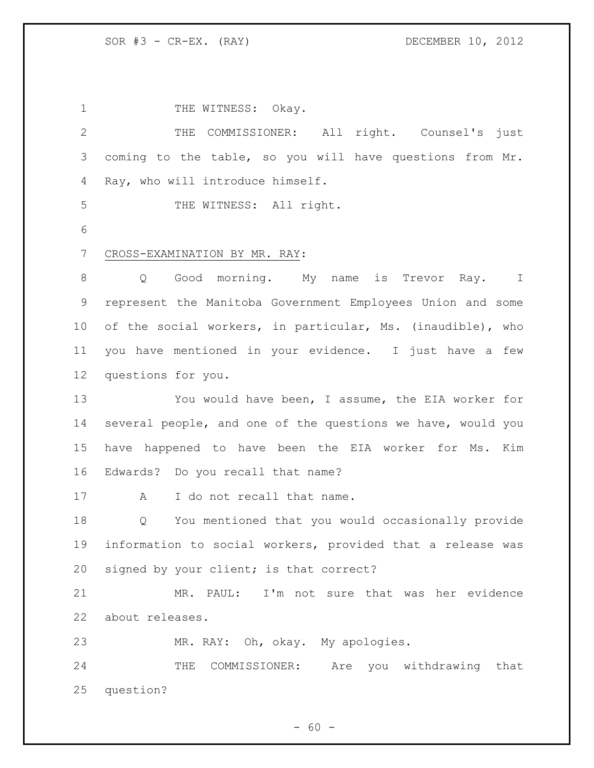THE WITNESS: Okay.

THE COMMISSIONER: All right. Counsel's just coming to the table, so you will have questions from Mr. Ray, who will introduce himself.

THE WITNESS: All right.

CROSS-EXAMINATION BY MR. RAY:

Q Good morning. My name is Trevor Ray. I represent the Manitoba Government Employees Union and some of the social workers, in particular, Ms. (inaudible), who you have mentioned in your evidence. I just have a few questions for you.

You would have been, I assume, the EIA worker for several people, and one of the questions we have, would you have happened to have been the EIA worker for Ms. Kim Edwards? Do you recall that name?

A I do not recall that name.

Q You mentioned that you would occasionally provide information to social workers, provided that a release was signed by your client; is that correct?

MR. PAUL: I'm not sure that was her evidence about releases.

MR. RAY: Oh, okay. My apologies.

THE COMMISSIONER: Are you withdrawing that question?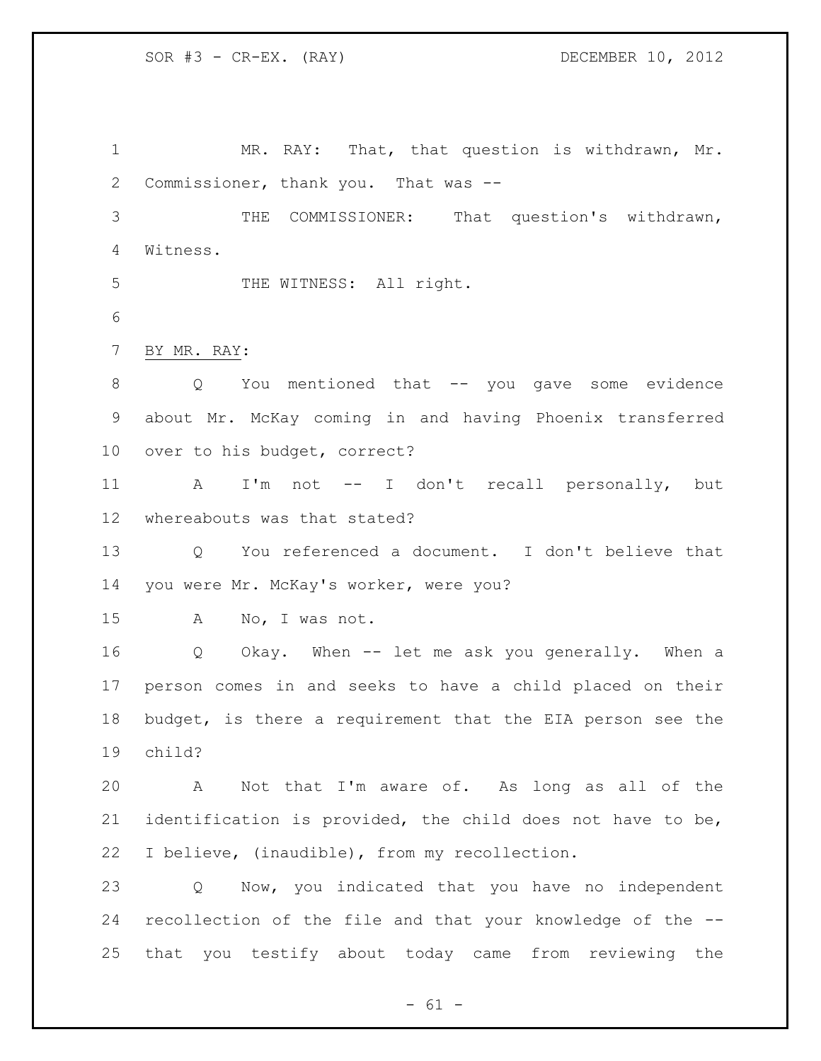MR. RAY: That, that question is withdrawn, Mr. Commissioner, thank you. That was --

THE COMMISSIONER: That question's withdrawn, Witness.

THE WITNESS: All right.

BY MR. RAY:

Q You mentioned that -- you gave some evidence about Mr. McKay coming in and having Phoenix transferred over to his budget, correct?

A I'm not -- I don't recall personally, but whereabouts was that stated?

Q You referenced a document. I don't believe that you were Mr. McKay's worker, were you?

A No, I was not.

Q Okay. When -- let me ask you generally. When a person comes in and seeks to have a child placed on their budget, is there a requirement that the EIA person see the child?

A Not that I'm aware of. As long as all of the identification is provided, the child does not have to be, I believe, (inaudible), from my recollection.

Q Now, you indicated that you have no independent recollection of the file and that your knowledge of the -- that you testify about today came from reviewing the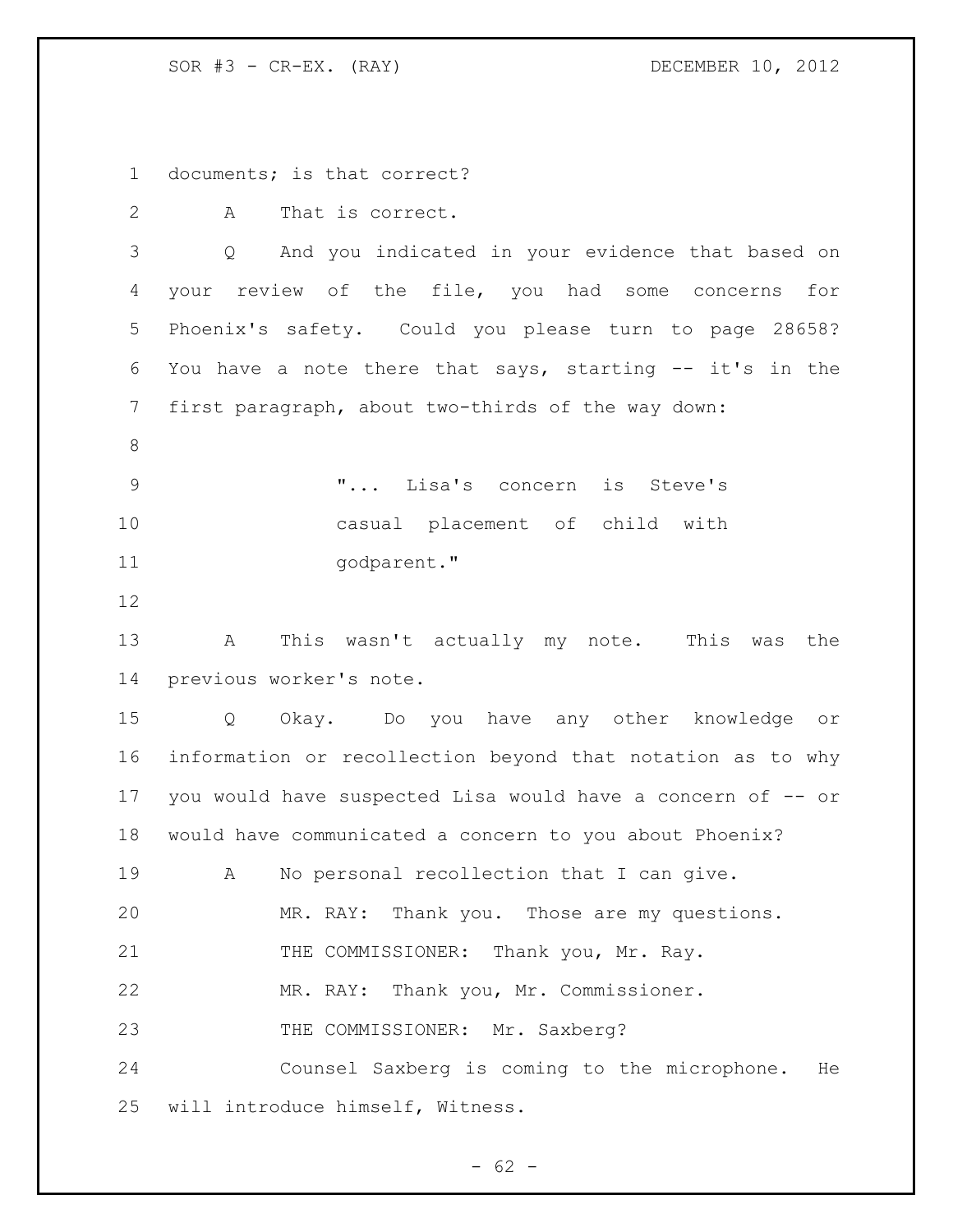documents; is that correct?

A That is correct.

Q And you indicated in your evidence that based on your review of the file, you had some concerns for Phoenix's safety. Could you please turn to page 28658? You have a note there that says, starting -- it's in the first paragraph, about two-thirds of the way down:

> "... Lisa's concern is Steve's casual placement of child with godparent."

A This wasn't actually my note. This was the previous worker's note.

Q Okay. Do you have any other knowledge or information or recollection beyond that notation as to why you would have suspected Lisa would have a concern of -- or would have communicated a concern to you about Phoenix?

A No personal recollection that I can give.

MR. RAY: Thank you. Those are my questions.

THE COMMISSIONER: Thank you, Mr. Ray.

MR. RAY: Thank you, Mr. Commissioner.

THE COMMISSIONER: Mr. Saxberg?

Counsel Saxberg is coming to the microphone. He will introduce himself, Witness.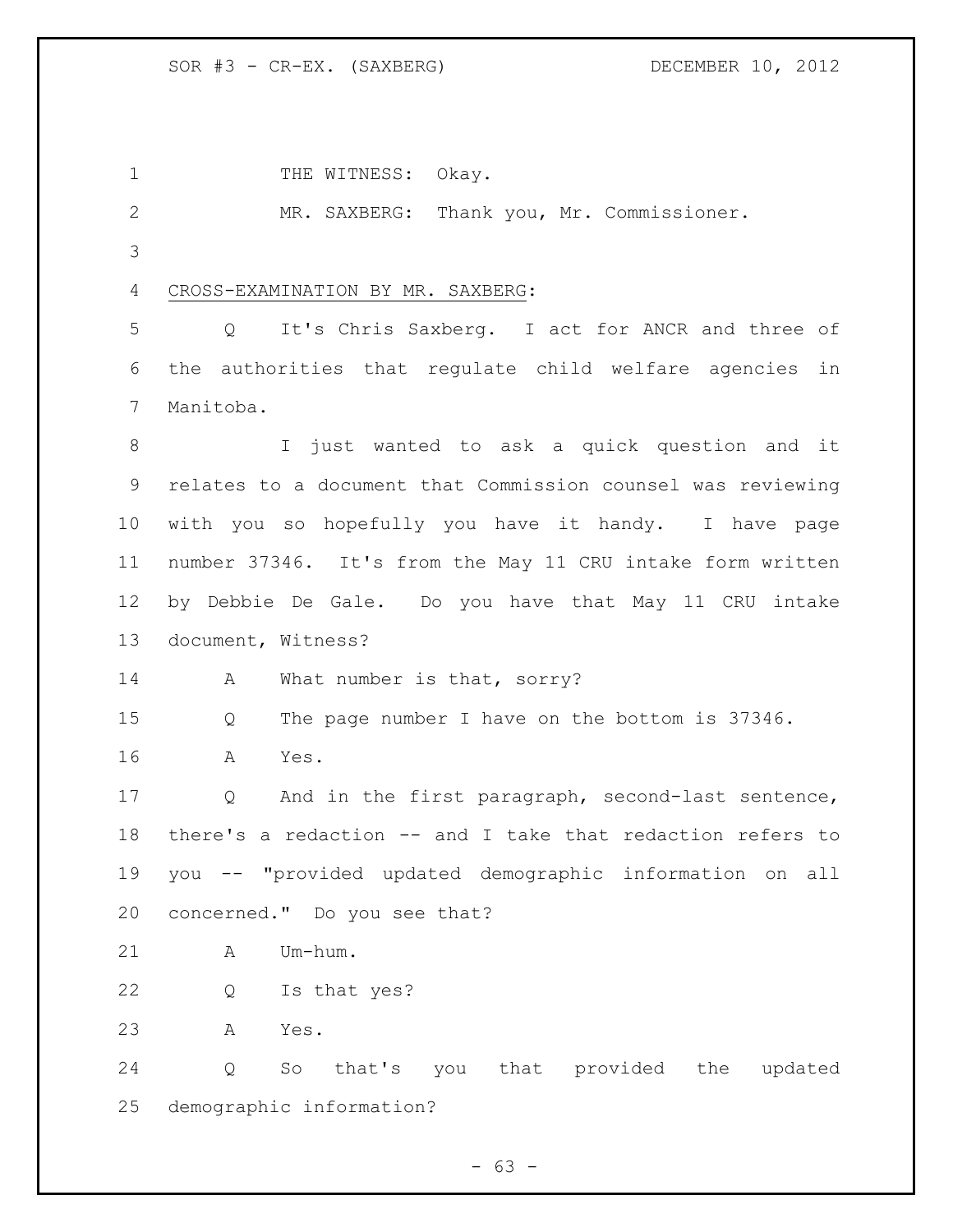THE WITNESS: Okay.

MR. SAXBERG: Thank you, Mr. Commissioner.

CROSS-EXAMINATION BY MR. SAXBERG:

Q It's Chris Saxberg. I act for ANCR and three of the authorities that regulate child welfare agencies in Manitoba.

I just wanted to ask a quick question and it relates to a document that Commission counsel was reviewing with you so hopefully you have it handy. I have page number 37346. It's from the May 11 CRU intake form written by Debbie De Gale. Do you have that May 11 CRU intake document, Witness?

A What number is that, sorry?

Q The page number I have on the bottom is 37346.

A Yes.

Q And in the first paragraph, second-last sentence, there's a redaction -- and I take that redaction refers to you -- "provided updated demographic information on all concerned." Do you see that?

A Um-hum.

Q Is that yes?

A Yes.

Q So that's you that provided the updated demographic information?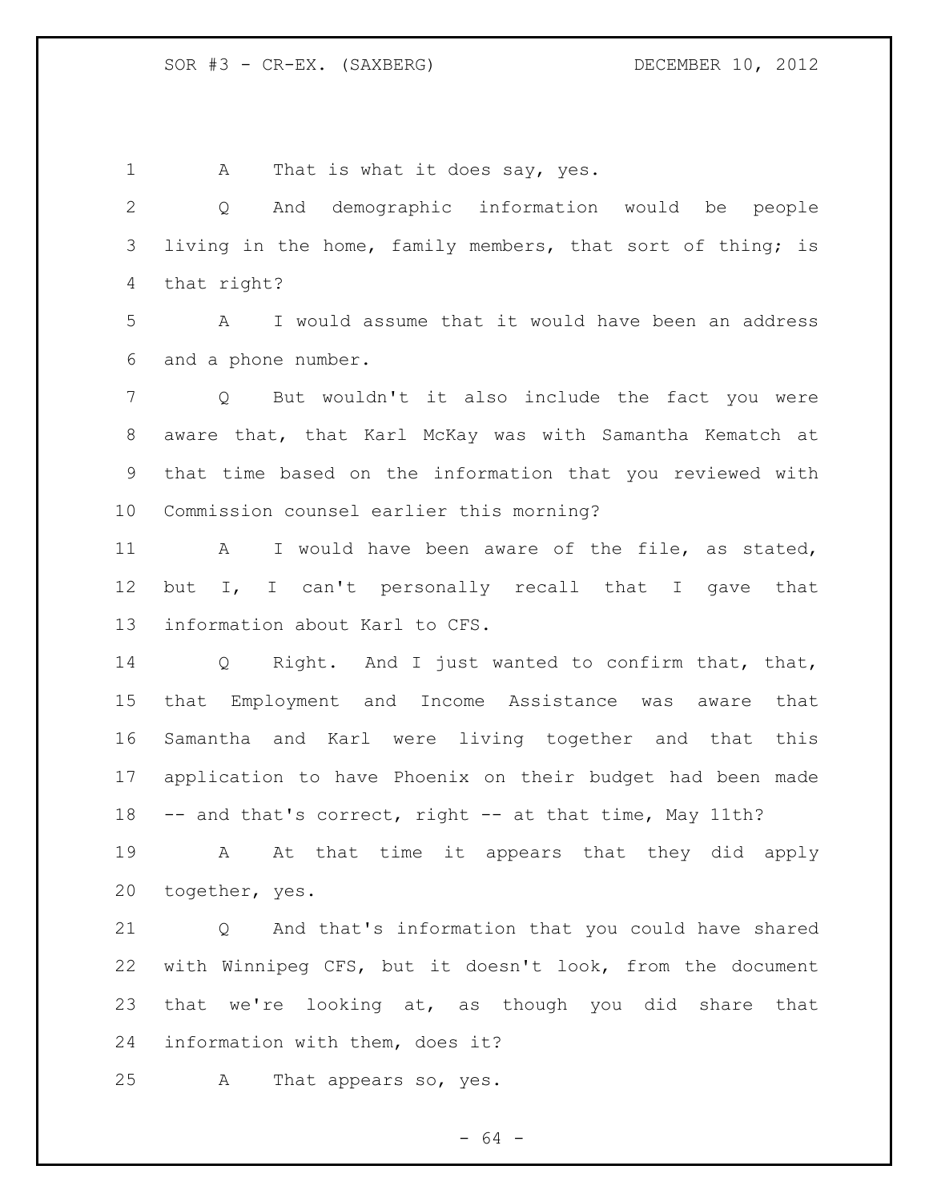A That is what it does say, yes.

Q And demographic information would be people living in the home, family members, that sort of thing; is that right?

A I would assume that it would have been an address and a phone number.

Q But wouldn't it also include the fact you were aware that, that Karl McKay was with Samantha Kematch at that time based on the information that you reviewed with Commission counsel earlier this morning?

A I would have been aware of the file, as stated, but I, I can't personally recall that I gave that information about Karl to CFS.

Q Right. And I just wanted to confirm that, that, that Employment and Income Assistance was aware that Samantha and Karl were living together and that this application to have Phoenix on their budget had been made -- and that's correct, right -- at that time, May 11th?

A At that time it appears that they did apply together, yes.

Q And that's information that you could have shared with Winnipeg CFS, but it doesn't look, from the document that we're looking at, as though you did share that information with them, does it?

A That appears so, yes.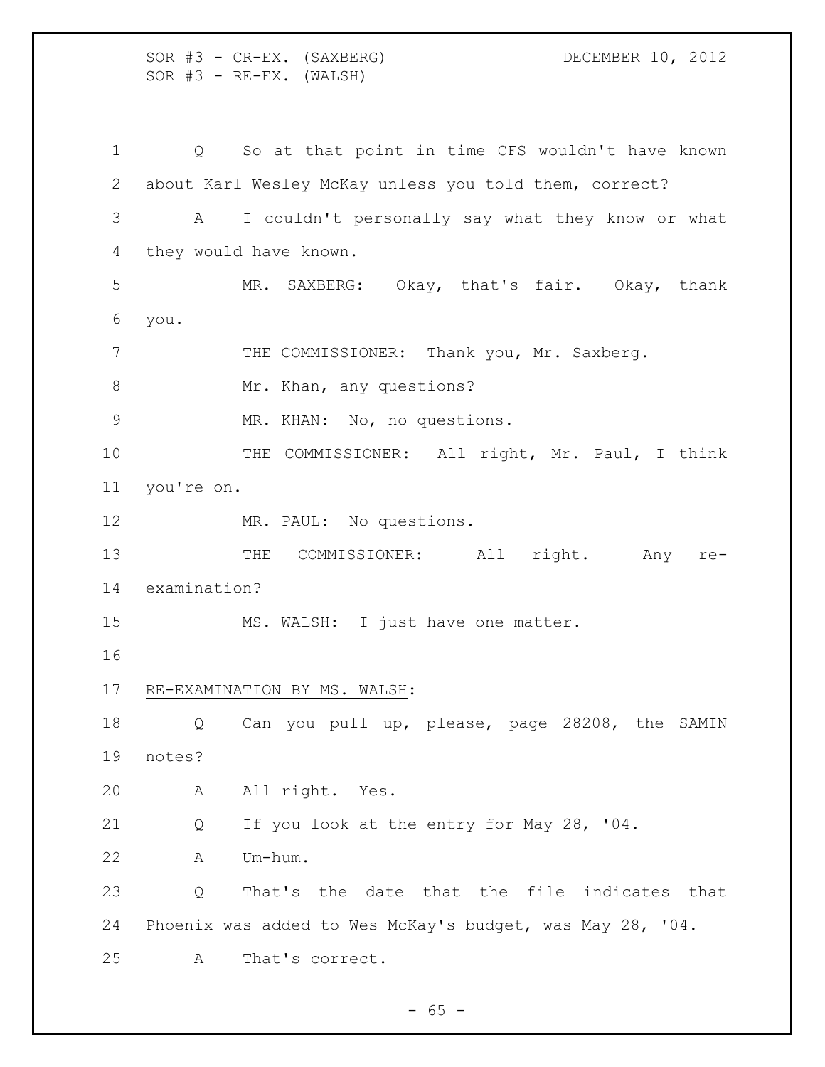Q So at that point in time CFS wouldn't have known about Karl Wesley McKay unless you told them, correct?

A I couldn't personally say what they know or what they would have known.

MR. SAXBERG: Okay, that's fair. Okay, thank you.

THE COMMISSIONER: Thank you, Mr. Saxberg.

Mr. Khan, any questions?

MR. KHAN: No, no questions.

THE COMMISSIONER: All right, Mr. Paul, I think you're on.

MR. PAUL: No questions.

THE COMMISSIONER: All right. Any re-examination?

MS. WALSH: I just have one matter.

RE-EXAMINATION BY MS. WALSH:

Q Can you pull up, please, page 28208, the SAMIN notes?

A All right. Yes.

Q If you look at the entry for May 28, '04.

A Um-hum.

Q That's the date that the file indicates that Phoenix was added to Wes McKay's budget, was May 28, '04.

A That's correct.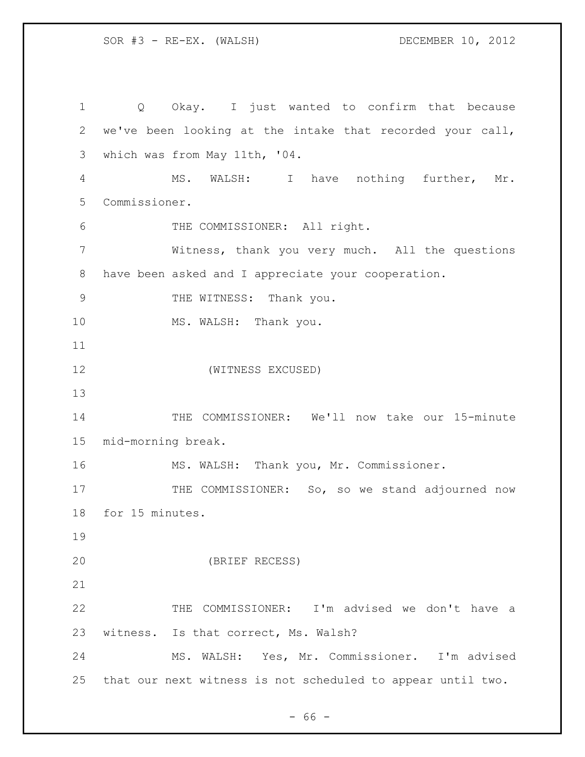Q Okay. I just wanted to confirm that because we've been looking at the intake that recorded your call, which was from May 11th, '04.

MS. WALSH: I have nothing further, Mr. Commissioner.

THE COMMISSIONER: All right.

Witness, thank you very much. All the questions have been asked and I appreciate your cooperation.

THE WITNESS: Thank you.

MS. WALSH: Thank you.

(WITNESS EXCUSED)

THE COMMISSIONER: We'll now take our 15-minute mid-morning break.

MS. WALSH: Thank you, Mr. Commissioner.

THE COMMISSIONER: So, so we stand adjourned now for 15 minutes.

(BRIEF RECESS)

THE COMMISSIONER: I'm advised we don't have a witness. Is that correct, Ms. Walsh?

MS. WALSH: Yes, Mr. Commissioner. I'm advised that our next witness is not scheduled to appear until two.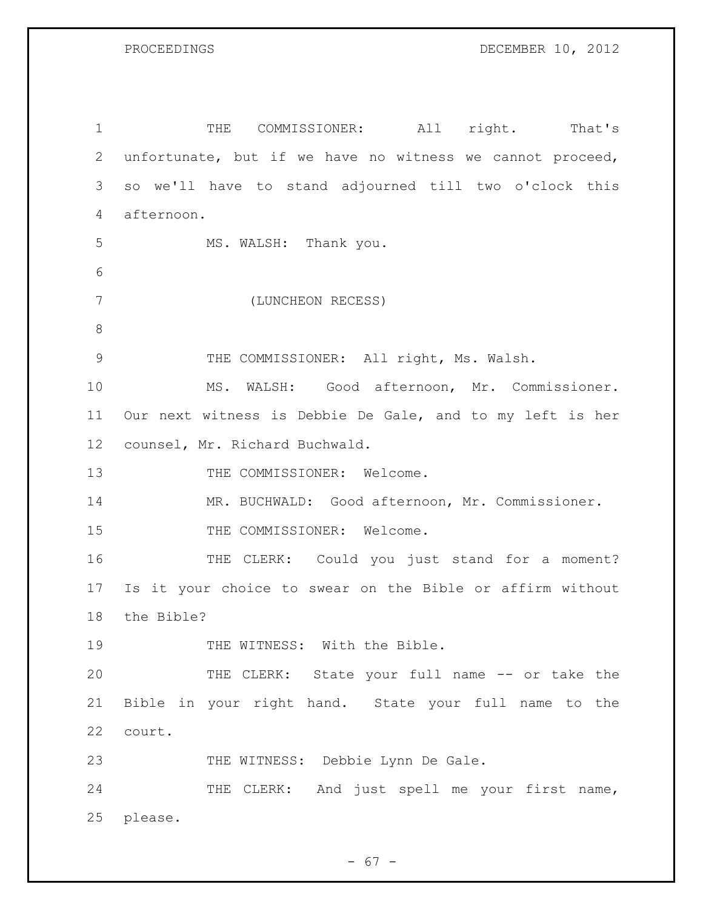THE COMMISSIONER: All right. That's unfortunate, but if we have no witness we cannot proceed, so we'll have to stand adjourned till two o'clock this afternoon.

MS. WALSH: Thank you.

(LUNCHEON RECESS)

THE COMMISSIONER: All right, Ms. Walsh.

MS. WALSH: Good afternoon, Mr. Commissioner. Our next witness is Debbie De Gale, and to my left is her counsel, Mr. Richard Buchwald.

THE COMMISSIONER: Welcome.

MR. BUCHWALD: Good afternoon, Mr. Commissioner.

THE COMMISSIONER: Welcome.

THE CLERK: Could you just stand for a moment? Is it your choice to swear on the Bible or affirm without the Bible?

THE WITNESS: With the Bible.

THE CLERK: State your full name -- or take the Bible in your right hand. State your full name to the court.

THE WITNESS: Debbie Lynn De Gale.

THE CLERK: And just spell me your first name, please.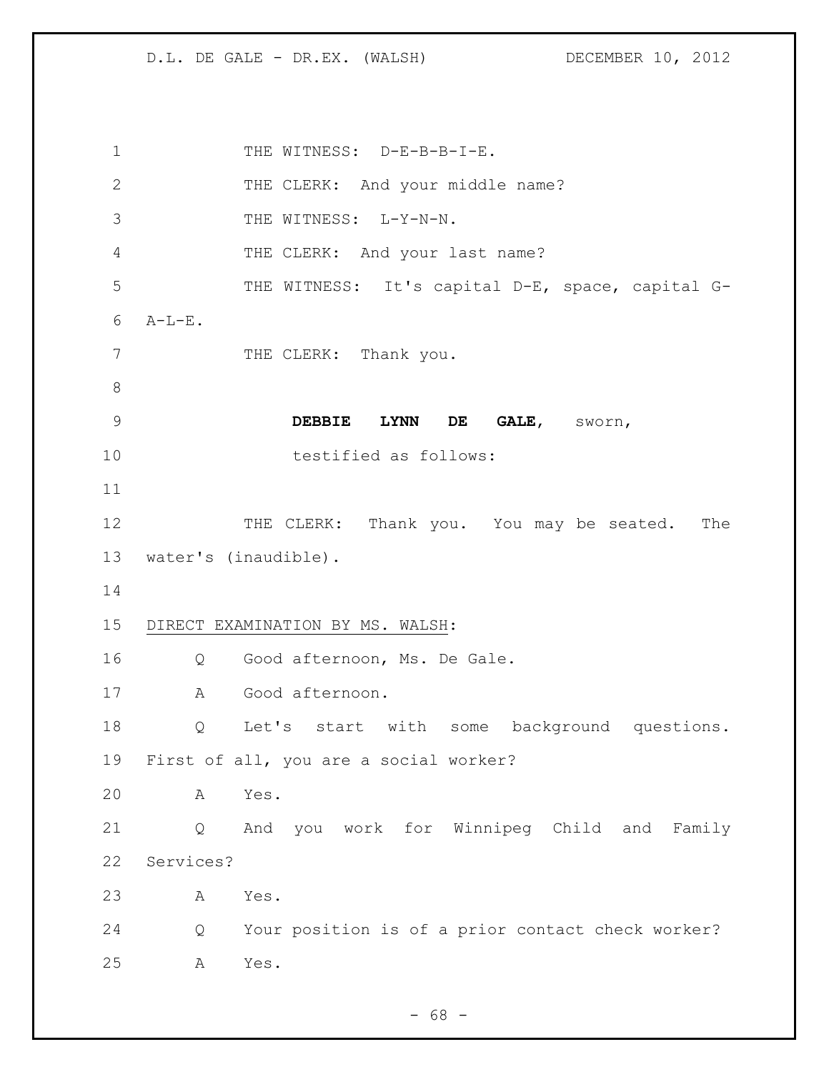THE WITNESS: D-E-B-B-I-E.

THE CLERK: And your middle name?

THE WITNESS: L-Y-N-N.

THE CLERK: And your last name?

THE WITNESS: It's capital D-E, space, capital G-A-L-E.

THE CLERK: Thank you.

**DEBBIE LYNN DE GALE,** sworn,
testified as follows:

THE CLERK: Thank you. You may be seated. The water's (inaudible).

DIRECT EXAMINATION BY MS. WALSH:

Q Good afternoon, Ms. De Gale.

A Good afternoon.

Q Let's start with some background questions. First of all, you are a social worker?

A Yes.

Q And you work for Winnipeg Child and Family Services?

A Yes.

Q Your position is of a prior contact check worker?

A Yes.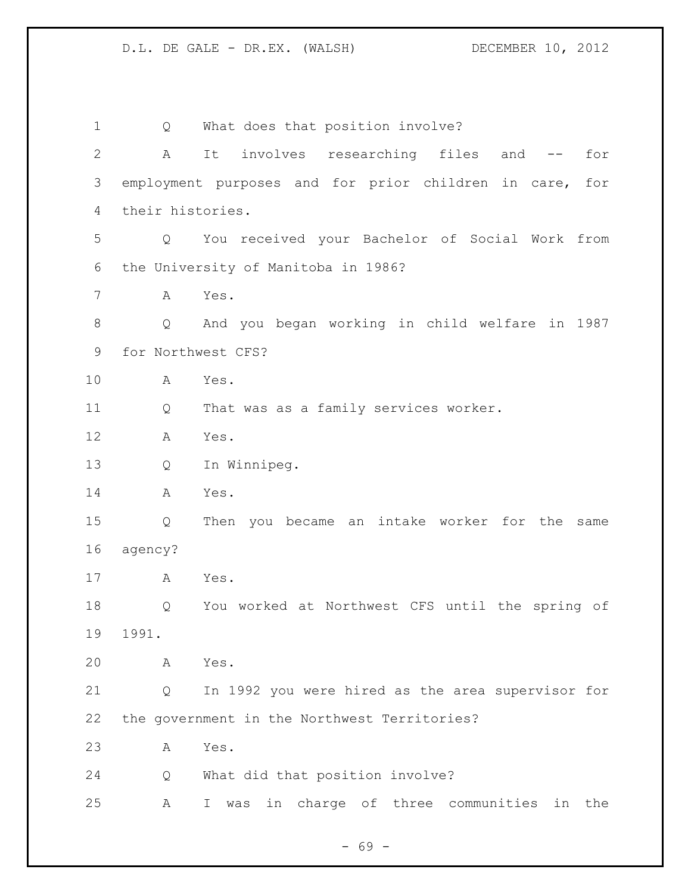1 Q What does that position involve?

2 A It involves researching files and -- for

3 employment purposes and for prior children in care, for

4 their histories.

5 Q You received your Bachelor of Social Work from

6 the University of Manitoba in 1986?

7 A Yes.

8 Q And you began working in child welfare in 1987

9 for Northwest CFS?

10 A Yes.

11 Q That was as a family services worker.

12 A Yes.

13 Q In Winnipeg.

14 A Yes.

15 Q Then you became an intake worker for the same

16 agency?

17 A Yes.

18 Q You worked at Northwest CFS until the spring of

19 1991.

20 A Yes.

21 Q In 1992 you were hired as the area supervisor for

22 the government in the Northwest Territories?

23 A Yes.

24 Q What did that position involve?

25 A I was in charge of three communities in the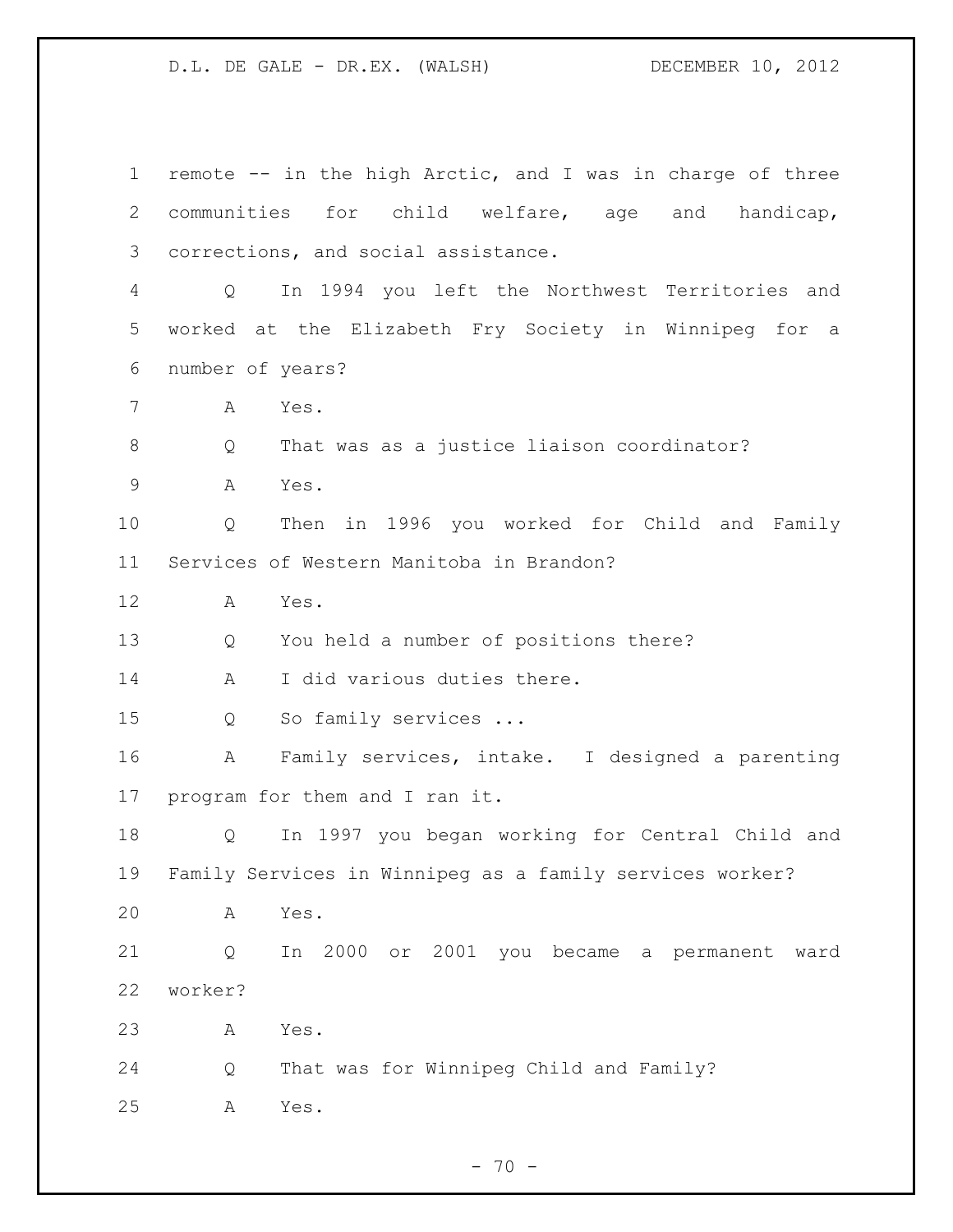remote -- in the high Arctic, and I was in charge of three communities for child welfare, age and handicap, corrections, and social assistance.

Q In 1994 you left the Northwest Territories and worked at the Elizabeth Fry Society in Winnipeg for a number of years?

A Yes.

Q That was as a justice liaison coordinator?

A Yes.

Q Then in 1996 you worked for Child and Family Services of Western Manitoba in Brandon?

A Yes.

Q You held a number of positions there?

A I did various duties there.

Q So family services ...

A Family services, intake. I designed a parenting program for them and I ran it.

Q In 1997 you began working for Central Child and Family Services in Winnipeg as a family services worker?

A Yes.

Q In 2000 or 2001 you became a permanent ward worker?

A Yes.

Q That was for Winnipeg Child and Family?

A Yes.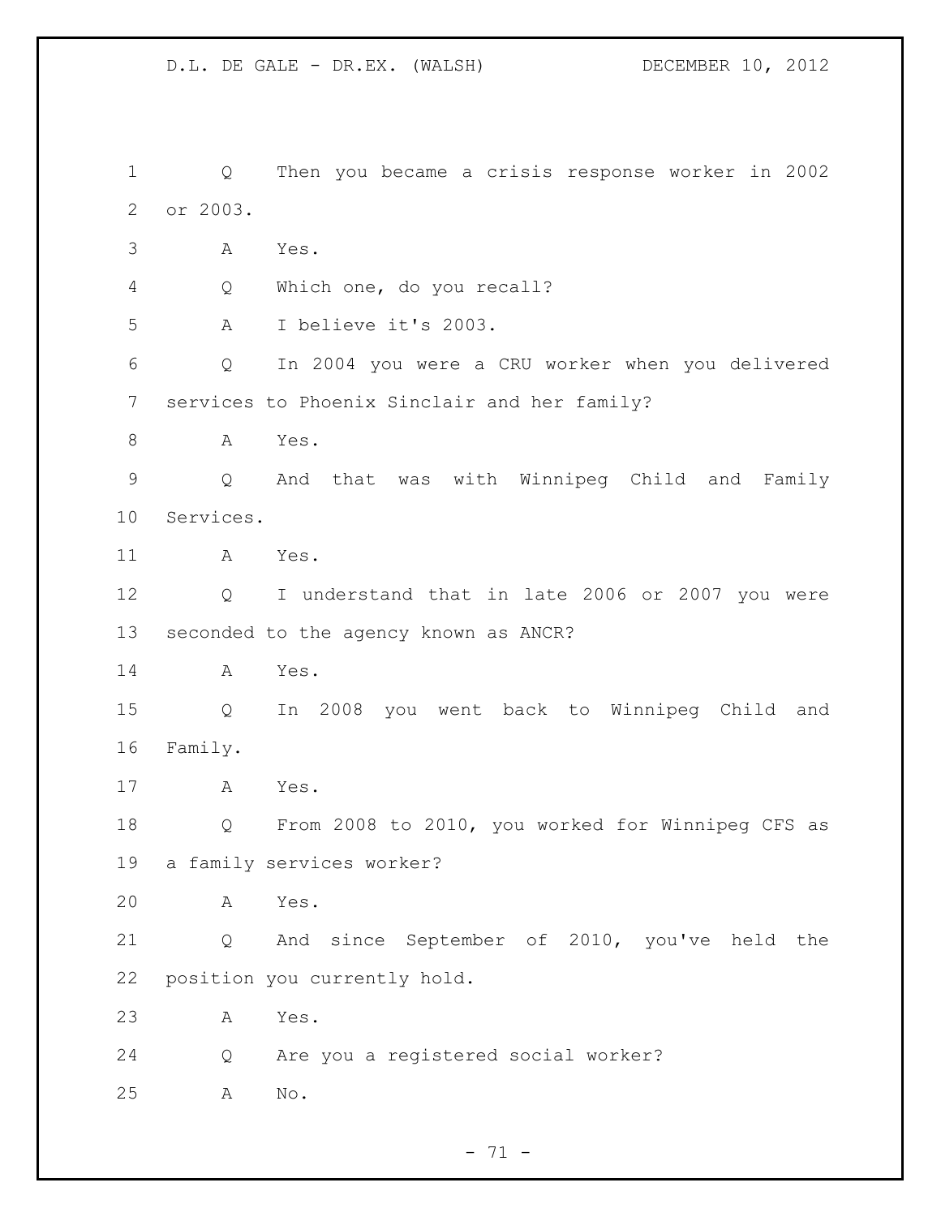Q Then you became a crisis response worker in 2002 or 2003.

A Yes.

Q Which one, do you recall?

A I believe it's 2003.

Q In 2004 you were a CRU worker when you delivered services to Phoenix Sinclair and her family?

A Yes.

Q And that was with Winnipeg Child and Family Services.

A Yes.

Q I understand that in late 2006 or 2007 you were seconded to the agency known as ANCR?

A Yes.

Q In 2008 you went back to Winnipeg Child and Family.

A Yes.

Q From 2008 to 2010, you worked for Winnipeg CFS as a family services worker?

A Yes.

Q And since September of 2010, you've held the position you currently hold.

A Yes.

Q Are you a registered social worker?

A No.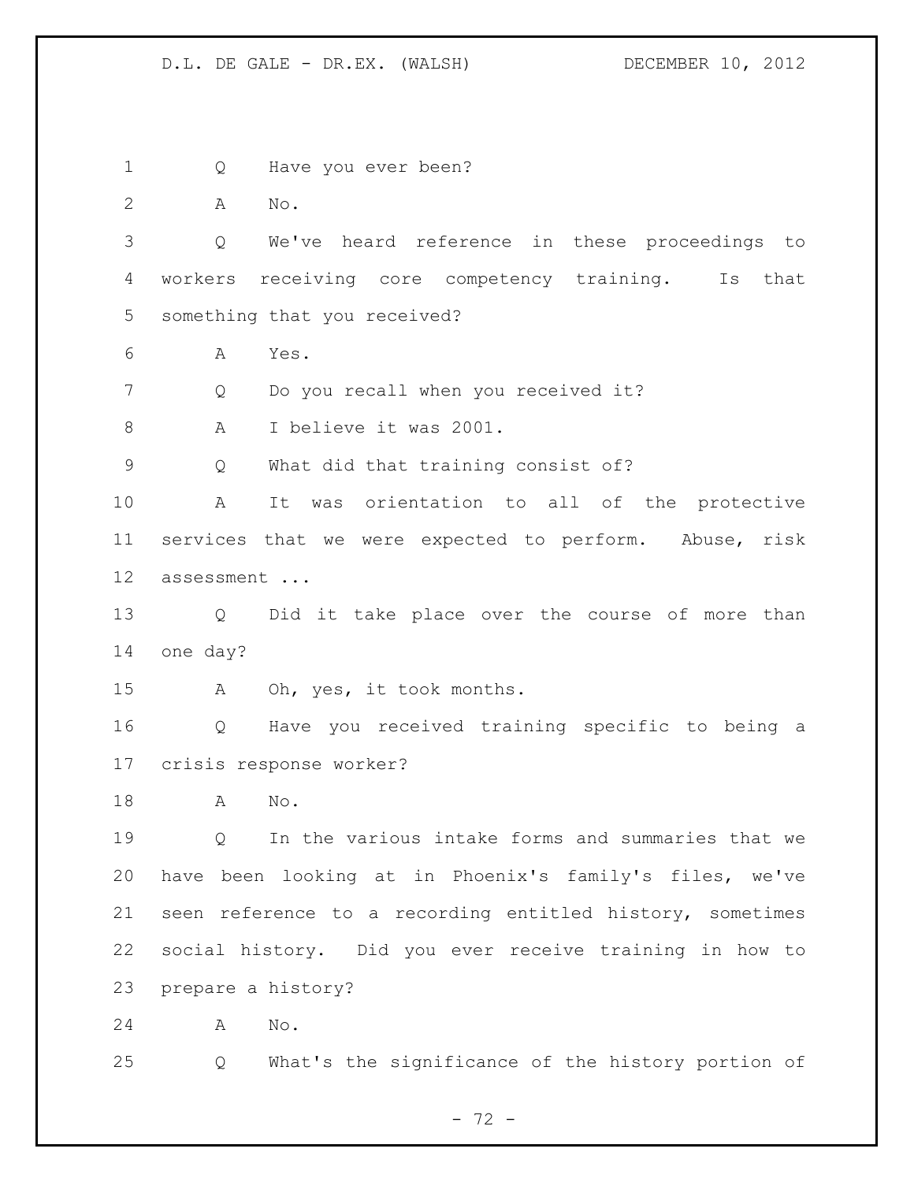Q Have you ever been?

A No.

Q We've heard reference in these proceedings to workers receiving core competency training. Is that something that you received?

A Yes.

Q Do you recall when you received it?

A I believe it was 2001.

Q What did that training consist of?

A It was orientation to all of the protective services that we were expected to perform. Abuse, risk assessment ...

Q Did it take place over the course of more than one day?

A Oh, yes, it took months.

Q Have you received training specific to being a crisis response worker?

A No.

Q In the various intake forms and summaries that we have been looking at in Phoenix's family's files, we've seen reference to a recording entitled history, sometimes social history. Did you ever receive training in how to prepare a history?

A No.

Q What's the significance of the history portion of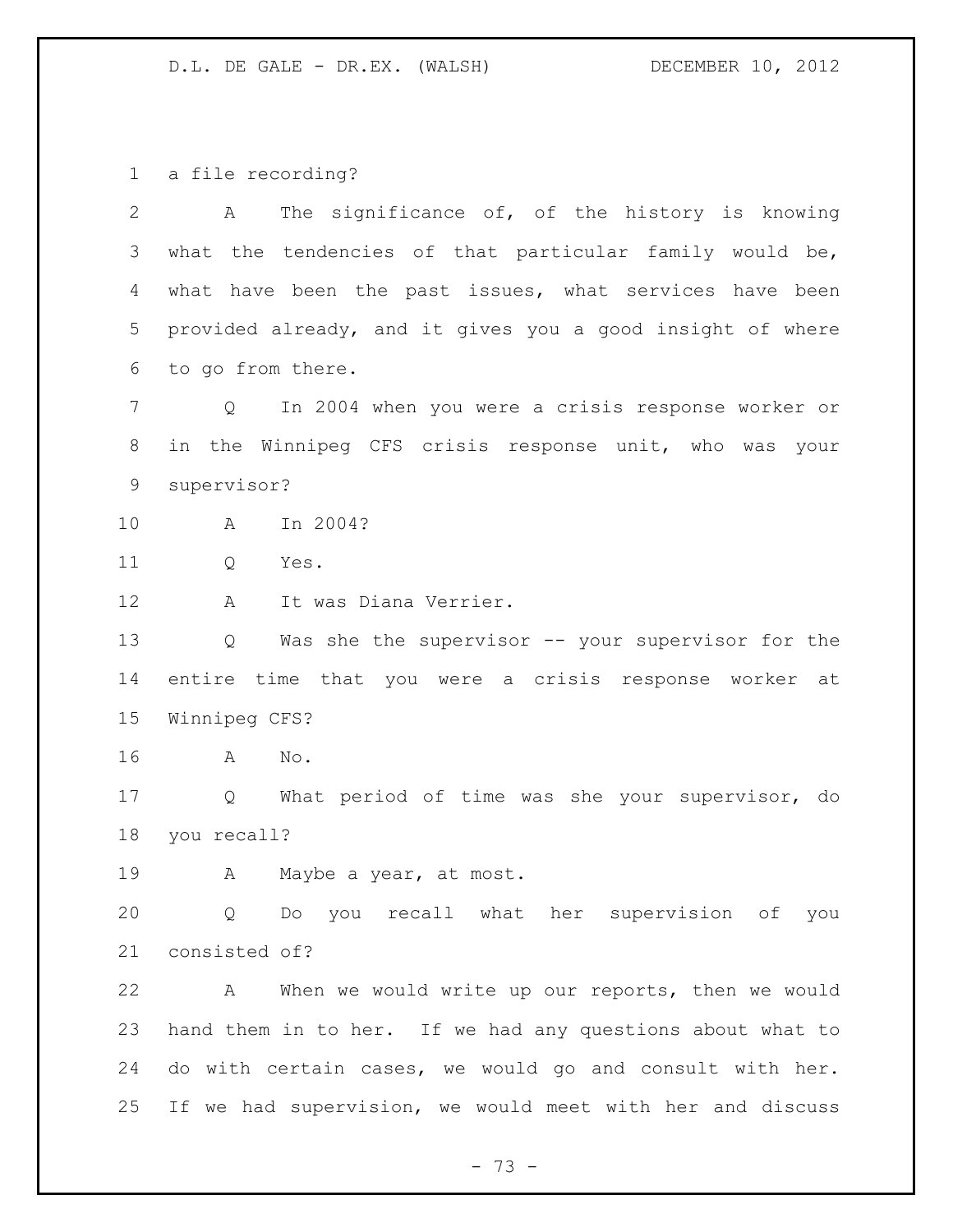a file recording?

A The significance of, of the history is knowing what the tendencies of that particular family would be, what have been the past issues, what services have been provided already, and it gives you a good insight of where to go from there.

Q In 2004 when you were a crisis response worker or in the Winnipeg CFS crisis response unit, who was your supervisor?

A In 2004?

Q Yes.

A It was Diana Verrier.

Q Was she the supervisor -- your supervisor for the entire time that you were a crisis response worker at Winnipeg CFS?

A No.

Q What period of time was she your supervisor, do you recall?

A Maybe a year, at most.

Q Do you recall what her supervision of you consisted of?

A When we would write up our reports, then we would hand them in to her. If we had any questions about what to do with certain cases, we would go and consult with her. If we had supervision, we would meet with her and discuss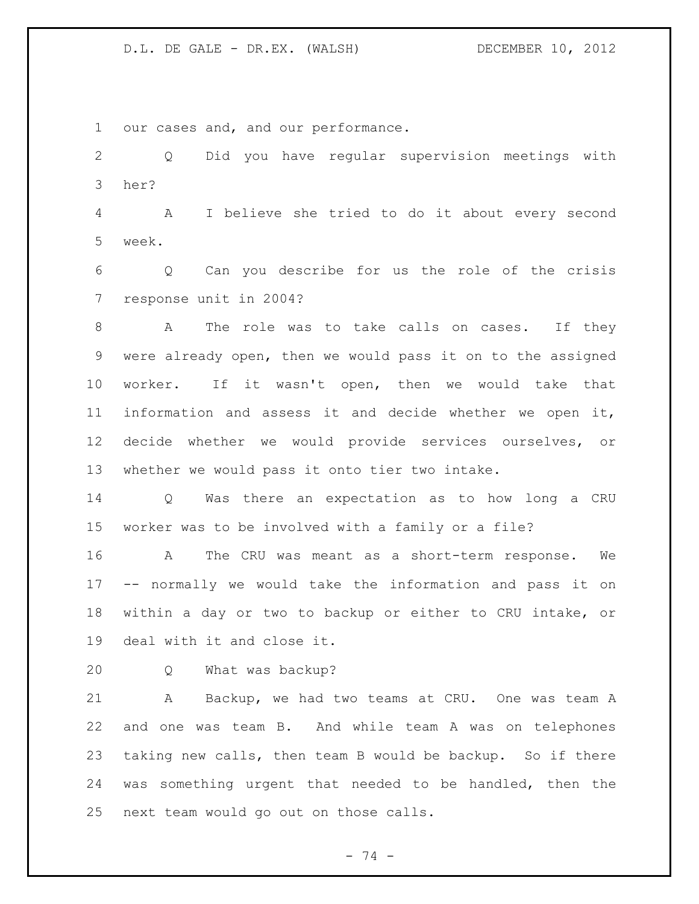our cases and, and our performance.

Q Did you have regular supervision meetings with her?

A I believe she tried to do it about every second week.

Q Can you describe for us the role of the crisis response unit in 2004?

A The role was to take calls on cases. If they were already open, then we would pass it on to the assigned worker. If it wasn't open, then we would take that information and assess it and decide whether we open it, decide whether we would provide services ourselves, or whether we would pass it onto tier two intake.

Q Was there an expectation as to how long a CRU worker was to be involved with a family or a file?

A The CRU was meant as a short-term response. We -- normally we would take the information and pass it on within a day or two to backup or either to CRU intake, or deal with it and close it.

Q What was backup?

A Backup, we had two teams at CRU. One was team A and one was team B. And while team A was on telephones taking new calls, then team B would be backup. So if there was something urgent that needed to be handled, then the next team would go out on those calls.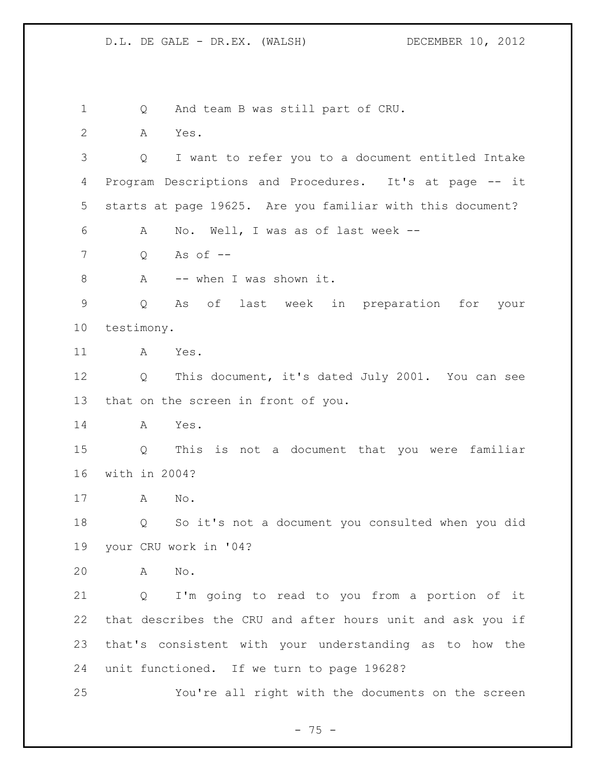Q And team B was still part of CRU.

A Yes.

Q I want to refer you to a document entitled Intake Program Descriptions and Procedures. It's at page -- it starts at page 19625. Are you familiar with this document?

A No. Well, I was as of last week --

Q As of --

A -- when I was shown it.

Q As of last week in preparation for your testimony.

A Yes.

Q This document, it's dated July 2001. You can see that on the screen in front of you.

A Yes.

Q This is not a document that you were familiar with in 2004?

A No.

Q So it's not a document you consulted when you did your CRU work in '04?

A No.

Q I'm going to read to you from a portion of it that describes the CRU and after hours unit and ask you if that's consistent with your understanding as to how the unit functioned. If we turn to page 19628?

You're all right with the documents on the screen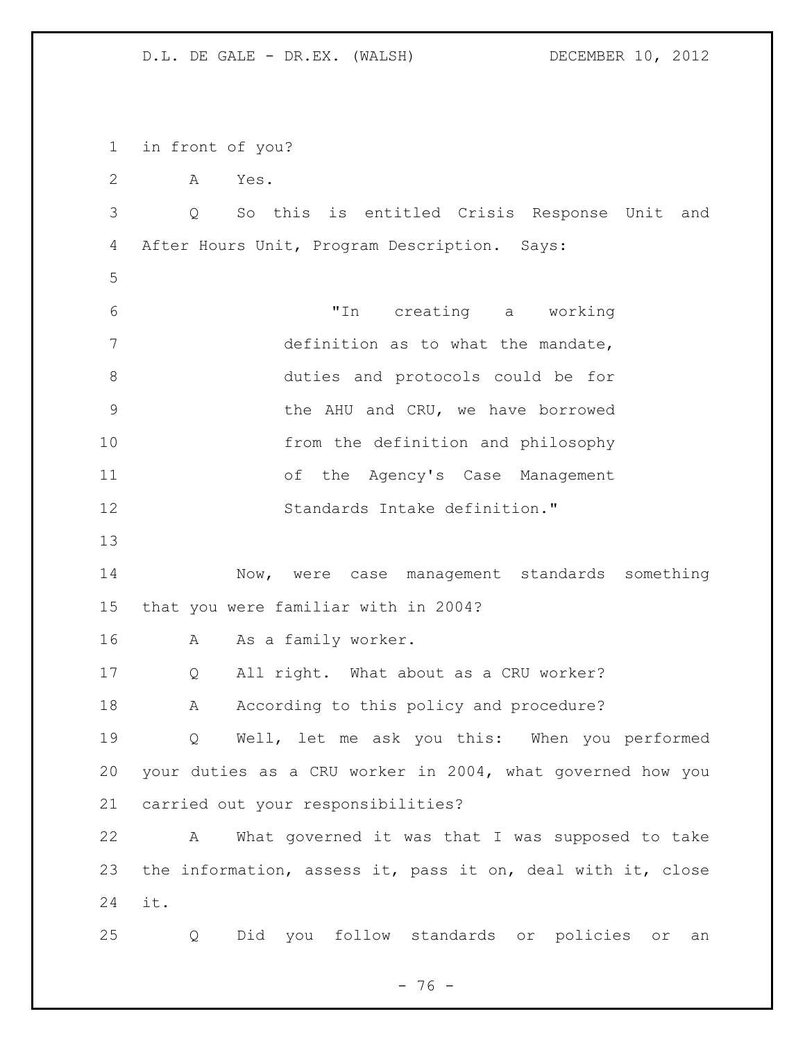in front of you?

A Yes.

Q So this is entitled Crisis Response Unit and After Hours Unit, Program Description. Says:

> "In creating a working definition as to what the mandate, duties and protocols could be for the AHU and CRU, we have borrowed from the definition and philosophy of the Agency's Case Management Standards Intake definition."

Now, were case management standards something that you were familiar with in 2004?

A As a family worker.

Q All right. What about as a CRU worker?

A According to this policy and procedure?

Q Well, let me ask you this: When you performed your duties as a CRU worker in 2004, what governed how you carried out your responsibilities?

A What governed it was that I was supposed to take the information, assess it, pass it on, deal with it, close it.

Q Did you follow standards or policies or an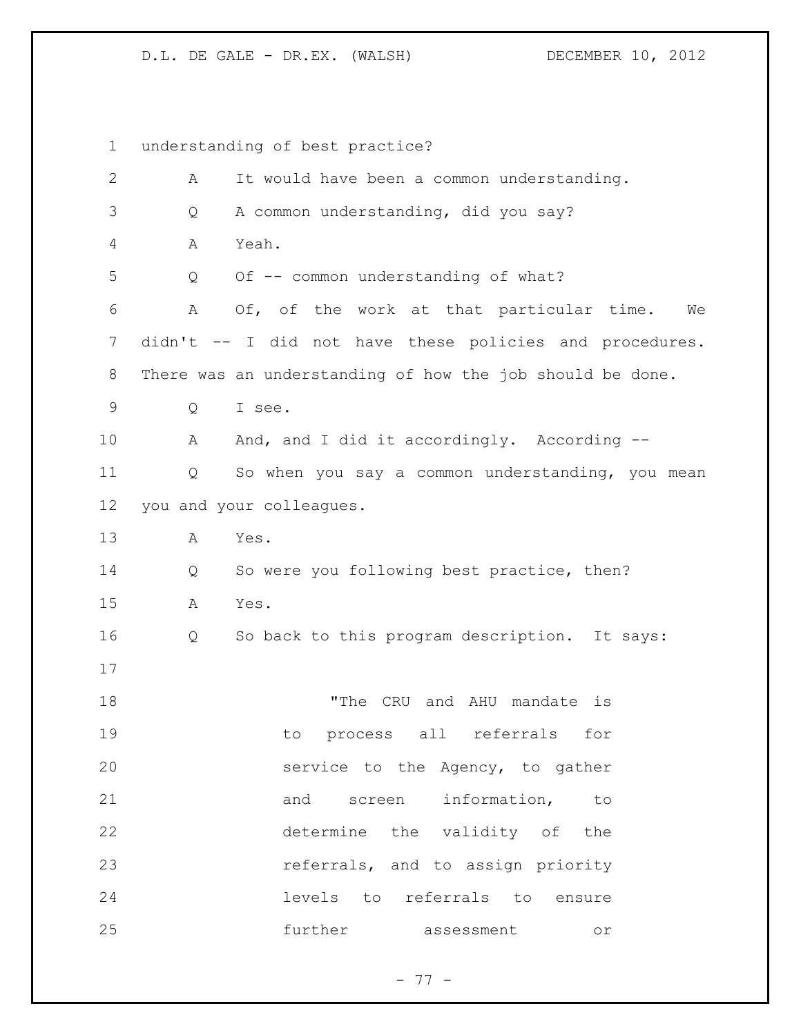understanding of best practice?

A It would have been a common understanding.

Q A common understanding, did you say?

A Yeah.

Q Of -- common understanding of what?

A Of, of the work at that particular time. We didn't -- I did not have these policies and procedures. There was an understanding of how the job should be done.

Q I see.

A And, and I did it accordingly. According --

Q So when you say a common understanding, you mean you and your colleagues.

A Yes.

Q So were you following best practice, then?

A Yes.

Q So back to this program description. It says:

> "The CRU and AHU mandate is to process all referrals for service to the Agency, to gather and screen information, to determine the validity of the referrals, and to assign priority levels to referrals to ensure further assessment or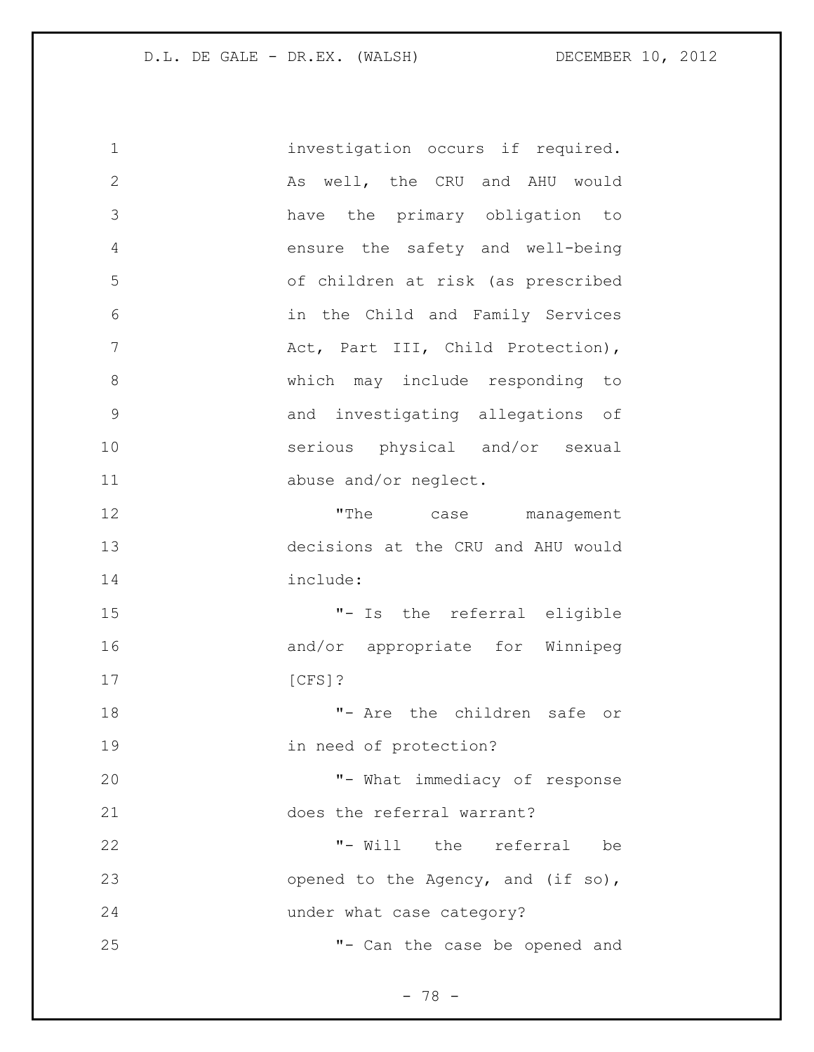investigation occurs if required. As well, the CRU and AHU would have the primary obligation to ensure the safety and well-being of children at risk (as prescribed in the Child and Family Services Act, Part III, Child Protection), which may include responding to and investigating allegations of serious physical and/or sexual abuse and/or neglect.

"The case management decisions at the CRU and AHU would include:

"- Is the referral eligible and/or appropriate for Winnipeg [CFS]?

"- Are the children safe or in need of protection?

"- What immediacy of response does the referral warrant?

"- Will the referral be opened to the Agency, and (if so), under what case category?

"- Can the case be opened and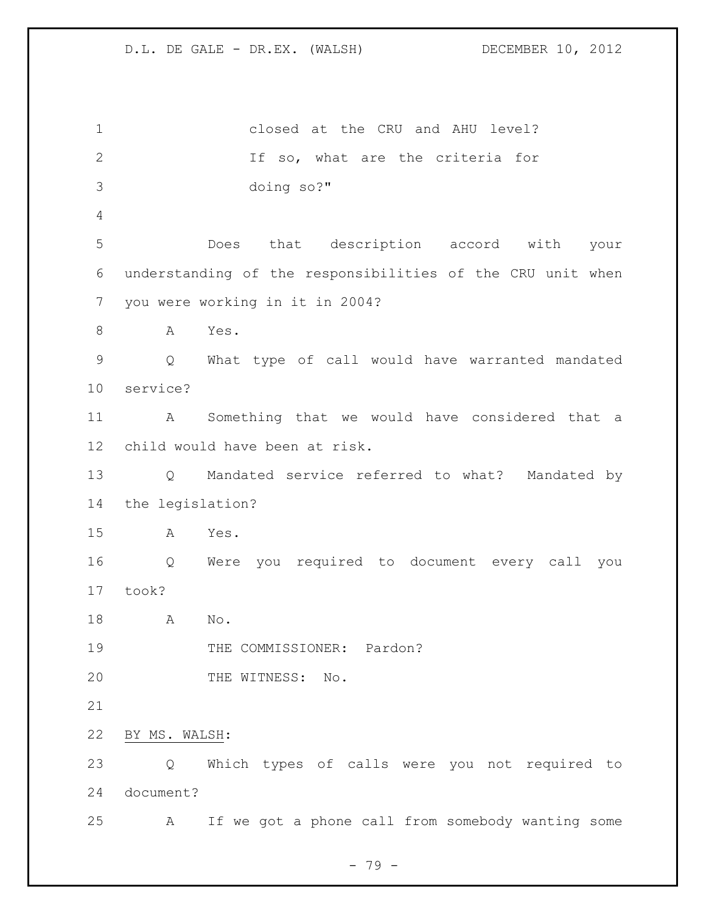closed at the CRU and AHU level?
If so, what are the criteria for
doing so?"

Does that description accord with your understanding of the responsibilities of the CRU unit when you were working in it in 2004?

A Yes.

Q What type of call would have warranted mandated service?

A Something that we would have considered that a child would have been at risk.

Q Mandated service referred to what? Mandated by the legislation?

A Yes.

Q Were you required to document every call you took?

A No.

THE COMMISSIONER: Pardon?

THE WITNESS: No.

BY MS. WALSH:

Q Which types of calls were you not required to document?

A If we got a phone call from somebody wanting some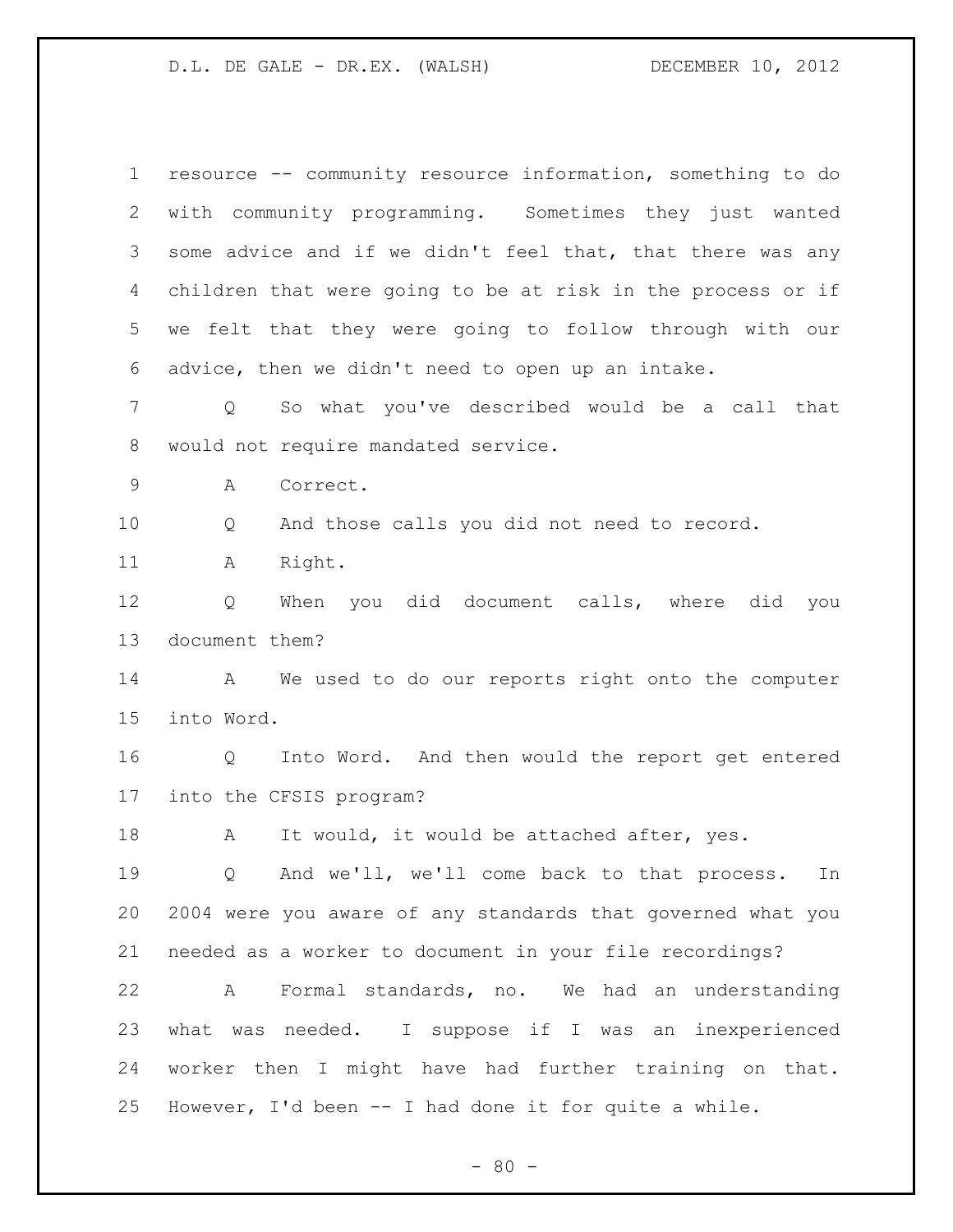resource -- community resource information, something to do with community programming. Sometimes they just wanted some advice and if we didn't feel that, that there was any children that were going to be at risk in the process or if we felt that they were going to follow through with our advice, then we didn't need to open up an intake.

Q So what you've described would be a call that would not require mandated service.

A Correct.

Q And those calls you did not need to record.

A Right.

Q When you did document calls, where did you document them?

A We used to do our reports right onto the computer into Word.

Q Into Word. And then would the report get entered into the CFSIS program?

A It would, it would be attached after, yes.

Q And we'll, we'll come back to that process. In 2004 were you aware of any standards that governed what you needed as a worker to document in your file recordings?

A Formal standards, no. We had an understanding what was needed. I suppose if I was an inexperienced worker then I might have had further training on that. However, I'd been -- I had done it for quite a while.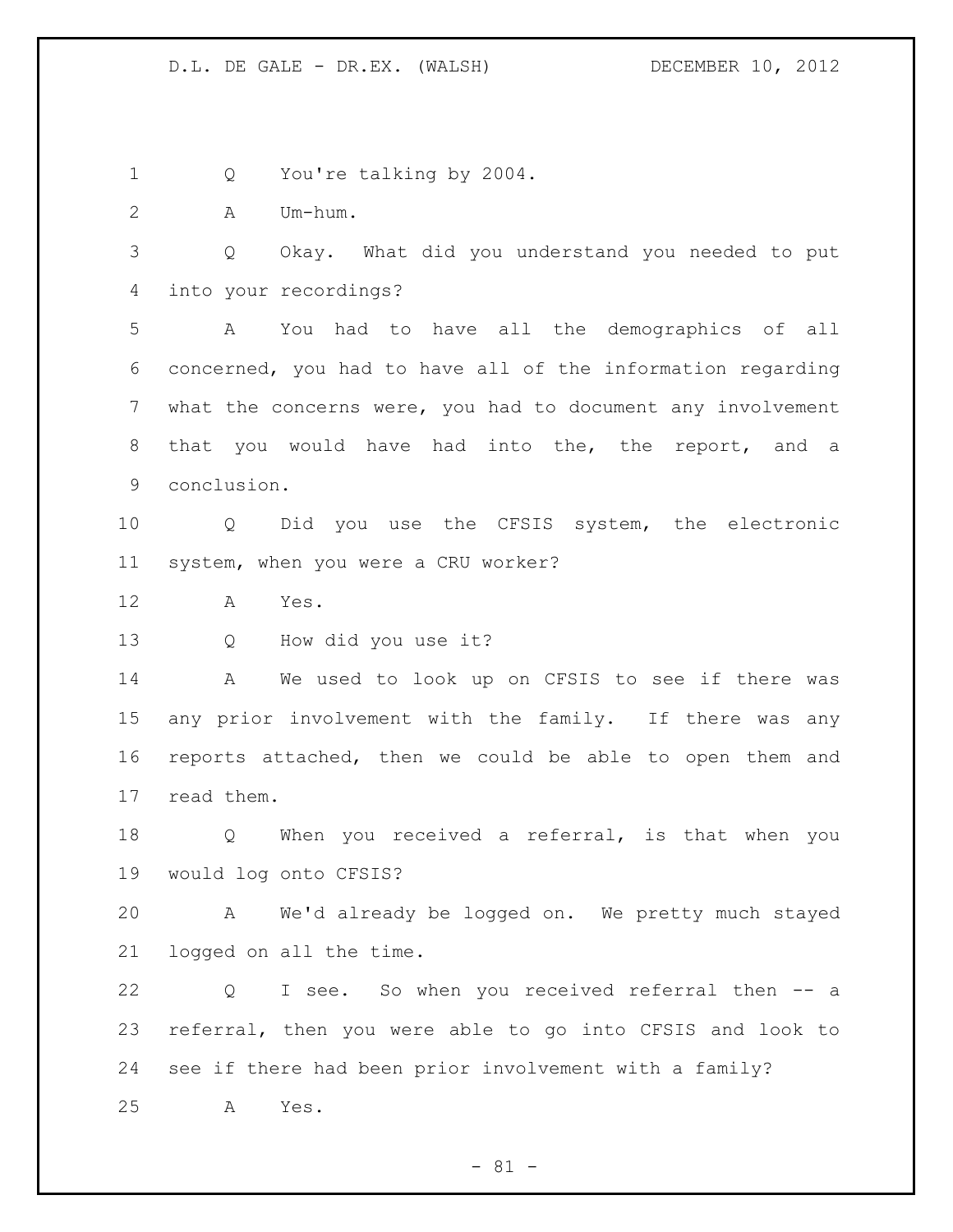Q You're talking by 2004.

A Um-hum.

Q Okay. What did you understand you needed to put into your recordings?

A You had to have all the demographics of all concerned, you had to have all of the information regarding what the concerns were, you had to document any involvement that you would have had into the, the report, and a conclusion.

Q Did you use the CFSIS system, the electronic system, when you were a CRU worker?

A Yes.

Q How did you use it?

A We used to look up on CFSIS to see if there was any prior involvement with the family. If there was any reports attached, then we could be able to open them and read them.

Q When you received a referral, is that when you would log onto CFSIS?

A We'd already be logged on. We pretty much stayed logged on all the time.

Q I see. So when you received referral then -- a referral, then you were able to go into CFSIS and look to see if there had been prior involvement with a family?

A Yes.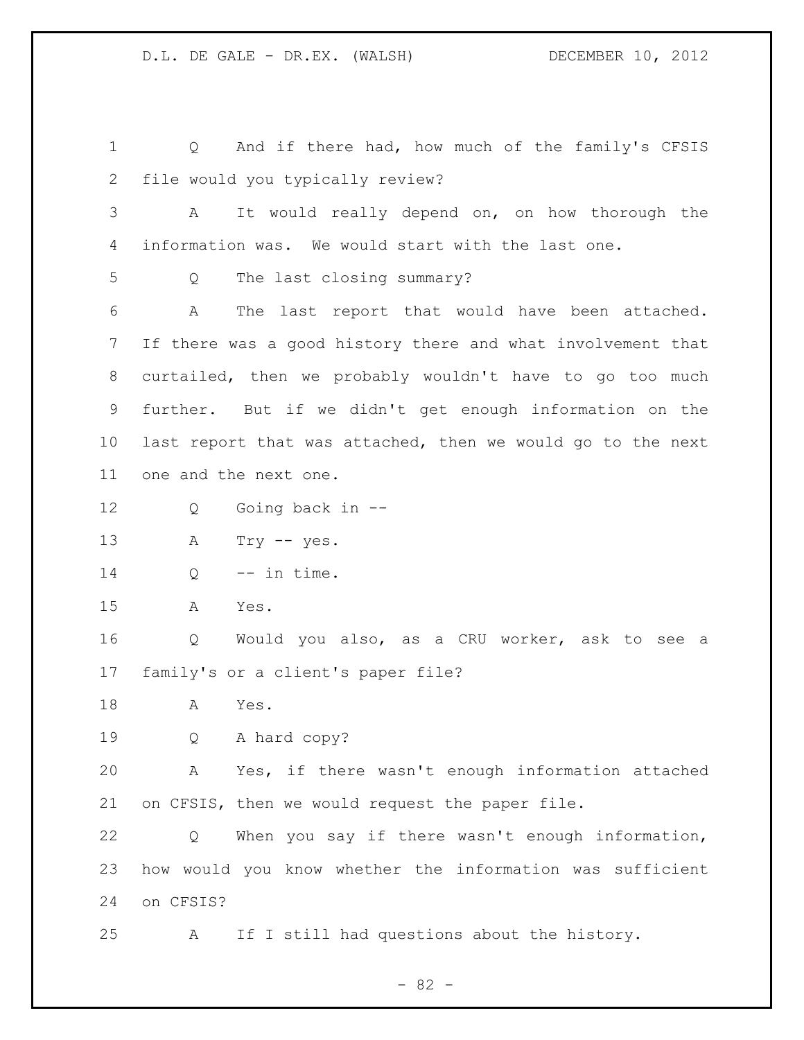Q And if there had, how much of the family's CFSIS file would you typically review?

A It would really depend on, on how thorough the information was. We would start with the last one.

Q The last closing summary?

A The last report that would have been attached. If there was a good history there and what involvement that curtailed, then we probably wouldn't have to go too much further. But if we didn't get enough information on the last report that was attached, then we would go to the next one and the next one.

Q Going back in --

A Try -- yes.

Q -- in time.

A Yes.

Q Would you also, as a CRU worker, ask to see a family's or a client's paper file?

A Yes.

Q A hard copy?

A Yes, if there wasn't enough information attached on CFSIS, then we would request the paper file.

Q When you say if there wasn't enough information, how would you know whether the information was sufficient on CFSIS?

A If I still had questions about the history.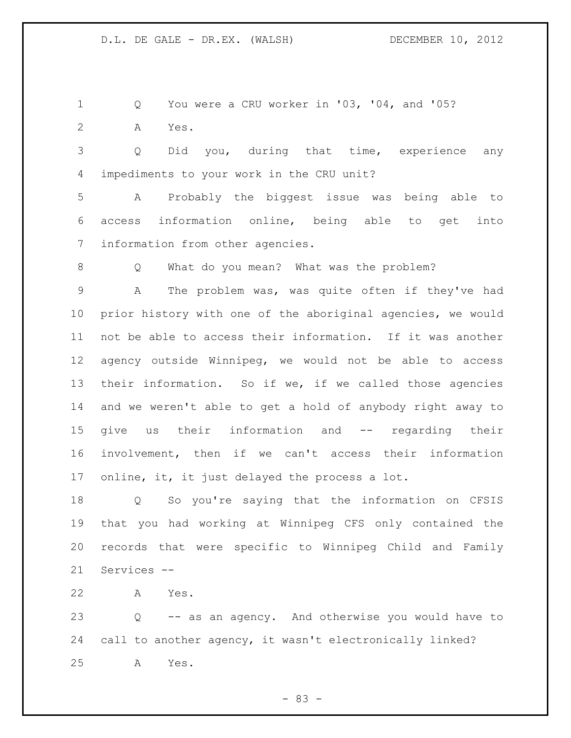Q You were a CRU worker in '03, '04, and '05?

A Yes.

Q Did you, during that time, experience any impediments to your work in the CRU unit?

A Probably the biggest issue was being able to access information online, being able to get into information from other agencies.

Q What do you mean? What was the problem?

A The problem was, was quite often if they've had prior history with one of the aboriginal agencies, we would not be able to access their information. If it was another agency outside Winnipeg, we would not be able to access their information. So if we, if we called those agencies and we weren't able to get a hold of anybody right away to give us their information and -- regarding their involvement, then if we can't access their information online, it, it just delayed the process a lot.

Q So you're saying that the information on CFSIS that you had working at Winnipeg CFS only contained the records that were specific to Winnipeg Child and Family Services --

A Yes.

Q -- as an agency. And otherwise you would have to call to another agency, it wasn't electronically linked?

A Yes.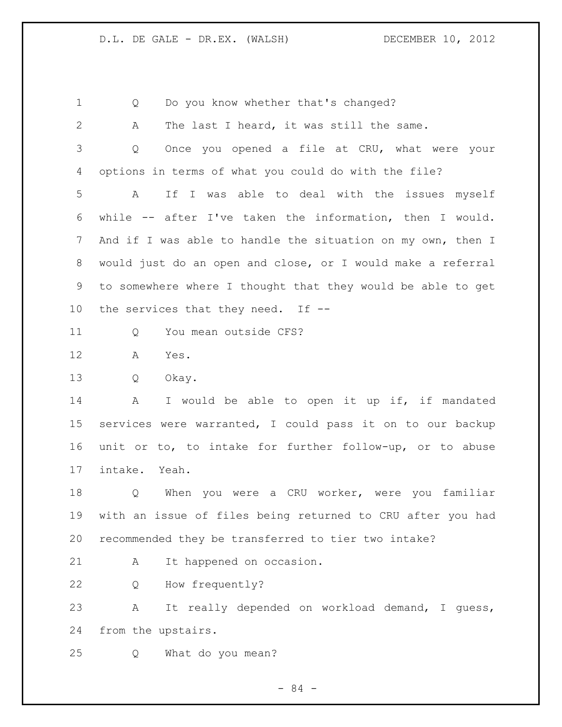Q Do you know whether that's changed?

A The last I heard, it was still the same.

Q Once you opened a file at CRU, what were your options in terms of what you could do with the file?

A If I was able to deal with the issues myself while -- after I've taken the information, then I would. And if I was able to handle the situation on my own, then I would just do an open and close, or I would make a referral to somewhere where I thought that they would be able to get the services that they need. If --

Q You mean outside CFS?

A Yes.

Q Okay.

A I would be able to open it up if, if mandated services were warranted, I could pass it on to our backup unit or to, to intake for further follow-up, or to abuse intake. Yeah.

Q When you were a CRU worker, were you familiar with an issue of files being returned to CRU after you had recommended they be transferred to tier two intake?

A It happened on occasion.

Q How frequently?

A It really depended on workload demand, I guess, from the upstairs.

Q What do you mean?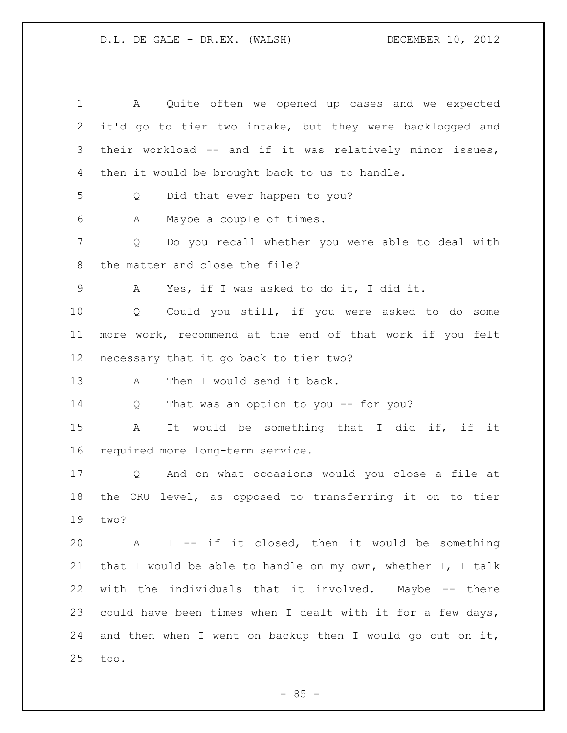A Quite often we opened up cases and we expected it'd go to tier two intake, but they were backlogged and their workload -- and if it was relatively minor issues, then it would be brought back to us to handle.

Q Did that ever happen to you?

A Maybe a couple of times.

Q Do you recall whether you were able to deal with the matter and close the file?

A Yes, if I was asked to do it, I did it.

Q Could you still, if you were asked to do some more work, recommend at the end of that work if you felt necessary that it go back to tier two?

A Then I would send it back.

Q That was an option to you -- for you?

A It would be something that I did if, if it required more long-term service.

Q And on what occasions would you close a file at the CRU level, as opposed to transferring it on to tier two?

A I -- if it closed, then it would be something that I would be able to handle on my own, whether I, I talk with the individuals that it involved. Maybe -- there could have been times when I dealt with it for a few days, and then when I went on backup then I would go out on it, too.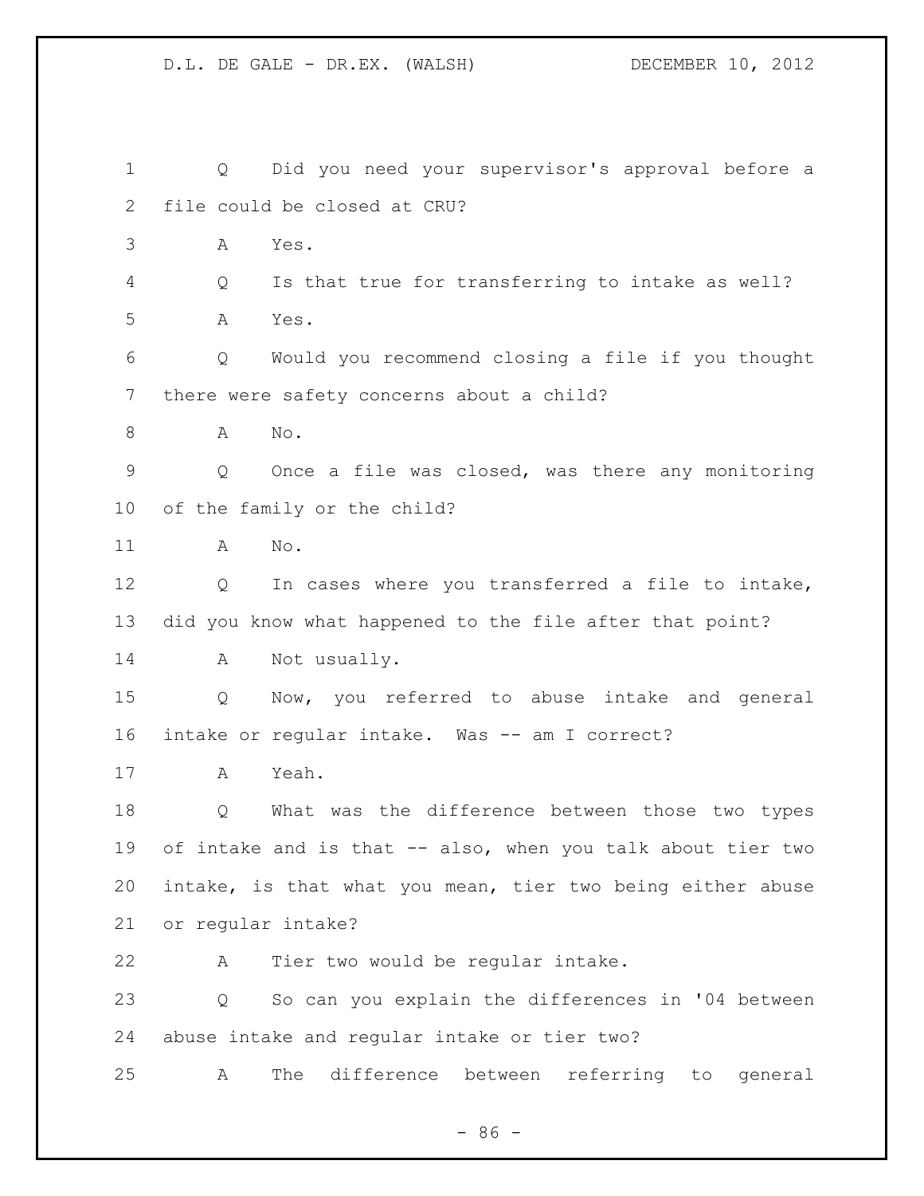Q Did you need your supervisor's approval before a file could be closed at CRU?

A Yes.

Q Is that true for transferring to intake as well?

A Yes.

Q Would you recommend closing a file if you thought there were safety concerns about a child?

A No.

Q Once a file was closed, was there any monitoring of the family or the child?

A No.

Q In cases where you transferred a file to intake, did you know what happened to the file after that point?

A Not usually.

Q Now, you referred to abuse intake and general intake or regular intake. Was -- am I correct?

A Yeah.

Q What was the difference between those two types of intake and is that -- also, when you talk about tier two intake, is that what you mean, tier two being either abuse or regular intake?

A Tier two would be regular intake.

Q So can you explain the differences in '04 between abuse intake and regular intake or tier two?

A The difference between referring to general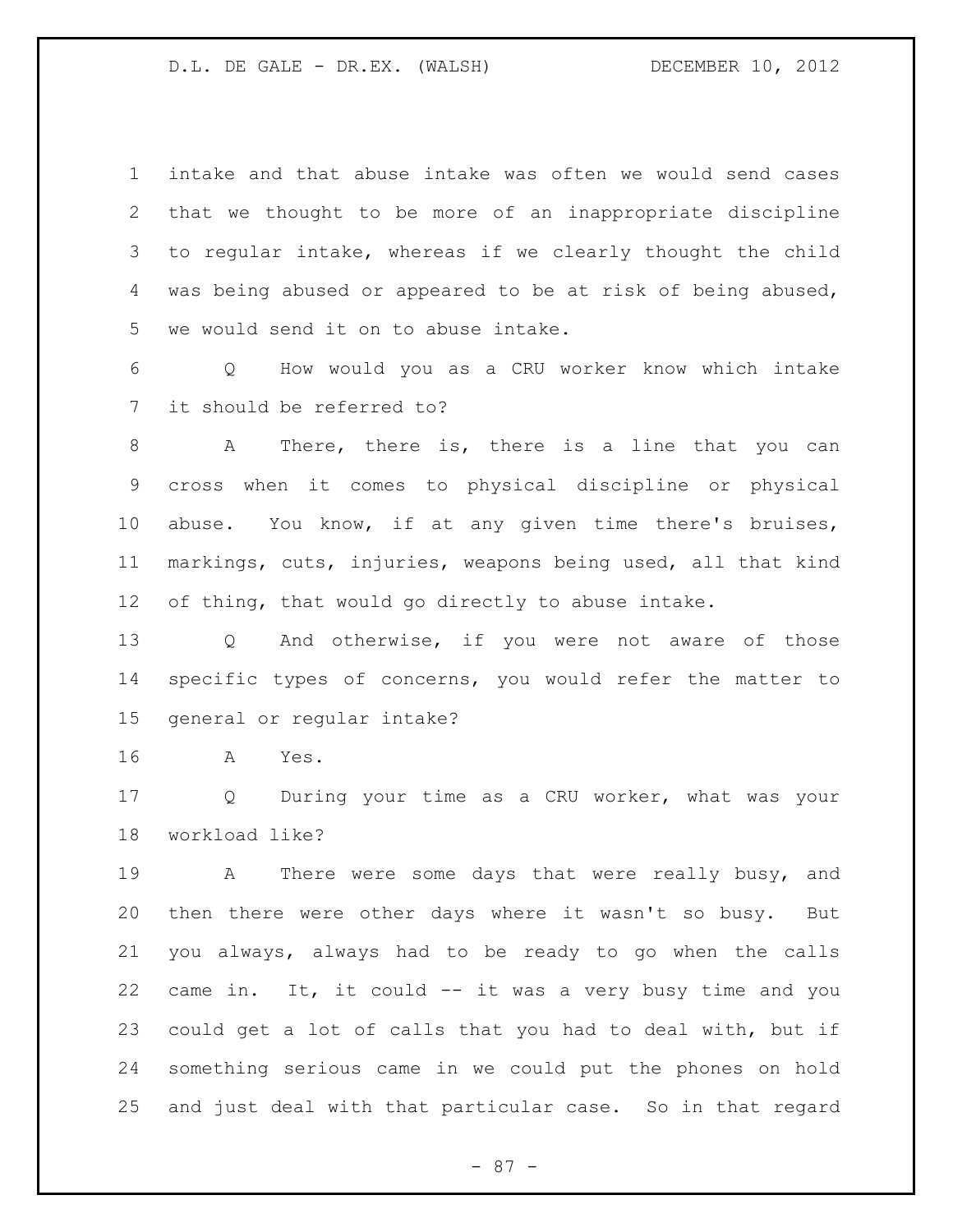intake and that abuse intake was often we would send cases that we thought to be more of an inappropriate discipline to regular intake, whereas if we clearly thought the child was being abused or appeared to be at risk of being abused, we would send it on to abuse intake.

Q How would you as a CRU worker know which intake it should be referred to?

A There, there is, there is a line that you can cross when it comes to physical discipline or physical abuse. You know, if at any given time there's bruises, markings, cuts, injuries, weapons being used, all that kind of thing, that would go directly to abuse intake.

Q And otherwise, if you were not aware of those specific types of concerns, you would refer the matter to general or regular intake?

A Yes.

Q During your time as a CRU worker, what was your workload like?

A There were some days that were really busy, and then there were other days where it wasn't so busy. But you always, always had to be ready to go when the calls came in. It, it could -- it was a very busy time and you could get a lot of calls that you had to deal with, but if something serious came in we could put the phones on hold and just deal with that particular case. So in that regard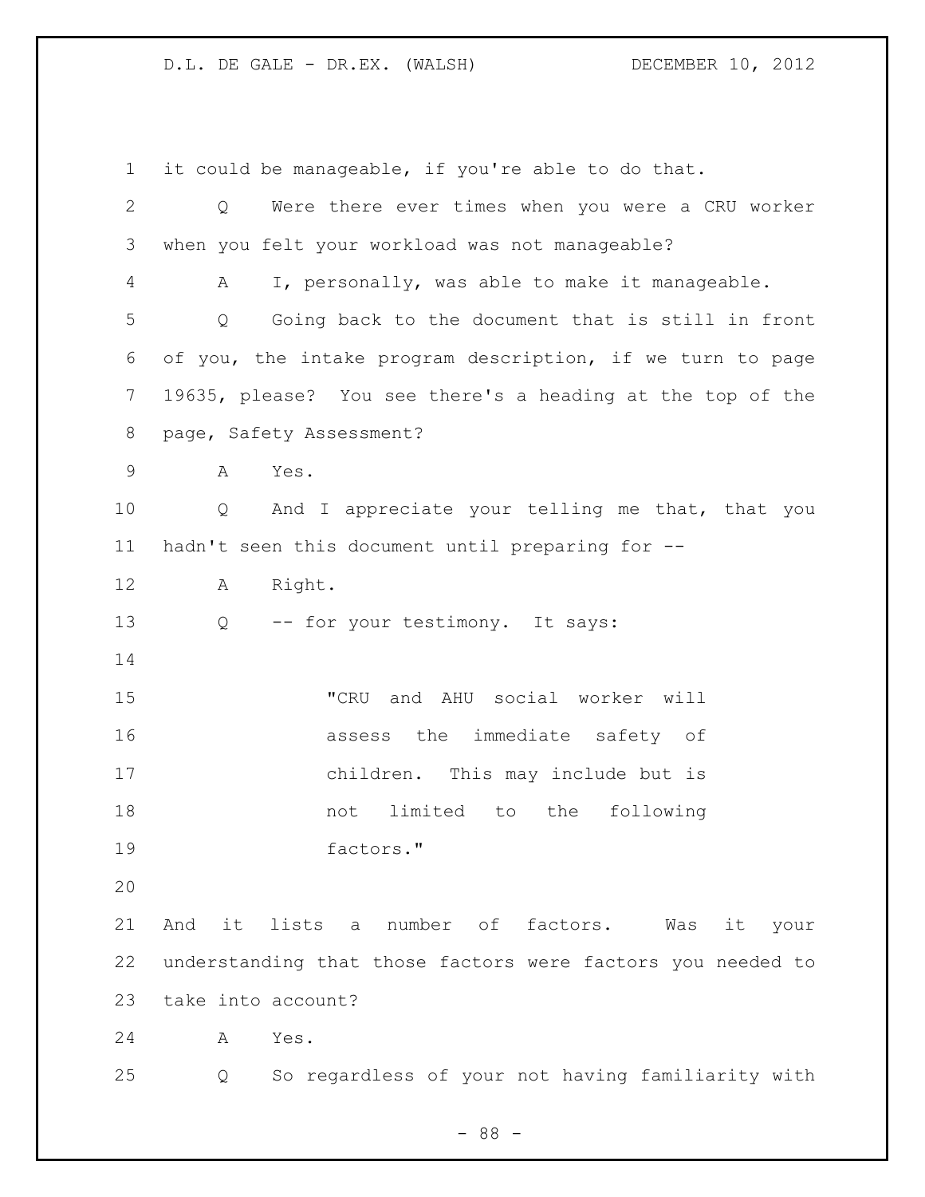it could be manageable, if you're able to do that.

Q Were there ever times when you were a CRU worker when you felt your workload was not manageable?

A I, personally, was able to make it manageable.

Q Going back to the document that is still in front of you, the intake program description, if we turn to page 19635, please? You see there's a heading at the top of the page, Safety Assessment?

A Yes.

Q And I appreciate your telling me that, that you hadn't seen this document until preparing for --

A Right.

Q -- for your testimony. It says:

> "CRU and AHU social worker will assess the immediate safety of children. This may include but is not limited to the following factors."

And it lists a number of factors. Was it your understanding that those factors were factors you needed to take into account?

A Yes.

Q So regardless of your not having familiarity with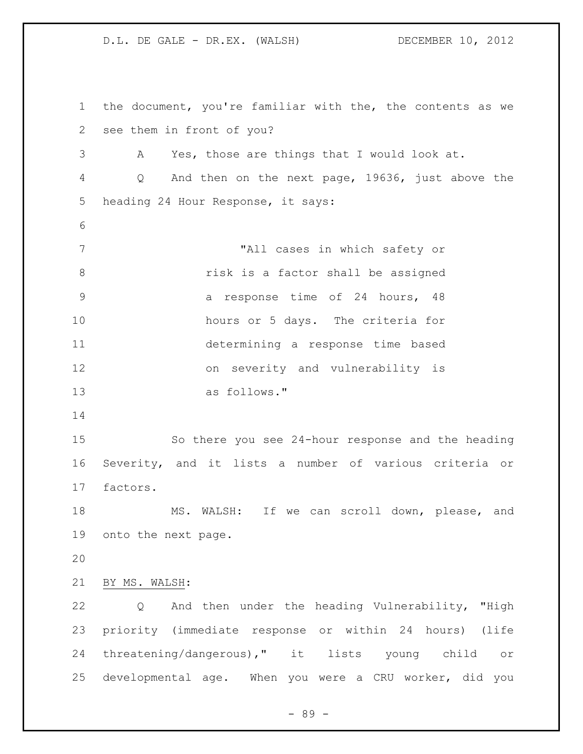the document, you're familiar with the, the contents as we see them in front of you?

A Yes, those are things that I would look at.

Q And then on the next page, 19636, just above the heading 24 Hour Response, it says:

> "All cases in which safety or risk is a factor shall be assigned a response time of 24 hours, 48 hours or 5 days. The criteria for determining a response time based on severity and vulnerability is as follows."

So there you see 24-hour response and the heading Severity, and it lists a number of various criteria or factors.

MS. WALSH: If we can scroll down, please, and onto the next page.

BY MS. WALSH:

Q And then under the heading Vulnerability, "High priority (immediate response or within 24 hours) (life threatening/dangerous)," it lists young child or developmental age. When you were a CRU worker, did you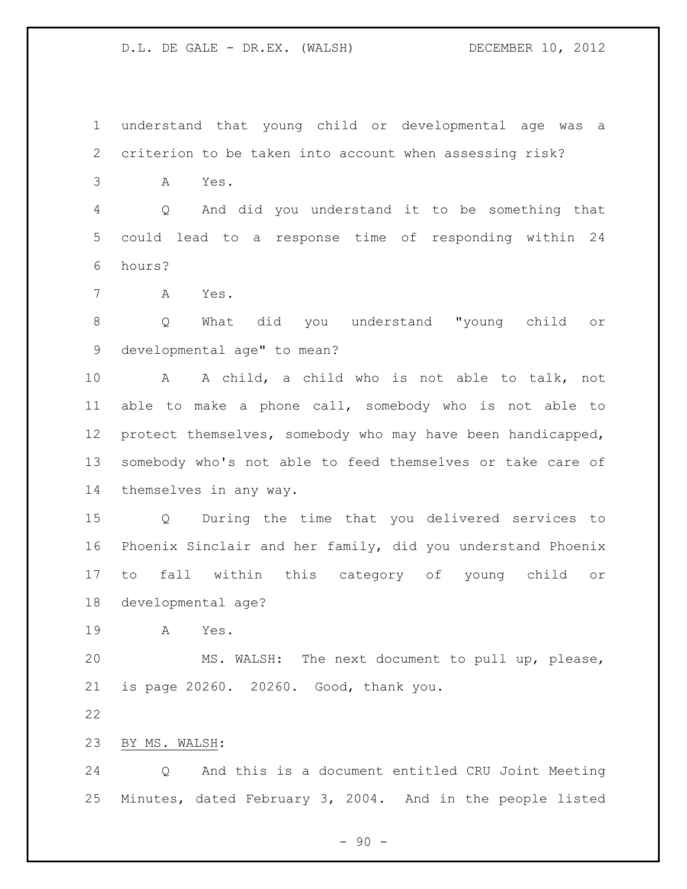understand that young child or developmental age was a criterion to be taken into account when assessing risk?

A Yes.

Q And did you understand it to be something that could lead to a response time of responding within 24 hours?

A Yes.

Q What did you understand "young child or developmental age" to mean?

A A child, a child who is not able to talk, not able to make a phone call, somebody who is not able to protect themselves, somebody who may have been handicapped, somebody who's not able to feed themselves or take care of themselves in any way.

Q During the time that you delivered services to Phoenix Sinclair and her family, did you understand Phoenix to fall within this category of young child or developmental age?

A Yes.

MS. WALSH: The next document to pull up, please, is page 20260. 20260. Good, thank you.

BY MS. WALSH:

Q And this is a document entitled CRU Joint Meeting Minutes, dated February 3, 2004. And in the people listed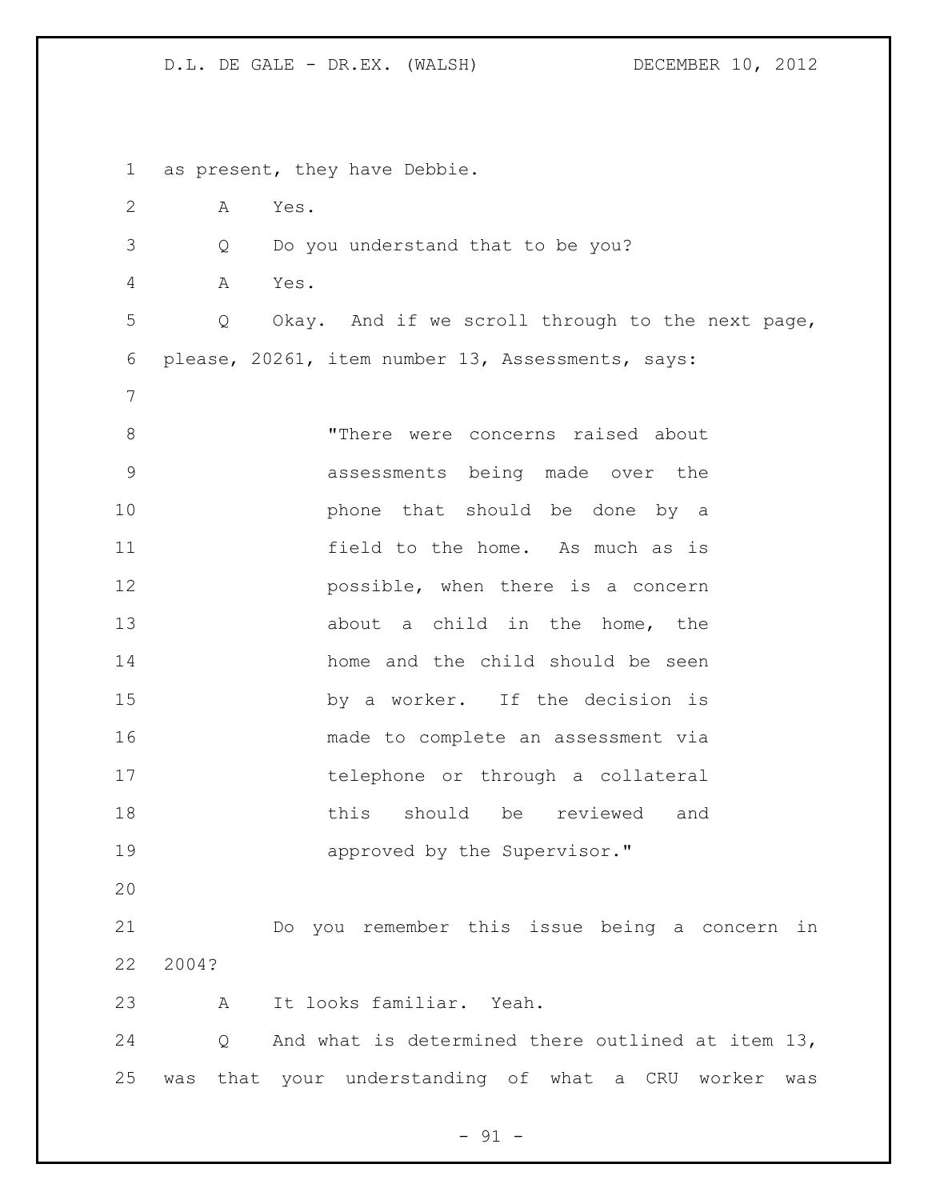as present, they have Debbie.

A Yes.

Q Do you understand that to be you?

A Yes.

Q Okay. And if we scroll through to the next page, please, 20261, item number 13, Assessments, says:

> "There were concerns raised about assessments being made over the phone that should be done by a field to the home. As much as is possible, when there is a concern about a child in the home, the home and the child should be seen by a worker. If the decision is made to complete an assessment via telephone or through a collateral this should be reviewed and approved by the Supervisor."

Do you remember this issue being a concern in 2004?

A It looks familiar. Yeah.

Q And what is determined there outlined at item 13, was that your understanding of what a CRU worker was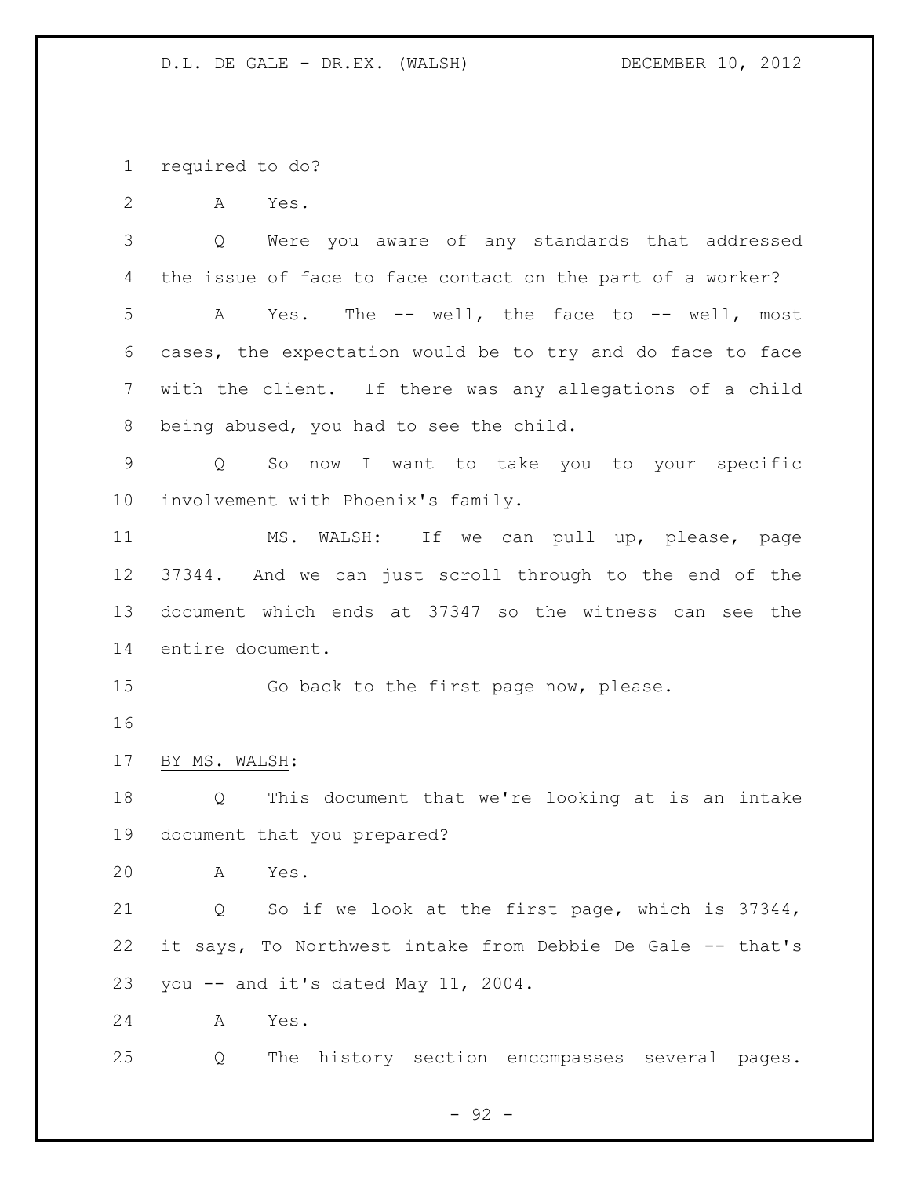required to do?

A Yes.

Q Were you aware of any standards that addressed the issue of face to face contact on the part of a worker?

A Yes. The -- well, the face to -- well, most cases, the expectation would be to try and do face to face with the client. If there was any allegations of a child being abused, you had to see the child.

Q So now I want to take you to your specific involvement with Phoenix's family.

MS. WALSH: If we can pull up, please, page 37344. And we can just scroll through to the end of the document which ends at 37347 so the witness can see the entire document.

Go back to the first page now, please.

BY MS. WALSH:

Q This document that we're looking at is an intake document that you prepared?

A Yes.

Q So if we look at the first page, which is 37344, it says, To Northwest intake from Debbie De Gale -- that's you -- and it's dated May 11, 2004.

A Yes.

Q The history section encompasses several pages.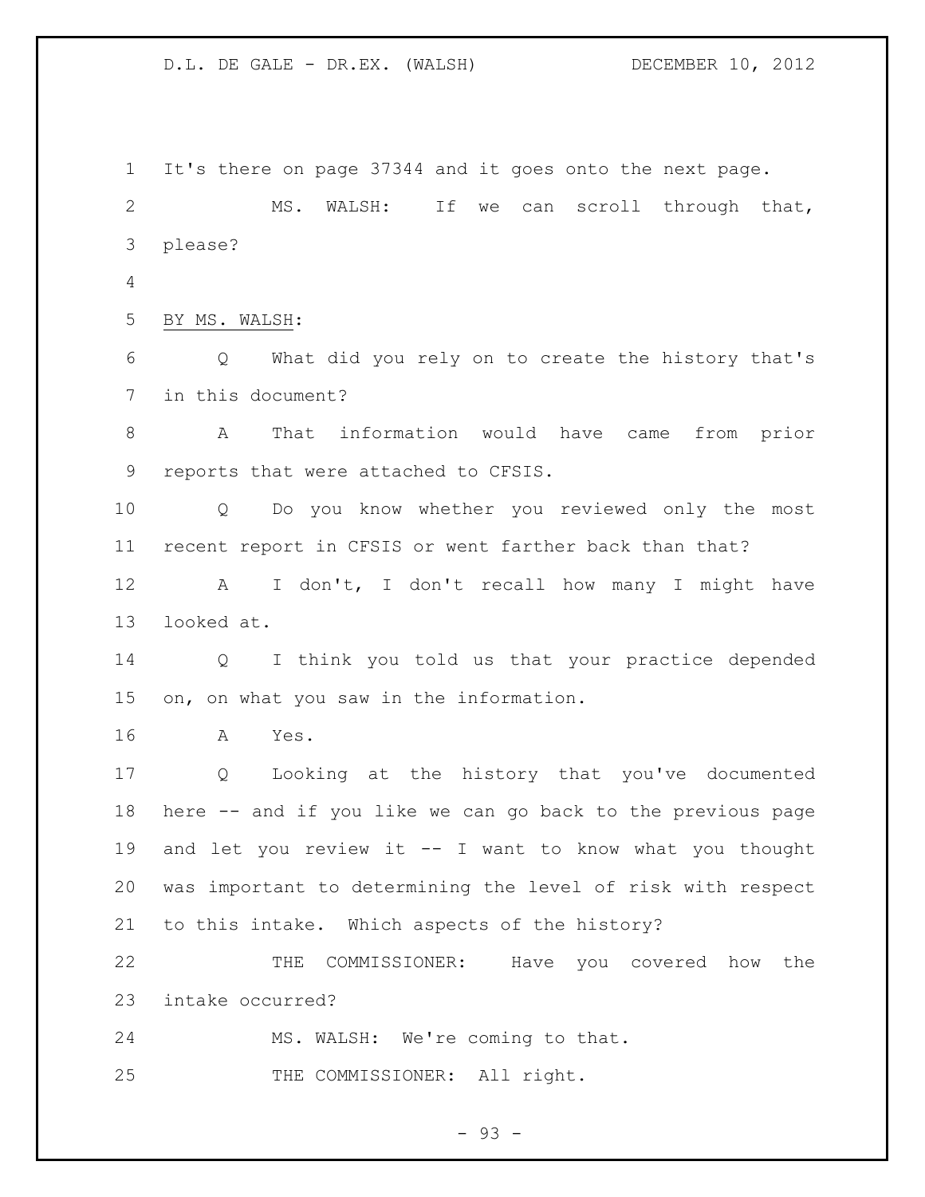It's there on page 37344 and it goes onto the next page.

MS. WALSH: If we can scroll through that, please?

BY MS. WALSH:

Q What did you rely on to create the history that's in this document?

A That information would have came from prior reports that were attached to CFSIS.

Q Do you know whether you reviewed only the most recent report in CFSIS or went farther back than that?

A I don't, I don't recall how many I might have looked at.

Q I think you told us that your practice depended on, on what you saw in the information.

A Yes.

Q Looking at the history that you've documented here -- and if you like we can go back to the previous page and let you review it -- I want to know what you thought was important to determining the level of risk with respect to this intake. Which aspects of the history?

THE COMMISSIONER: Have you covered how the intake occurred?

MS. WALSH: We're coming to that.

THE COMMISSIONER: All right.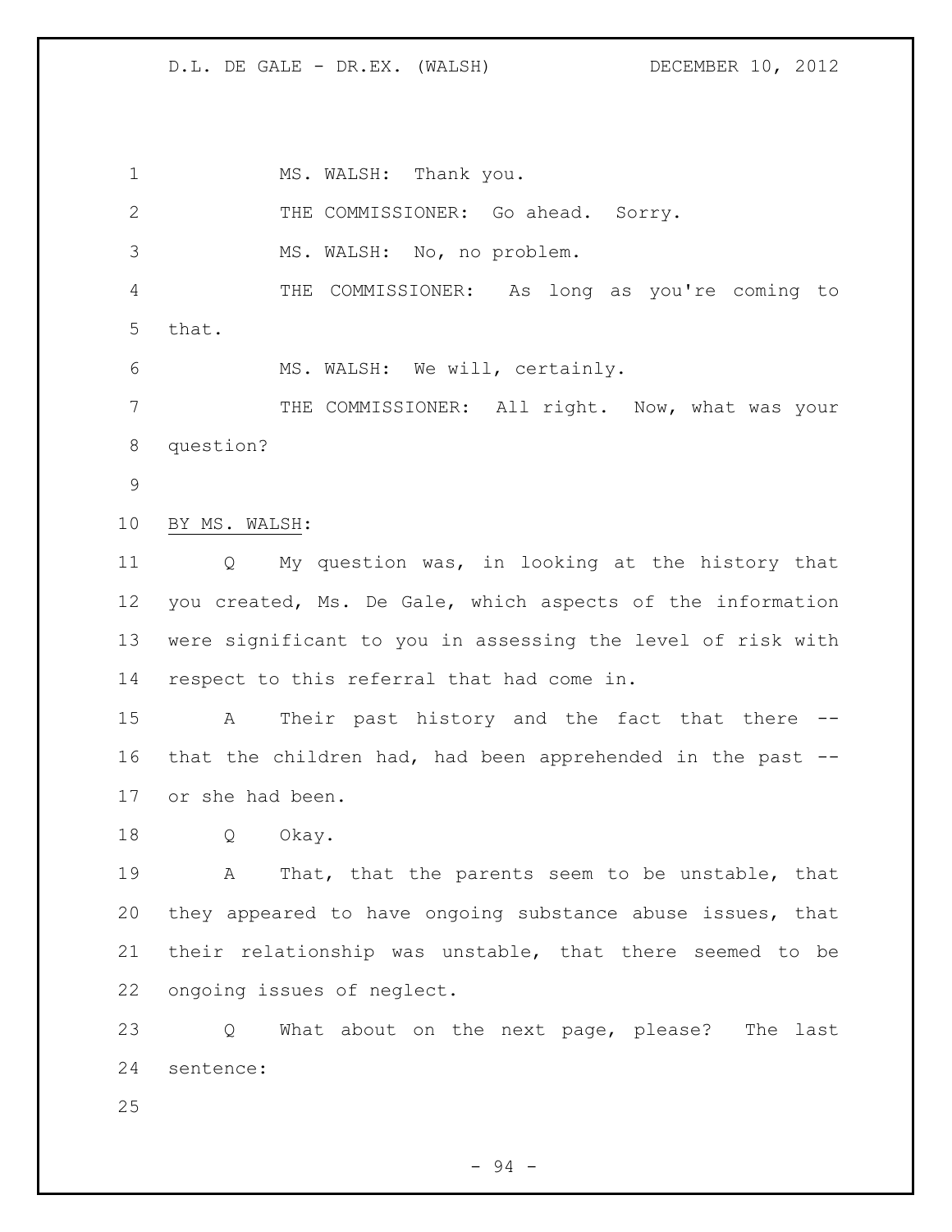MS. WALSH: Thank you.

THE COMMISSIONER: Go ahead. Sorry.

MS. WALSH: No, no problem.

THE COMMISSIONER: As long as you're coming to that.

MS. WALSH: We will, certainly.

THE COMMISSIONER: All right. Now, what was your question?

BY MS. WALSH:

Q My question was, in looking at the history that you created, Ms. De Gale, which aspects of the information were significant to you in assessing the level of risk with respect to this referral that had come in.

A Their past history and the fact that there -- that the children had, had been apprehended in the past -- or she had been.

Q Okay.

A That, that the parents seem to be unstable, that they appeared to have ongoing substance abuse issues, that their relationship was unstable, that there seemed to be ongoing issues of neglect.

Q What about on the next page, please? The last sentence: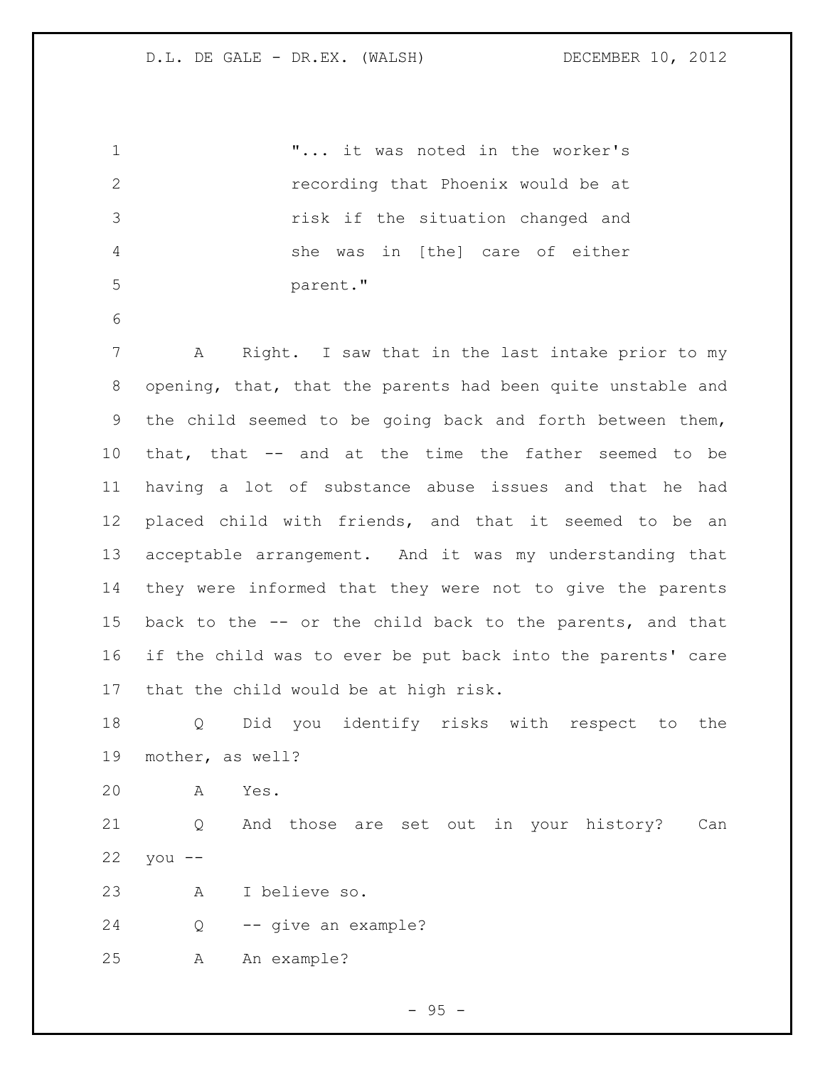> "... it was noted in the worker's recording that Phoenix would be at risk if the situation changed and she was in [the] care of either parent."

A Right. I saw that in the last intake prior to my opening, that, that the parents had been quite unstable and the child seemed to be going back and forth between them, that, that -- and at the time the father seemed to be having a lot of substance abuse issues and that he had placed child with friends, and that it seemed to be an acceptable arrangement. And it was my understanding that they were informed that they were not to give the parents back to the -- or the child back to the parents, and that if the child was to ever be put back into the parents' care that the child would be at high risk.

Q Did you identify risks with respect to the mother, as well?

A Yes.

Q And those are set out in your history? Can you --

A I believe so.

Q -- give an example?

A An example?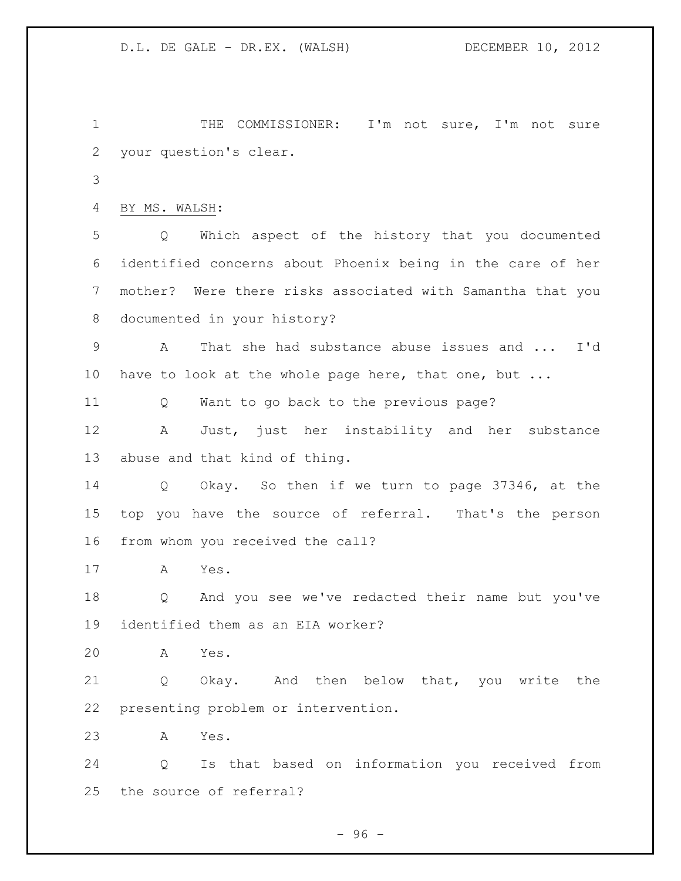THE COMMISSIONER: I'm not sure, I'm not sure your question's clear.

BY MS. WALSH:

Q Which aspect of the history that you documented identified concerns about Phoenix being in the care of her mother? Were there risks associated with Samantha that you documented in your history?

A That she had substance abuse issues and ... I'd have to look at the whole page here, that one, but ...

Q Want to go back to the previous page?

A Just, just her instability and her substance abuse and that kind of thing.

Q Okay. So then if we turn to page 37346, at the top you have the source of referral. That's the person from whom you received the call?

A Yes.

Q And you see we've redacted their name but you've identified them as an EIA worker?

A Yes.

Q Okay. And then below that, you write the presenting problem or intervention.

A Yes.

Q Is that based on information you received from the source of referral?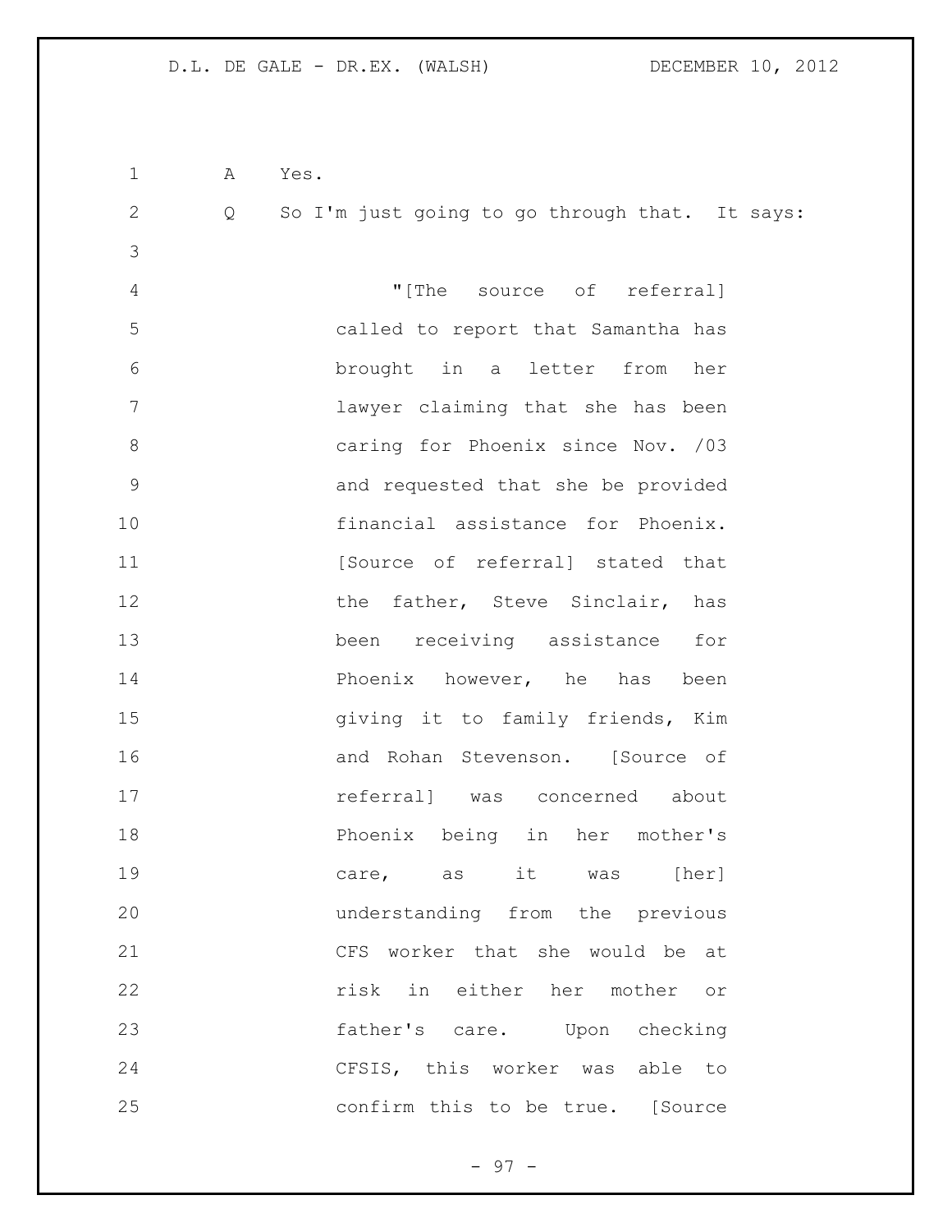A Yes.

Q So I'm just going to go through that. It says:

> "[The source of referral] called to report that Samantha has brought in a letter from her lawyer claiming that she has been caring for Phoenix since Nov. /03 and requested that she be provided financial assistance for Phoenix. [Source of referral] stated that the father, Steve Sinclair, has been receiving assistance for Phoenix however, he has been giving it to family friends, Kim and Rohan Stevenson. [Source of referral] was concerned about Phoenix being in her mother's care, as it was [her] understanding from the previous CFS worker that she would be at risk in either her mother or father's care. Upon checking CFSIS, this worker was able to confirm this to be true. [Source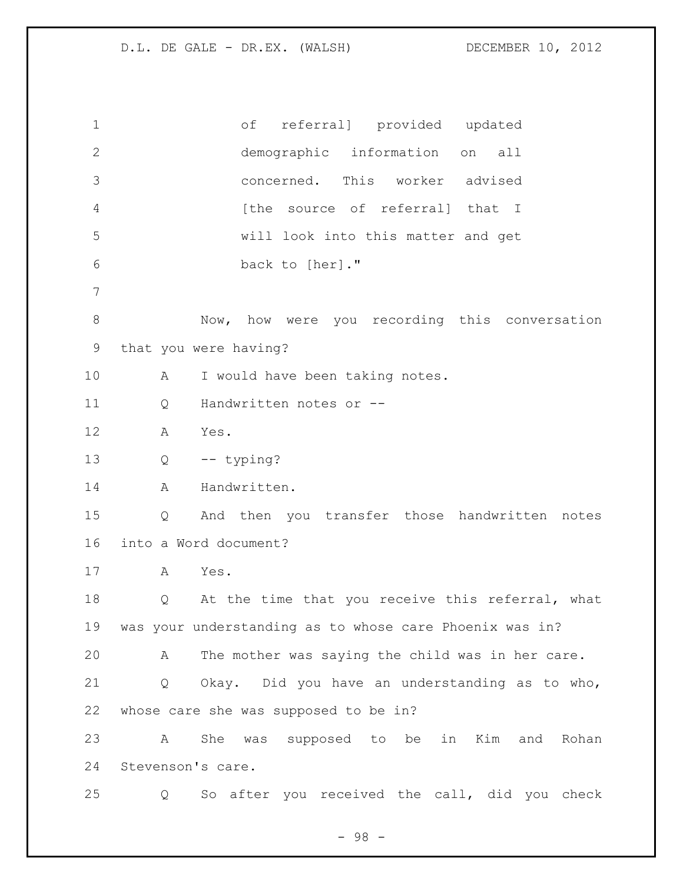of referral] provided updated demographic information on all concerned. This worker advised [the source of referral] that I will look into this matter and get back to [her]."

Now, how were you recording this conversation that you were having?

A I would have been taking notes.

Q Handwritten notes or --

A Yes.

Q -- typing?

A Handwritten.

Q And then you transfer those handwritten notes into a Word document?

A Yes.

Q At the time that you receive this referral, what was your understanding as to whose care Phoenix was in?

A The mother was saying the child was in her care.

Q Okay. Did you have an understanding as to who, whose care she was supposed to be in?

A She was supposed to be in Kim and Rohan Stevenson's care.

Q So after you received the call, did you check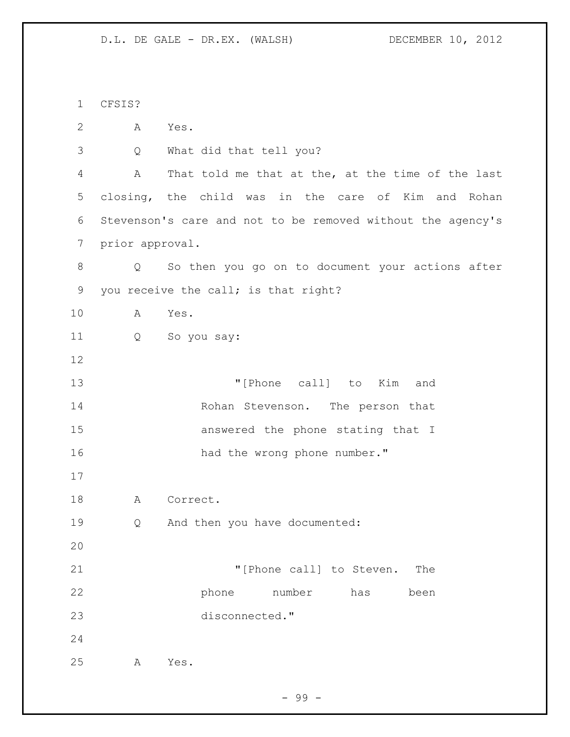CFSIS?

A Yes.

Q What did that tell you?

A That told me that at the, at the time of the last closing, the child was in the care of Kim and Rohan Stevenson's care and not to be removed without the agency's prior approval.

Q So then you go on to document your actions after you receive the call; is that right?

A Yes.

Q So you say:

> "[Phone call] to Kim and Rohan Stevenson. The person that answered the phone stating that I had the wrong phone number."

A Correct.

Q And then you have documented:

> "[Phone call] to Steven. The phone number has been disconnected."

A Yes.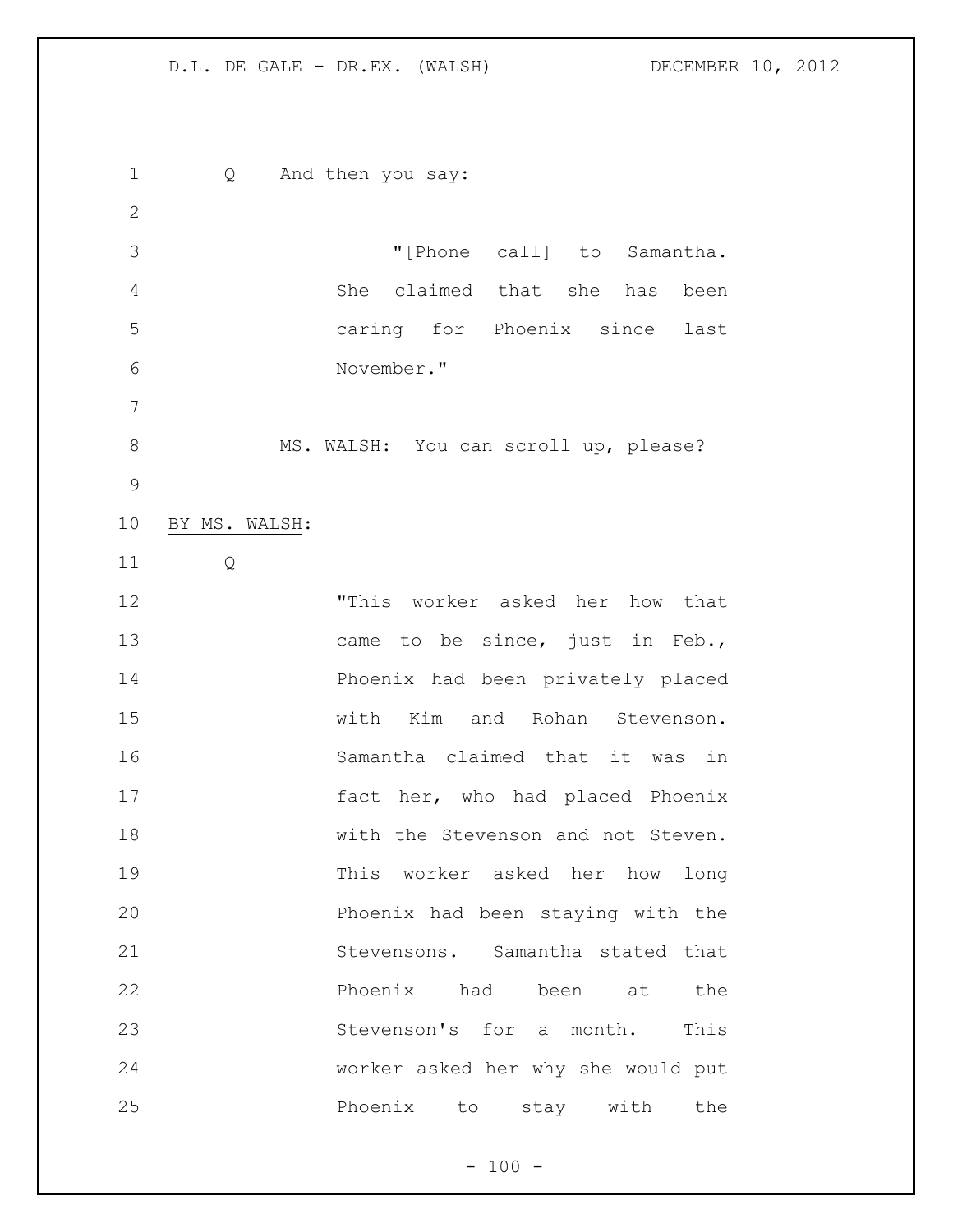Q And then you say:

> "[Phone call] to Samantha. She claimed that she has been caring for Phoenix since last November."

MS. WALSH: You can scroll up, please?

BY MS. WALSH:

Q

> "This worker asked her how that came to be since, just in Feb., Phoenix had been privately placed with Kim and Rohan Stevenson. Samantha claimed that it was in fact her, who had placed Phoenix with the Stevenson and not Steven. This worker asked her how long Phoenix had been staying with the Stevensons. Samantha stated that Phoenix had been at the Stevenson's for a month. This worker asked her why she would put Phoenix to stay with the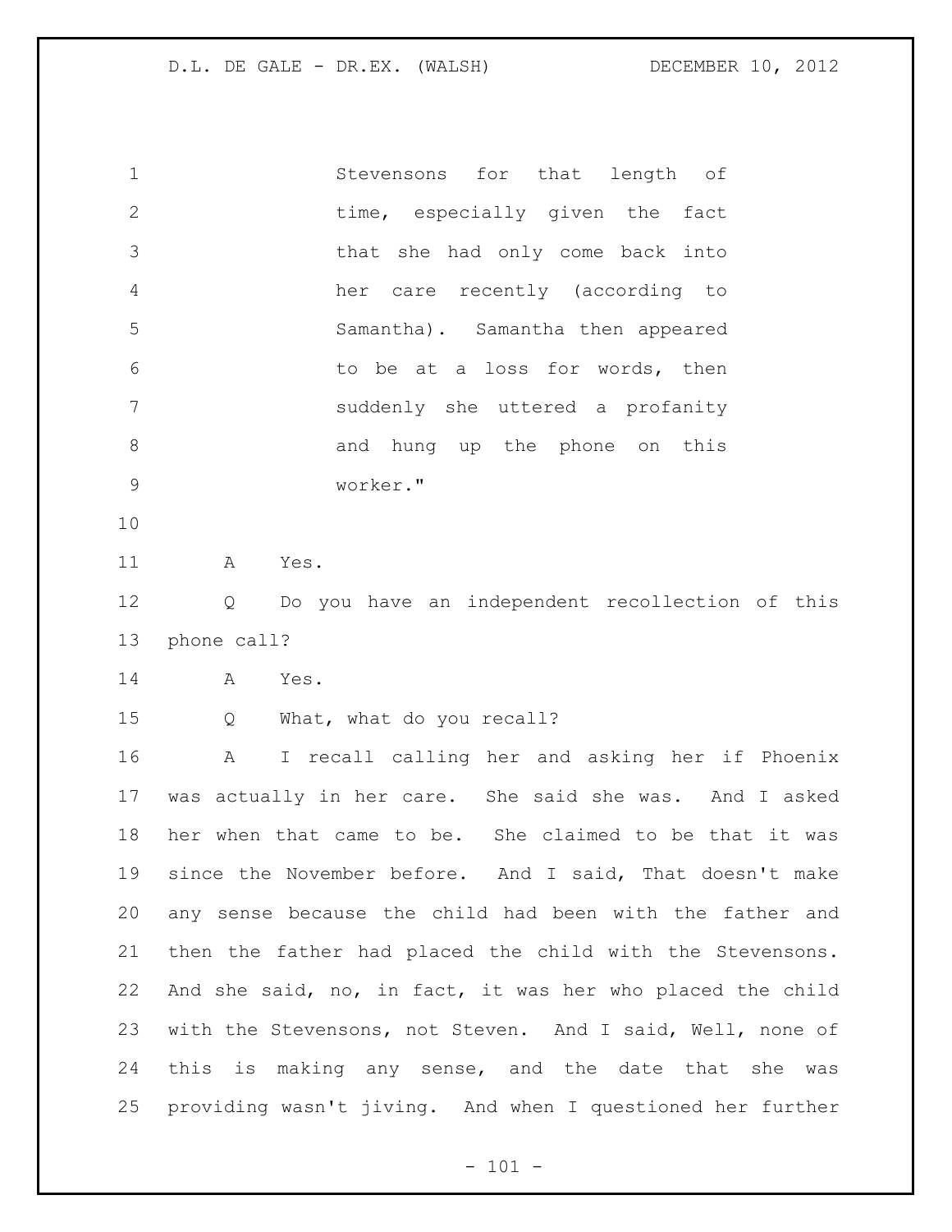Stevensons for that length of time, especially given the fact that she had only come back into her care recently (according to Samantha). Samantha then appeared to be at a loss for words, then suddenly she uttered a profanity and hung up the phone on this worker."

A Yes.

Q Do you have an independent recollection of this phone call?

A Yes.

Q What, what do you recall?

A I recall calling her and asking her if Phoenix was actually in her care. She said she was. And I asked her when that came to be. She claimed to be that it was since the November before. And I said, That doesn't make any sense because the child had been with the father and then the father had placed the child with the Stevensons. And she said, no, in fact, it was her who placed the child with the Stevensons, not Steven. And I said, Well, none of this is making any sense, and the date that she was providing wasn't jiving. And when I questioned her further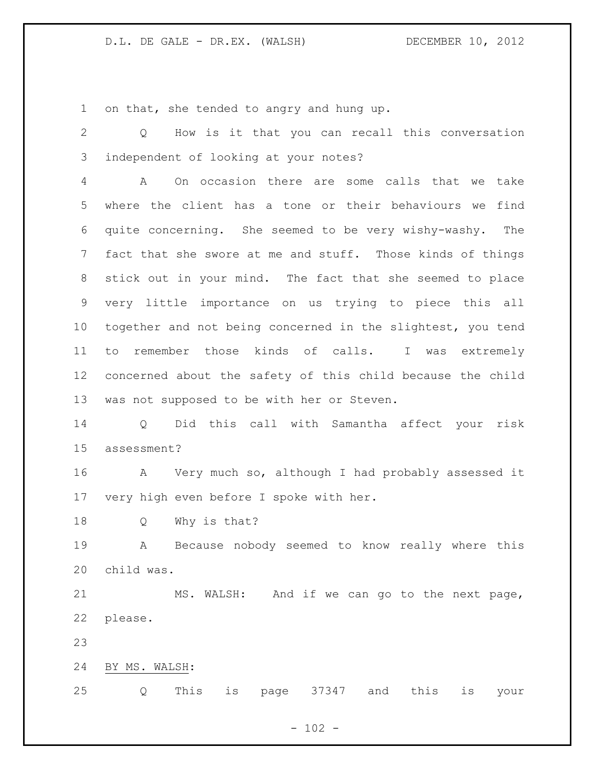on that, she tended to angry and hung up.

Q How is it that you can recall this conversation independent of looking at your notes?

A On occasion there are some calls that we take where the client has a tone or their behaviours we find quite concerning. She seemed to be very wishy-washy. The fact that she swore at me and stuff. Those kinds of things stick out in your mind. The fact that she seemed to place very little importance on us trying to piece this all together and not being concerned in the slightest, you tend to remember those kinds of calls. I was extremely concerned about the safety of this child because the child was not supposed to be with her or Steven.

Q Did this call with Samantha affect your risk assessment?

A Very much so, although I had probably assessed it very high even before I spoke with her.

Q Why is that?

A Because nobody seemed to know really where this child was.

MS. WALSH: And if we can go to the next page, please.

BY MS. WALSH:

Q This is page 37347 and this is your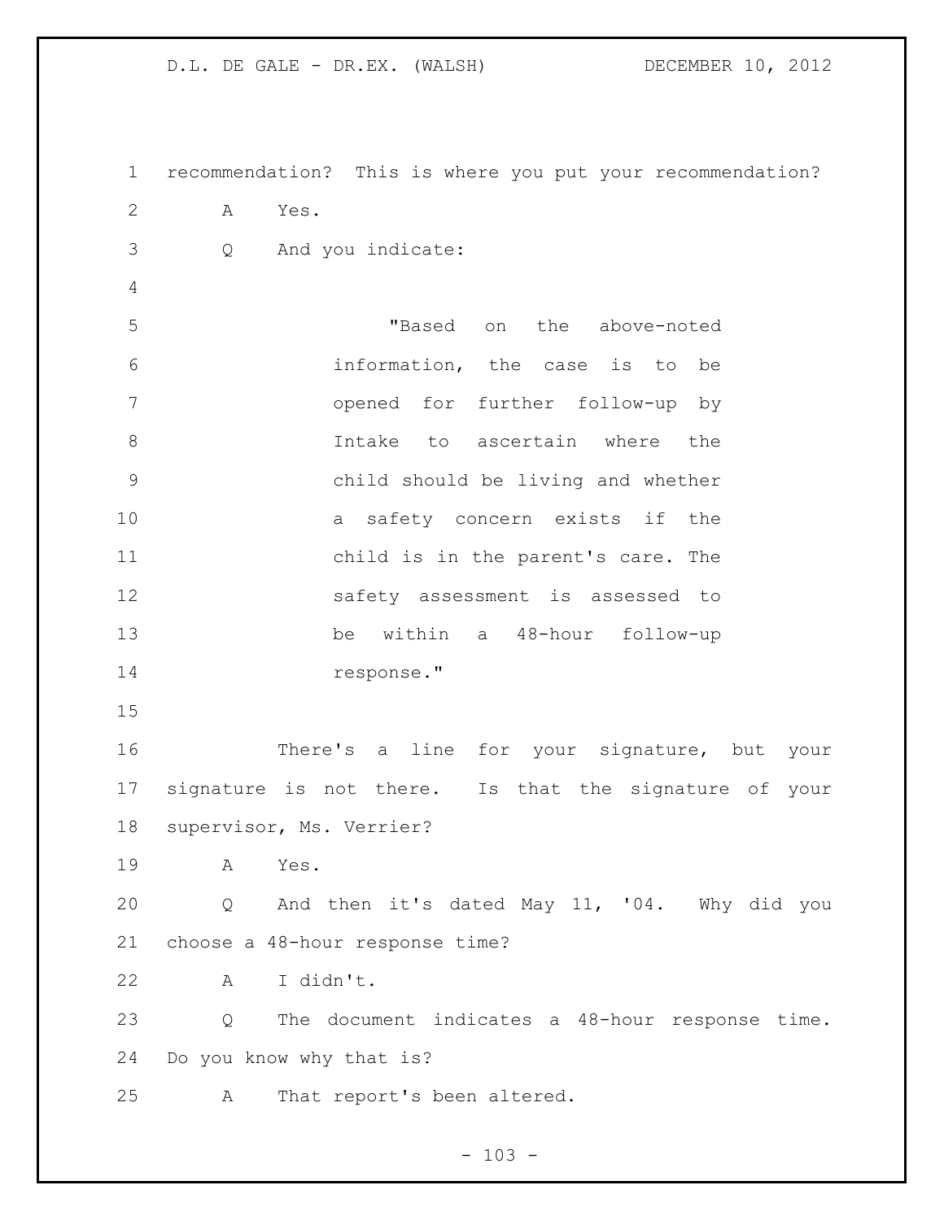recommendation? This is where you put your recommendation?

A Yes.

Q And you indicate:

> "Based on the above-noted information, the case is to be opened for further follow-up by Intake to ascertain where the child should be living and whether a safety concern exists if the child is in the parent's care. The safety assessment is assessed to be within a 48-hour follow-up response."

There's a line for your signature, but your signature is not there. Is that the signature of your supervisor, Ms. Verrier?

A Yes.

Q And then it's dated May 11, '04. Why did you choose a 48-hour response time?

A I didn't.

Q The document indicates a 48-hour response time. Do you know why that is?

A That report's been altered.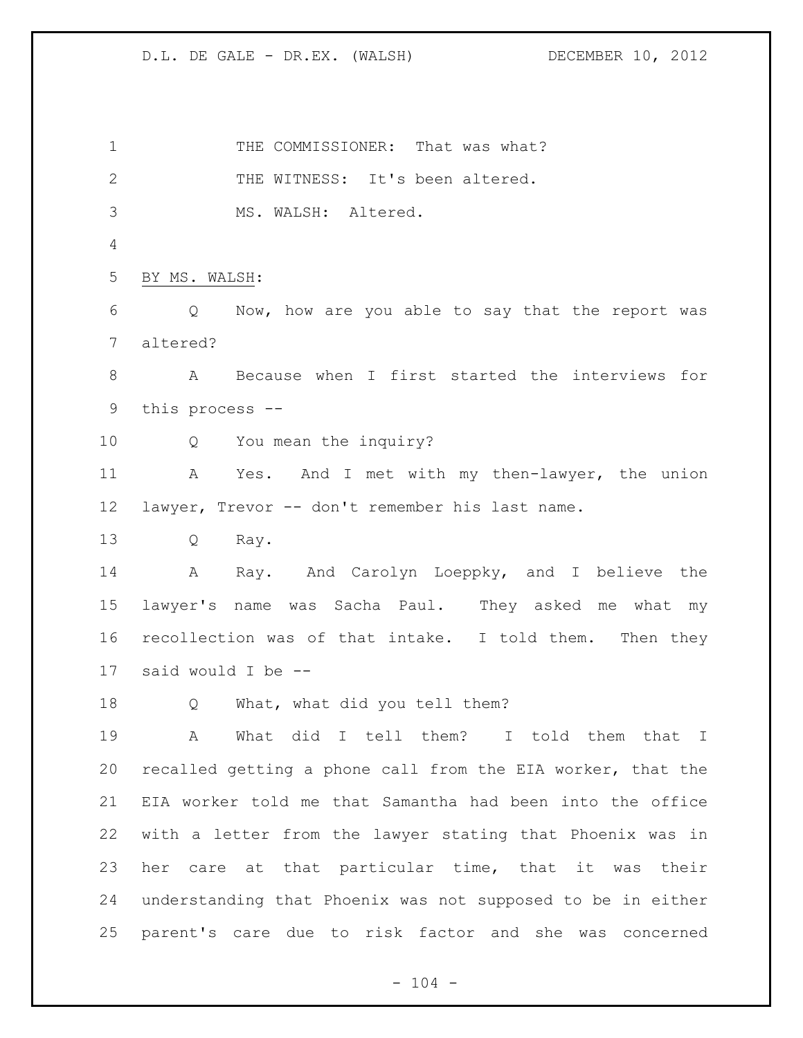THE COMMISSIONER: That was what?

THE WITNESS: It's been altered.

MS. WALSH: Altered.

BY MS. WALSH:

Q Now, how are you able to say that the report was altered?

A Because when I first started the interviews for this process --

Q You mean the inquiry?

A Yes. And I met with my then-lawyer, the union lawyer, Trevor -- don't remember his last name.

Q Ray.

A Ray. And Carolyn Loeppky, and I believe the lawyer's name was Sacha Paul. They asked me what my recollection was of that intake. I told them. Then they said would I be --

Q What, what did you tell them?

A What did I tell them? I told them that I recalled getting a phone call from the EIA worker, that the EIA worker told me that Samantha had been into the office with a letter from the lawyer stating that Phoenix was in her care at that particular time, that it was their understanding that Phoenix was not supposed to be in either parent's care due to risk factor and she was concerned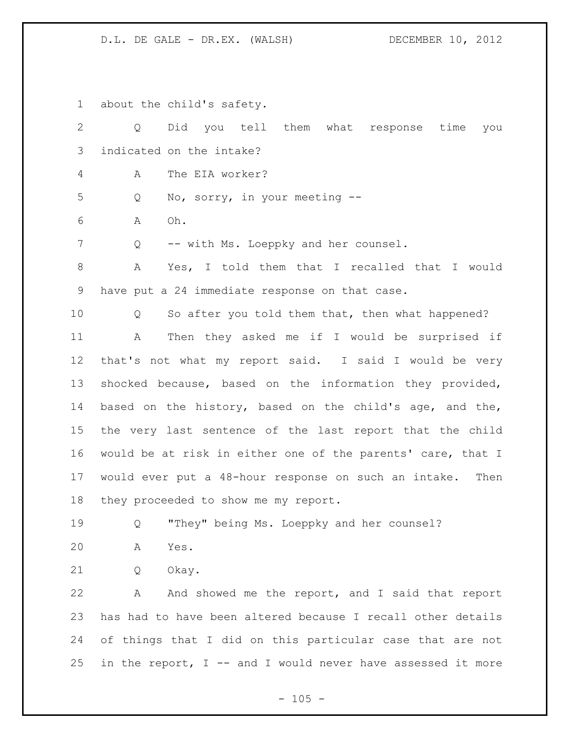about the child's safety.

Q Did you tell them what response time you indicated on the intake?

A The EIA worker?

Q No, sorry, in your meeting --

A Oh.

Q -- with Ms. Loeppky and her counsel.

A Yes, I told them that I recalled that I would have put a 24 immediate response on that case.

Q So after you told them that, then what happened?

A Then they asked me if I would be surprised if that's not what my report said. I said I would be very shocked because, based on the information they provided, based on the history, based on the child's age, and the, the very last sentence of the last report that the child would be at risk in either one of the parents' care, that I would ever put a 48-hour response on such an intake. Then they proceeded to show me my report.

Q "They" being Ms. Loeppky and her counsel?

A Yes.

Q Okay.

A And showed me the report, and I said that report has had to have been altered because I recall other details of things that I did on this particular case that are not in the report, I -- and I would never have assessed it more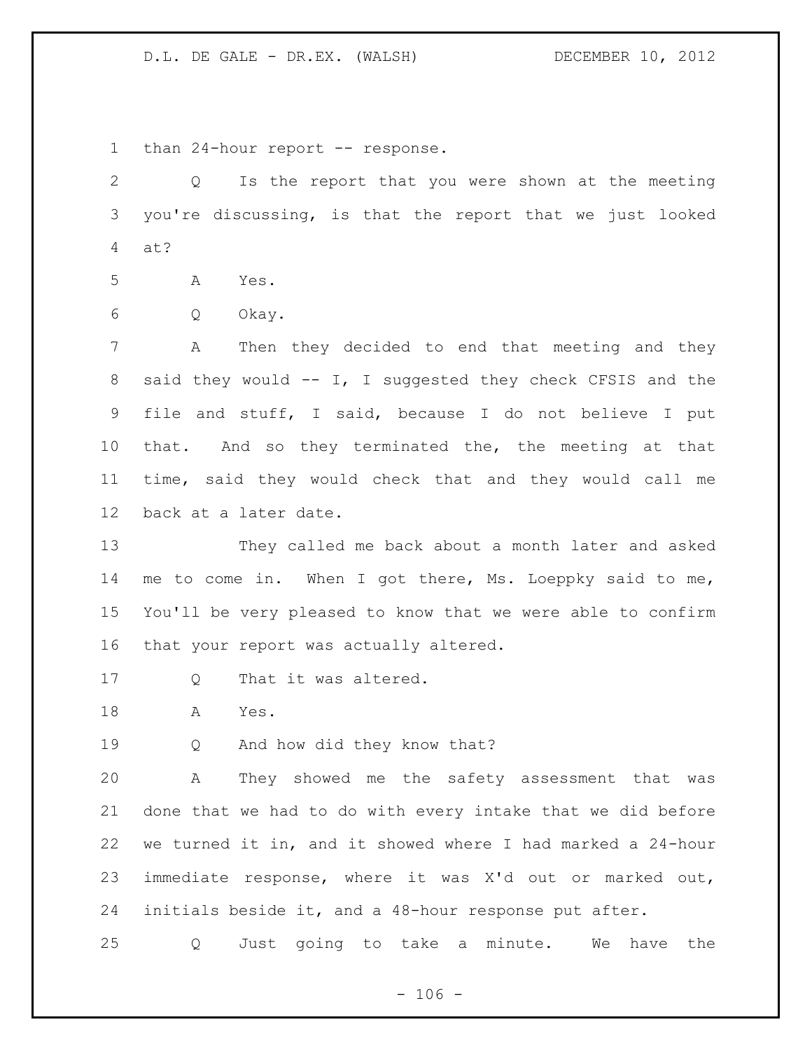than 24-hour report -- response.

Q Is the report that you were shown at the meeting you're discussing, is that the report that we just looked at?

A Yes.

Q Okay.

A Then they decided to end that meeting and they said they would -- I, I suggested they check CFSIS and the file and stuff, I said, because I do not believe I put that. And so they terminated the, the meeting at that time, said they would check that and they would call me back at a later date.

They called me back about a month later and asked me to come in. When I got there, Ms. Loeppky said to me, You'll be very pleased to know that we were able to confirm that your report was actually altered.

Q That it was altered.

A Yes.

Q And how did they know that?

A They showed me the safety assessment that was done that we had to do with every intake that we did before we turned it in, and it showed where I had marked a 24-hour immediate response, where it was X'd out or marked out, initials beside it, and a 48-hour response put after.

Q Just going to take a minute. We have the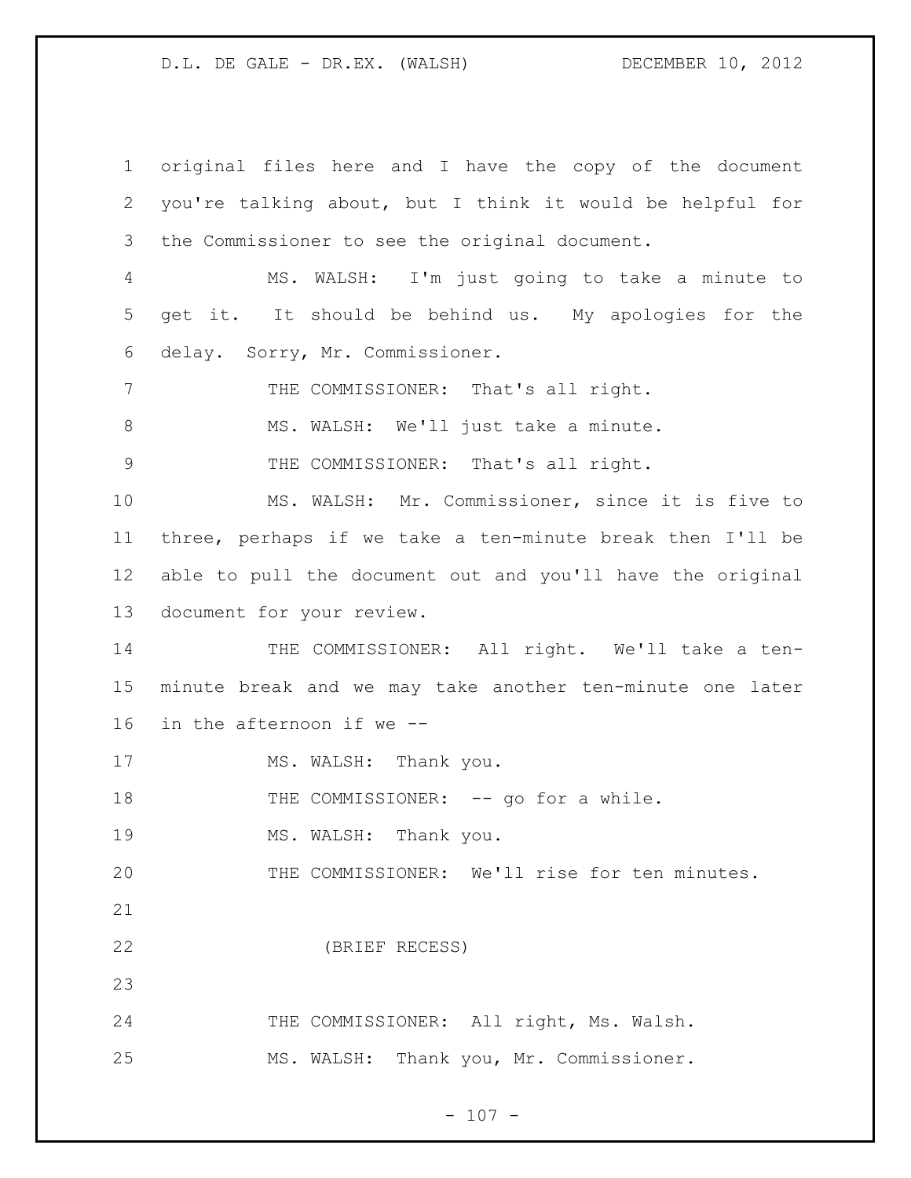original files here and I have the copy of the document you're talking about, but I think it would be helpful for the Commissioner to see the original document.

MS. WALSH: I'm just going to take a minute to get it. It should be behind us. My apologies for the delay. Sorry, Mr. Commissioner.

THE COMMISSIONER: That's all right.

MS. WALSH: We'll just take a minute.

THE COMMISSIONER: That's all right.

MS. WALSH: Mr. Commissioner, since it is five to three, perhaps if we take a ten-minute break then I'll be able to pull the document out and you'll have the original document for your review.

THE COMMISSIONER: All right. We'll take a ten-minute break and we may take another ten-minute one later in the afternoon if we --

MS. WALSH: Thank you.

THE COMMISSIONER: -- go for a while.

MS. WALSH: Thank you.

THE COMMISSIONER: We'll rise for ten minutes.

(BRIEF RECESS)

THE COMMISSIONER: All right, Ms. Walsh.

MS. WALSH: Thank you, Mr. Commissioner.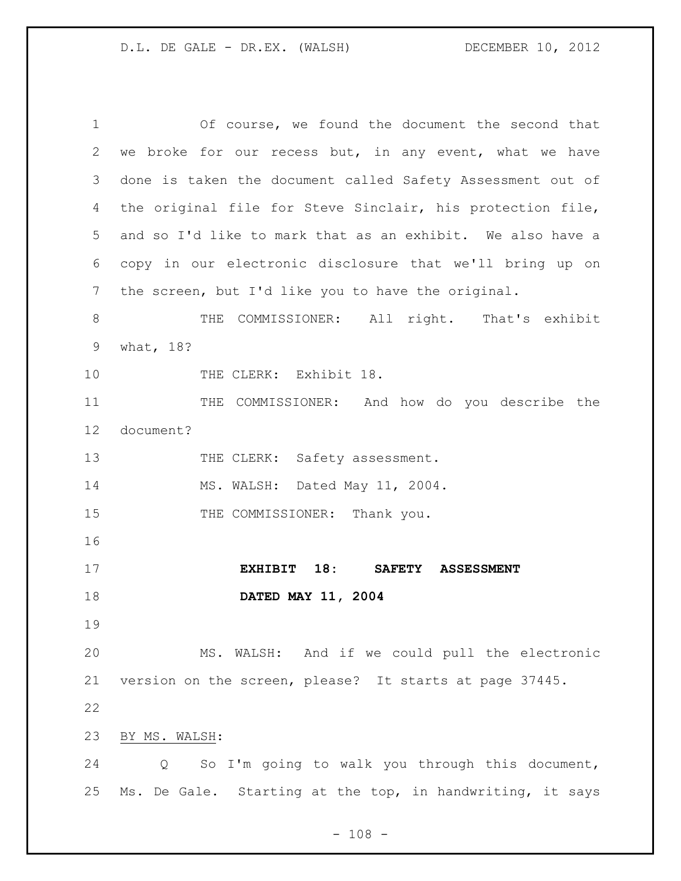Of course, we found the document the second that we broke for our recess but, in any event, what we have done is taken the document called Safety Assessment out of the original file for Steve Sinclair, his protection file, and so I'd like to mark that as an exhibit. We also have a copy in our electronic disclosure that we'll bring up on the screen, but I'd like you to have the original.

THE COMMISSIONER: All right. That's exhibit what, 18?

THE CLERK: Exhibit 18.

THE COMMISSIONER: And how do you describe the document?

THE CLERK: Safety assessment.

MS. WALSH: Dated May 11, 2004.

THE COMMISSIONER: Thank you.

**EXHIBIT 18: SAFETY ASSESSMENT DATED MAY 11, 2004**

MS. WALSH: And if we could pull the electronic version on the screen, please? It starts at page 37445.

BY MS. WALSH:

Q So I'm going to walk you through this document, Ms. De Gale. Starting at the top, in handwriting, it says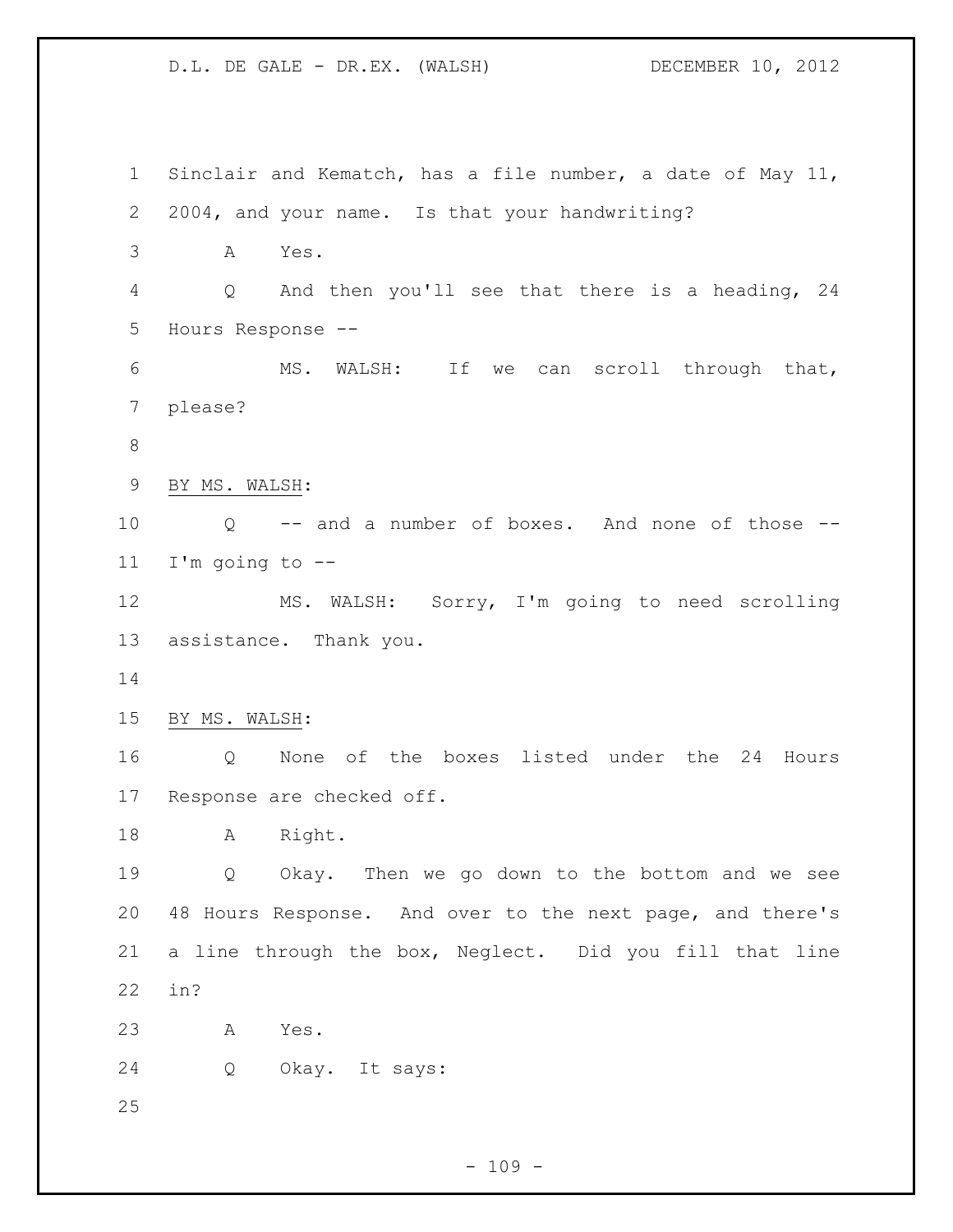Sinclair and Kematch, has a file number, a date of May 11, 2004, and your name. Is that your handwriting?

A Yes.

Q And then you'll see that there is a heading, 24 Hours Response --

MS. WALSH: If we can scroll through that, please?

BY MS. WALSH:

Q -- and a number of boxes. And none of those -- I'm going to --

MS. WALSH: Sorry, I'm going to need scrolling assistance. Thank you.

BY MS. WALSH:

Q None of the boxes listed under the 24 Hours Response are checked off.

A Right.

Q Okay. Then we go down to the bottom and we see 48 Hours Response. And over to the next page, and there's a line through the box, Neglect. Did you fill that line in?

A Yes.

Q Okay. It says: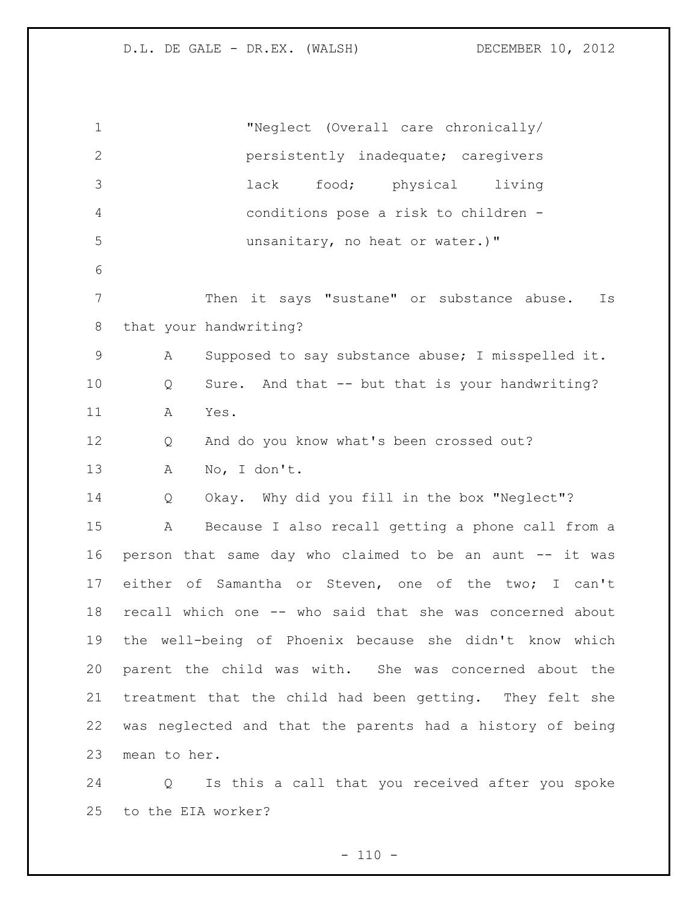"Neglect (Overall care chronically/ persistently inadequate; caregivers lack food; physical living conditions pose a risk to children - unsanitary, no heat or water.)"

Then it says "sustane" or substance abuse. Is that your handwriting?

A Supposed to say substance abuse; I misspelled it.

Q Sure. And that -- but that is your handwriting?

A Yes.

Q And do you know what's been crossed out?

A No, I don't.

Q Okay. Why did you fill in the box "Neglect"?

A Because I also recall getting a phone call from a person that same day who claimed to be an aunt -- it was either of Samantha or Steven, one of the two; I can't recall which one -- who said that she was concerned about the well-being of Phoenix because she didn't know which parent the child was with. She was concerned about the treatment that the child had been getting. They felt she was neglected and that the parents had a history of being mean to her.

Q Is this a call that you received after you spoke to the EIA worker?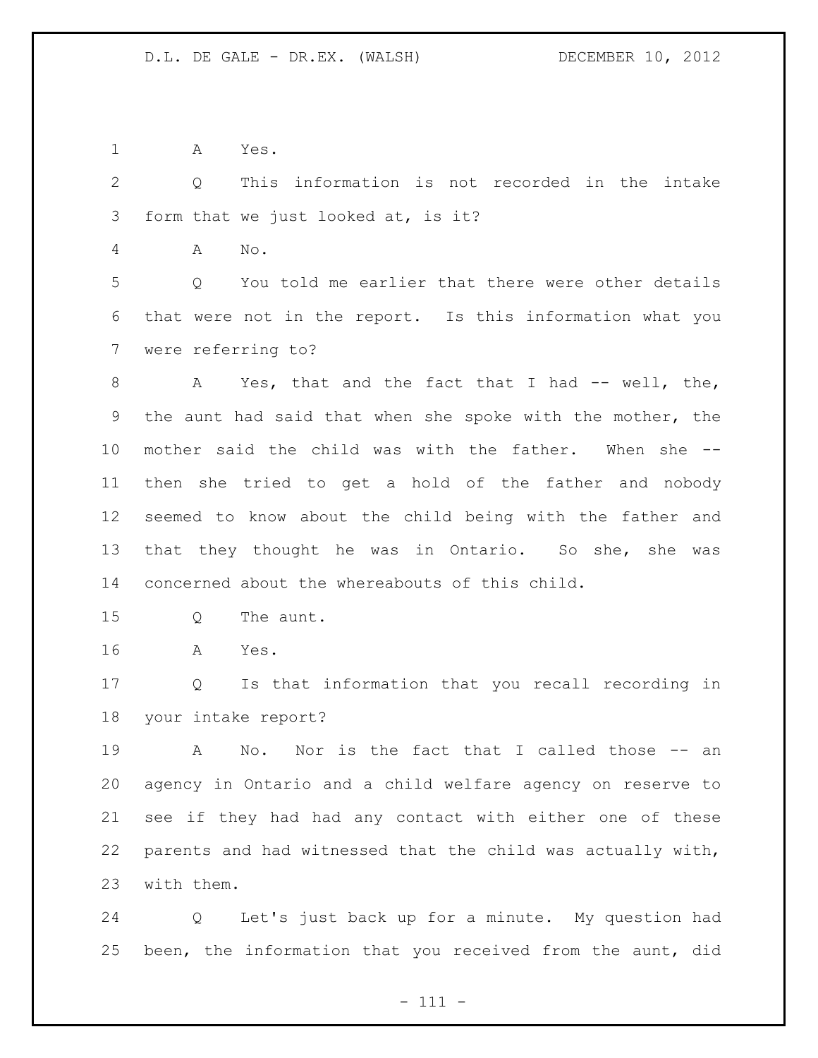A Yes.

Q This information is not recorded in the intake form that we just looked at, is it?

A No.

Q You told me earlier that there were other details that were not in the report. Is this information what you were referring to?

A Yes, that and the fact that I had -- well, the, the aunt had said that when she spoke with the mother, the mother said the child was with the father. When she -- then she tried to get a hold of the father and nobody seemed to know about the child being with the father and that they thought he was in Ontario. So she, she was concerned about the whereabouts of this child.

Q The aunt.

A Yes.

Q Is that information that you recall recording in your intake report?

A No. Nor is the fact that I called those -- an agency in Ontario and a child welfare agency on reserve to see if they had had any contact with either one of these parents and had witnessed that the child was actually with, with them.

Q Let's just back up for a minute. My question had been, the information that you received from the aunt, did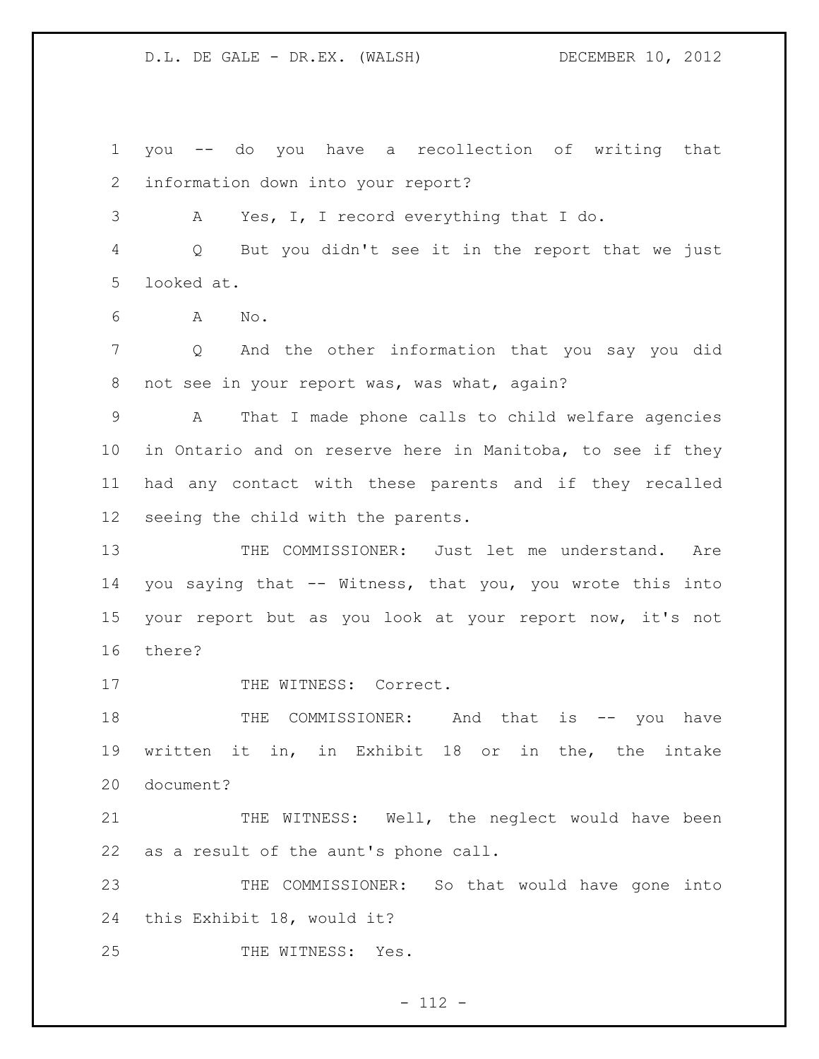you -- do you have a recollection of writing that information down into your report?

A Yes, I, I record everything that I do.

Q But you didn't see it in the report that we just looked at.

A No.

Q And the other information that you say you did not see in your report was, was what, again?

A That I made phone calls to child welfare agencies in Ontario and on reserve here in Manitoba, to see if they had any contact with these parents and if they recalled seeing the child with the parents.

THE COMMISSIONER: Just let me understand. Are you saying that -- Witness, that you, you wrote this into your report but as you look at your report now, it's not there?

THE WITNESS: Correct.

THE COMMISSIONER: And that is -- you have written it in, in Exhibit 18 or in the, the intake document?

THE WITNESS: Well, the neglect would have been as a result of the aunt's phone call.

THE COMMISSIONER: So that would have gone into this Exhibit 18, would it?

THE WITNESS: Yes.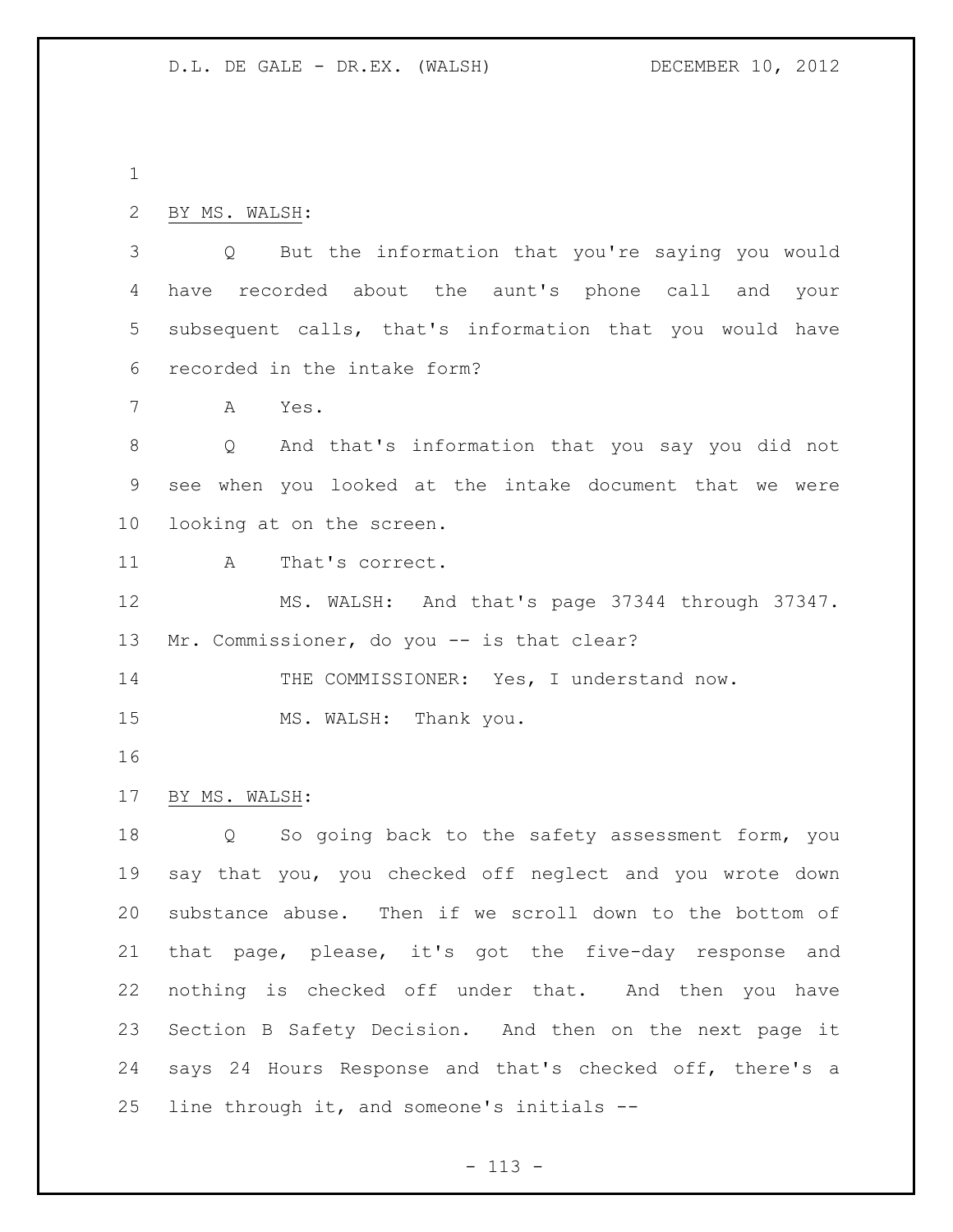BY MS. WALSH:

Q But the information that you're saying you would have recorded about the aunt's phone call and your subsequent calls, that's information that you would have recorded in the intake form?

A Yes.

Q And that's information that you say you did not see when you looked at the intake document that we were looking at on the screen.

A That's correct.

MS. WALSH: And that's page 37344 through 37347. Mr. Commissioner, do you -- is that clear?

THE COMMISSIONER: Yes, I understand now.

MS. WALSH: Thank you.

BY MS. WALSH:

Q So going back to the safety assessment form, you say that you, you checked off neglect and you wrote down substance abuse. Then if we scroll down to the bottom of that page, please, it's got the five-day response and nothing is checked off under that. And then you have Section B Safety Decision. And then on the next page it says 24 Hours Response and that's checked off, there's a line through it, and someone's initials --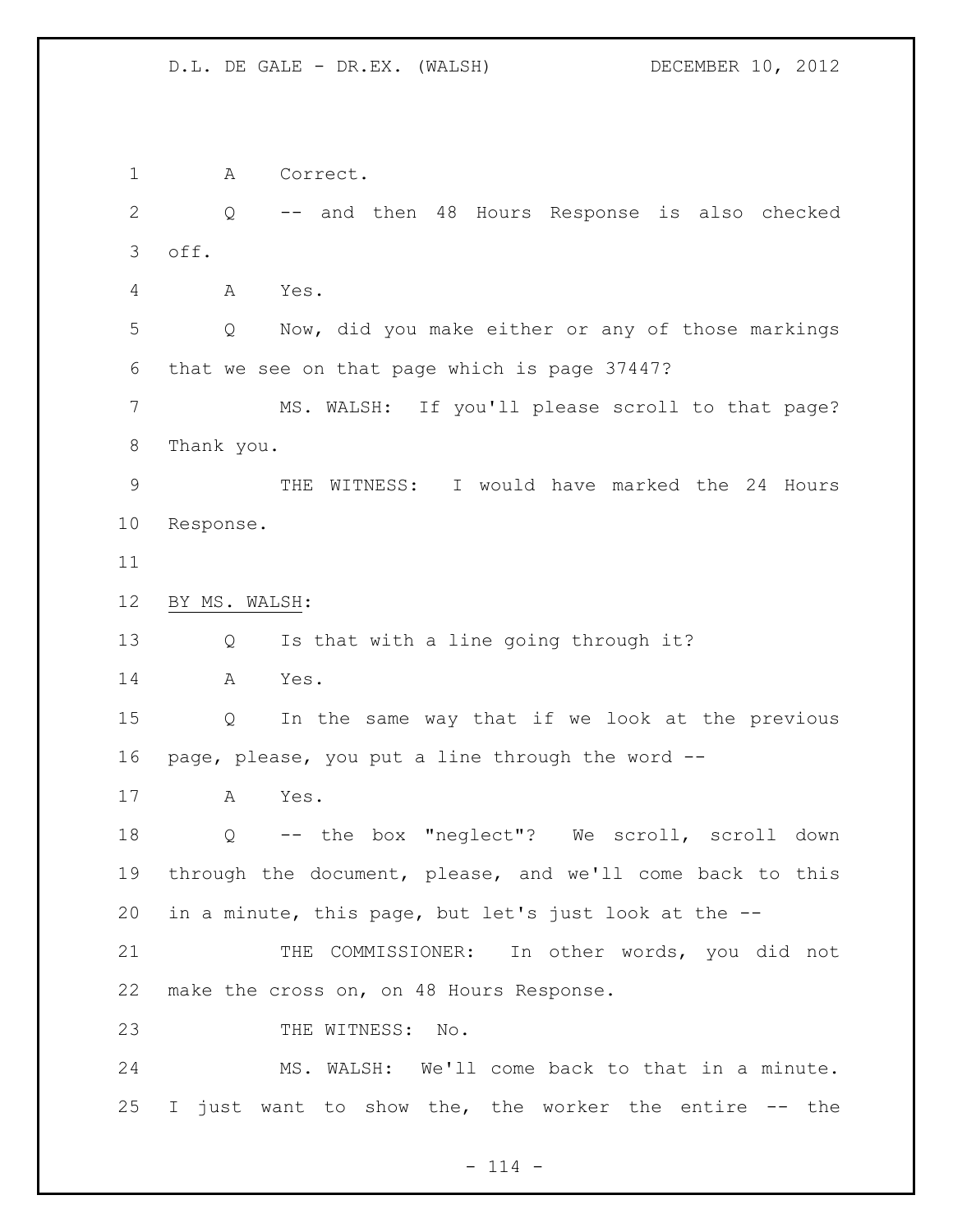A Correct.

Q -- and then 48 Hours Response is also checked off.

A Yes.

Q Now, did you make either or any of those markings that we see on that page which is page 37447?

MS. WALSH: If you'll please scroll to that page? Thank you.

THE WITNESS: I would have marked the 24 Hours Response.

BY MS. WALSH:

Q Is that with a line going through it?

A Yes.

Q In the same way that if we look at the previous page, please, you put a line through the word --

A Yes.

Q -- the box "neglect"? We scroll, scroll down through the document, please, and we'll come back to this in a minute, this page, but let's just look at the --

THE COMMISSIONER: In other words, you did not make the cross on, on 48 Hours Response.

THE WITNESS: No.

MS. WALSH: We'll come back to that in a minute. I just want to show the, the worker the entire -- the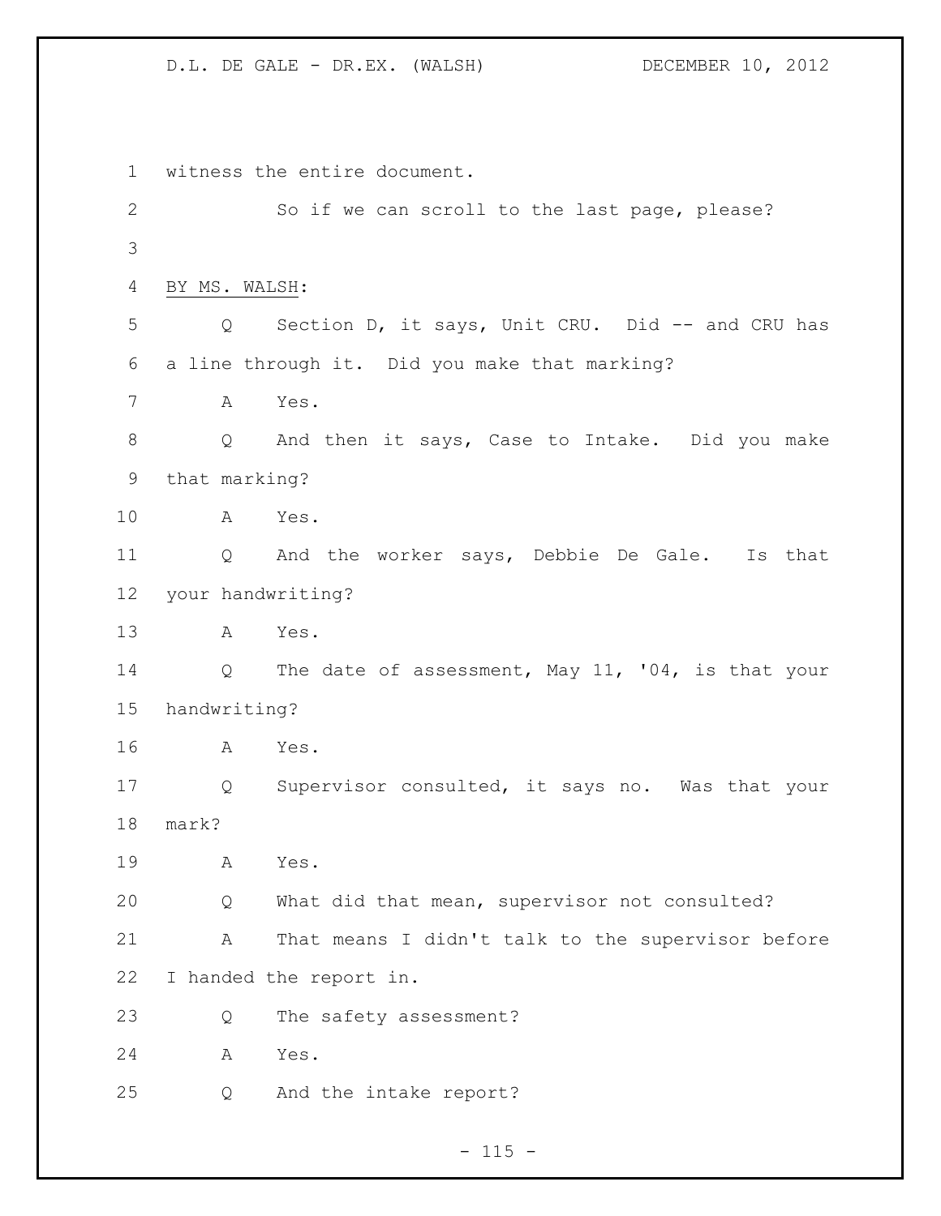witness the entire document.

So if we can scroll to the last page, please?

BY MS. WALSH:

Q Section D, it says, Unit CRU. Did -- and CRU has a line through it. Did you make that marking?

A Yes.

Q And then it says, Case to Intake. Did you make that marking?

A Yes.

Q And the worker says, Debbie De Gale. Is that your handwriting?

A Yes.

Q The date of assessment, May 11, '04, is that your handwriting?

A Yes.

Q Supervisor consulted, it says no. Was that your mark?

A Yes.

Q What did that mean, supervisor not consulted?

A That means I didn't talk to the supervisor before I handed the report in.

Q The safety assessment?

A Yes.

Q And the intake report?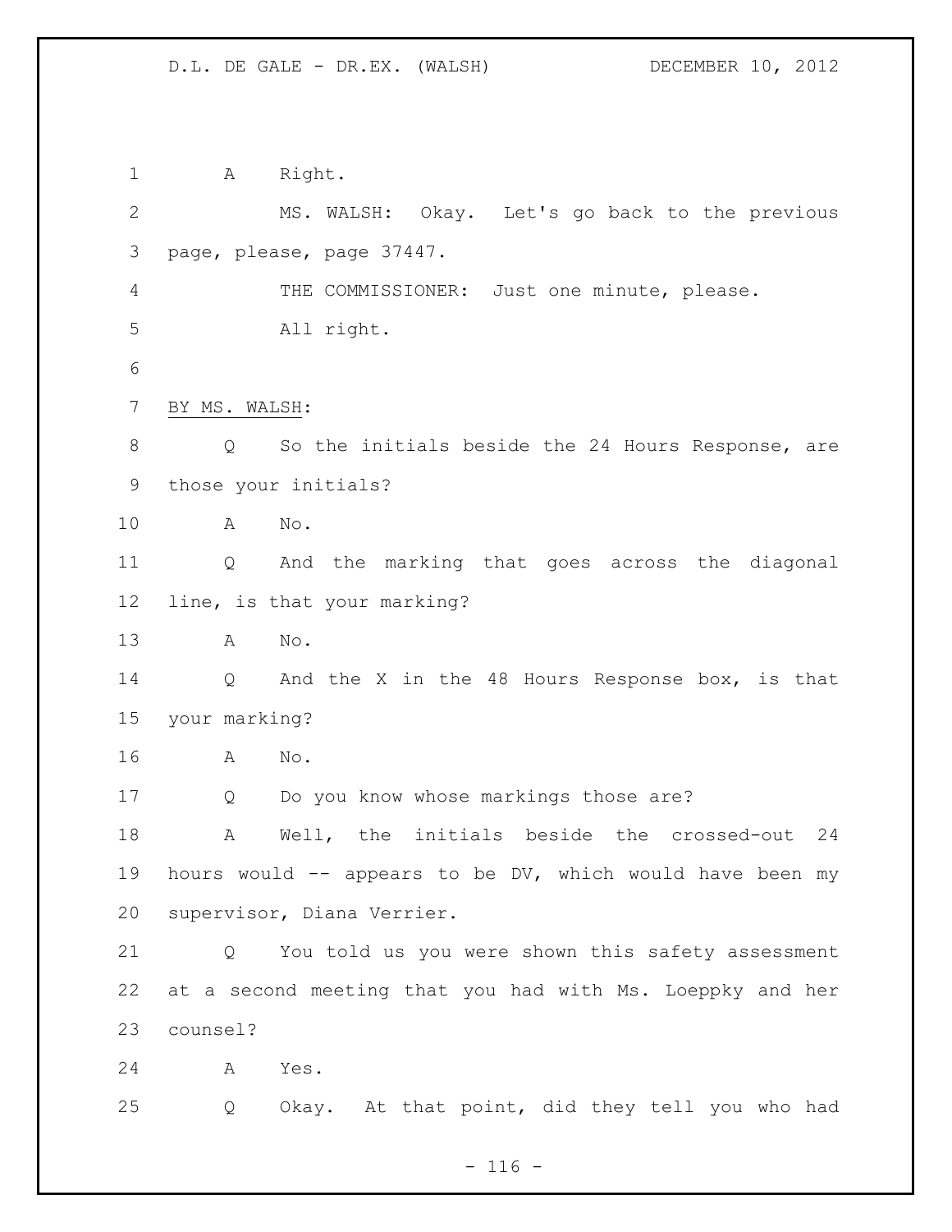A Right.

MS. WALSH: Okay. Let's go back to the previous page, please, page 37447.

THE COMMISSIONER: Just one minute, please. All right.

BY MS. WALSH:

Q So the initials beside the 24 Hours Response, are those your initials?

A No.

Q And the marking that goes across the diagonal line, is that your marking?

A No.

Q And the X in the 48 Hours Response box, is that your marking?

A No.

Q Do you know whose markings those are?

A Well, the initials beside the crossed-out 24 hours would -- appears to be DV, which would have been my supervisor, Diana Verrier.

Q You told us you were shown this safety assessment at a second meeting that you had with Ms. Loeppky and her counsel?

A Yes.

Q Okay. At that point, did they tell you who had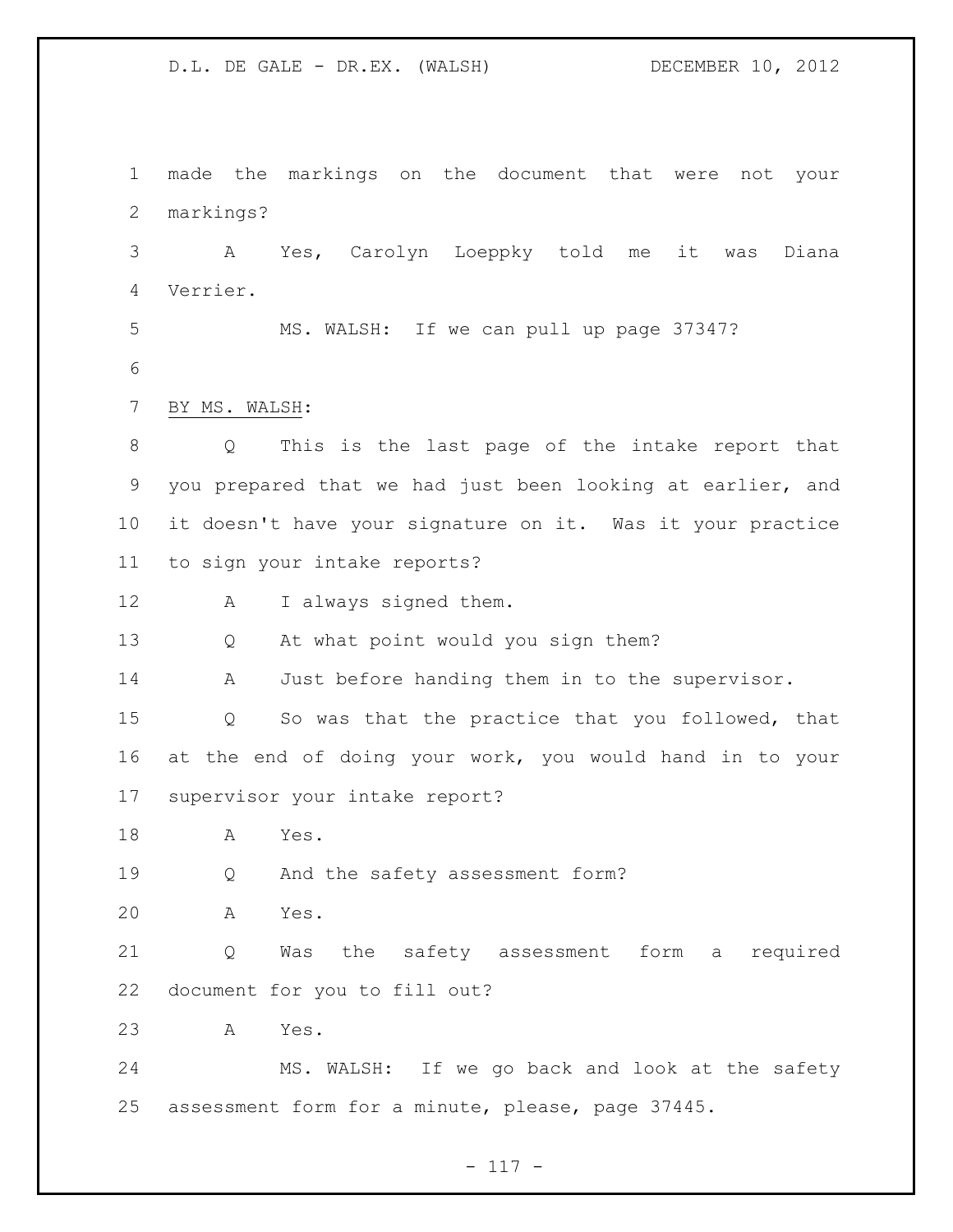made the markings on the document that were not your markings?

A Yes, Carolyn Loeppky told me it was Diana Verrier.

MS. WALSH: If we can pull up page 37347?

BY MS. WALSH:

Q This is the last page of the intake report that you prepared that we had just been looking at earlier, and it doesn't have your signature on it. Was it your practice to sign your intake reports?

A I always signed them.

Q At what point would you sign them?

A Just before handing them in to the supervisor.

Q So was that the practice that you followed, that at the end of doing your work, you would hand in to your supervisor your intake report?

A Yes.

Q And the safety assessment form?

A Yes.

Q Was the safety assessment form a required document for you to fill out?

A Yes.

MS. WALSH: If we go back and look at the safety assessment form for a minute, please, page 37445.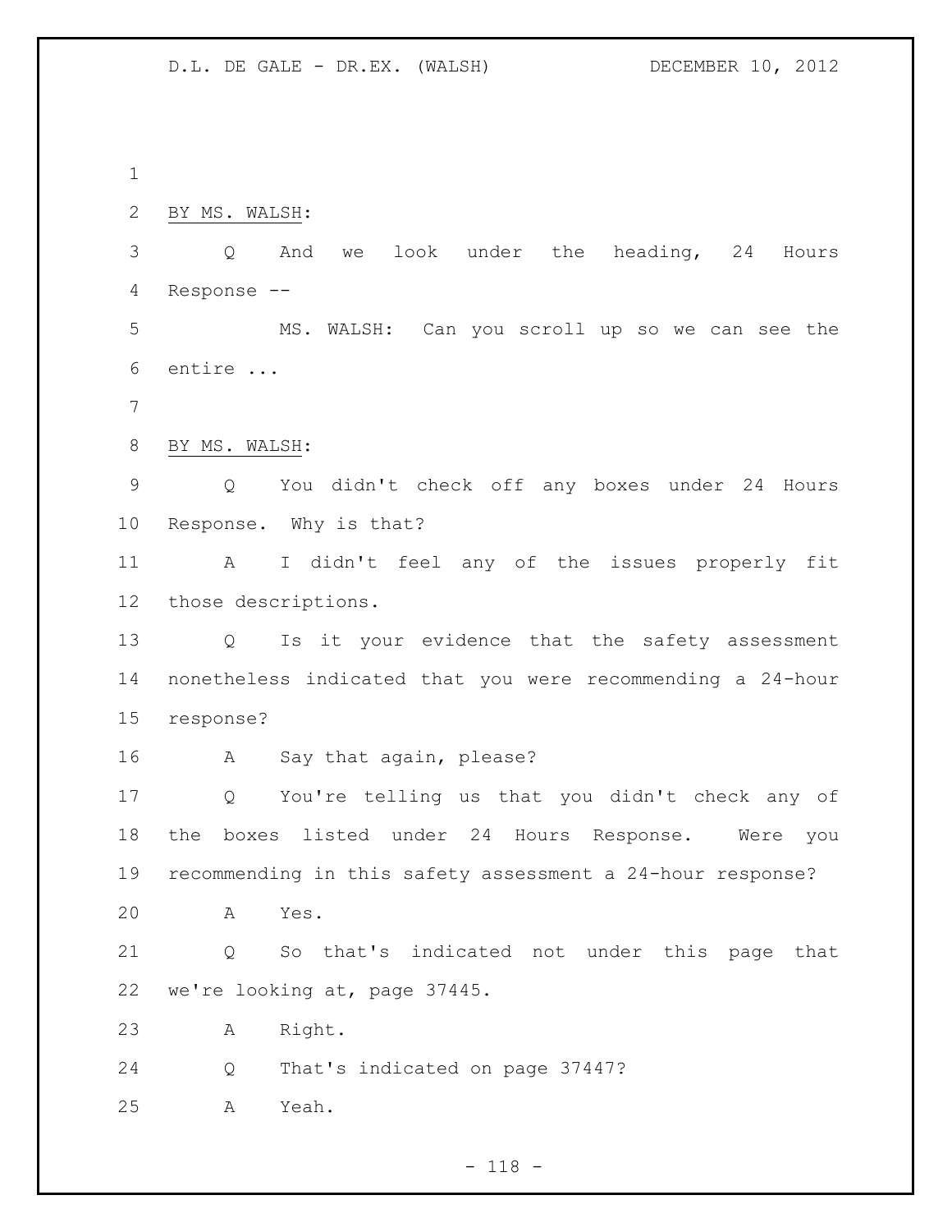BY MS. WALSH:

Q And we look under the heading, 24 Hours Response --

MS. WALSH: Can you scroll up so we can see the entire ...

BY MS. WALSH:

Q You didn't check off any boxes under 24 Hours Response. Why is that?

A I didn't feel any of the issues properly fit those descriptions.

Q Is it your evidence that the safety assessment nonetheless indicated that you were recommending a 24-hour response?

A Say that again, please?

Q You're telling us that you didn't check any of the boxes listed under 24 Hours Response. Were you recommending in this safety assessment a 24-hour response?

A Yes.

Q So that's indicated not under this page that we're looking at, page 37445.

A Right.

Q That's indicated on page 37447?

A Yeah.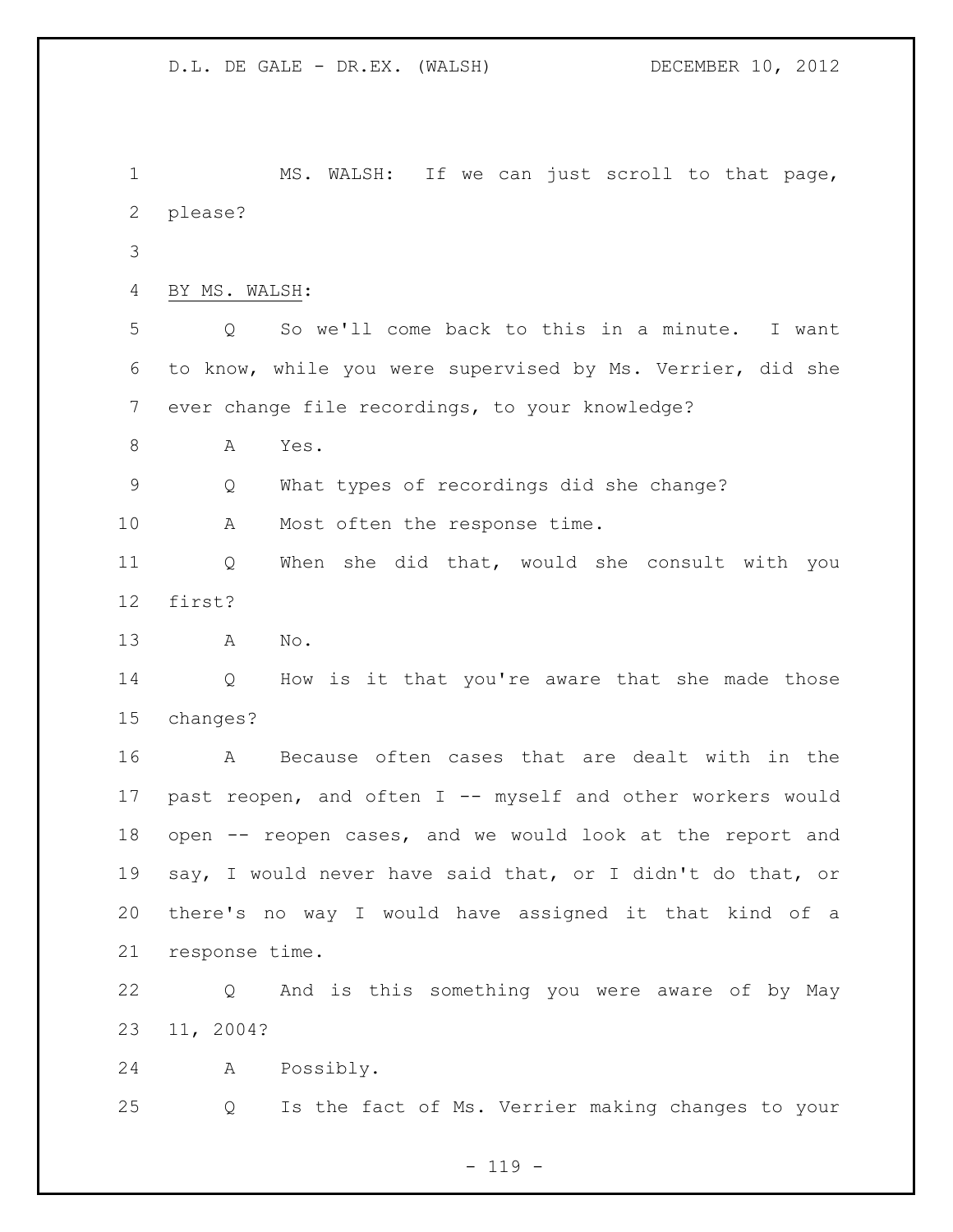MS. WALSH: If we can just scroll to that page, please?

BY MS. WALSH:

Q So we'll come back to this in a minute. I want to know, while you were supervised by Ms. Verrier, did she ever change file recordings, to your knowledge?

A Yes.

Q What types of recordings did she change?

A Most often the response time.

Q When she did that, would she consult with you first?

A No.

Q How is it that you're aware that she made those changes?

A Because often cases that are dealt with in the past reopen, and often I -- myself and other workers would open -- reopen cases, and we would look at the report and say, I would never have said that, or I didn't do that, or there's no way I would have assigned it that kind of a response time.

Q And is this something you were aware of by May 11, 2004?

A Possibly.

Q Is the fact of Ms. Verrier making changes to your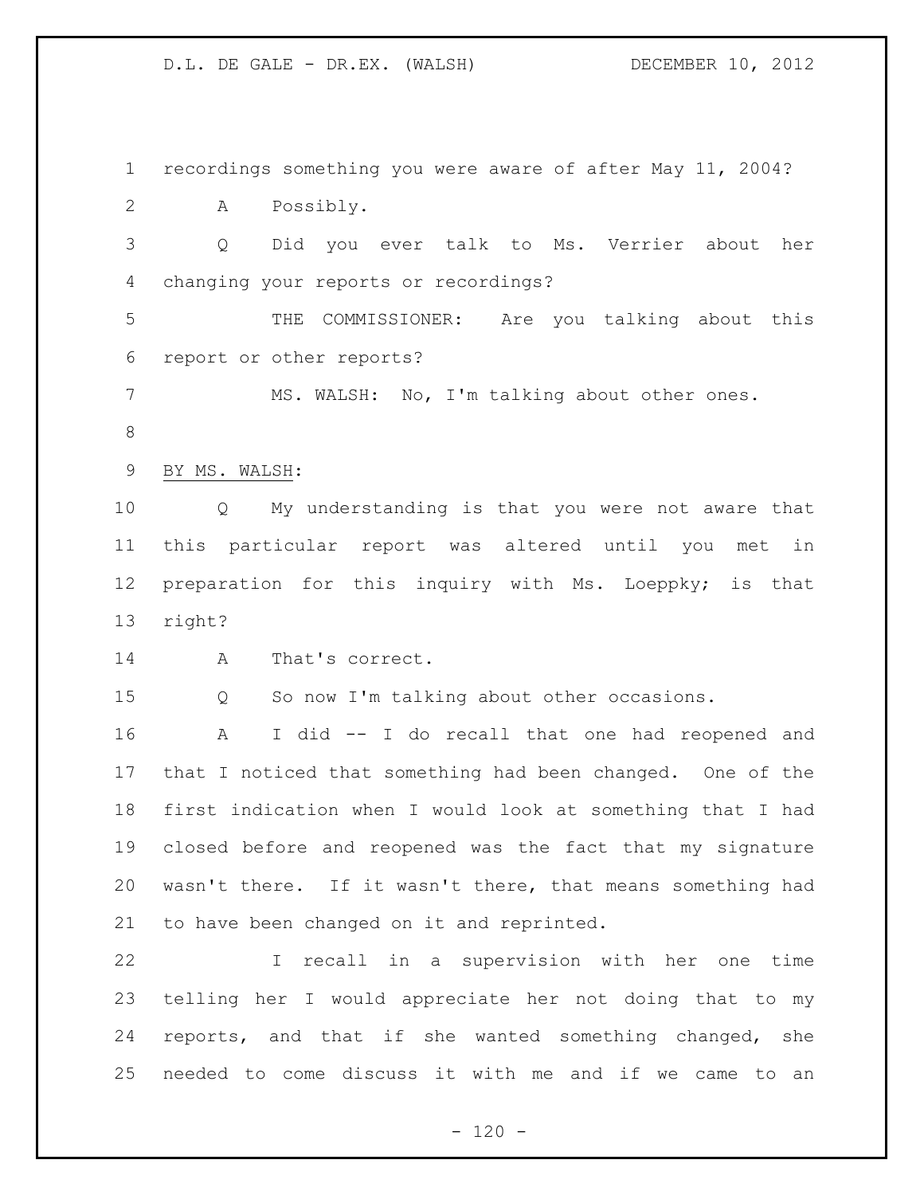recordings something you were aware of after May 11, 2004?

A Possibly.

Q Did you ever talk to Ms. Verrier about her changing your reports or recordings?

THE COMMISSIONER: Are you talking about this report or other reports?

MS. WALSH: No, I'm talking about other ones.

BY MS. WALSH:

Q My understanding is that you were not aware that this particular report was altered until you met in preparation for this inquiry with Ms. Loeppky; is that right?

A That's correct.

Q So now I'm talking about other occasions.

A I did -- I do recall that one had reopened and that I noticed that something had been changed. One of the first indication when I would look at something that I had closed before and reopened was the fact that my signature wasn't there. If it wasn't there, that means something had to have been changed on it and reprinted.

I recall in a supervision with her one time telling her I would appreciate her not doing that to my reports, and that if she wanted something changed, she needed to come discuss it with me and if we came to an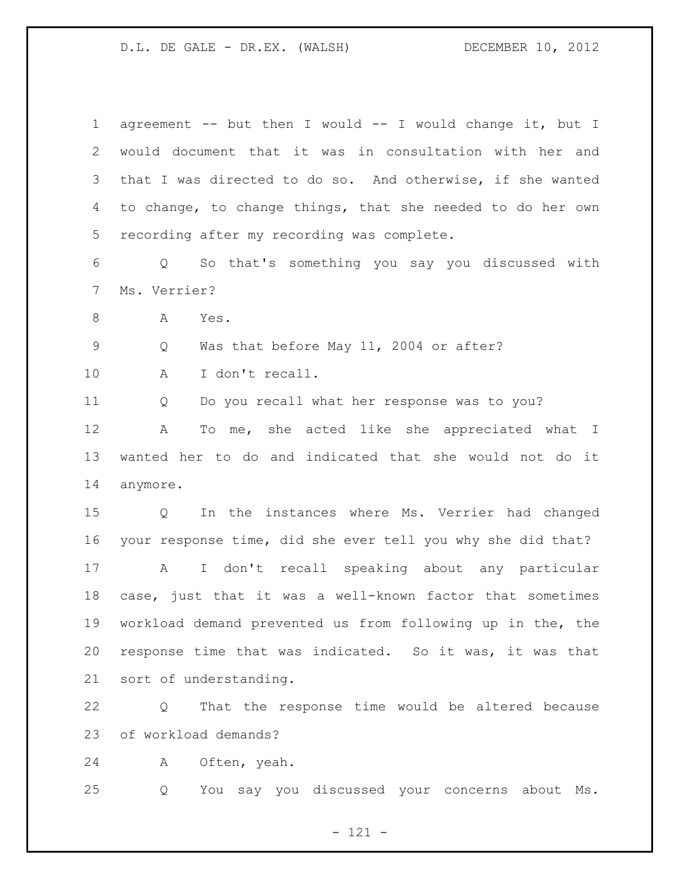agreement -- but then I would -- I would change it, but I would document that it was in consultation with her and that I was directed to do so. And otherwise, if she wanted to change, to change things, that she needed to do her own recording after my recording was complete.

Q So that's something you say you discussed with Ms. Verrier?

A Yes.

Q Was that before May 11, 2004 or after?

A I don't recall.

Q Do you recall what her response was to you?

A To me, she acted like she appreciated what I wanted her to do and indicated that she would not do it anymore.

Q In the instances where Ms. Verrier had changed your response time, did she ever tell you why she did that?

A I don't recall speaking about any particular case, just that it was a well-known factor that sometimes workload demand prevented us from following up in the, the response time that was indicated. So it was, it was that sort of understanding.

Q That the response time would be altered because of workload demands?

A Often, yeah.

Q You say you discussed your concerns about Ms.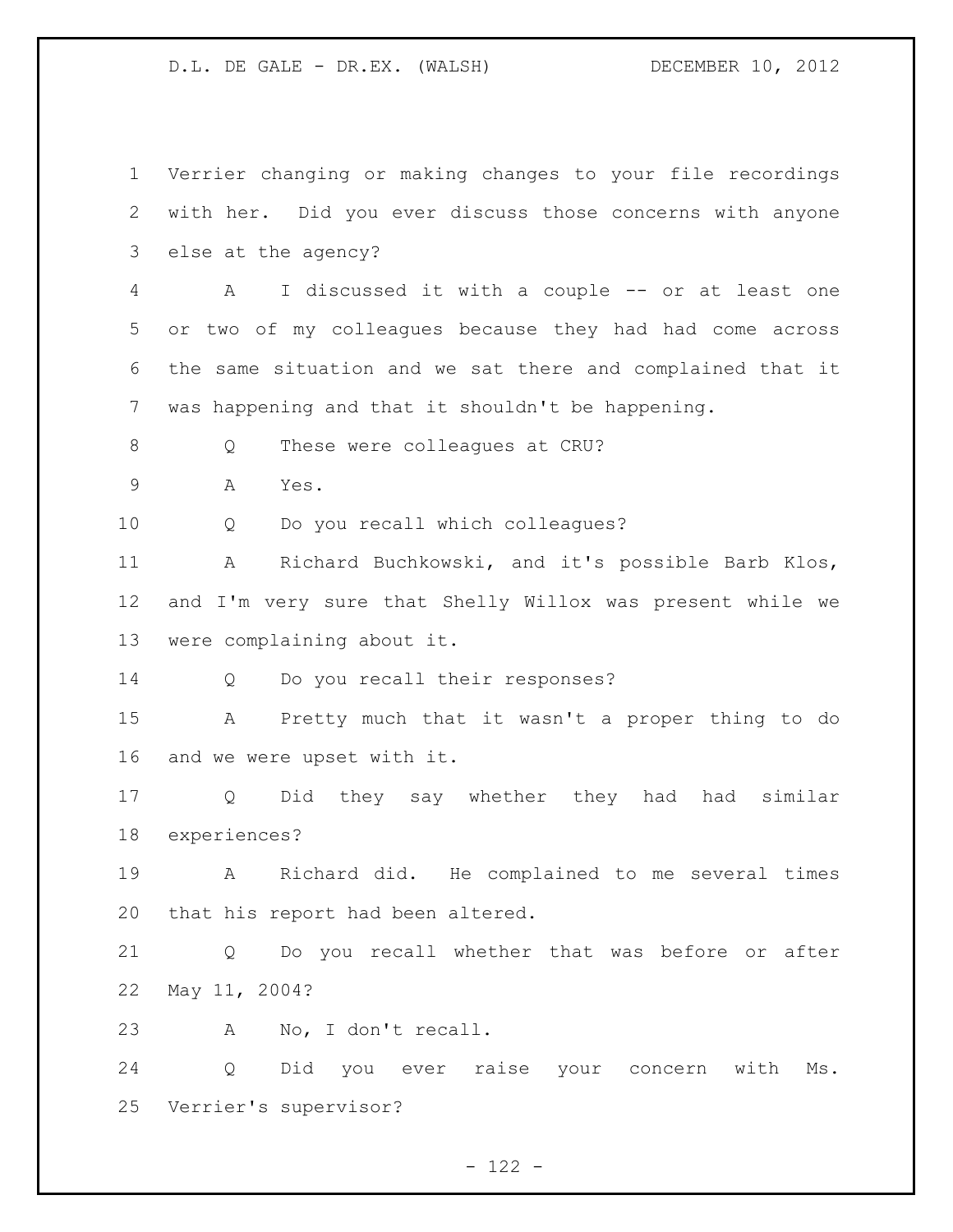Verrier changing or making changes to your file recordings with her. Did you ever discuss those concerns with anyone else at the agency?

A I discussed it with a couple -- or at least one or two of my colleagues because they had had come across the same situation and we sat there and complained that it was happening and that it shouldn't be happening.

Q These were colleagues at CRU?

A Yes.

Q Do you recall which colleagues?

A Richard Buchkowski, and it's possible Barb Klos, and I'm very sure that Shelly Willox was present while we were complaining about it.

Q Do you recall their responses?

A Pretty much that it wasn't a proper thing to do and we were upset with it.

Q Did they say whether they had had similar experiences?

A Richard did. He complained to me several times that his report had been altered.

Q Do you recall whether that was before or after May 11, 2004?

A No, I don't recall.

Q Did you ever raise your concern with Ms. Verrier's supervisor?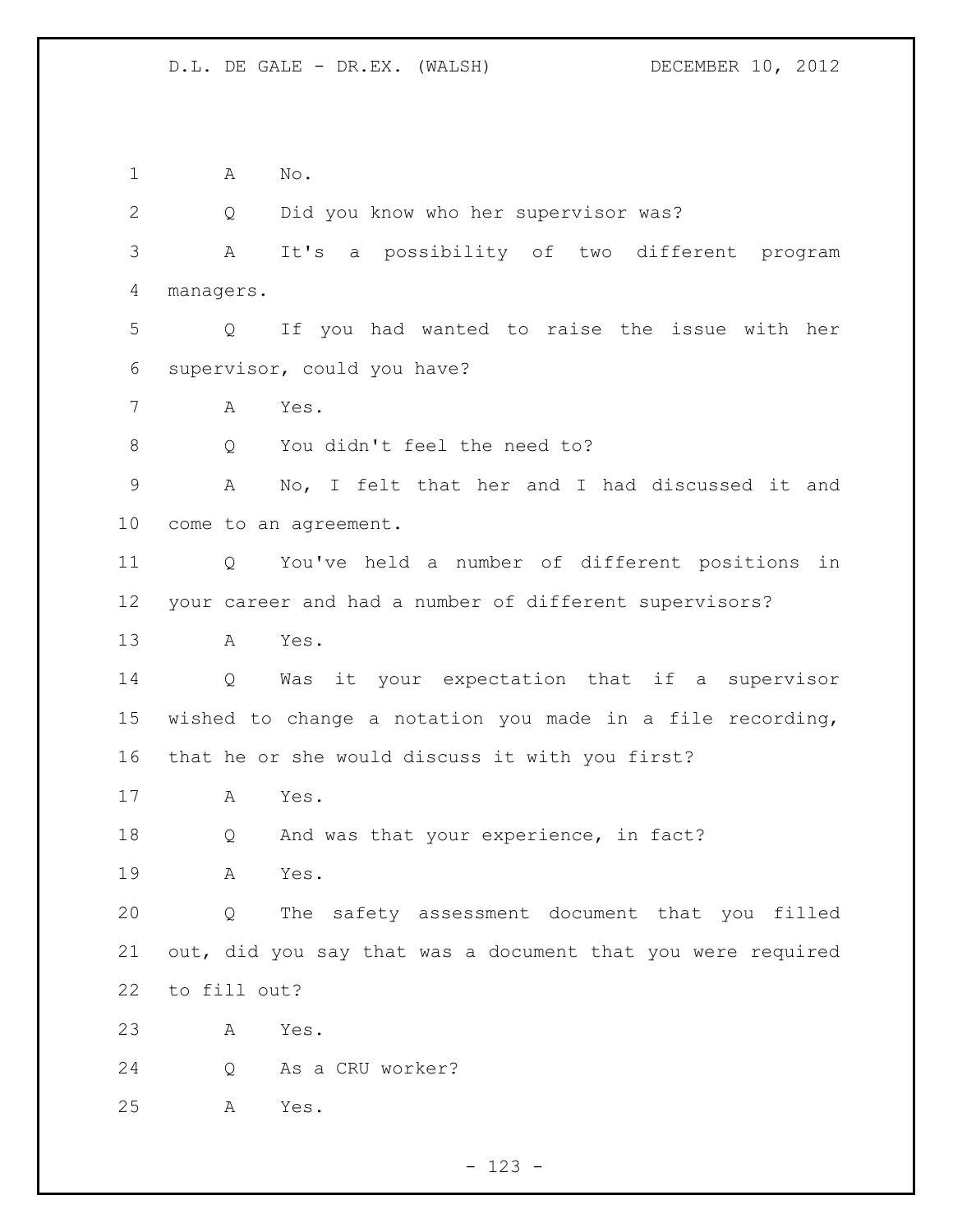A No.

Q Did you know who her supervisor was?

A It's a possibility of two different program managers.

Q If you had wanted to raise the issue with her supervisor, could you have?

A Yes.

Q You didn't feel the need to?

A No, I felt that her and I had discussed it and come to an agreement.

Q You've held a number of different positions in your career and had a number of different supervisors?

A Yes.

Q Was it your expectation that if a supervisor wished to change a notation you made in a file recording, that he or she would discuss it with you first?

A Yes.

Q And was that your experience, in fact?

A Yes.

Q The safety assessment document that you filled out, did you say that was a document that you were required to fill out?

A Yes.

Q As a CRU worker?

A Yes.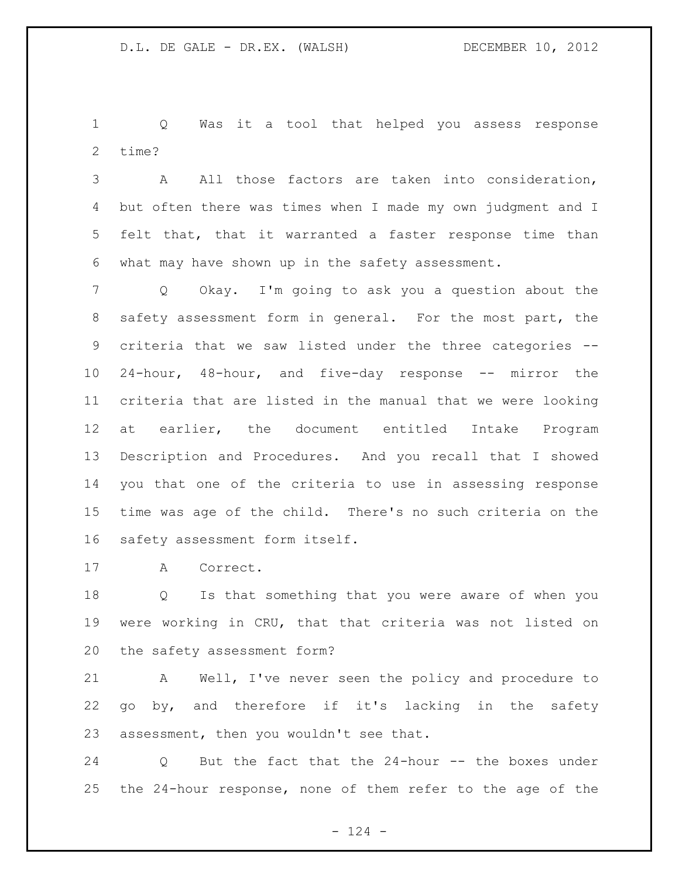Q Was it a tool that helped you assess response time?

A All those factors are taken into consideration, but often there was times when I made my own judgment and I felt that, that it warranted a faster response time than what may have shown up in the safety assessment.

Q Okay. I'm going to ask you a question about the safety assessment form in general. For the most part, the criteria that we saw listed under the three categories -- 24-hour, 48-hour, and five-day response -- mirror the criteria that are listed in the manual that we were looking at earlier, the document entitled Intake Program Description and Procedures. And you recall that I showed you that one of the criteria to use in assessing response time was age of the child. There's no such criteria on the safety assessment form itself.

A Correct.

Q Is that something that you were aware of when you were working in CRU, that that criteria was not listed on the safety assessment form?

A Well, I've never seen the policy and procedure to go by, and therefore if it's lacking in the safety assessment, then you wouldn't see that.

Q But the fact that the 24-hour -- the boxes under the 24-hour response, none of them refer to the age of the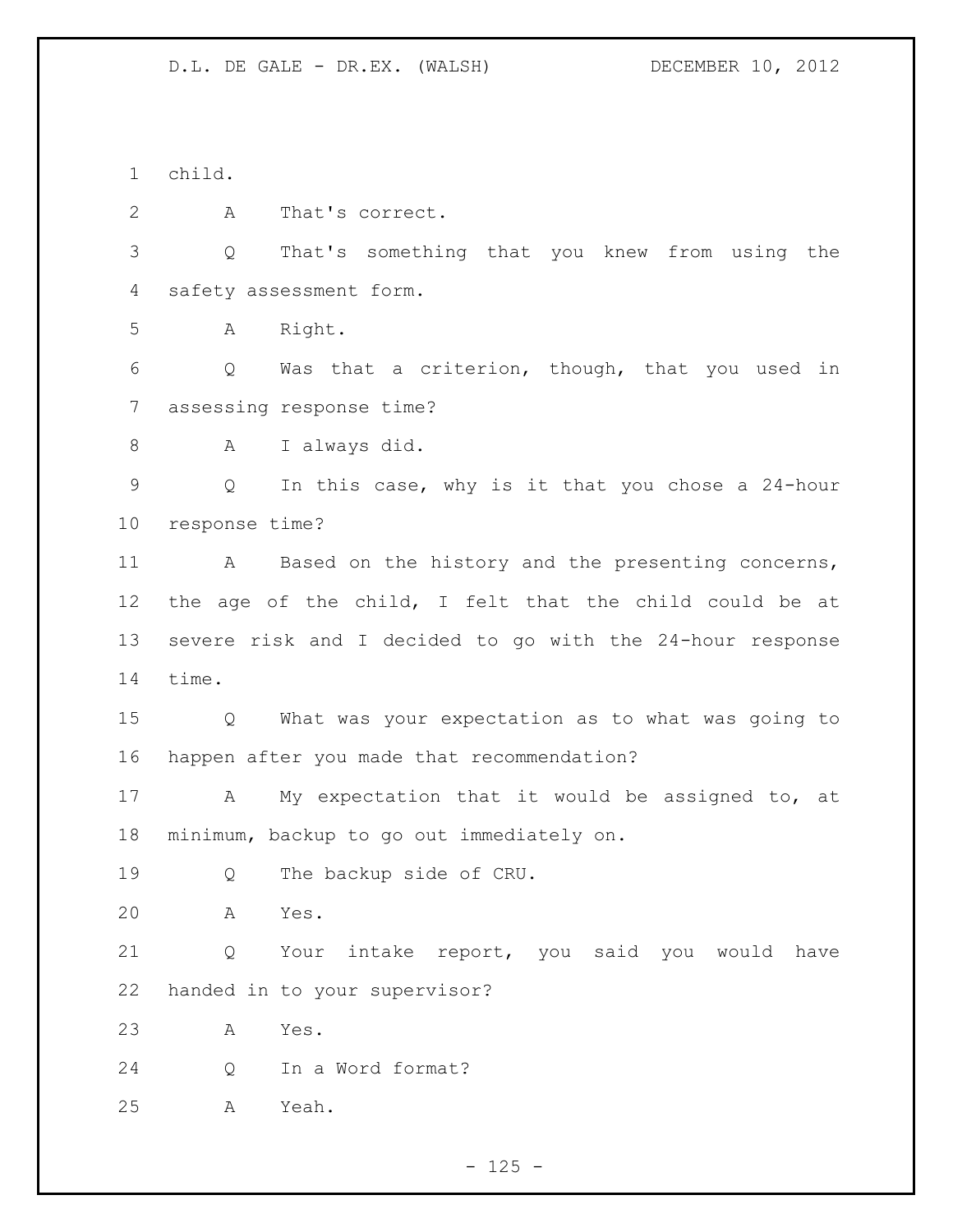child.

A That's correct.

Q That's something that you knew from using the safety assessment form.

A Right.

Q Was that a criterion, though, that you used in assessing response time?

A I always did.

Q In this case, why is it that you chose a 24-hour response time?

A Based on the history and the presenting concerns, the age of the child, I felt that the child could be at severe risk and I decided to go with the 24-hour response time.

Q What was your expectation as to what was going to happen after you made that recommendation?

A My expectation that it would be assigned to, at minimum, backup to go out immediately on.

Q The backup side of CRU.

A Yes.

Q Your intake report, you said you would have handed in to your supervisor?

A Yes.

Q In a Word format?

A Yeah.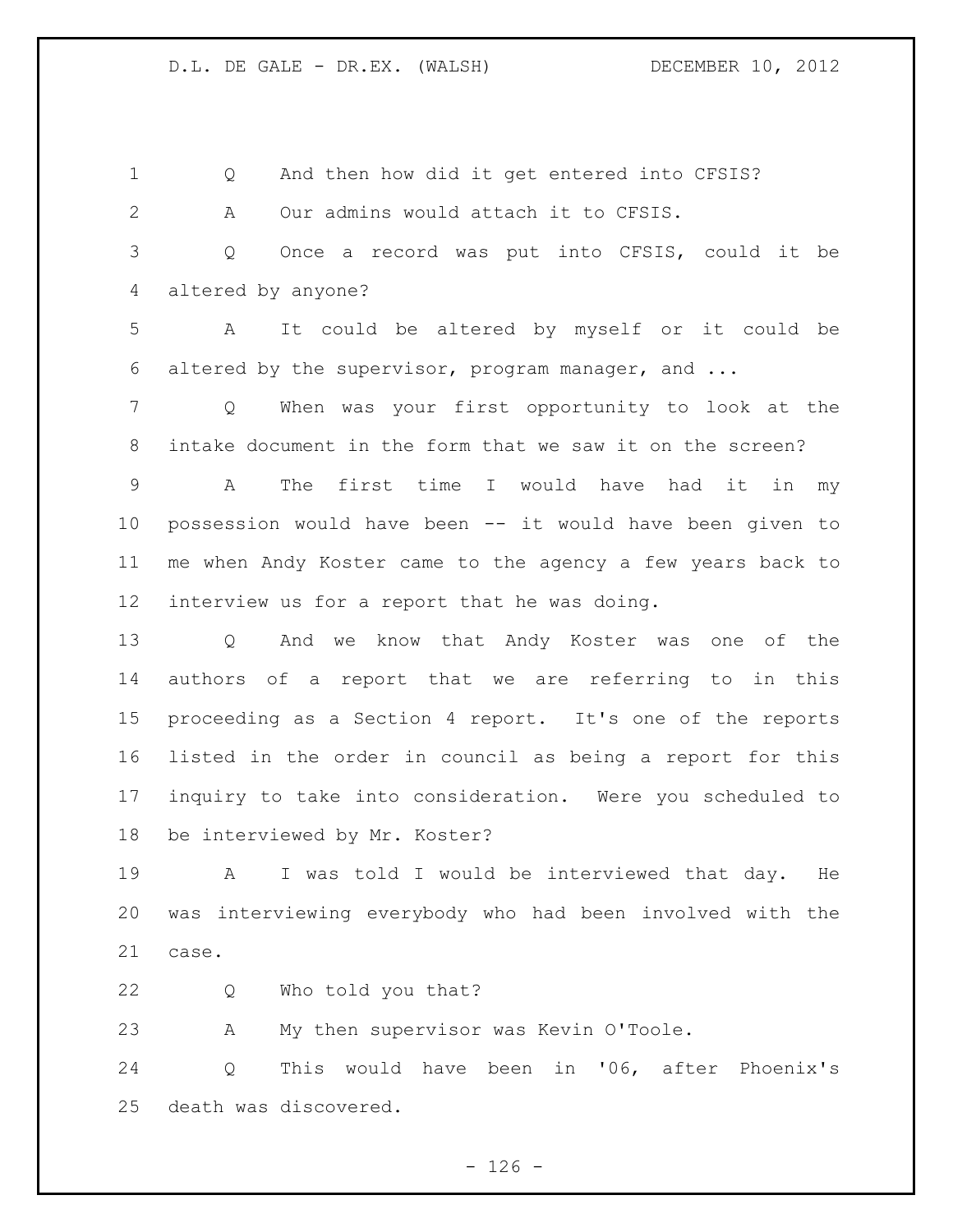Q And then how did it get entered into CFSIS?

A Our admins would attach it to CFSIS.

Q Once a record was put into CFSIS, could it be altered by anyone?

A It could be altered by myself or it could be altered by the supervisor, program manager, and ...

Q When was your first opportunity to look at the intake document in the form that we saw it on the screen?

A The first time I would have had it in my possession would have been -- it would have been given to me when Andy Koster came to the agency a few years back to interview us for a report that he was doing.

Q And we know that Andy Koster was one of the authors of a report that we are referring to in this proceeding as a Section 4 report. It's one of the reports listed in the order in council as being a report for this inquiry to take into consideration. Were you scheduled to be interviewed by Mr. Koster?

A I was told I would be interviewed that day. He was interviewing everybody who had been involved with the case.

Q Who told you that?

A My then supervisor was Kevin O'Toole.

Q This would have been in '06, after Phoenix's death was discovered.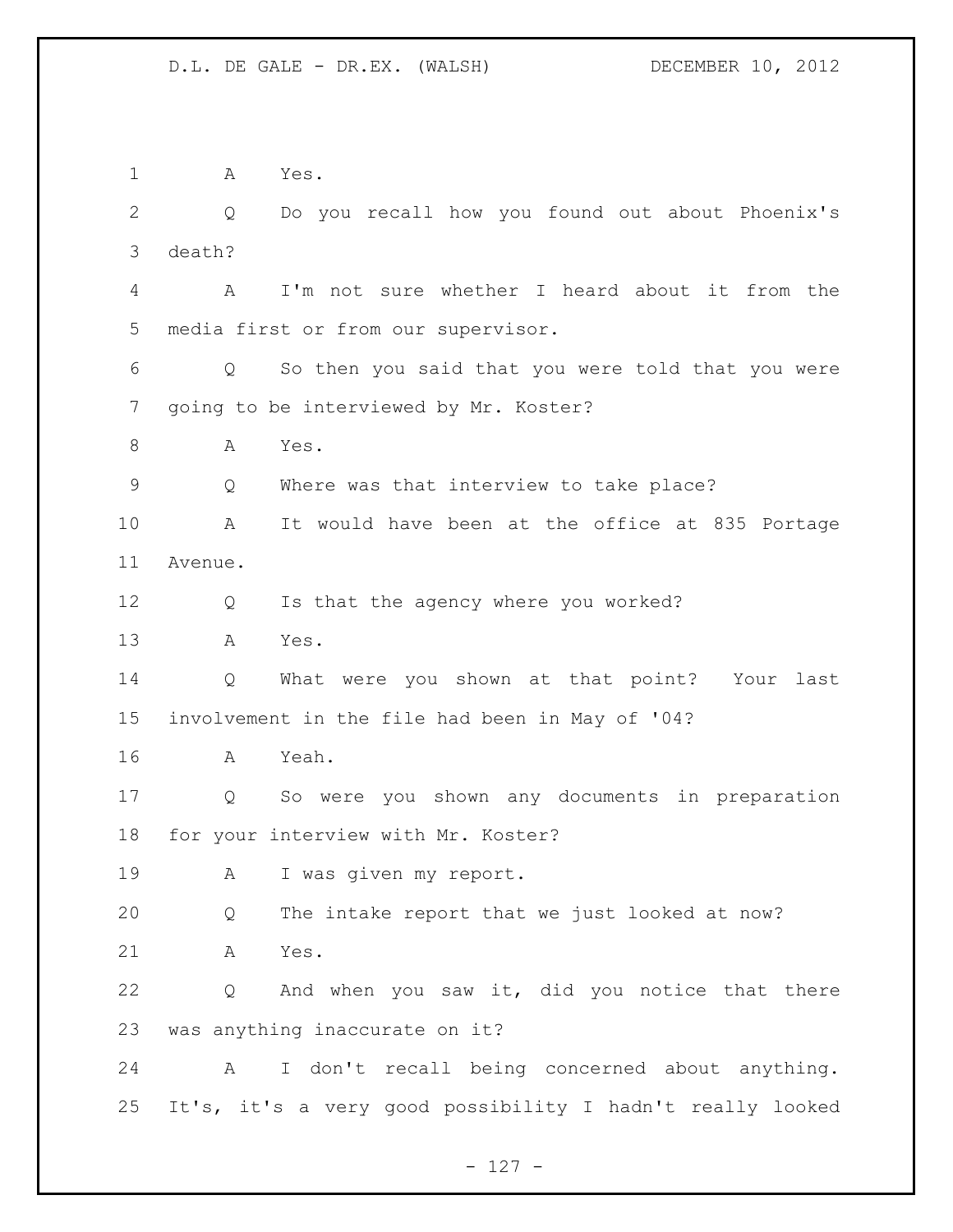A Yes.

Q Do you recall how you found out about Phoenix's death?

A I'm not sure whether I heard about it from the media first or from our supervisor.

Q So then you said that you were told that you were going to be interviewed by Mr. Koster?

A Yes.

Q Where was that interview to take place?

A It would have been at the office at 835 Portage Avenue.

Q Is that the agency where you worked?

A Yes.

Q What were you shown at that point? Your last involvement in the file had been in May of '04?

A Yeah.

Q So were you shown any documents in preparation for your interview with Mr. Koster?

A I was given my report.

Q The intake report that we just looked at now?

A Yes.

Q And when you saw it, did you notice that there was anything inaccurate on it?

A I don't recall being concerned about anything. It's, it's a very good possibility I hadn't really looked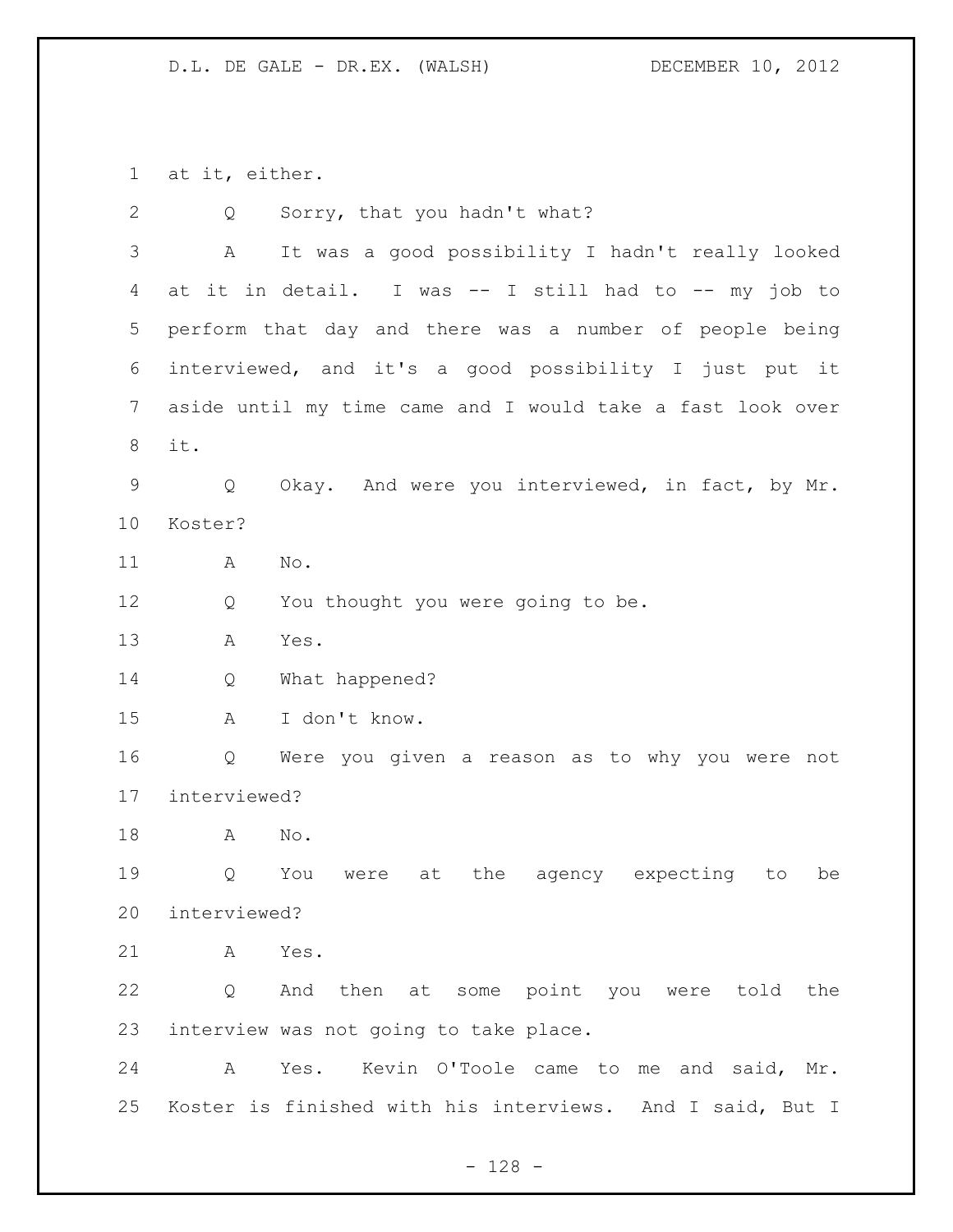at it, either.

Q Sorry, that you hadn't what?

A It was a good possibility I hadn't really looked at it in detail. I was -- I still had to -- my job to perform that day and there was a number of people being interviewed, and it's a good possibility I just put it aside until my time came and I would take a fast look over it.

Q Okay. And were you interviewed, in fact, by Mr. Koster?

A No.

Q You thought you were going to be.

A Yes.

Q What happened?

A I don't know.

Q Were you given a reason as to why you were not interviewed?

A No.

Q You were at the agency expecting to be interviewed?

A Yes.

Q And then at some point you were told the interview was not going to take place.

A Yes. Kevin O'Toole came to me and said, Mr. Koster is finished with his interviews. And I said, But I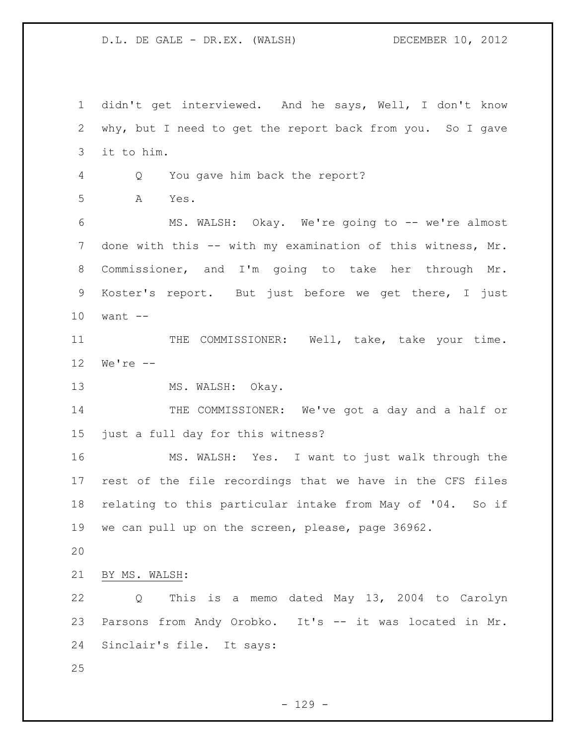didn't get interviewed. And he says, Well, I don't know why, but I need to get the report back from you. So I gave it to him.

Q You gave him back the report?

A Yes.

MS. WALSH: Okay. We're going to -- we're almost done with this -- with my examination of this witness, Mr. Commissioner, and I'm going to take her through Mr. Koster's report. But just before we get there, I just want --

THE COMMISSIONER: Well, take, take your time. We're --

MS. WALSH: Okay.

THE COMMISSIONER: We've got a day and a half or just a full day for this witness?

MS. WALSH: Yes. I want to just walk through the rest of the file recordings that we have in the CFS files relating to this particular intake from May of '04. So if we can pull up on the screen, please, page 36962.

BY MS. WALSH:

Q This is a memo dated May 13, 2004 to Carolyn Parsons from Andy Orobko. It's -- it was located in Mr. Sinclair's file. It says: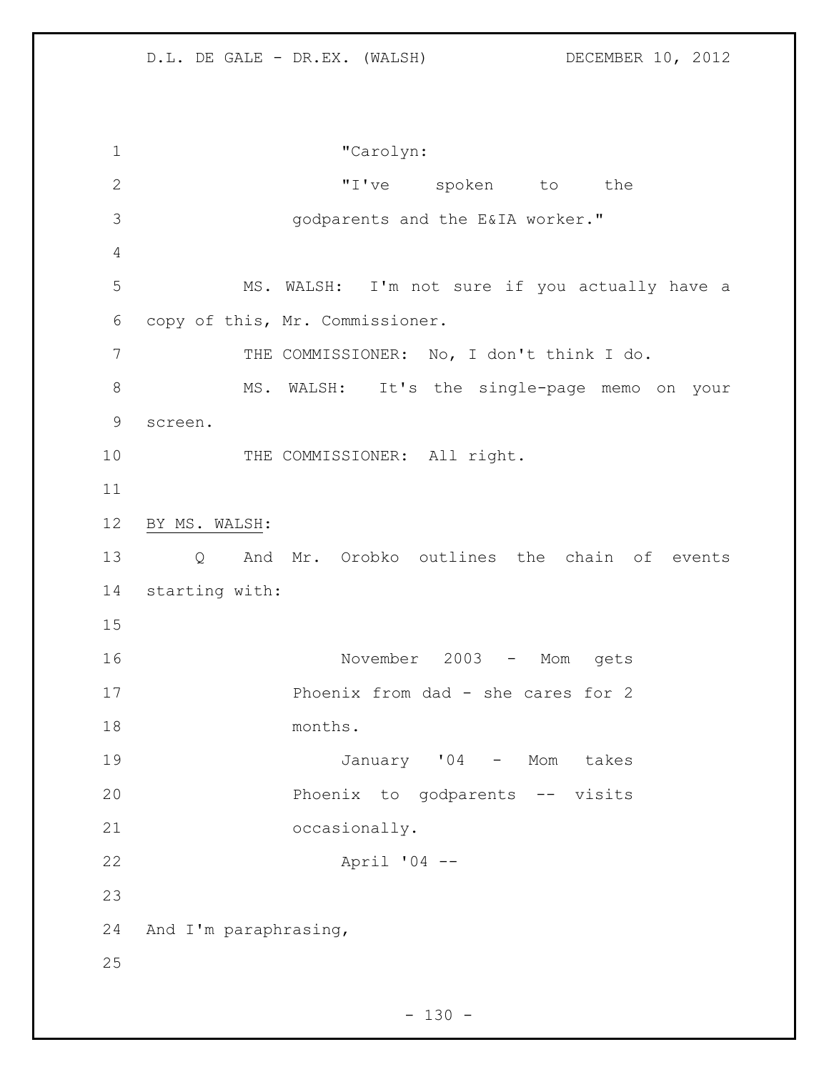"Carolyn:

"I've spoken to the godparents and the E&IA worker."

MS. WALSH: I'm not sure if you actually have a copy of this, Mr. Commissioner.

THE COMMISSIONER: No, I don't think I do.

MS. WALSH: It's the single-page memo on your screen.

THE COMMISSIONER: All right.

BY MS. WALSH:

Q And Mr. Orobko outlines the chain of events starting with:

> November 2003 - Mom gets Phoenix from dad - she cares for 2 months.
>
> January '04 - Mom takes Phoenix to godparents -- visits occasionally.
>
> April '04 --

And I'm paraphrasing,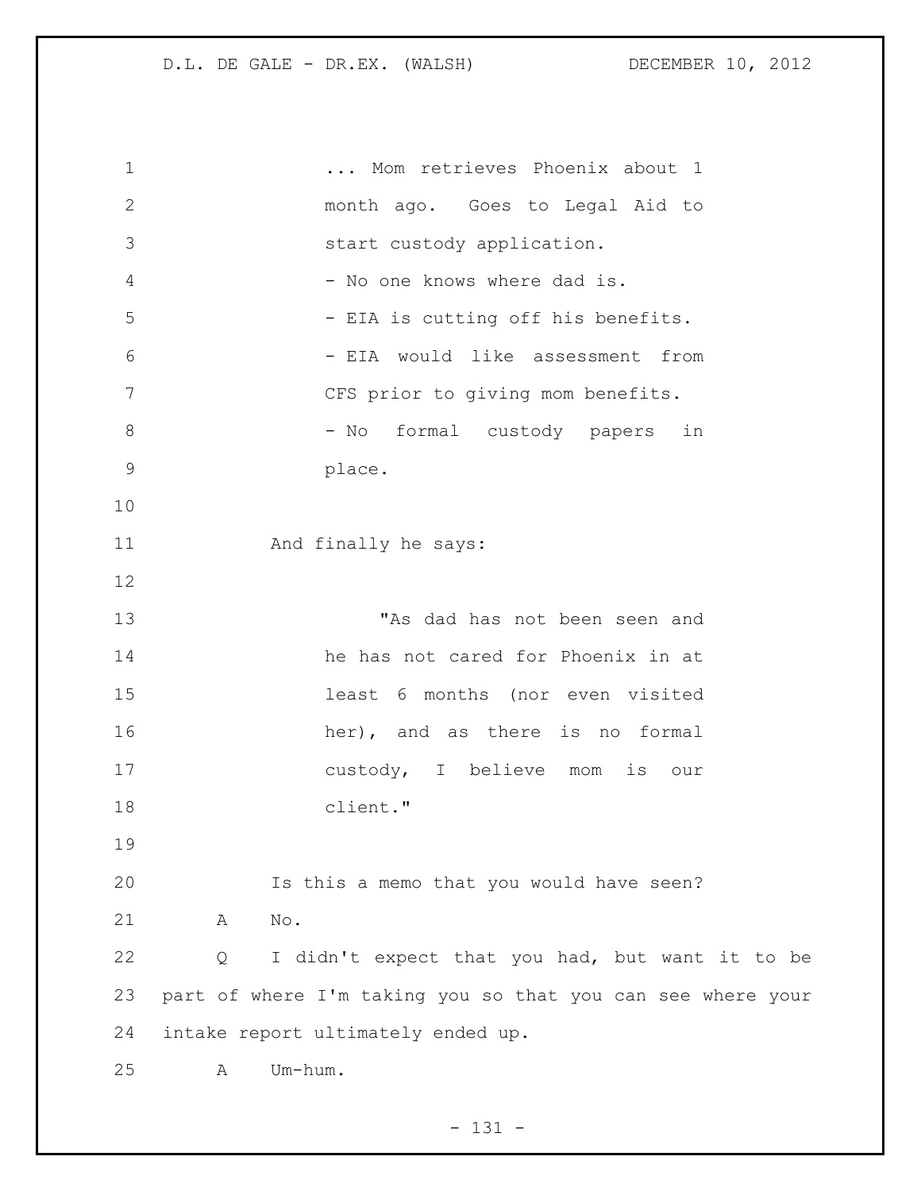... Mom retrieves Phoenix about 1 month ago. Goes to Legal Aid to start custody application.

- No one knows where dad is.
- EIA is cutting off his benefits.
- EIA would like assessment from CFS prior to giving mom benefits.
- No formal custody papers in place.

And finally he says:

> "As dad has not been seen and he has not cared for Phoenix in at least 6 months (nor even visited her), and as there is no formal custody, I believe mom is our client."

Is this a memo that you would have seen?

A No.

Q I didn't expect that you had, but want it to be part of where I'm taking you so that you can see where your intake report ultimately ended up.

A Um-hum.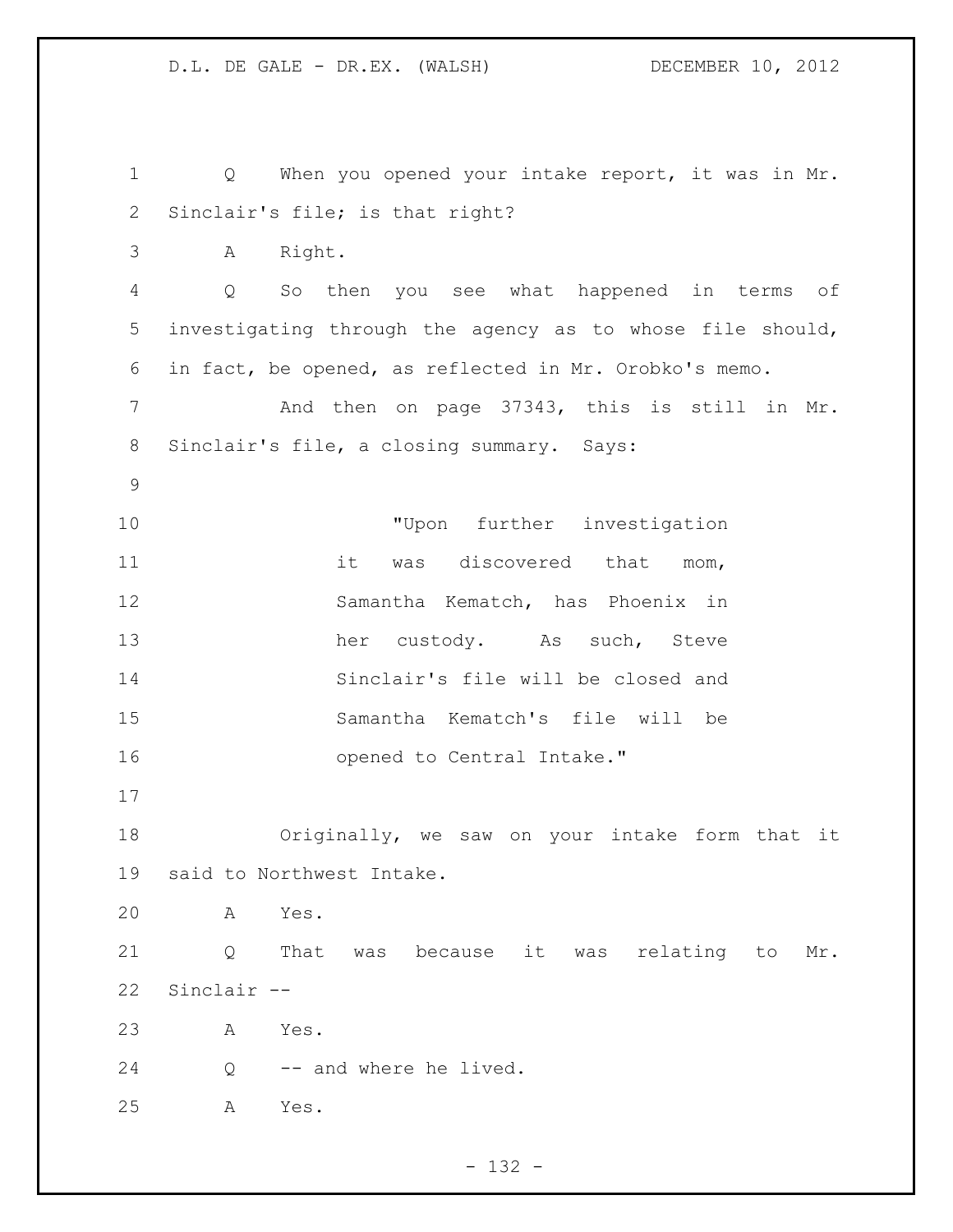Q When you opened your intake report, it was in Mr. Sinclair's file; is that right?

A Right.

Q So then you see what happened in terms of investigating through the agency as to whose file should, in fact, be opened, as reflected in Mr. Orobko's memo.

And then on page 37343, this is still in Mr. Sinclair's file, a closing summary. Says:

> "Upon further investigation it was discovered that mom, Samantha Kematch, has Phoenix in her custody. As such, Steve Sinclair's file will be closed and Samantha Kematch's file will be opened to Central Intake."

Originally, we saw on your intake form that it said to Northwest Intake.

A Yes.

Q That was because it was relating to Mr. Sinclair --

A Yes.

Q -- and where he lived.

A Yes.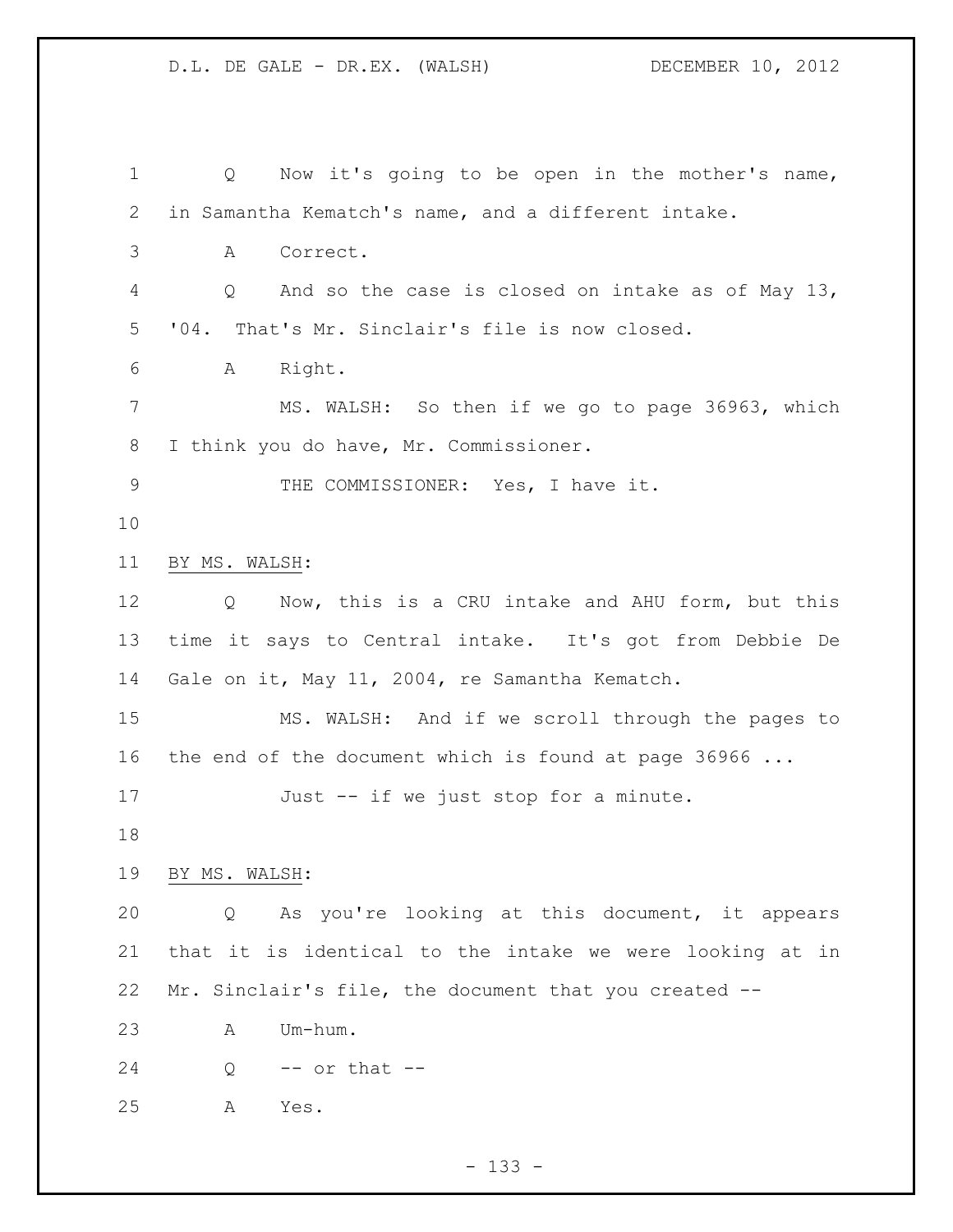Q Now it's going to be open in the mother's name, in Samantha Kematch's name, and a different intake.

A Correct.

Q And so the case is closed on intake as of May 13, '04. That's Mr. Sinclair's file is now closed.

A Right.

MS. WALSH: So then if we go to page 36963, which I think you do have, Mr. Commissioner.

THE COMMISSIONER: Yes, I have it.

BY MS. WALSH:

Q Now, this is a CRU intake and AHU form, but this time it says to Central intake. It's got from Debbie De Gale on it, May 11, 2004, re Samantha Kematch.

MS. WALSH: And if we scroll through the pages to the end of the document which is found at page 36966 ...

Just -- if we just stop for a minute.

BY MS. WALSH:

Q As you're looking at this document, it appears that it is identical to the intake we were looking at in Mr. Sinclair's file, the document that you created --

A Um-hum.

Q -- or that --

A Yes.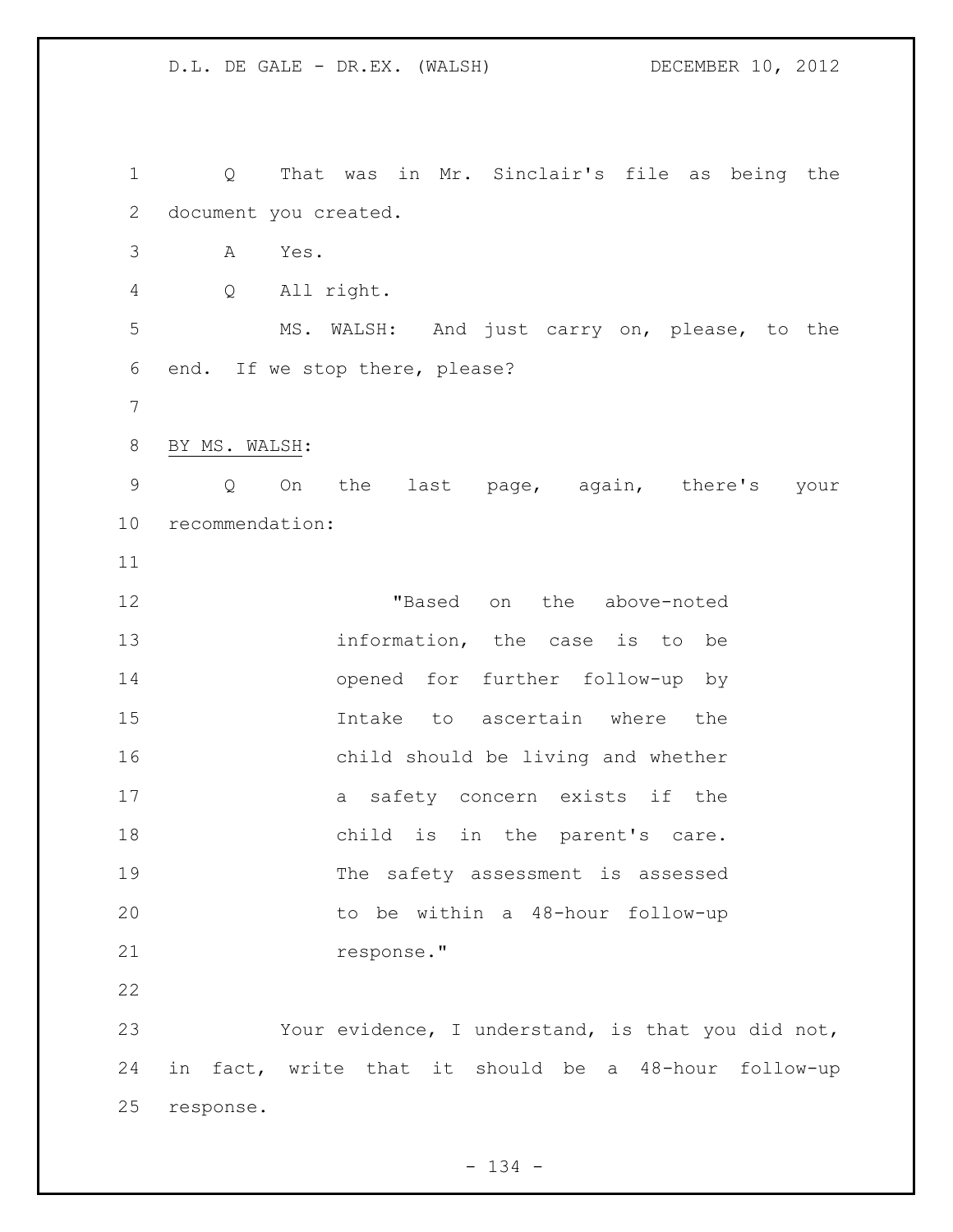Q That was in Mr. Sinclair's file as being the document you created.

A Yes.

Q All right.

MS. WALSH: And just carry on, please, to the end. If we stop there, please?

BY MS. WALSH:

Q On the last page, again, there's your recommendation:

> "Based on the above-noted information, the case is to be opened for further follow-up by Intake to ascertain where the child should be living and whether a safety concern exists if the child is in the parent's care. The safety assessment is assessed to be within a 48-hour follow-up response."

Your evidence, I understand, is that you did not, in fact, write that it should be a 48-hour follow-up response.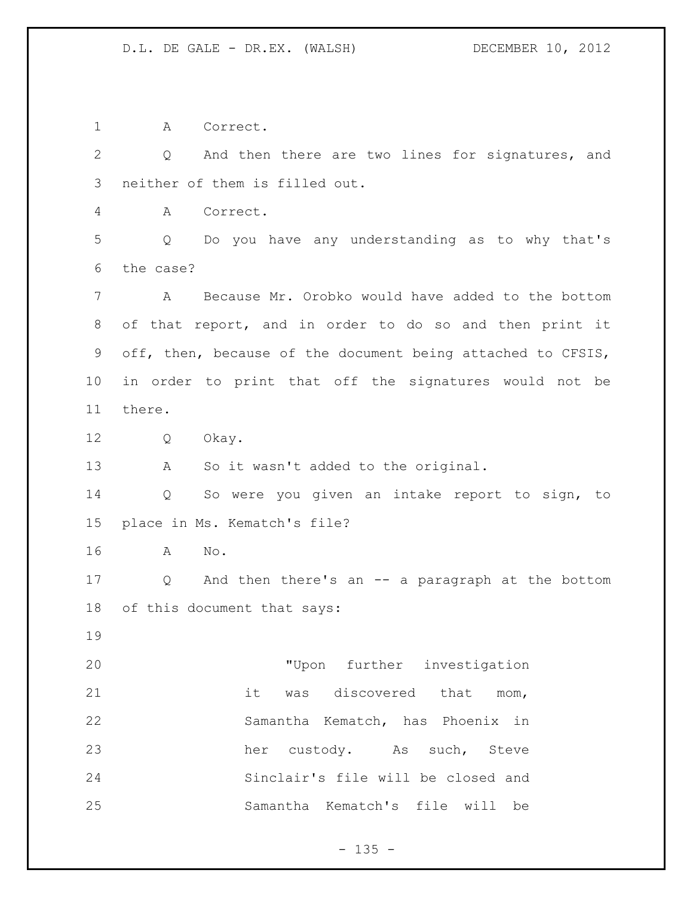A Correct.

Q And then there are two lines for signatures, and neither of them is filled out.

A Correct.

Q Do you have any understanding as to why that's the case?

A Because Mr. Orobko would have added to the bottom of that report, and in order to do so and then print it off, then, because of the document being attached to CFSIS, in order to print that off the signatures would not be there.

Q Okay.

A So it wasn't added to the original.

Q So were you given an intake report to sign, to place in Ms. Kematch's file?

A No.

Q And then there's an -- a paragraph at the bottom of this document that says:

> "Upon further investigation it was discovered that mom, Samantha Kematch, has Phoenix in her custody. As such, Steve Sinclair's file will be closed and Samantha Kematch's file will be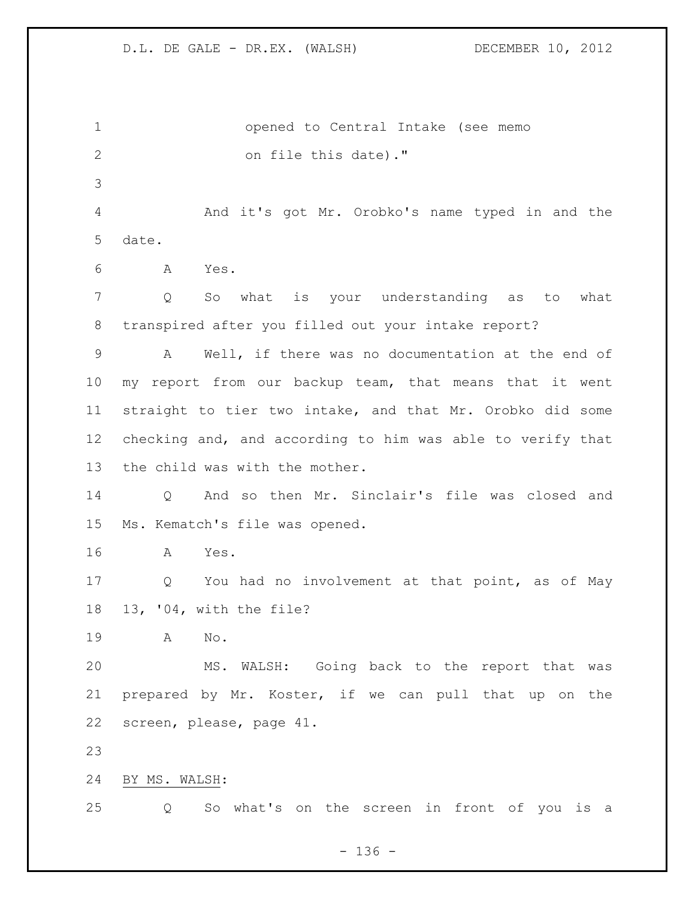opened to Central Intake (see memo on file this date)."

And it's got Mr. Orobko's name typed in and the date.

A Yes.

Q So what is your understanding as to what transpired after you filled out your intake report?

A Well, if there was no documentation at the end of my report from our backup team, that means that it went straight to tier two intake, and that Mr. Orobko did some checking and, and according to him was able to verify that the child was with the mother.

Q And so then Mr. Sinclair's file was closed and Ms. Kematch's file was opened.

A Yes.

Q You had no involvement at that point, as of May 13, '04, with the file?

A No.

MS. WALSH: Going back to the report that was prepared by Mr. Koster, if we can pull that up on the screen, please, page 41.

BY MS. WALSH:

Q So what's on the screen in front of you is a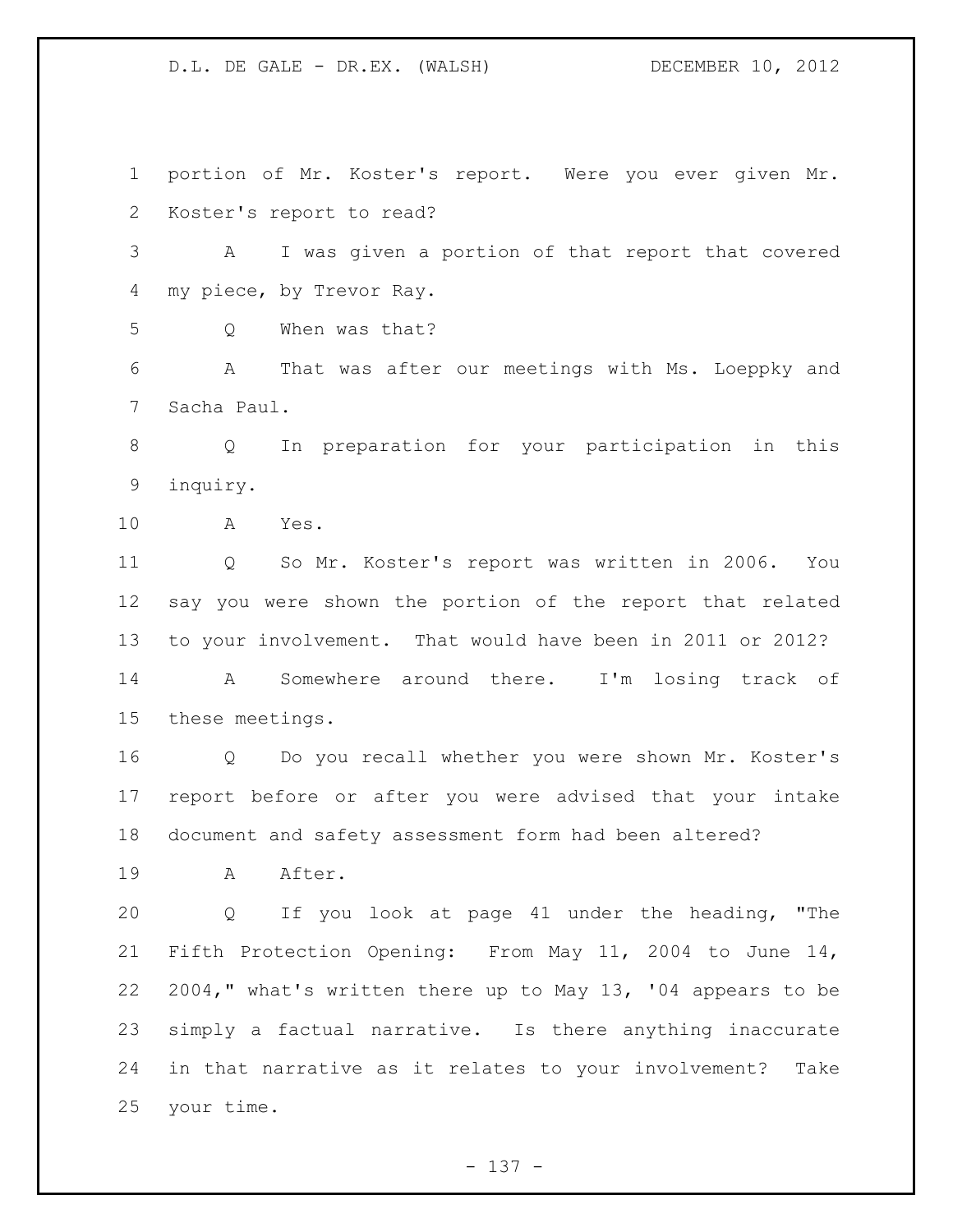portion of Mr. Koster's report. Were you ever given Mr. Koster's report to read?

A I was given a portion of that report that covered my piece, by Trevor Ray.

Q When was that?

A That was after our meetings with Ms. Loeppky and Sacha Paul.

Q In preparation for your participation in this inquiry.

A Yes.

Q So Mr. Koster's report was written in 2006. You say you were shown the portion of the report that related to your involvement. That would have been in 2011 or 2012?

A Somewhere around there. I'm losing track of these meetings.

Q Do you recall whether you were shown Mr. Koster's report before or after you were advised that your intake document and safety assessment form had been altered?

A After.

Q If you look at page 41 under the heading, "The Fifth Protection Opening: From May 11, 2004 to June 14, 2004," what's written there up to May 13, '04 appears to be simply a factual narrative. Is there anything inaccurate in that narrative as it relates to your involvement? Take your time.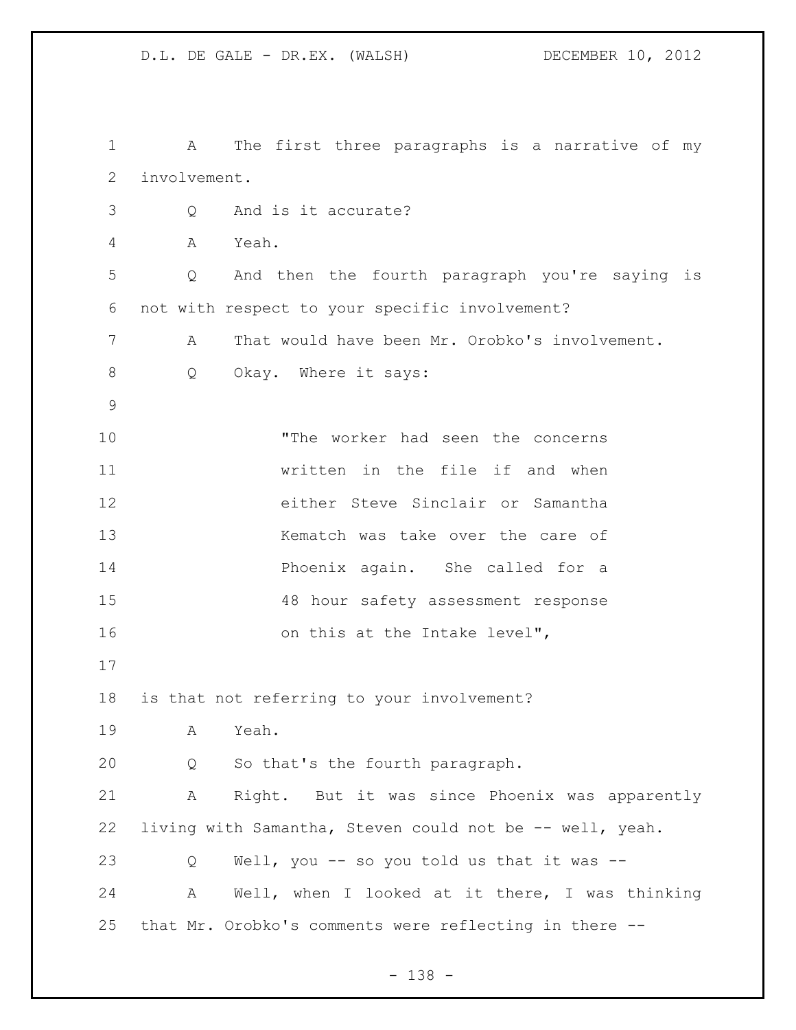A The first three paragraphs is a narrative of my involvement.

Q And is it accurate?

A Yeah.

Q And then the fourth paragraph you're saying is not with respect to your specific involvement?

A That would have been Mr. Orobko's involvement.

Q Okay. Where it says:

> "The worker had seen the concerns written in the file if and when either Steve Sinclair or Samantha Kematch was take over the care of Phoenix again. She called for a 48 hour safety assessment response on this at the Intake level",

is that not referring to your involvement?

A Yeah.

Q So that's the fourth paragraph.

A Right. But it was since Phoenix was apparently living with Samantha, Steven could not be -- well, yeah.

Q Well, you -- so you told us that it was --

A Well, when I looked at it there, I was thinking that Mr. Orobko's comments were reflecting in there --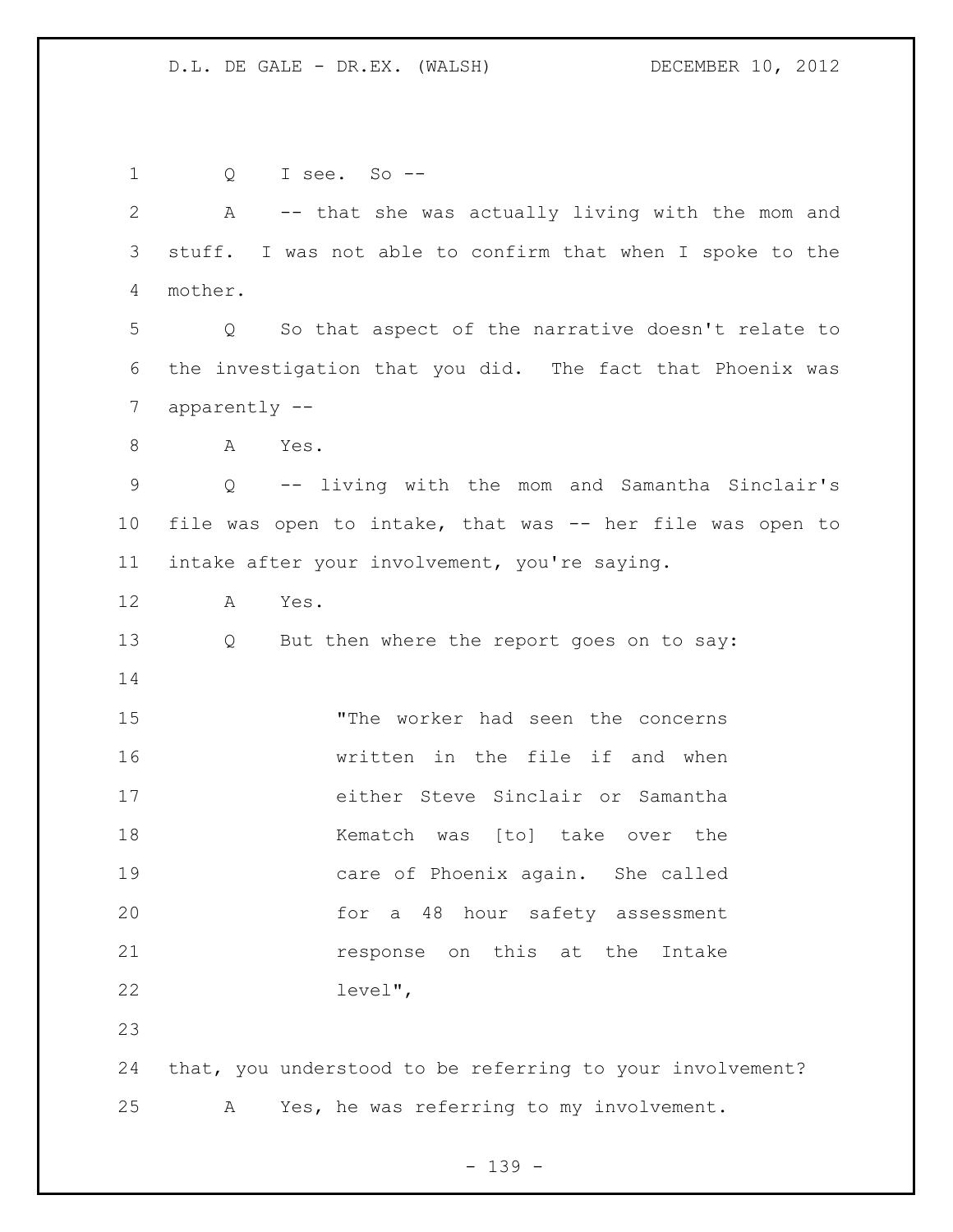Q I see. So --

A -- that she was actually living with the mom and stuff. I was not able to confirm that when I spoke to the mother.

Q So that aspect of the narrative doesn't relate to the investigation that you did. The fact that Phoenix was apparently --

A Yes.

Q -- living with the mom and Samantha Sinclair's file was open to intake, that was -- her file was open to intake after your involvement, you're saying.

A Yes.

Q But then where the report goes on to say:

> "The worker had seen the concerns written in the file if and when either Steve Sinclair or Samantha Kematch was [to] take over the care of Phoenix again. She called for a 48 hour safety assessment response on this at the Intake level",

that, you understood to be referring to your involvement?

A Yes, he was referring to my involvement.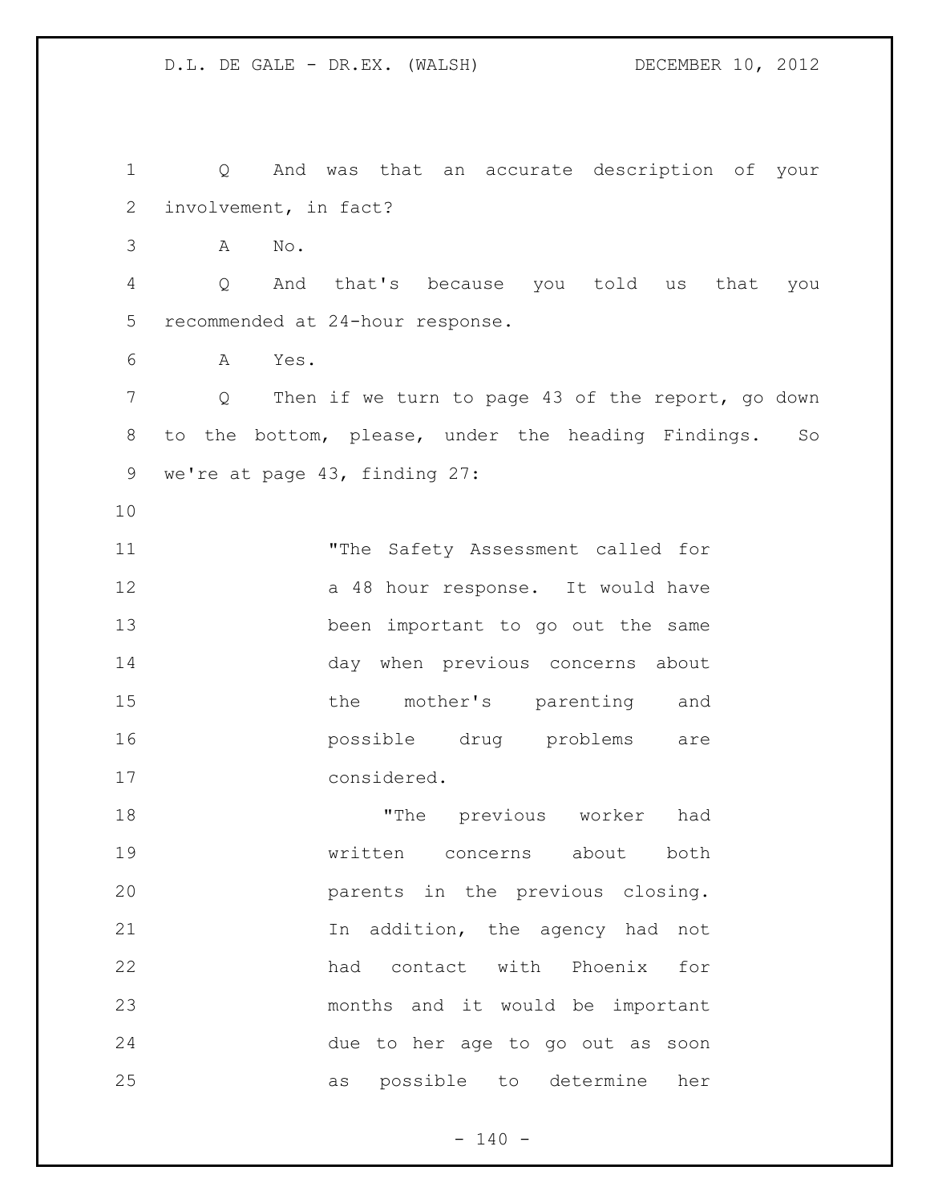Q And was that an accurate description of your involvement, in fact?

A No.

Q And that's because you told us that you recommended at 24-hour response.

A Yes.

Q Then if we turn to page 43 of the report, go down to the bottom, please, under the heading Findings. So we're at page 43, finding 27:

> "The Safety Assessment called for a 48 hour response. It would have been important to go out the same day when previous concerns about the mother's parenting and possible drug problems are considered.
>
> "The previous worker had written concerns about both parents in the previous closing. In addition, the agency had not had contact with Phoenix for months and it would be important due to her age to go out as soon as possible to determine her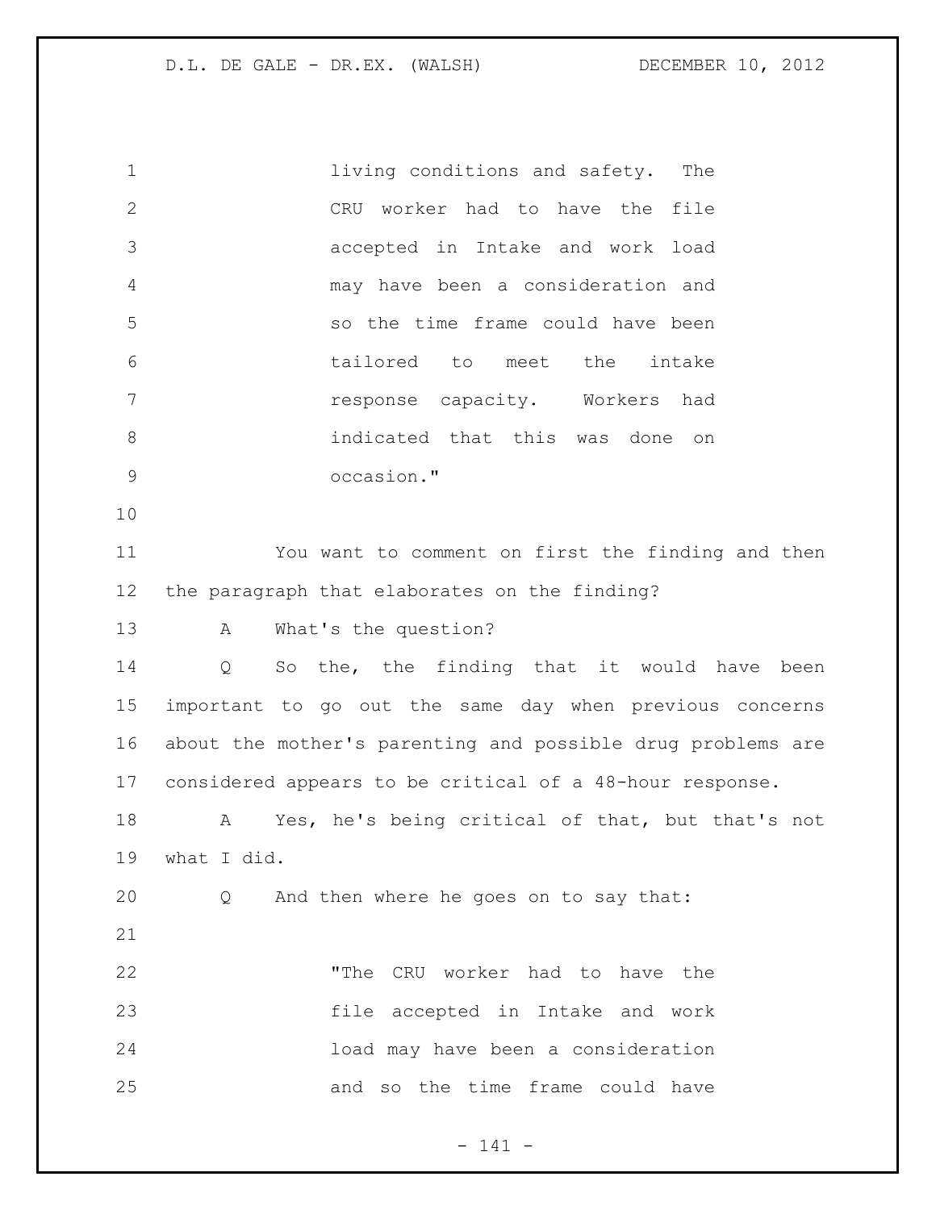> living conditions and safety. The CRU worker had to have the file accepted in Intake and work load may have been a consideration and so the time frame could have been tailored to meet the intake response capacity. Workers had indicated that this was done on occasion."

You want to comment on first the finding and then the paragraph that elaborates on the finding?

A What's the question?

Q So the, the finding that it would have been important to go out the same day when previous concerns about the mother's parenting and possible drug problems are considered appears to be critical of a 48-hour response.

A Yes, he's being critical of that, but that's not what I did.

Q And then where he goes on to say that:

> "The CRU worker had to have the file accepted in Intake and work load may have been a consideration and so the time frame could have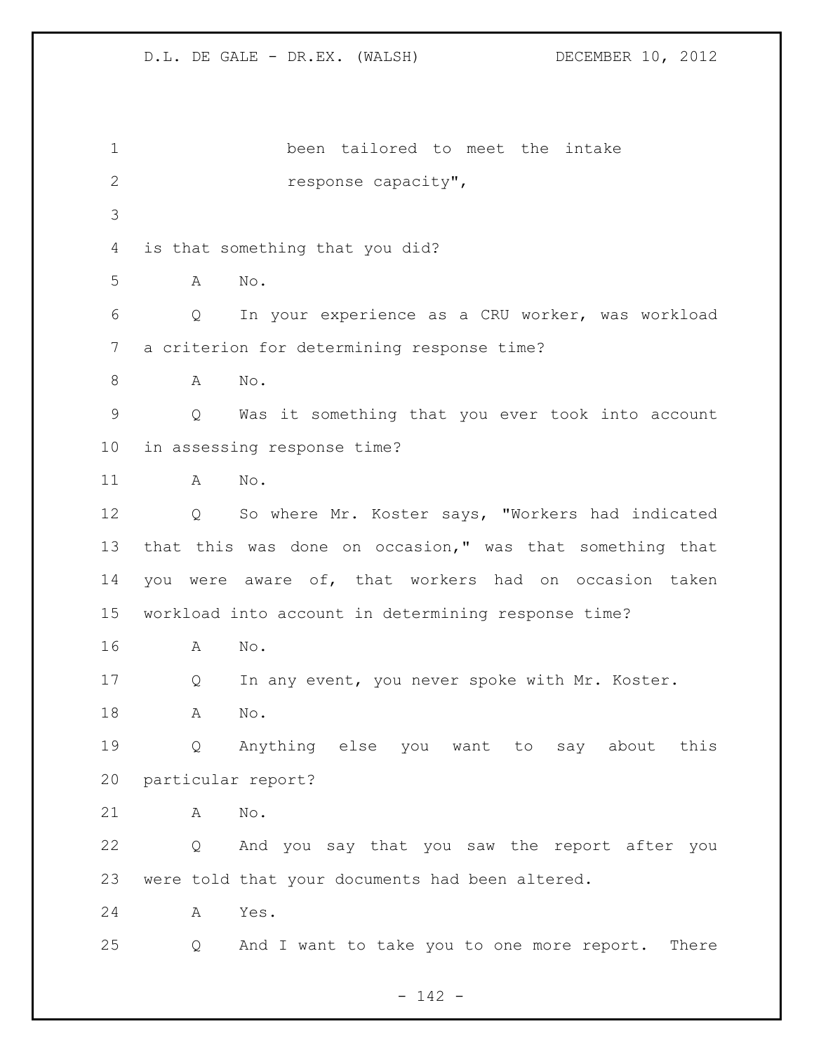been tailored to meet the intake response capacity",

is that something that you did?

A No.

Q In your experience as a CRU worker, was workload a criterion for determining response time?

A No.

Q Was it something that you ever took into account in assessing response time?

A No.

Q So where Mr. Koster says, "Workers had indicated that this was done on occasion," was that something that you were aware of, that workers had on occasion taken workload into account in determining response time?

A No.

Q In any event, you never spoke with Mr. Koster.

A No.

Q Anything else you want to say about this particular report?

A No.

Q And you say that you saw the report after you were told that your documents had been altered.

A Yes.

Q And I want to take you to one more report. There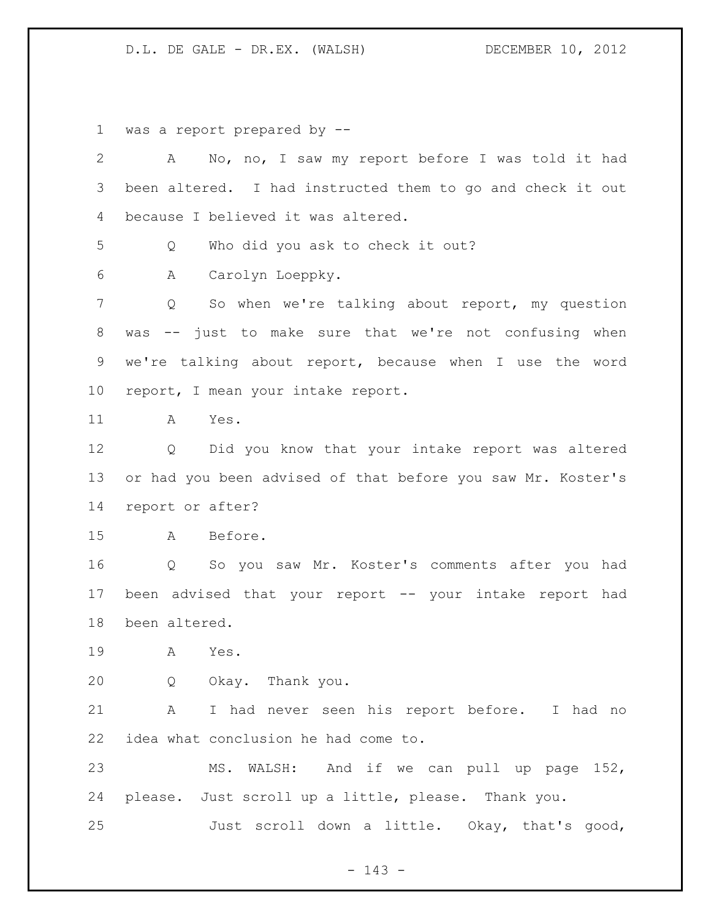was a report prepared by --

A No, no, I saw my report before I was told it had been altered. I had instructed them to go and check it out because I believed it was altered.

Q Who did you ask to check it out?

A Carolyn Loeppky.

Q So when we're talking about report, my question was -- just to make sure that we're not confusing when we're talking about report, because when I use the word report, I mean your intake report.

A Yes.

Q Did you know that your intake report was altered or had you been advised of that before you saw Mr. Koster's report or after?

A Before.

Q So you saw Mr. Koster's comments after you had been advised that your report -- your intake report had been altered.

A Yes.

Q Okay. Thank you.

A I had never seen his report before. I had no idea what conclusion he had come to.

MS. WALSH: And if we can pull up page 152, please. Just scroll up a little, please. Thank you.

Just scroll down a little. Okay, that's good,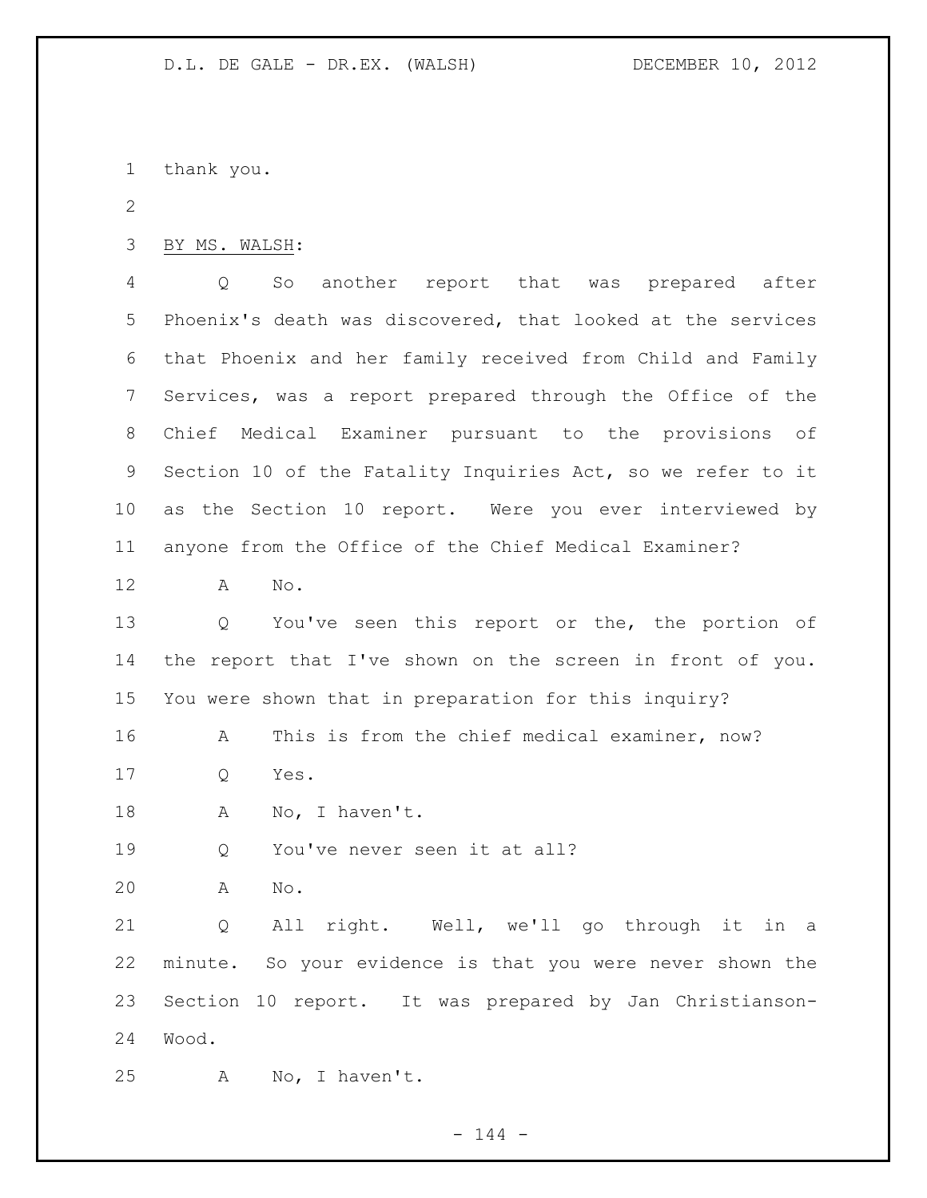thank you.

BY MS. WALSH:

Q So another report that was prepared after Phoenix's death was discovered, that looked at the services that Phoenix and her family received from Child and Family Services, was a report prepared through the Office of the Chief Medical Examiner pursuant to the provisions of Section 10 of the Fatality Inquiries Act, so we refer to it as the Section 10 report. Were you ever interviewed by anyone from the Office of the Chief Medical Examiner?

A No.

Q You've seen this report or the, the portion of the report that I've shown on the screen in front of you. You were shown that in preparation for this inquiry?

A This is from the chief medical examiner, now?

Q Yes.

A No, I haven't.

Q You've never seen it at all?

A No.

Q All right. Well, we'll go through it in a minute. So your evidence is that you were never shown the Section 10 report. It was prepared by Jan Christianson-Wood.

A No, I haven't.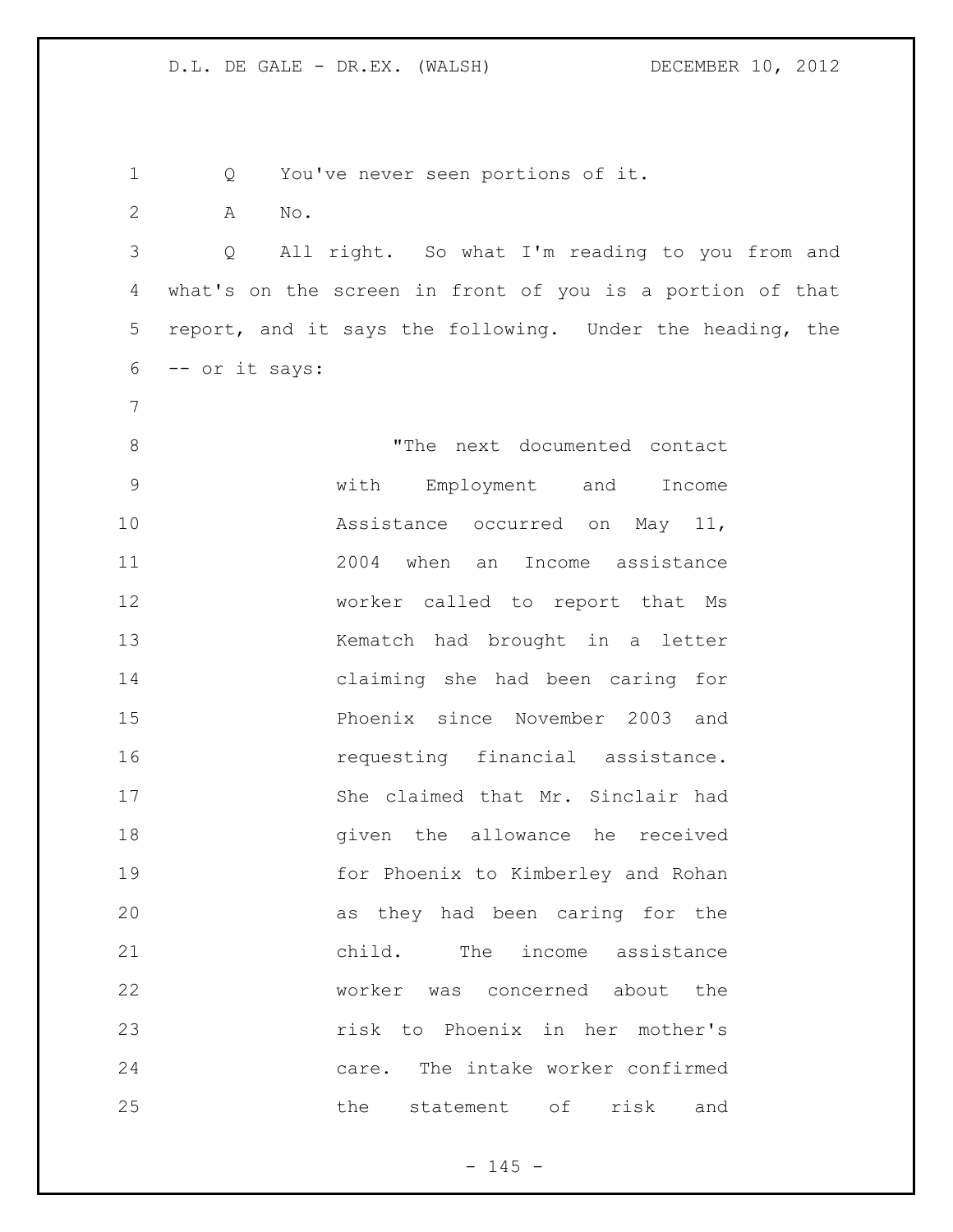Q You've never seen portions of it.

A No.

Q All right. So what I'm reading to you from and what's on the screen in front of you is a portion of that report, and it says the following. Under the heading, the -- or it says:

> "The next documented contact with Employment and Income Assistance occurred on May 11, 2004 when an Income assistance worker called to report that Ms Kematch had brought in a letter claiming she had been caring for Phoenix since November 2003 and requesting financial assistance. She claimed that Mr. Sinclair had given the allowance he received for Phoenix to Kimberley and Rohan as they had been caring for the child. The income assistance worker was concerned about the risk to Phoenix in her mother's care. The intake worker confirmed the statement of risk and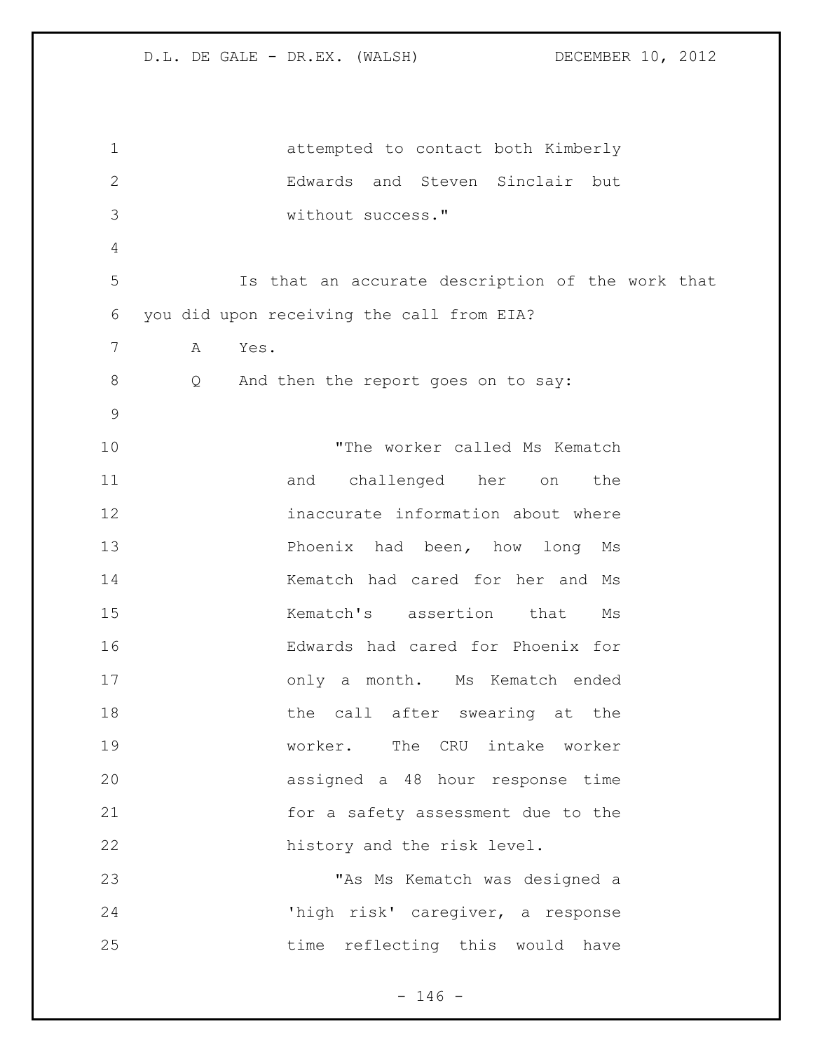attempted to contact both Kimberly Edwards and Steven Sinclair but without success."

Is that an accurate description of the work that you did upon receiving the call from EIA?

A Yes.

Q And then the report goes on to say:

> "The worker called Ms Kematch and challenged her on the inaccurate information about where Phoenix had been, how long Ms Kematch had cared for her and Ms Kematch's assertion that Ms Edwards had cared for Phoenix for only a month. Ms Kematch ended the call after swearing at the worker. The CRU intake worker assigned a 48 hour response time for a safety assessment due to the history and the risk level.
>
> "As Ms Kematch was designed a 'high risk' caregiver, a response time reflecting this would have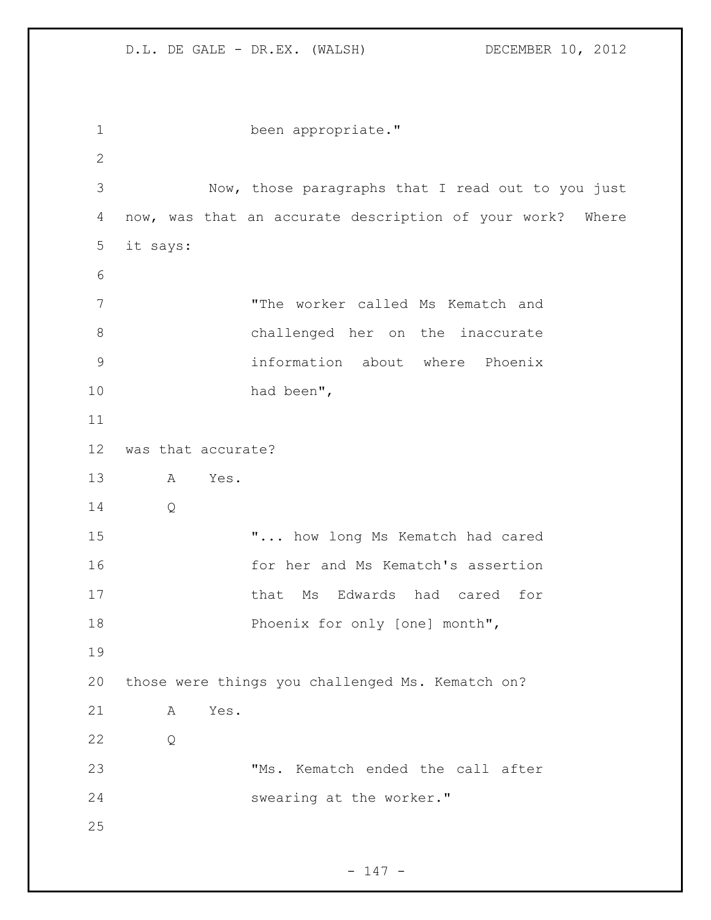been appropriate."

Now, those paragraphs that I read out to you just now, was that an accurate description of your work? Where it says:

> "The worker called Ms Kematch and challenged her on the inaccurate information about where Phoenix had been",

was that accurate?

A Yes.

Q

> "... how long Ms Kematch had cared for her and Ms Kematch's assertion that Ms Edwards had cared for Phoenix for only [one] month",

those were things you challenged Ms. Kematch on?

A Yes.

Q

> "Ms. Kematch ended the call after swearing at the worker."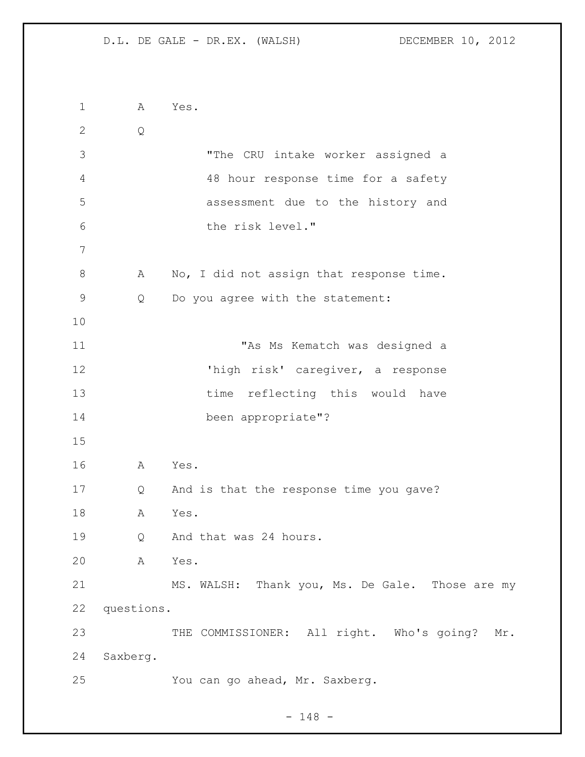A Yes.

Q

> "The CRU intake worker assigned a 48 hour response time for a safety assessment due to the history and the risk level."

A No, I did not assign that response time.

Q Do you agree with the statement:

> "As Ms Kematch was designed a 'high risk' caregiver, a response time reflecting this would have been appropriate"?

A Yes.

Q And is that the response time you gave?

A Yes.

Q And that was 24 hours.

A Yes.

MS. WALSH: Thank you, Ms. De Gale. Those are my questions.

THE COMMISSIONER: All right. Who's going? Mr. Saxberg.

You can go ahead, Mr. Saxberg.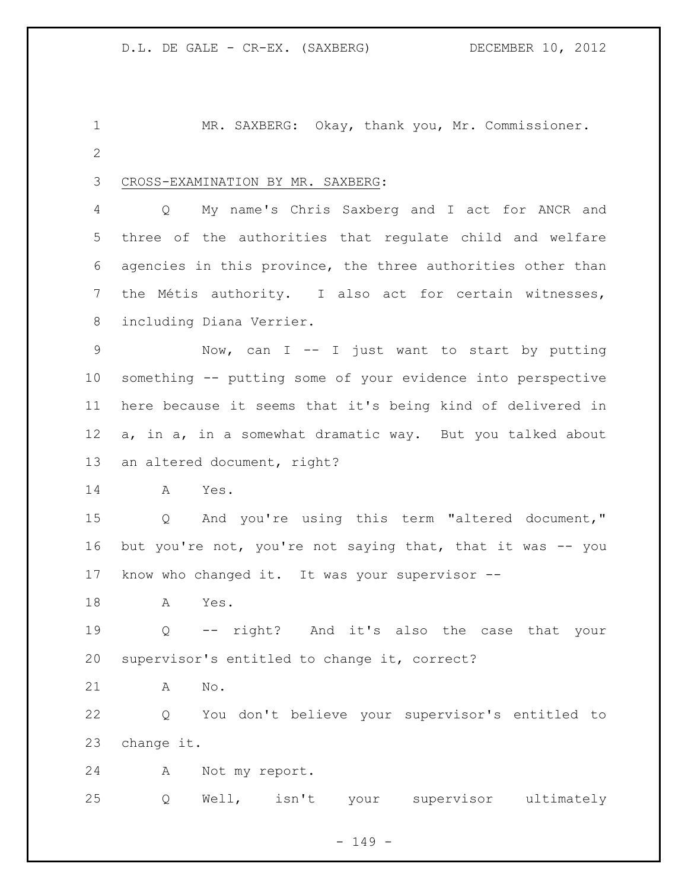MR. SAXBERG: Okay, thank you, Mr. Commissioner.

CROSS-EXAMINATION BY MR. SAXBERG:

Q My name's Chris Saxberg and I act for ANCR and three of the authorities that regulate child and welfare agencies in this province, the three authorities other than the Métis authority. I also act for certain witnesses, including Diana Verrier.

Now, can I -- I just want to start by putting something -- putting some of your evidence into perspective here because it seems that it's being kind of delivered in a, in a, in a somewhat dramatic way. But you talked about an altered document, right?

A Yes.

Q And you're using this term "altered document," but you're not, you're not saying that, that it was -- you know who changed it. It was your supervisor --

A Yes.

Q -- right? And it's also the case that your supervisor's entitled to change it, correct?

A No.

Q You don't believe your supervisor's entitled to change it.

A Not my report.

Q Well, isn't your supervisor ultimately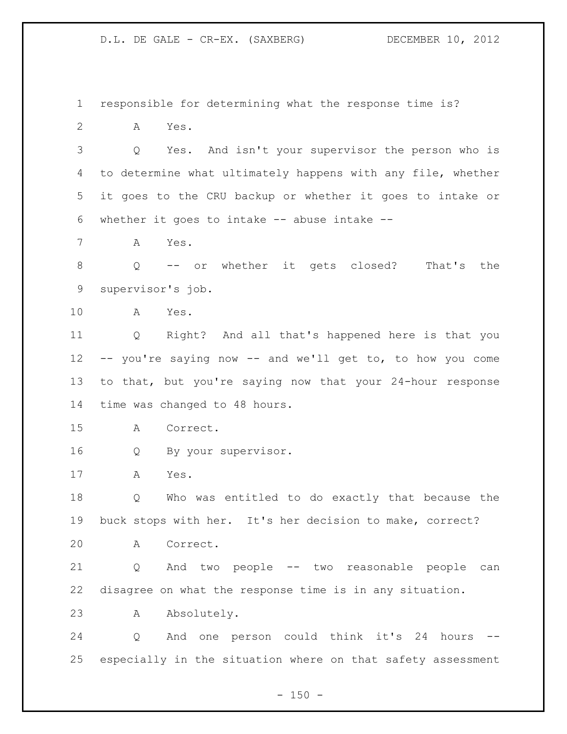responsible for determining what the response time is?

A Yes.

Q Yes. And isn't your supervisor the person who is to determine what ultimately happens with any file, whether it goes to the CRU backup or whether it goes to intake or whether it goes to intake -- abuse intake --

A Yes.

Q -- or whether it gets closed? That's the supervisor's job.

A Yes.

Q Right? And all that's happened here is that you -- you're saying now -- and we'll get to, to how you come to that, but you're saying now that your 24-hour response time was changed to 48 hours.

A Correct.

Q By your supervisor.

A Yes.

Q Who was entitled to do exactly that because the buck stops with her. It's her decision to make, correct?

A Correct.

Q And two people -- two reasonable people can disagree on what the response time is in any situation.

A Absolutely.

Q And one person could think it's 24 hours -- especially in the situation where on that safety assessment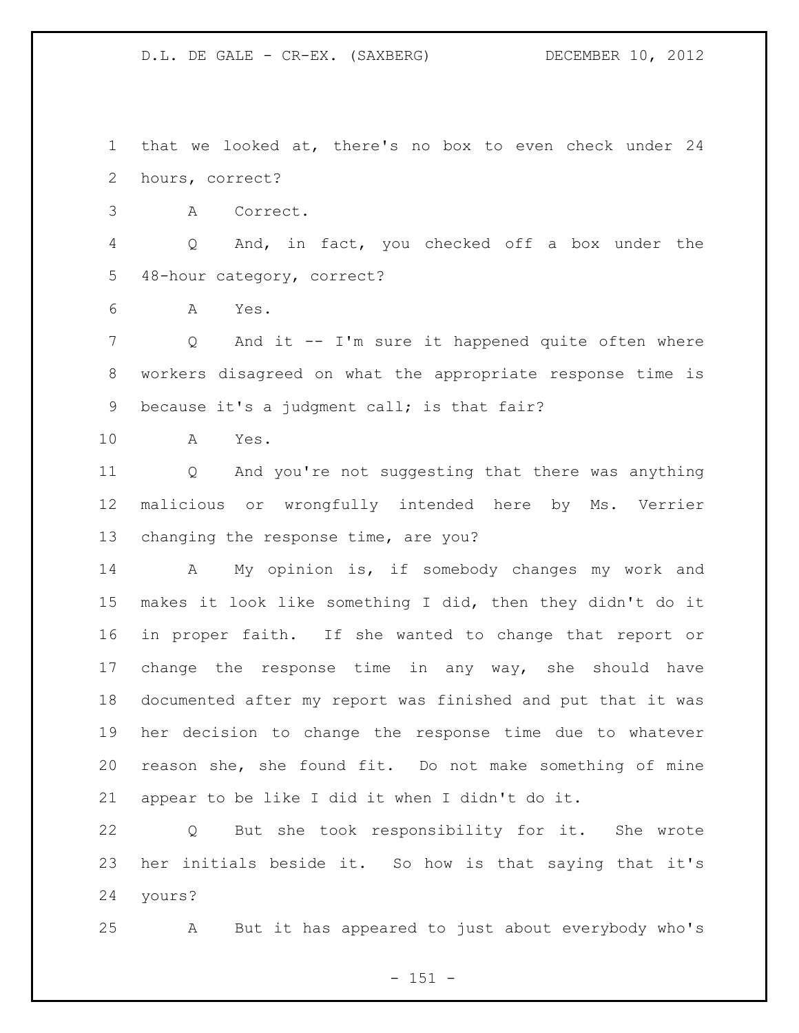that we looked at, there's no box to even check under 24 hours, correct?

A Correct.

Q And, in fact, you checked off a box under the 48-hour category, correct?

A Yes.

Q And it -- I'm sure it happened quite often where workers disagreed on what the appropriate response time is because it's a judgment call; is that fair?

A Yes.

Q And you're not suggesting that there was anything malicious or wrongfully intended here by Ms. Verrier changing the response time, are you?

A My opinion is, if somebody changes my work and makes it look like something I did, then they didn't do it in proper faith. If she wanted to change that report or change the response time in any way, she should have documented after my report was finished and put that it was her decision to change the response time due to whatever reason she, she found fit. Do not make something of mine appear to be like I did it when I didn't do it.

Q But she took responsibility for it. She wrote her initials beside it. So how is that saying that it's yours?

A But it has appeared to just about everybody who's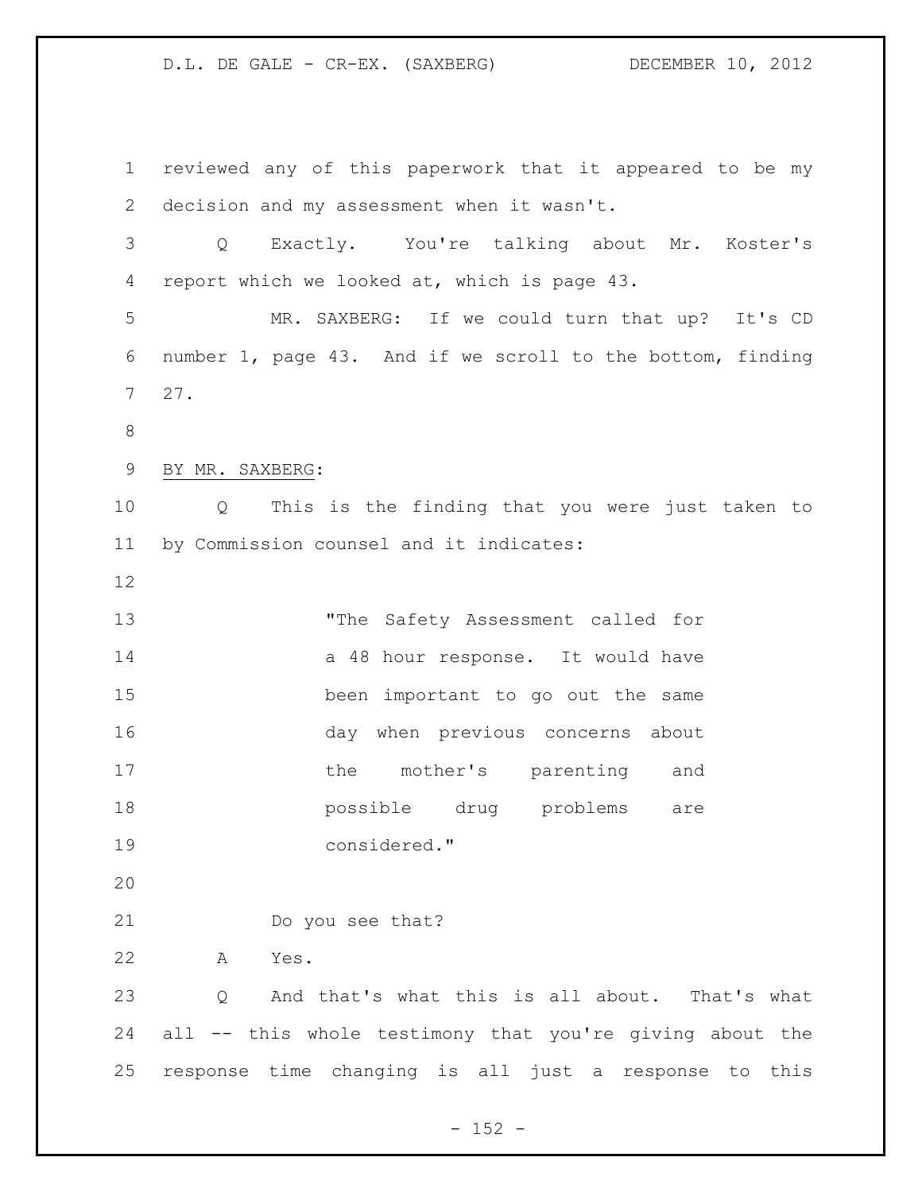reviewed any of this paperwork that it appeared to be my decision and my assessment when it wasn't.

Q Exactly. You're talking about Mr. Koster's report which we looked at, which is page 43.

MR. SAXBERG: If we could turn that up? It's CD number 1, page 43. And if we scroll to the bottom, finding 27.

BY MR. SAXBERG:

Q This is the finding that you were just taken to by Commission counsel and it indicates:

> "The Safety Assessment called for a 48 hour response. It would have been important to go out the same day when previous concerns about the mother's parenting and possible drug problems are considered."

Do you see that?

A Yes.

Q And that's what this is all about. That's what all -- this whole testimony that you're giving about the response time changing is all just a response to this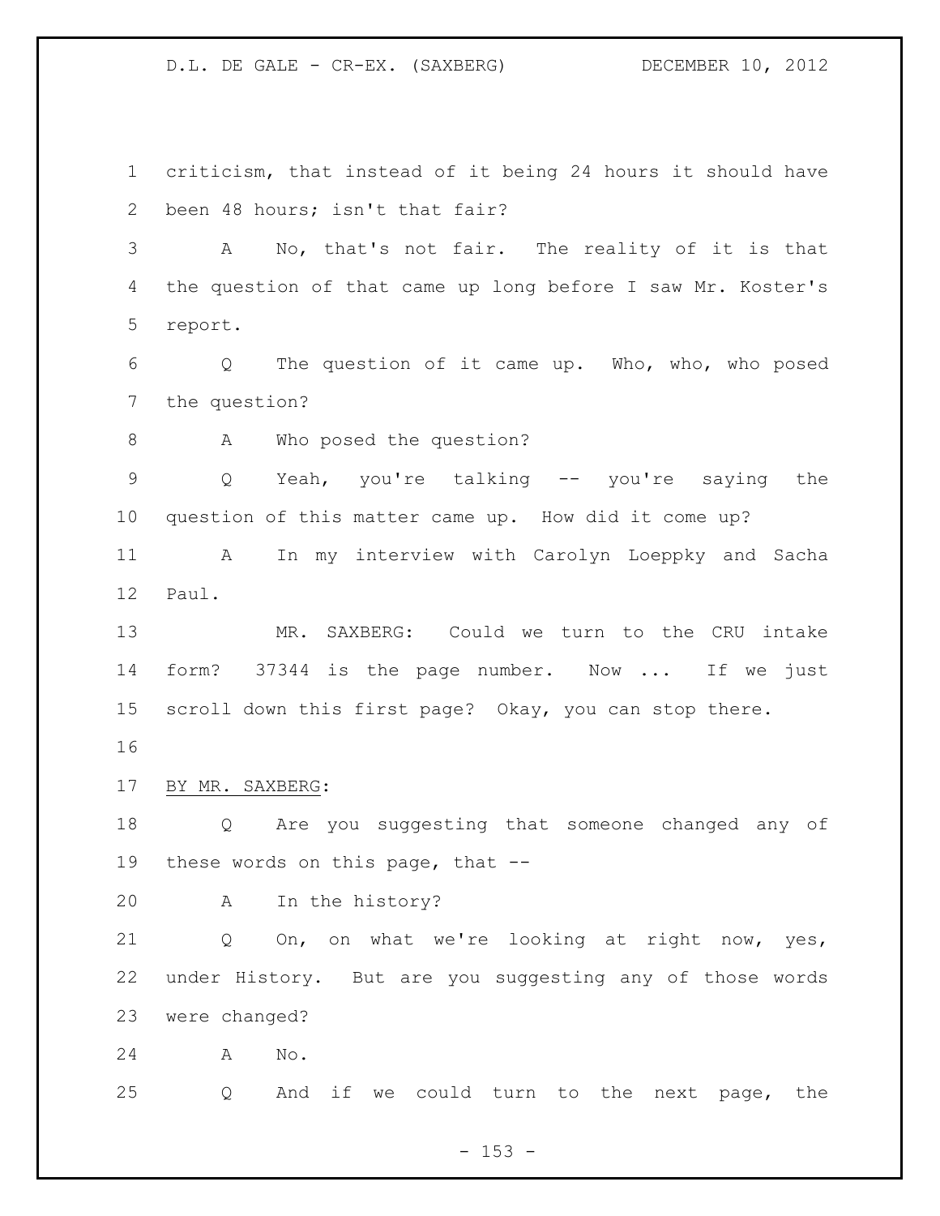criticism, that instead of it being 24 hours it should have been 48 hours; isn't that fair?

A No, that's not fair. The reality of it is that the question of that came up long before I saw Mr. Koster's report.

Q The question of it came up. Who, who, who posed the question?

A Who posed the question?

Q Yeah, you're talking -- you're saying the question of this matter came up. How did it come up?

A In my interview with Carolyn Loeppky and Sacha Paul.

MR. SAXBERG: Could we turn to the CRU intake form? 37344 is the page number. Now ... If we just scroll down this first page? Okay, you can stop there.

BY MR. SAXBERG:

Q Are you suggesting that someone changed any of these words on this page, that --

A In the history?

Q On, on what we're looking at right now, yes, under History. But are you suggesting any of those words were changed?

A No.

Q And if we could turn to the next page, the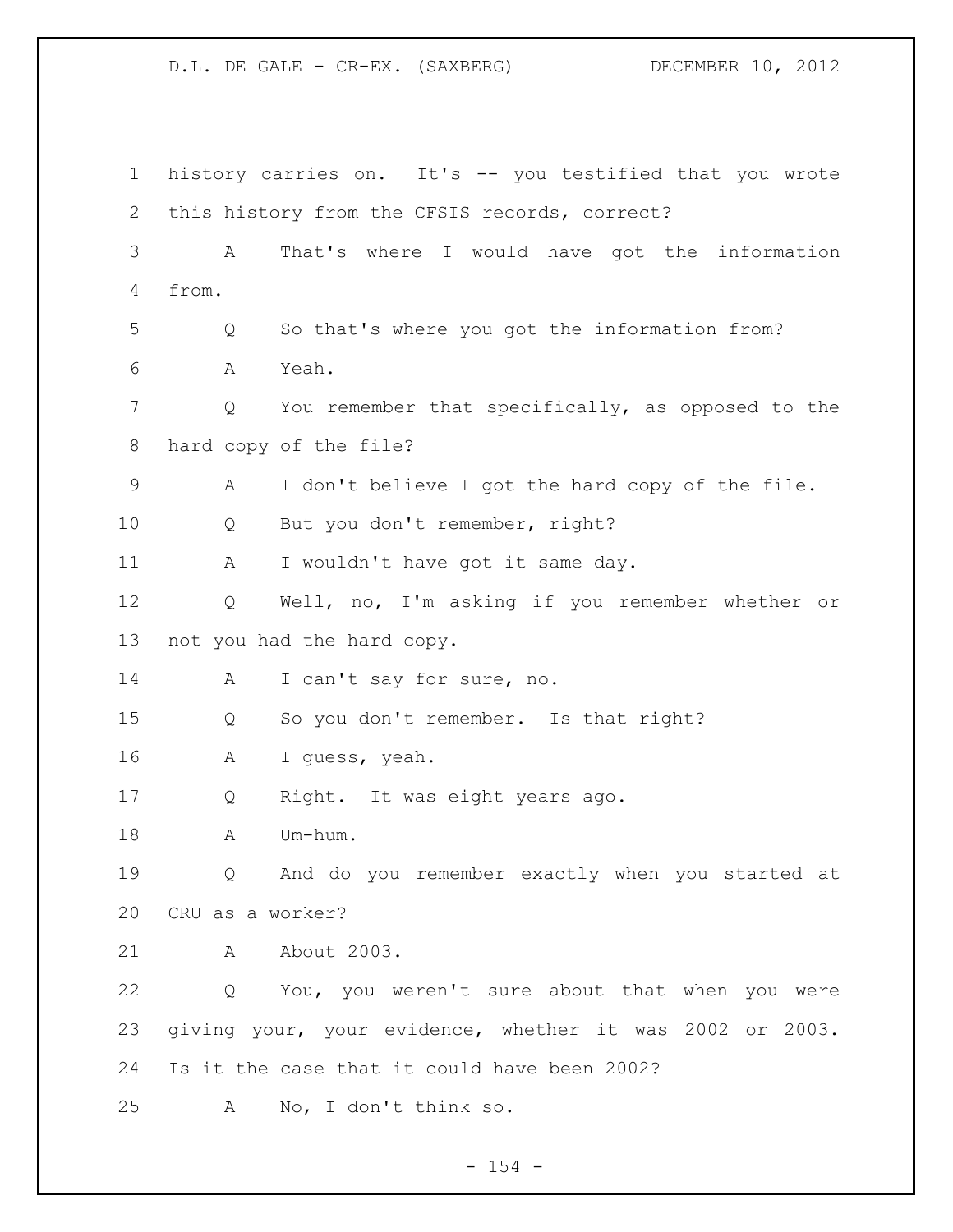history carries on. It's -- you testified that you wrote this history from the CFSIS records, correct?

A That's where I would have got the information from.

Q So that's where you got the information from?

A Yeah.

Q You remember that specifically, as opposed to the hard copy of the file?

A I don't believe I got the hard copy of the file.

Q But you don't remember, right?

A I wouldn't have got it same day.

Q Well, no, I'm asking if you remember whether or not you had the hard copy.

A I can't say for sure, no.

Q So you don't remember. Is that right?

A I guess, yeah.

Q Right. It was eight years ago.

A Um-hum.

Q And do you remember exactly when you started at CRU as a worker?

A About 2003.

Q You, you weren't sure about that when you were giving your, your evidence, whether it was 2002 or 2003. Is it the case that it could have been 2002?

A No, I don't think so.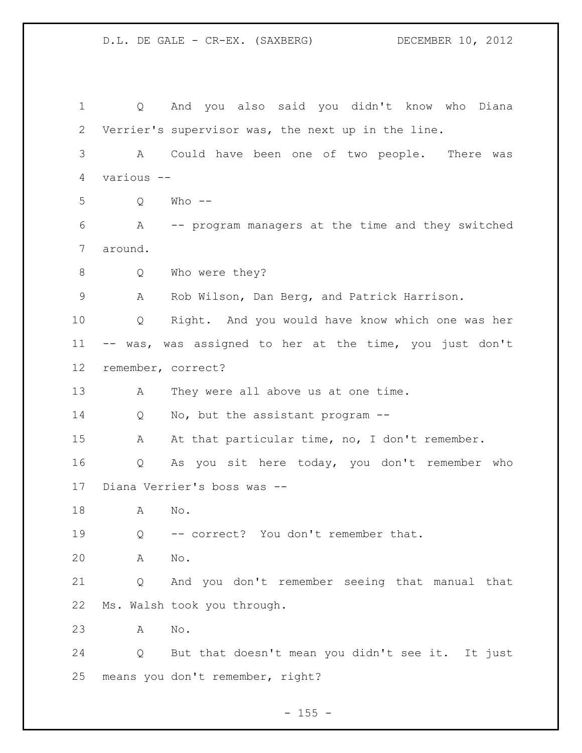Q And you also said you didn't know who Diana Verrier's supervisor was, the next up in the line.

A Could have been one of two people. There was various --

Q Who --

A -- program managers at the time and they switched around.

Q Who were they?

A Rob Wilson, Dan Berg, and Patrick Harrison.

Q Right. And you would have know which one was her -- was, was assigned to her at the time, you just don't remember, correct?

A They were all above us at one time.

Q No, but the assistant program --

A At that particular time, no, I don't remember.

Q As you sit here today, you don't remember who Diana Verrier's boss was --

A No.

Q -- correct? You don't remember that.

A No.

Q And you don't remember seeing that manual that Ms. Walsh took you through.

A No.

Q But that doesn't mean you didn't see it. It just means you don't remember, right?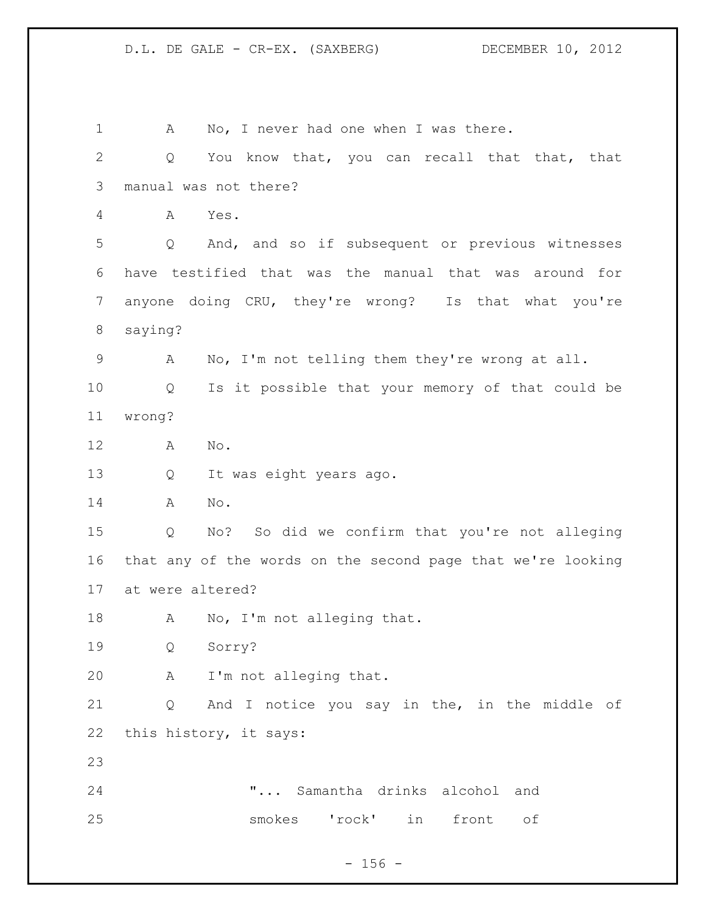A No, I never had one when I was there.

Q You know that, you can recall that that, that manual was not there?

A Yes.

Q And, and so if subsequent or previous witnesses have testified that was the manual that was around for anyone doing CRU, they're wrong? Is that what you're saying?

A No, I'm not telling them they're wrong at all.

Q Is it possible that your memory of that could be wrong?

A No.

Q It was eight years ago.

A No.

Q No? So did we confirm that you're not alleging that any of the words on the second page that we're looking at were altered?

A No, I'm not alleging that.

Q Sorry?

A I'm not alleging that.

Q And I notice you say in the, in the middle of this history, it says:

> "... Samantha drinks alcohol and smokes 'rock' in front of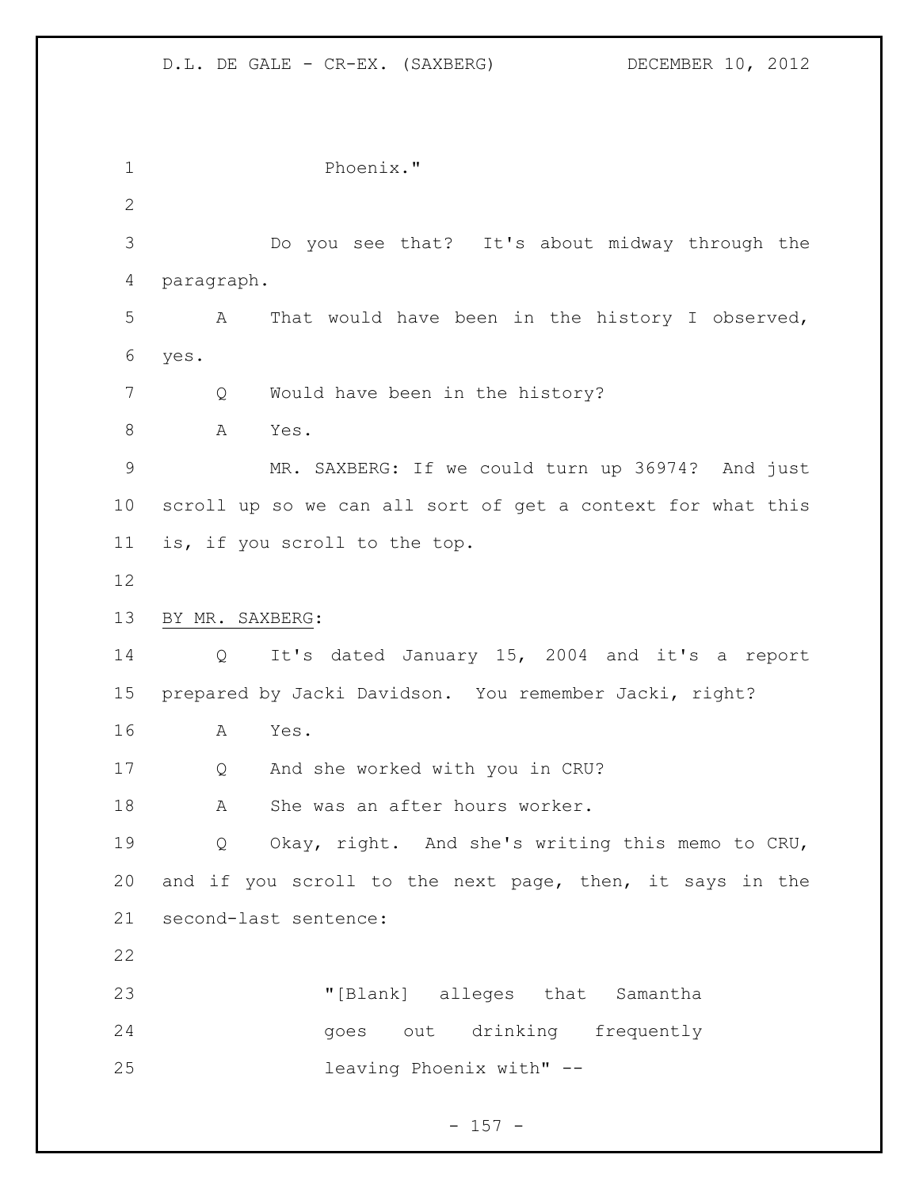Phoenix."

Do you see that? It's about midway through the paragraph.

A That would have been in the history I observed, yes.

Q Would have been in the history?

A Yes.

MR. SAXBERG: If we could turn up 36974? And just scroll up so we can all sort of get a context for what this is, if you scroll to the top.

BY MR. SAXBERG:

Q It's dated January 15, 2004 and it's a report prepared by Jacki Davidson. You remember Jacki, right?

A Yes.

Q And she worked with you in CRU?

A She was an after hours worker.

Q Okay, right. And she's writing this memo to CRU, and if you scroll to the next page, then, it says in the second-last sentence:

"[Blank] alleges that Samantha goes out drinking frequently leaving Phoenix with" --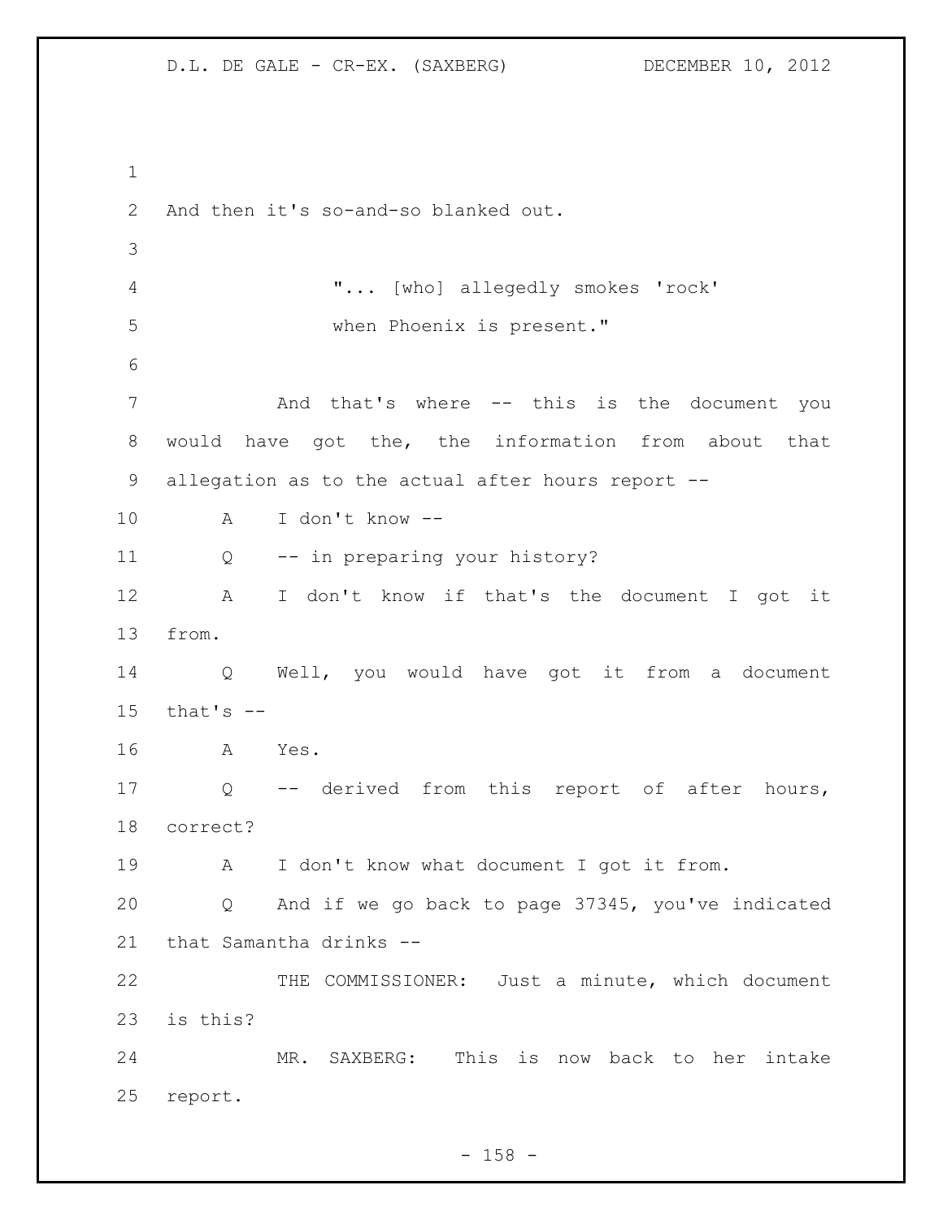And then it's so-and-so blanked out.

> "... [who] allegedly smokes 'rock' when Phoenix is present."

And that's where -- this is the document you would have got the, the information from about that allegation as to the actual after hours report --

A I don't know --

Q -- in preparing your history?

A I don't know if that's the document I got it from.

Q Well, you would have got it from a document that's --

A Yes.

Q -- derived from this report of after hours, correct?

A I don't know what document I got it from.

Q And if we go back to page 37345, you've indicated that Samantha drinks --

THE COMMISSIONER: Just a minute, which document is this?

MR. SAXBERG: This is now back to her intake report.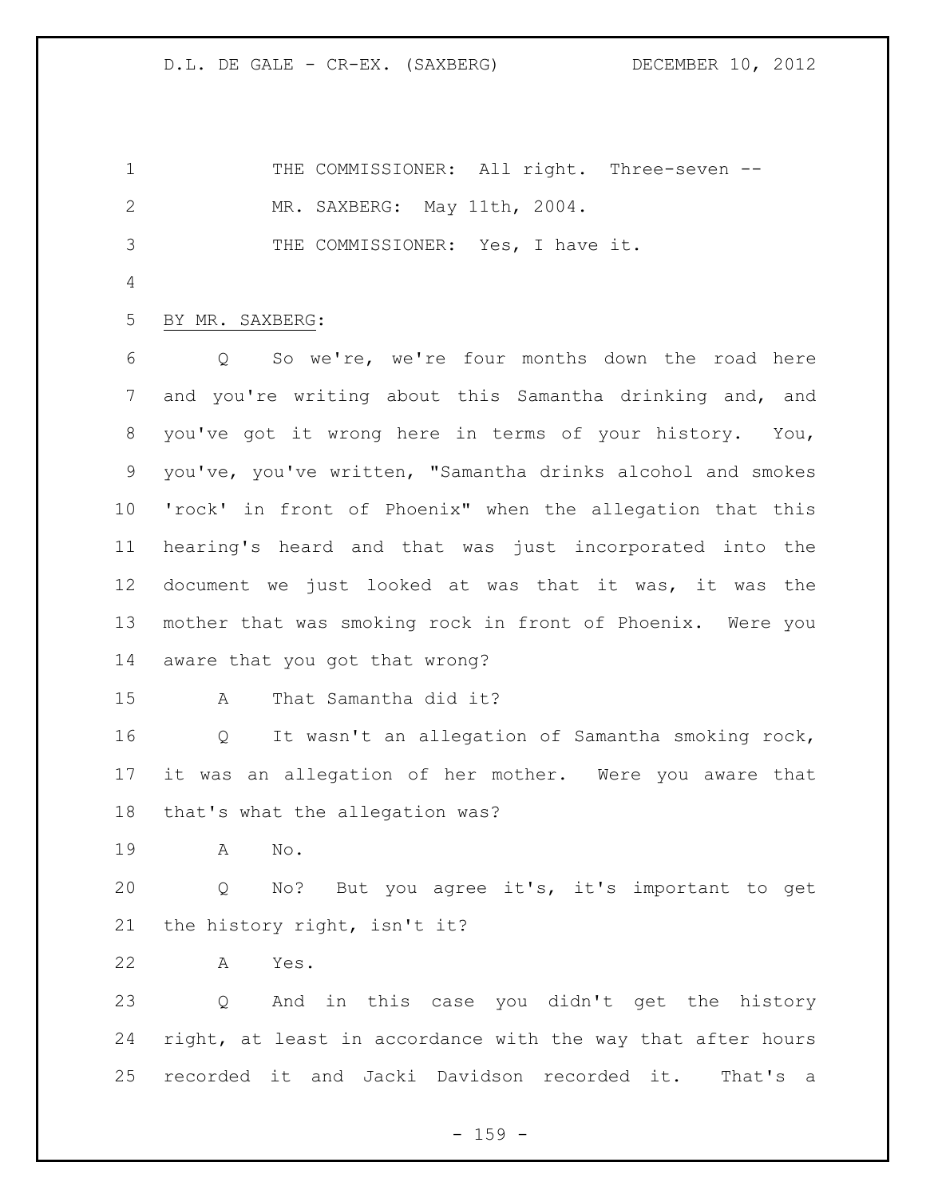THE COMMISSIONER: All right. Three-seven --

MR. SAXBERG: May 11th, 2004.

THE COMMISSIONER: Yes, I have it.

BY MR. SAXBERG:

Q So we're, we're four months down the road here and you're writing about this Samantha drinking and, and you've got it wrong here in terms of your history. You, you've, you've written, "Samantha drinks alcohol and smokes 'rock' in front of Phoenix" when the allegation that this hearing's heard and that was just incorporated into the document we just looked at was that it was, it was the mother that was smoking rock in front of Phoenix. Were you aware that you got that wrong?

A That Samantha did it?

Q It wasn't an allegation of Samantha smoking rock, it was an allegation of her mother. Were you aware that that's what the allegation was?

A No.

Q No? But you agree it's, it's important to get the history right, isn't it?

A Yes.

Q And in this case you didn't get the history right, at least in accordance with the way that after hours recorded it and Jacki Davidson recorded it. That's a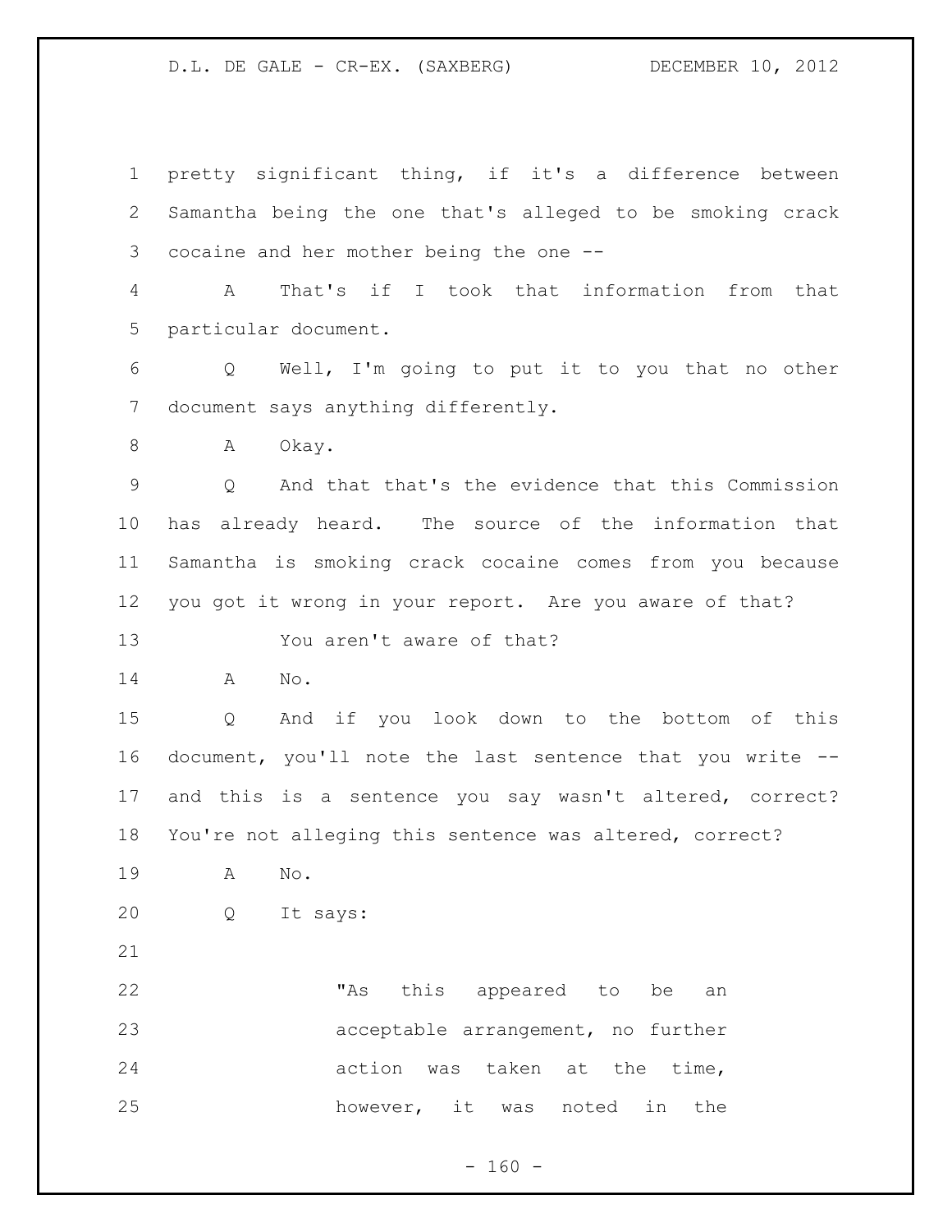pretty significant thing, if it's a difference between Samantha being the one that's alleged to be smoking crack cocaine and her mother being the one --

A That's if I took that information from that particular document.

Q Well, I'm going to put it to you that no other document says anything differently.

A Okay.

Q And that that's the evidence that this Commission has already heard. The source of the information that Samantha is smoking crack cocaine comes from you because you got it wrong in your report. Are you aware of that?

You aren't aware of that?

A No.

Q And if you look down to the bottom of this document, you'll note the last sentence that you write -- and this is a sentence you say wasn't altered, correct? You're not alleging this sentence was altered, correct?

A No.

Q It says:

> "As this appeared to be an acceptable arrangement, no further action was taken at the time, however, it was noted in the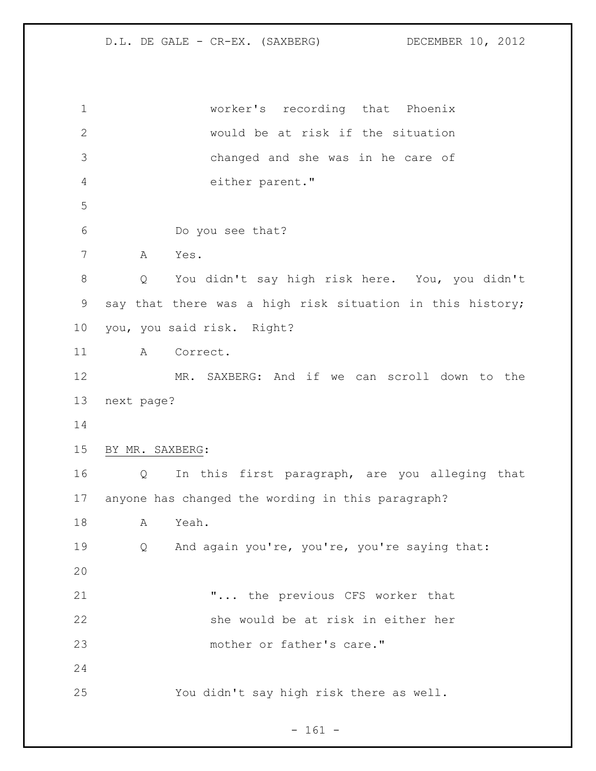> worker's recording that Phoenix would be at risk if the situation changed and she was in he care of either parent."

Do you see that?

A Yes.

Q You didn't say high risk here. You, you didn't say that there was a high risk situation in this history; you, you said risk. Right?

A Correct.

MR. SAXBERG: And if we can scroll down to the next page?

BY MR. SAXBERG:

Q In this first paragraph, are you alleging that anyone has changed the wording in this paragraph?

A Yeah.

Q And again you're, you're, you're saying that:

> "... the previous CFS worker that she would be at risk in either her mother or father's care."

You didn't say high risk there as well.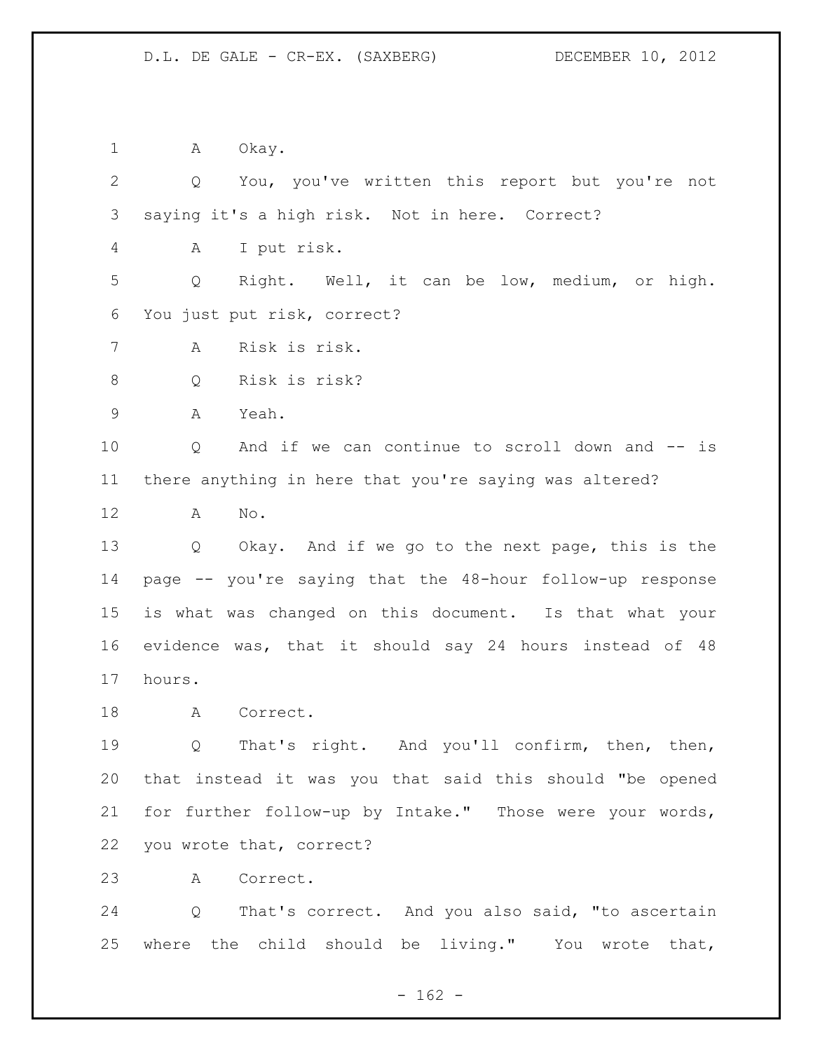A Okay.

Q You, you've written this report but you're not saying it's a high risk. Not in here. Correct?

A I put risk.

Q Right. Well, it can be low, medium, or high. You just put risk, correct?

A Risk is risk.

Q Risk is risk?

A Yeah.

Q And if we can continue to scroll down and -- is there anything in here that you're saying was altered?

A No.

Q Okay. And if we go to the next page, this is the page -- you're saying that the 48-hour follow-up response is what was changed on this document. Is that what your evidence was, that it should say 24 hours instead of 48 hours.

A Correct.

Q That's right. And you'll confirm, then, then, that instead it was you that said this should "be opened for further follow-up by Intake." Those were your words, you wrote that, correct?

A Correct.

Q That's correct. And you also said, "to ascertain where the child should be living." You wrote that,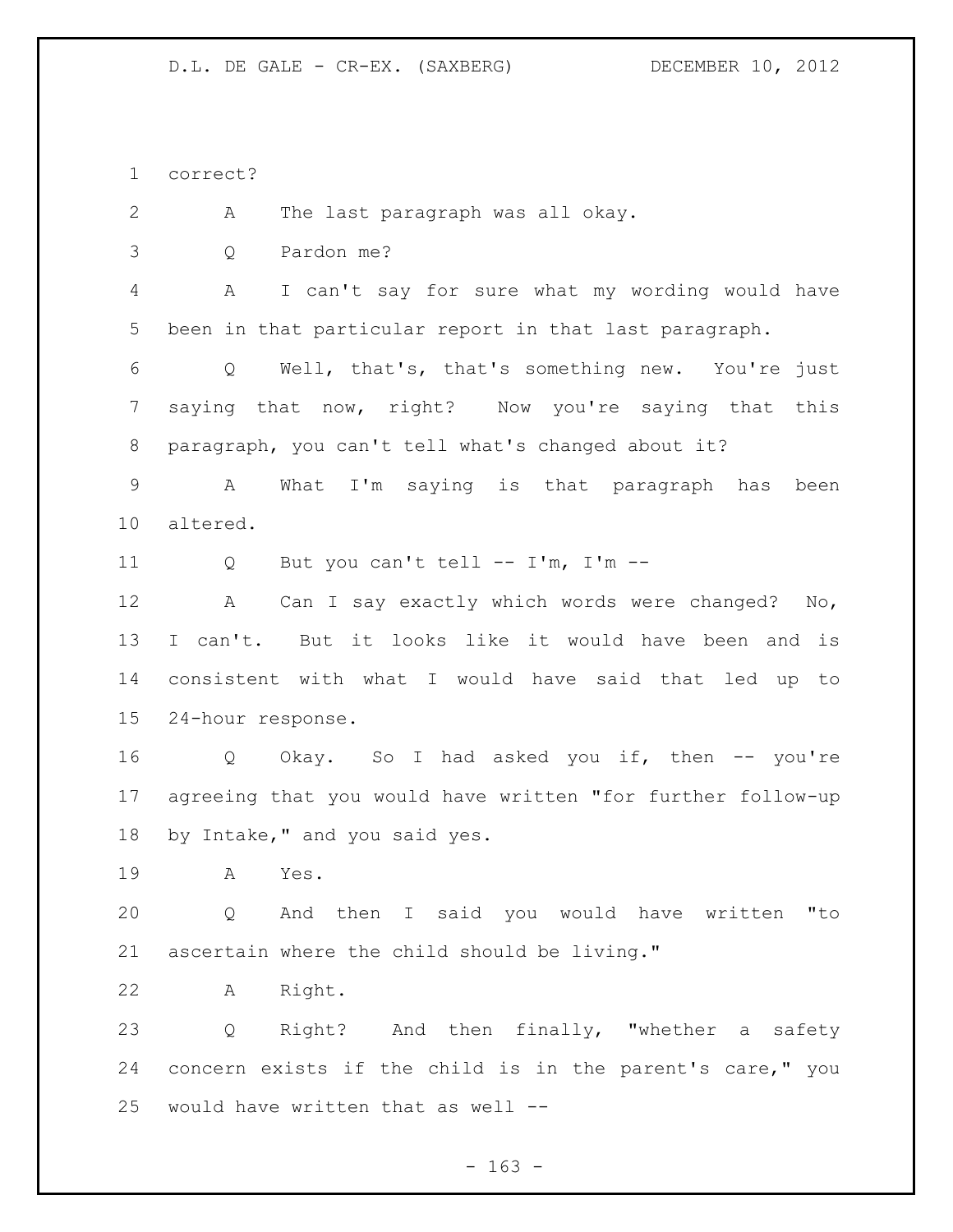correct?

A The last paragraph was all okay.

Q Pardon me?

A I can't say for sure what my wording would have been in that particular report in that last paragraph.

Q Well, that's, that's something new. You're just saying that now, right? Now you're saying that this paragraph, you can't tell what's changed about it?

A What I'm saying is that paragraph has been altered.

Q But you can't tell -- I'm, I'm --

A Can I say exactly which words were changed? No, I can't. But it looks like it would have been and is consistent with what I would have said that led up to 24-hour response.

Q Okay. So I had asked you if, then -- you're agreeing that you would have written "for further follow-up by Intake," and you said yes.

A Yes.

Q And then I said you would have written "to ascertain where the child should be living."

A Right.

Q Right? And then finally, "whether a safety concern exists if the child is in the parent's care," you would have written that as well --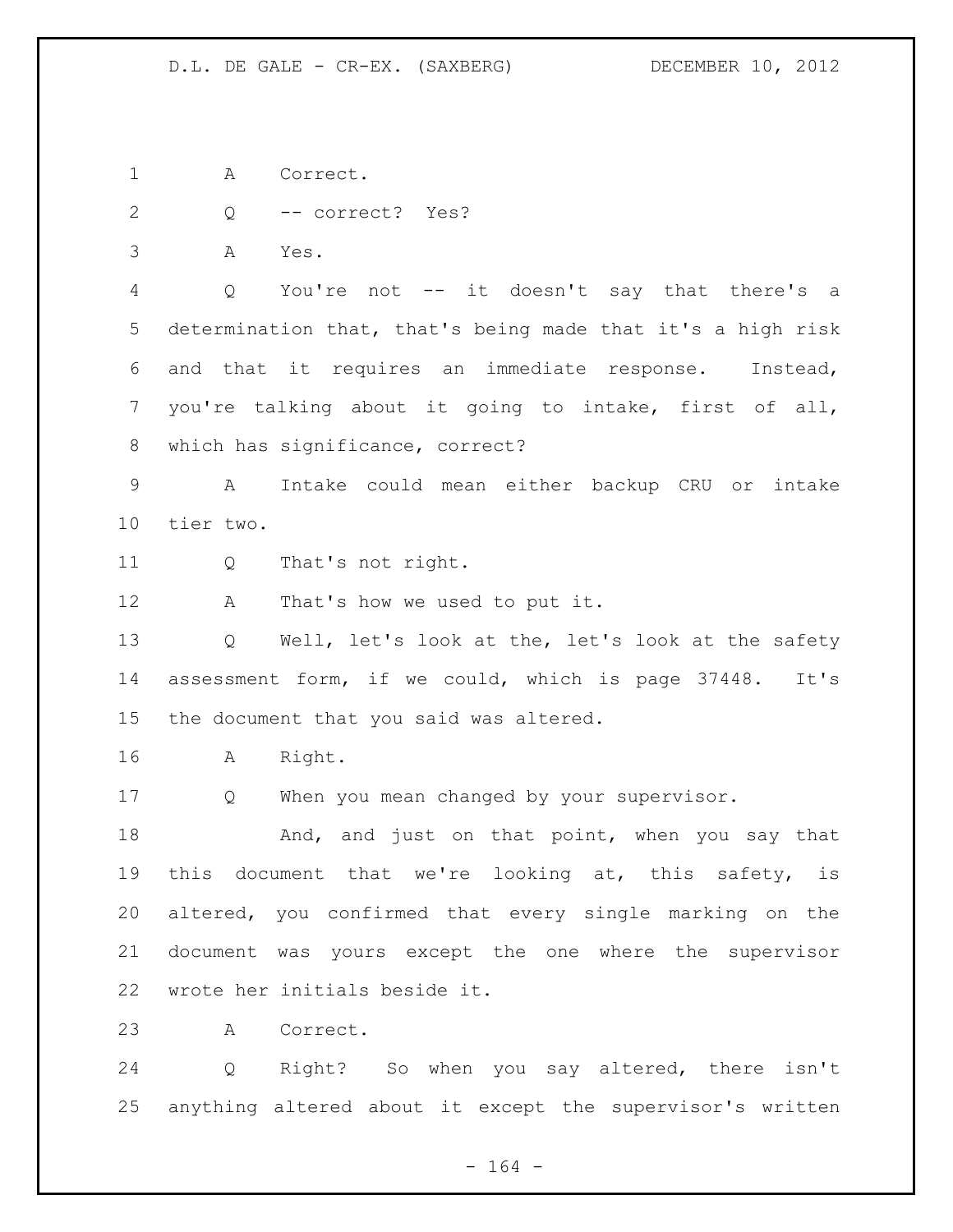A Correct.

Q -- correct? Yes?

A Yes.

Q You're not -- it doesn't say that there's a determination that, that's being made that it's a high risk and that it requires an immediate response. Instead, you're talking about it going to intake, first of all, which has significance, correct?

A Intake could mean either backup CRU or intake tier two.

Q That's not right.

A That's how we used to put it.

Q Well, let's look at the, let's look at the safety assessment form, if we could, which is page 37448. It's the document that you said was altered.

A Right.

Q When you mean changed by your supervisor.

And, and just on that point, when you say that this document that we're looking at, this safety, is altered, you confirmed that every single marking on the document was yours except the one where the supervisor wrote her initials beside it.

A Correct.

Q Right? So when you say altered, there isn't anything altered about it except the supervisor's written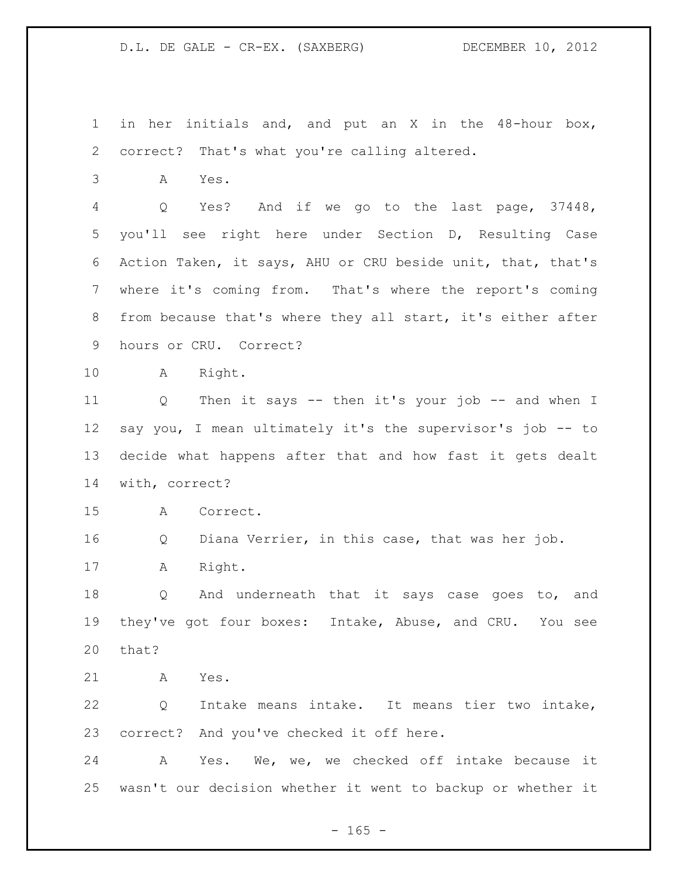1 in her initials and, and put an X in the 48-hour box,
2 correct? That's what you're calling altered.

3 A Yes.

4 Q Yes? And if we go to the last page, 37448,
5 you'll see right here under Section D, Resulting Case
6 Action Taken, it says, AHU or CRU beside unit, that, that's
7 where it's coming from. That's where the report's coming
8 from because that's where they all start, it's either after
9 hours or CRU. Correct?

10 A Right.

11 Q Then it says -- then it's your job -- and when I
12 say you, I mean ultimately it's the supervisor's job -- to
13 decide what happens after that and how fast it gets dealt
14 with, correct?

15 A Correct.

16 Q Diana Verrier, in this case, that was her job.

17 A Right.

18 Q And underneath that it says case goes to, and
19 they've got four boxes: Intake, Abuse, and CRU. You see
20 that?

21 A Yes.

22 Q Intake means intake. It means tier two intake,
23 correct? And you've checked it off here.

24 A Yes. We, we, we checked off intake because it
25 wasn't our decision whether it went to backup or whether it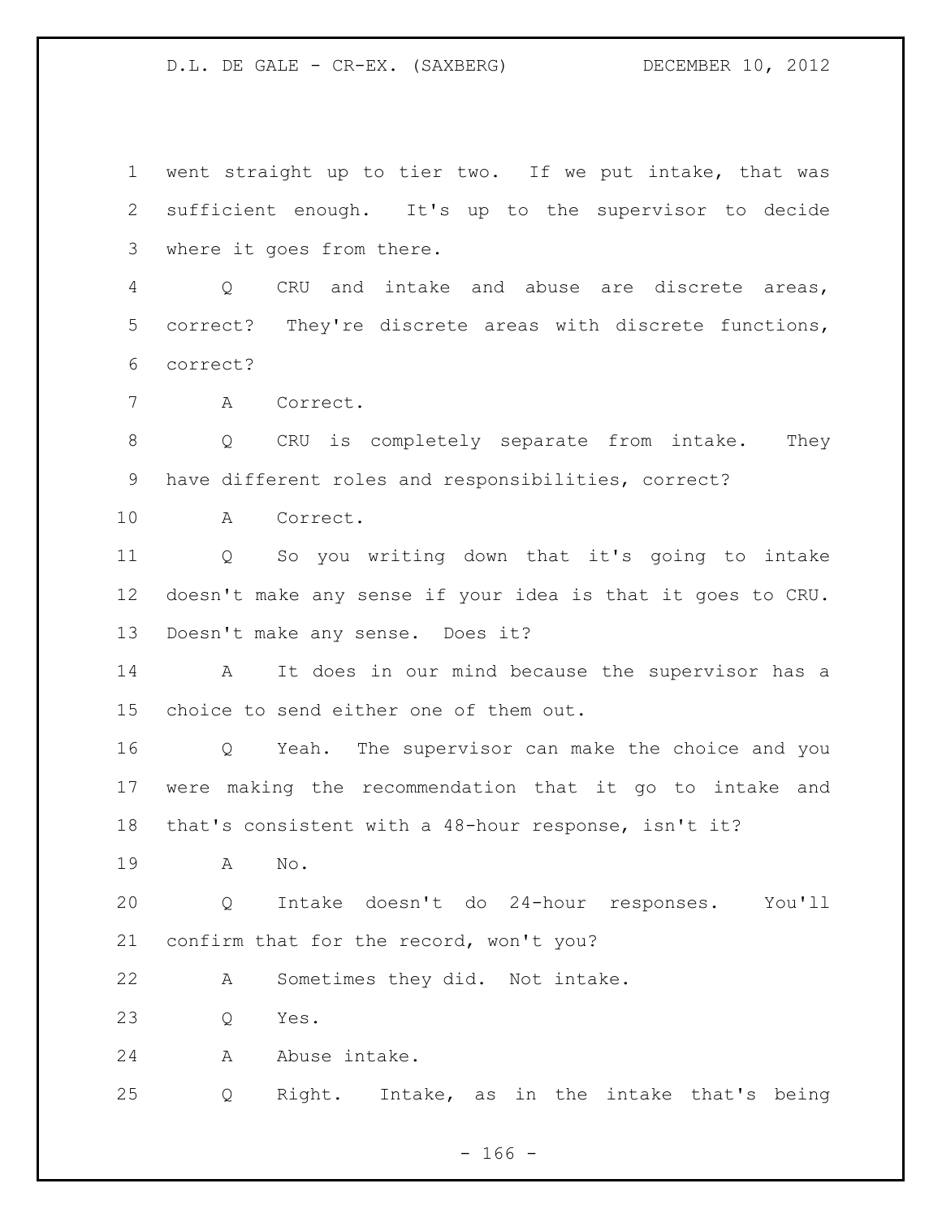went straight up to tier two. If we put intake, that was sufficient enough. It's up to the supervisor to decide where it goes from there.

Q CRU and intake and abuse are discrete areas, correct? They're discrete areas with discrete functions, correct?

A Correct.

Q CRU is completely separate from intake. They have different roles and responsibilities, correct?

A Correct.

Q So you writing down that it's going to intake doesn't make any sense if your idea is that it goes to CRU. Doesn't make any sense. Does it?

A It does in our mind because the supervisor has a choice to send either one of them out.

Q Yeah. The supervisor can make the choice and you were making the recommendation that it go to intake and that's consistent with a 48-hour response, isn't it?

A No.

Q Intake doesn't do 24-hour responses. You'll confirm that for the record, won't you?

A Sometimes they did. Not intake.

Q Yes.

A Abuse intake.

Q Right. Intake, as in the intake that's being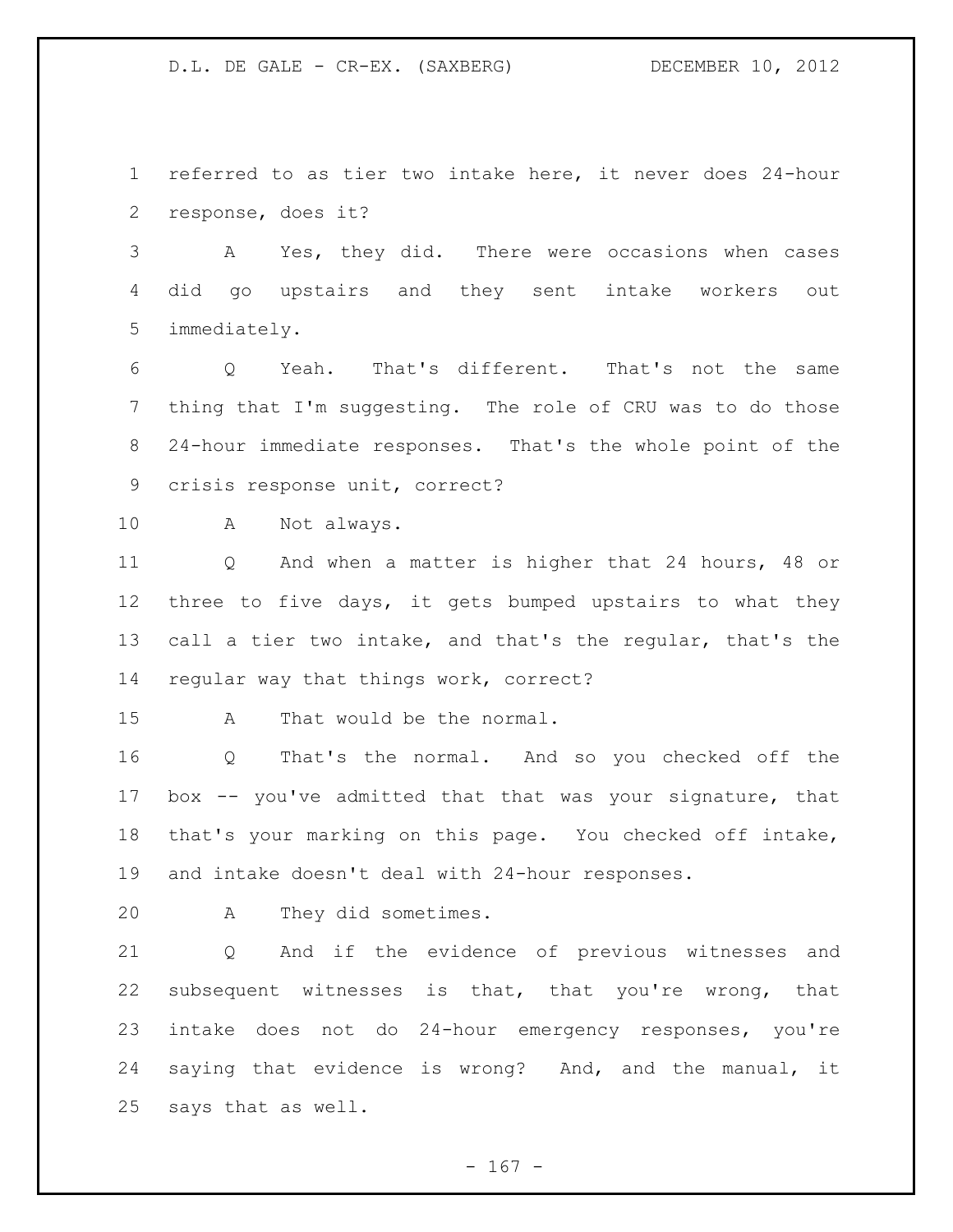referred to as tier two intake here, it never does 24-hour response, does it?

A Yes, they did. There were occasions when cases did go upstairs and they sent intake workers out immediately.

Q Yeah. That's different. That's not the same thing that I'm suggesting. The role of CRU was to do those 24-hour immediate responses. That's the whole point of the crisis response unit, correct?

A Not always.

Q And when a matter is higher that 24 hours, 48 or three to five days, it gets bumped upstairs to what they call a tier two intake, and that's the regular, that's the regular way that things work, correct?

A That would be the normal.

Q That's the normal. And so you checked off the box -- you've admitted that that was your signature, that that's your marking on this page. You checked off intake, and intake doesn't deal with 24-hour responses.

A They did sometimes.

Q And if the evidence of previous witnesses and subsequent witnesses is that, that you're wrong, that intake does not do 24-hour emergency responses, you're saying that evidence is wrong? And, and the manual, it says that as well.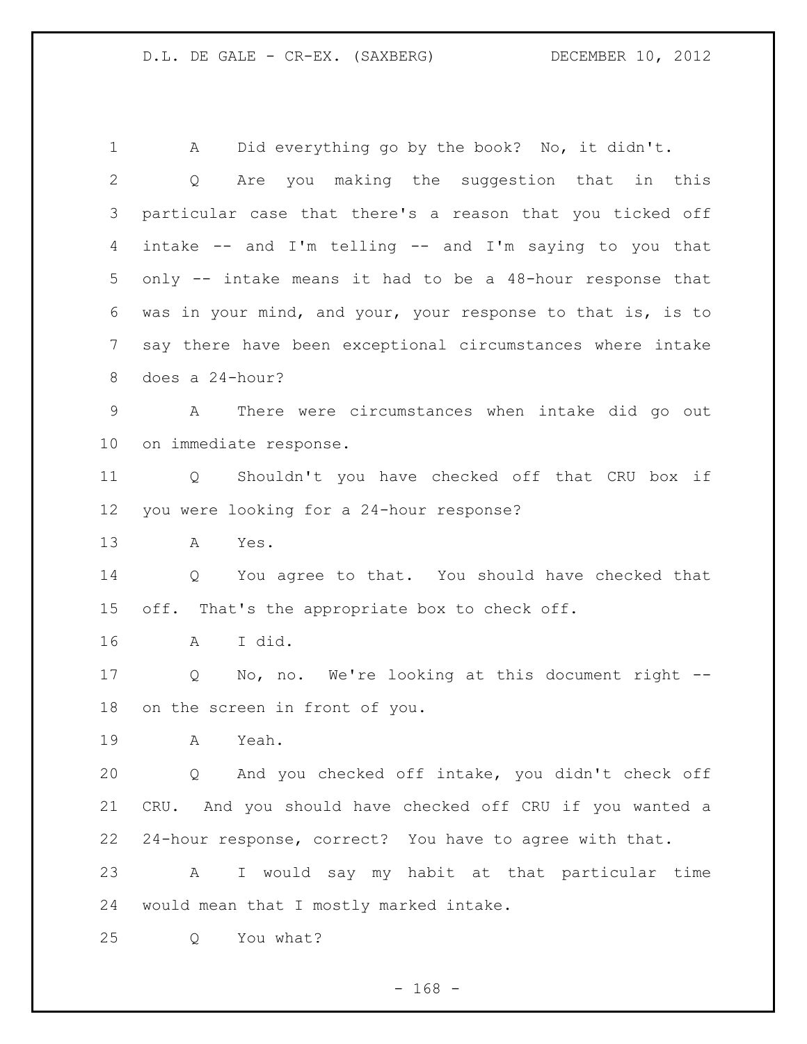1 A Did everything go by the book? No, it didn't.

2 Q Are you making the suggestion that in this

3 particular case that there's a reason that you ticked off

4 intake -- and I'm telling -- and I'm saying to you that

5 only -- intake means it had to be a 48-hour response that

6 was in your mind, and your, your response to that is, is to

7 say there have been exceptional circumstances where intake

8 does a 24-hour?

9 A There were circumstances when intake did go out

10 on immediate response.

11 Q Shouldn't you have checked off that CRU box if

12 you were looking for a 24-hour response?

13 A Yes.

14 Q You agree to that. You should have checked that

15 off. That's the appropriate box to check off.

16 A I did.

17 Q No, no. We're looking at this document right --

18 on the screen in front of you.

19 A Yeah.

20 Q And you checked off intake, you didn't check off

21 CRU. And you should have checked off CRU if you wanted a

22 24-hour response, correct? You have to agree with that.

23 A I would say my habit at that particular time

24 would mean that I mostly marked intake.

25 Q You what?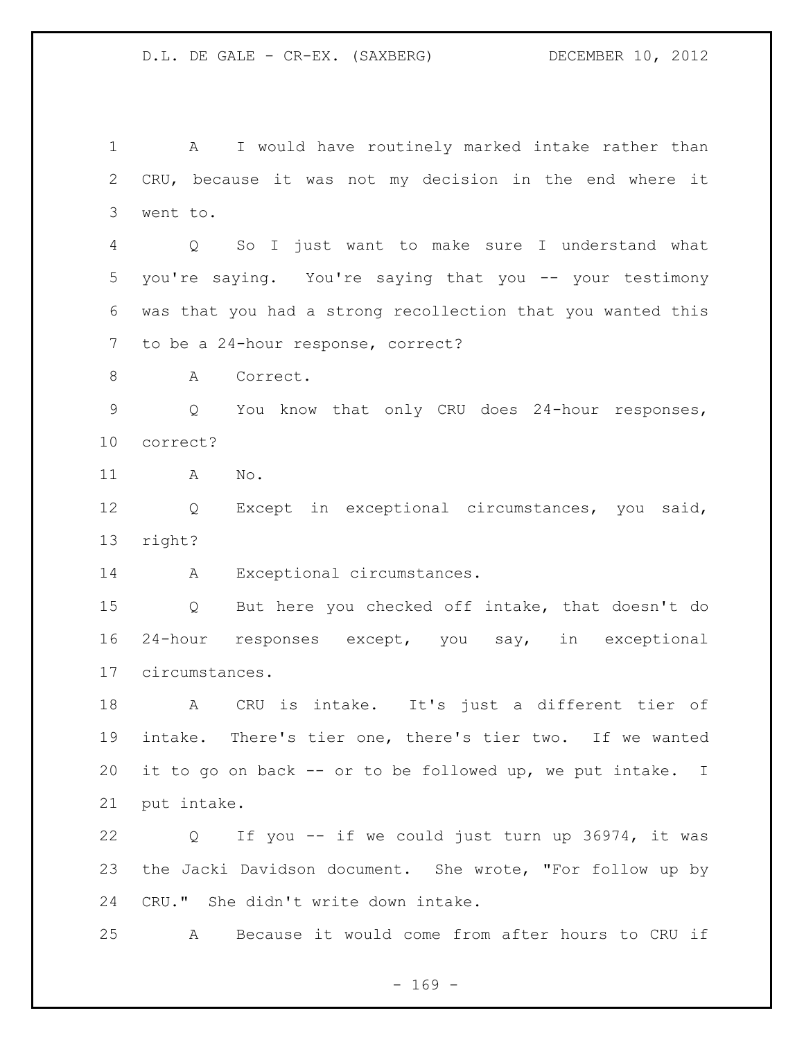1 A I would have routinely marked intake rather than
2 CRU, because it was not my decision in the end where it
3 went to.
4 Q So I just want to make sure I understand what
5 you're saying. You're saying that you -- your testimony
6 was that you had a strong recollection that you wanted this
7 to be a 24-hour response, correct?
8 A Correct.
9 Q You know that only CRU does 24-hour responses,
10 correct?
11 A No.
12 Q Except in exceptional circumstances, you said,
13 right?
14 A Exceptional circumstances.
15 Q But here you checked off intake, that doesn't do
16 24-hour responses except, you say, in exceptional
17 circumstances.
18 A CRU is intake. It's just a different tier of
19 intake. There's tier one, there's tier two. If we wanted
20 it to go on back -- or to be followed up, we put intake. I
21 put intake.
22 Q If you -- if we could just turn up 36974, it was
23 the Jacki Davidson document. She wrote, "For follow up by
24 CRU." She didn't write down intake.
25 A Because it would come from after hours to CRU if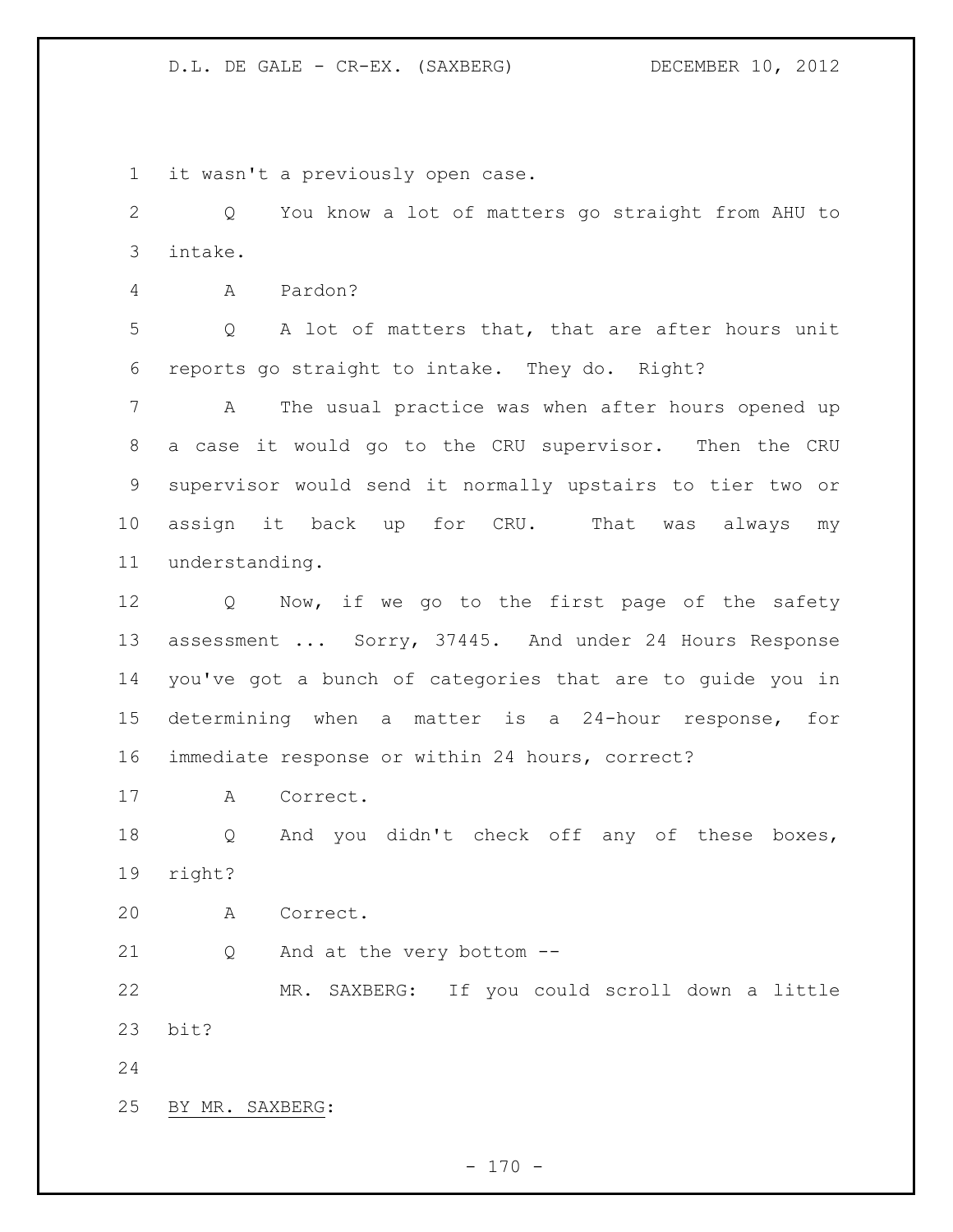it wasn't a previously open case.

Q You know a lot of matters go straight from AHU to intake.

A Pardon?

Q A lot of matters that, that are after hours unit reports go straight to intake. They do. Right?

A The usual practice was when after hours opened up a case it would go to the CRU supervisor. Then the CRU supervisor would send it normally upstairs to tier two or assign it back up for CRU. That was always my understanding.

Q Now, if we go to the first page of the safety assessment ... Sorry, 37445. And under 24 Hours Response you've got a bunch of categories that are to guide you in determining when a matter is a 24-hour response, for immediate response or within 24 hours, correct?

A Correct.

Q And you didn't check off any of these boxes, right?

A Correct.

Q And at the very bottom --

MR. SAXBERG: If you could scroll down a little bit?

BY MR. SAXBERG: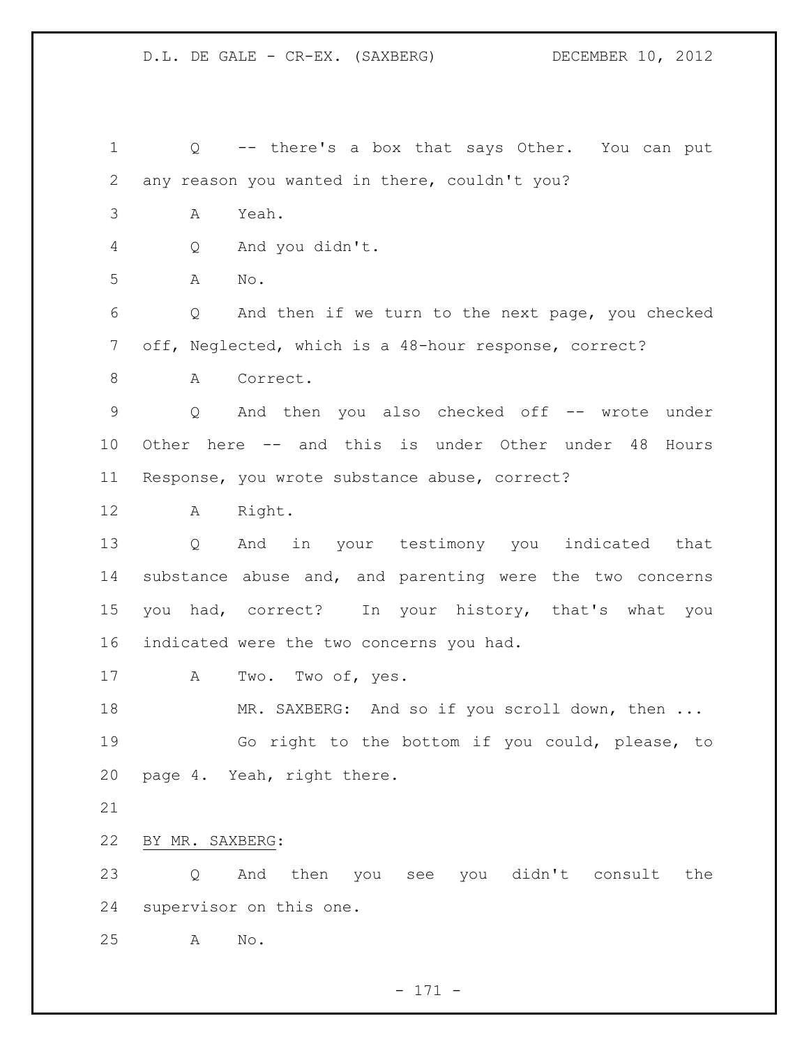Q -- there's a box that says Other. You can put any reason you wanted in there, couldn't you?

A Yeah.

Q And you didn't.

A No.

Q And then if we turn to the next page, you checked off, Neglected, which is a 48-hour response, correct?

A Correct.

Q And then you also checked off -- wrote under Other here -- and this is under Other under 48 Hours Response, you wrote substance abuse, correct?

A Right.

Q And in your testimony you indicated that substance abuse and, and parenting were the two concerns you had, correct? In your history, that's what you indicated were the two concerns you had.

A Two. Two of, yes.

MR. SAXBERG: And so if you scroll down, then ...

Go right to the bottom if you could, please, to page 4. Yeah, right there.

BY MR. SAXBERG:

Q And then you see you didn't consult the supervisor on this one.

A No.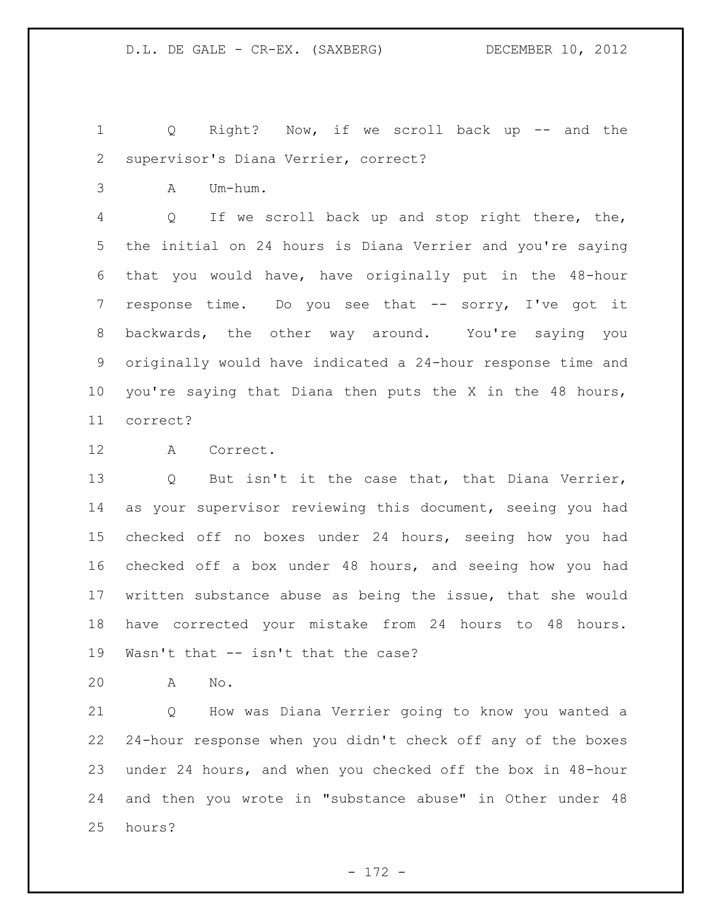Q Right? Now, if we scroll back up -- and the supervisor's Diana Verrier, correct?

A Um-hum.

Q If we scroll back up and stop right there, the, the initial on 24 hours is Diana Verrier and you're saying that you would have, have originally put in the 48-hour response time. Do you see that -- sorry, I've got it backwards, the other way around. You're saying you originally would have indicated a 24-hour response time and you're saying that Diana then puts the X in the 48 hours, correct?

A Correct.

Q But isn't it the case that, that Diana Verrier, as your supervisor reviewing this document, seeing you had checked off no boxes under 24 hours, seeing how you had checked off a box under 48 hours, and seeing how you had written substance abuse as being the issue, that she would have corrected your mistake from 24 hours to 48 hours. Wasn't that -- isn't that the case?

A No.

Q How was Diana Verrier going to know you wanted a 24-hour response when you didn't check off any of the boxes under 24 hours, and when you checked off the box in 48-hour and then you wrote in "substance abuse" in Other under 48 hours?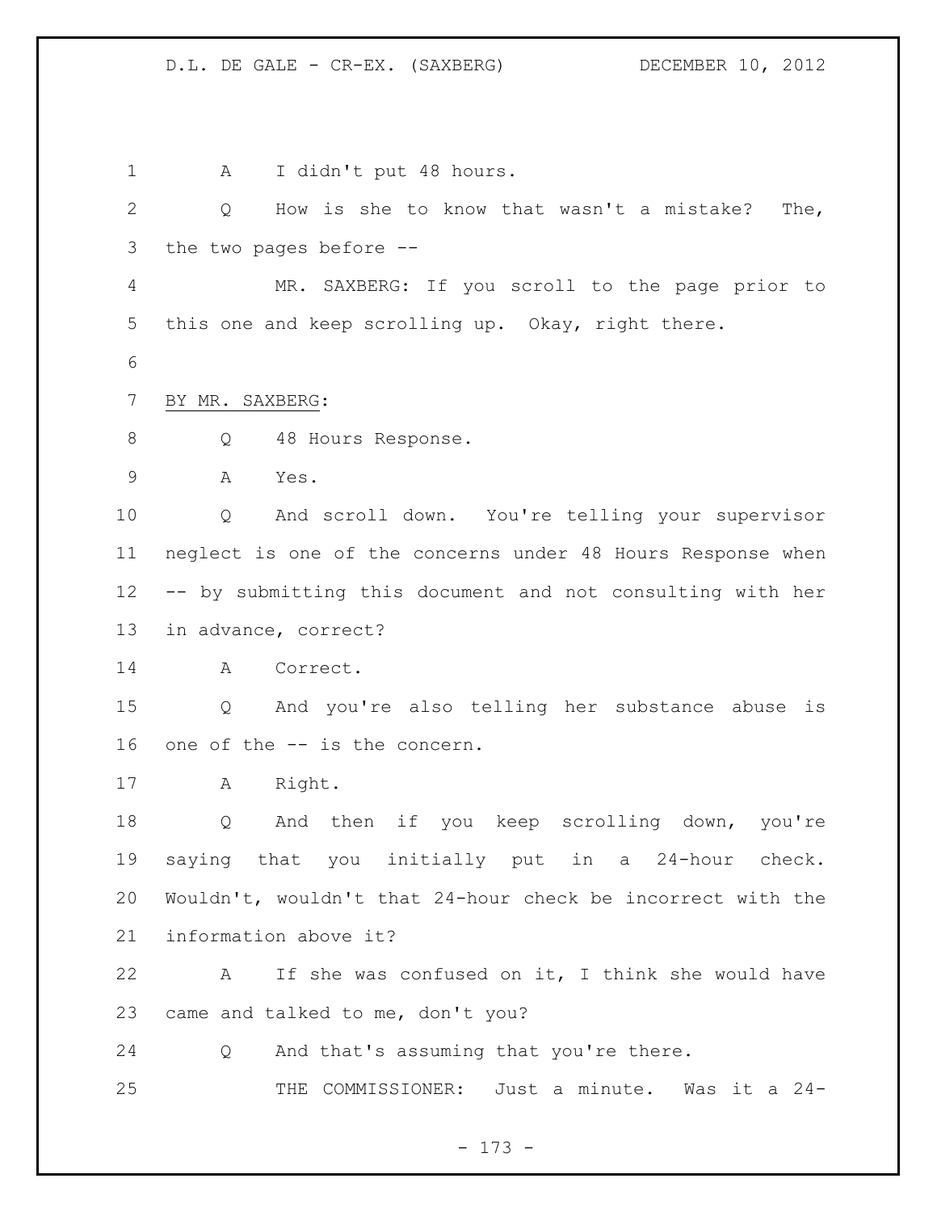A I didn't put 48 hours.

Q How is she to know that wasn't a mistake? The, the two pages before --

MR. SAXBERG: If you scroll to the page prior to this one and keep scrolling up. Okay, right there.

BY MR. SAXBERG:

Q 48 Hours Response.

A Yes.

Q And scroll down. You're telling your supervisor neglect is one of the concerns under 48 Hours Response when -- by submitting this document and not consulting with her in advance, correct?

A Correct.

Q And you're also telling her substance abuse is one of the -- is the concern.

A Right.

Q And then if you keep scrolling down, you're saying that you initially put in a 24-hour check. Wouldn't, wouldn't that 24-hour check be incorrect with the information above it?

A If she was confused on it, I think she would have came and talked to me, don't you?

Q And that's assuming that you're there.

THE COMMISSIONER: Just a minute. Was it a 24-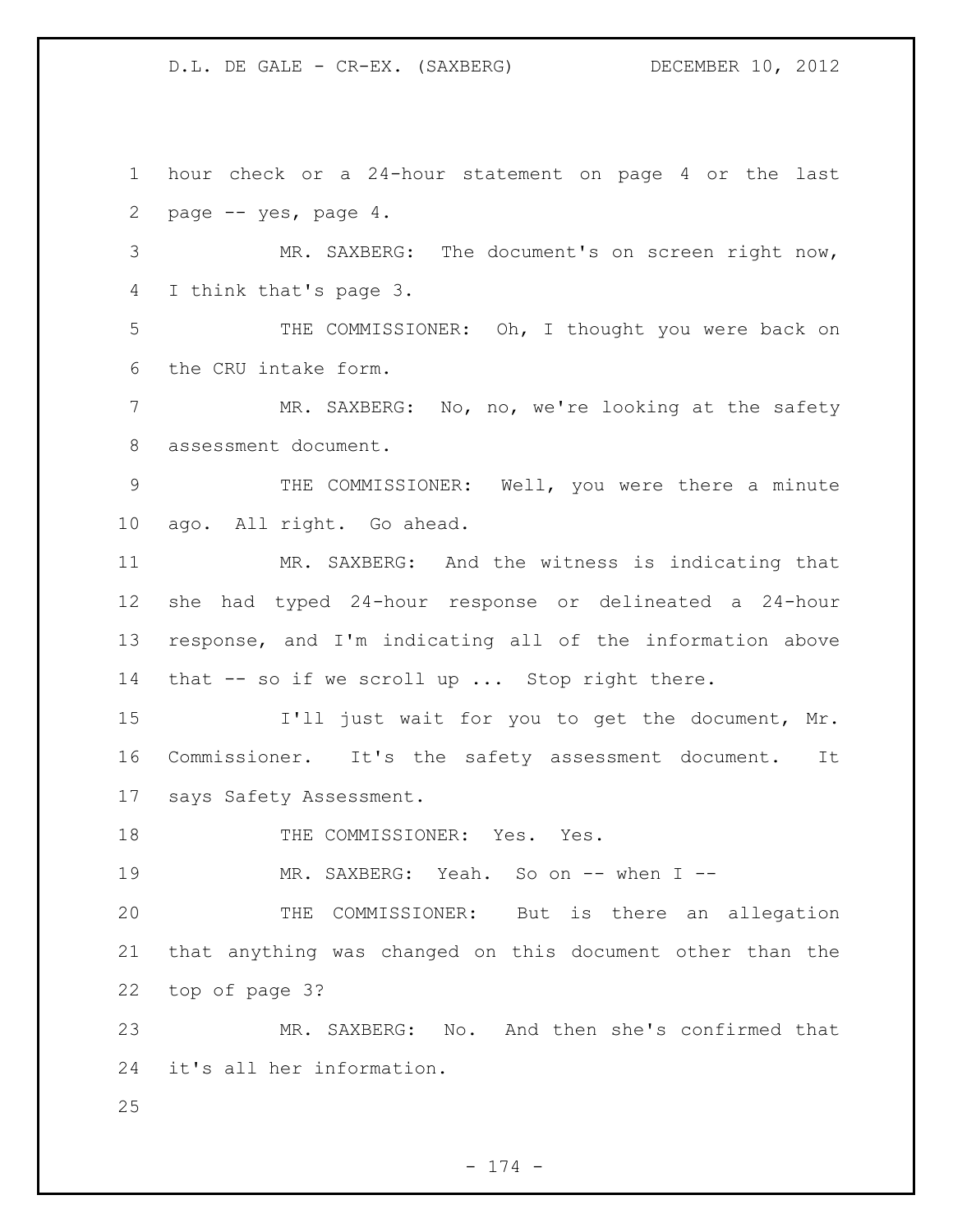hour check or a 24-hour statement on page 4 or the last page -- yes, page 4.

MR. SAXBERG: The document's on screen right now, I think that's page 3.

THE COMMISSIONER: Oh, I thought you were back on the CRU intake form.

MR. SAXBERG: No, no, we're looking at the safety assessment document.

THE COMMISSIONER: Well, you were there a minute ago. All right. Go ahead.

MR. SAXBERG: And the witness is indicating that she had typed 24-hour response or delineated a 24-hour response, and I'm indicating all of the information above that -- so if we scroll up ... Stop right there.

I'll just wait for you to get the document, Mr. Commissioner. It's the safety assessment document. It says Safety Assessment.

THE COMMISSIONER: Yes. Yes.

MR. SAXBERG: Yeah. So on -- when I --

THE COMMISSIONER: But is there an allegation that anything was changed on this document other than the top of page 3?

MR. SAXBERG: No. And then she's confirmed that it's all her information.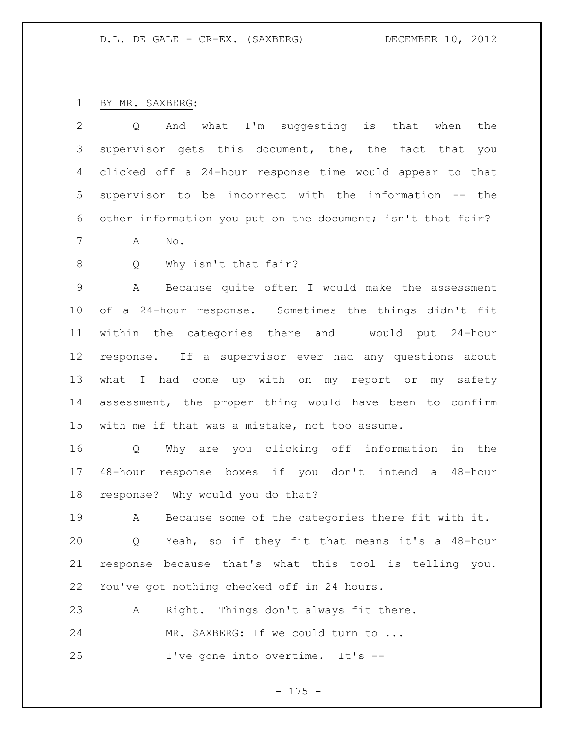BY MR. SAXBERG:

Q And what I'm suggesting is that when the supervisor gets this document, the, the fact that you clicked off a 24-hour response time would appear to that supervisor to be incorrect with the information -- the other information you put on the document; isn't that fair?

A No.

Q Why isn't that fair?

A Because quite often I would make the assessment of a 24-hour response. Sometimes the things didn't fit within the categories there and I would put 24-hour response. If a supervisor ever had any questions about what I had come up with on my report or my safety assessment, the proper thing would have been to confirm with me if that was a mistake, not too assume.

Q Why are you clicking off information in the 48-hour response boxes if you don't intend a 48-hour response? Why would you do that?

A Because some of the categories there fit with it.

Q Yeah, so if they fit that means it's a 48-hour response because that's what this tool is telling you. You've got nothing checked off in 24 hours.

A Right. Things don't always fit there.

MR. SAXBERG: If we could turn to ...

I've gone into overtime. It's --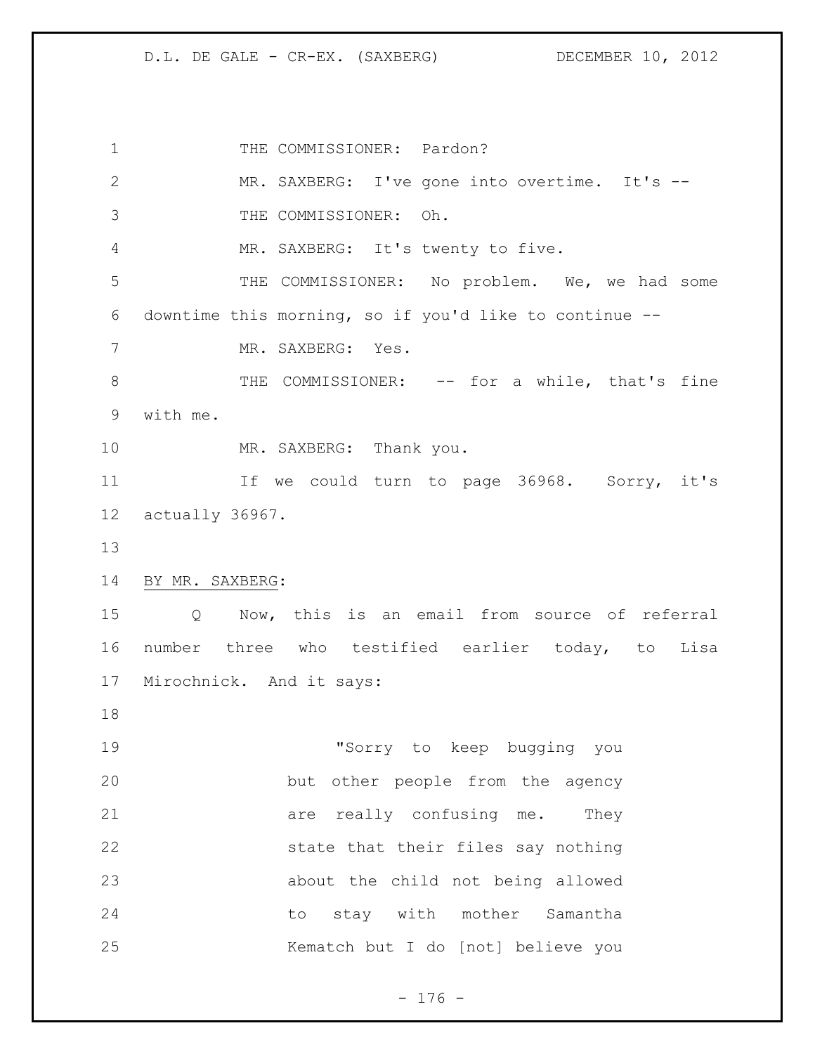THE COMMISSIONER: Pardon?

MR. SAXBERG: I've gone into overtime. It's --

THE COMMISSIONER: Oh.

MR. SAXBERG: It's twenty to five.

THE COMMISSIONER: No problem. We, we had some downtime this morning, so if you'd like to continue --

MR. SAXBERG: Yes.

THE COMMISSIONER: -- for a while, that's fine with me.

MR. SAXBERG: Thank you.

If we could turn to page 36968. Sorry, it's actually 36967.

BY MR. SAXBERG:

Q Now, this is an email from source of referral number three who testified earlier today, to Lisa Mirochnick. And it says:

> "Sorry to keep bugging you but other people from the agency are really confusing me. They state that their files say nothing about the child not being allowed to stay with mother Samantha Kematch but I do [not] believe you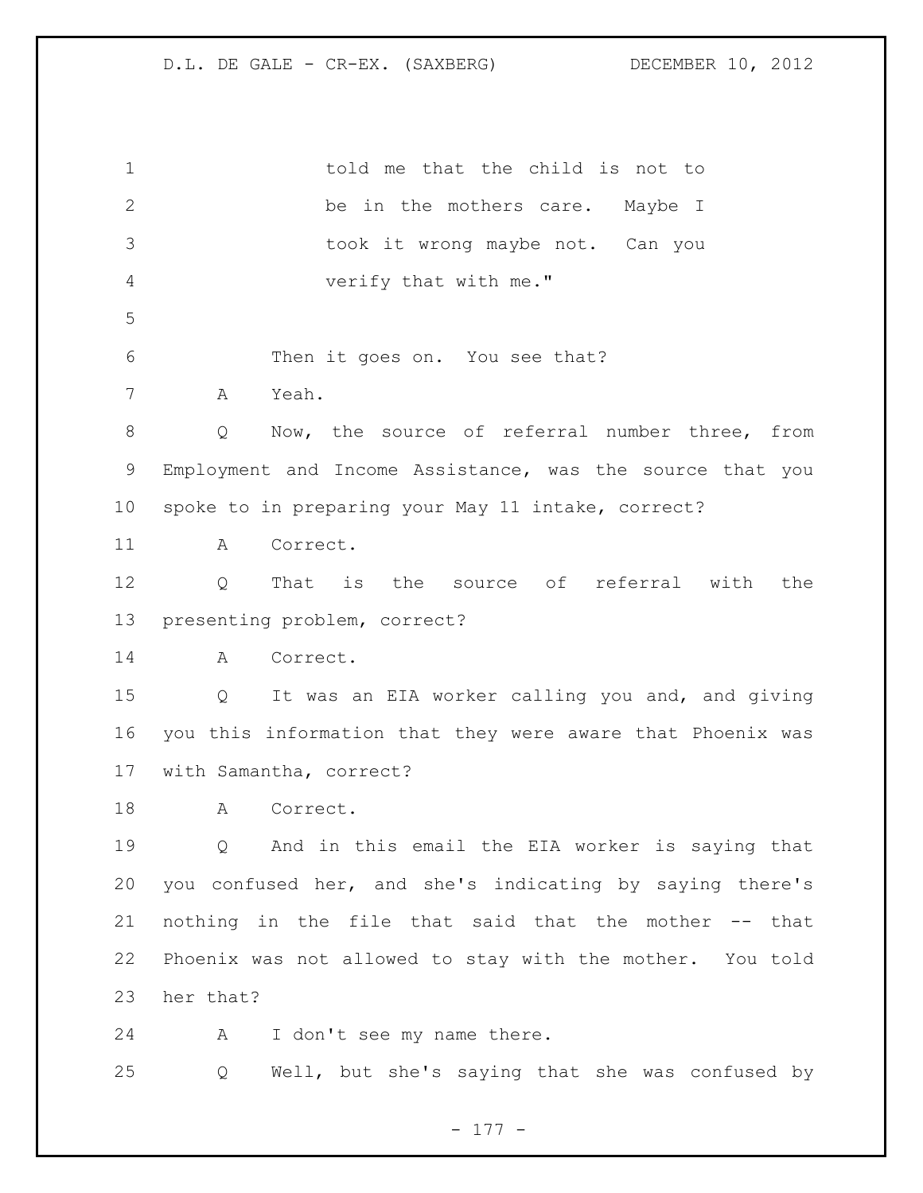told me that the child is not to be in the mothers care. Maybe I took it wrong maybe not. Can you verify that with me."

Then it goes on. You see that?

A Yeah.

Q Now, the source of referral number three, from Employment and Income Assistance, was the source that you spoke to in preparing your May 11 intake, correct?

A Correct.

Q That is the source of referral with the presenting problem, correct?

A Correct.

Q It was an EIA worker calling you and, and giving you this information that they were aware that Phoenix was with Samantha, correct?

A Correct.

Q And in this email the EIA worker is saying that you confused her, and she's indicating by saying there's nothing in the file that said that the mother -- that Phoenix was not allowed to stay with the mother. You told her that?

A I don't see my name there.

Q Well, but she's saying that she was confused by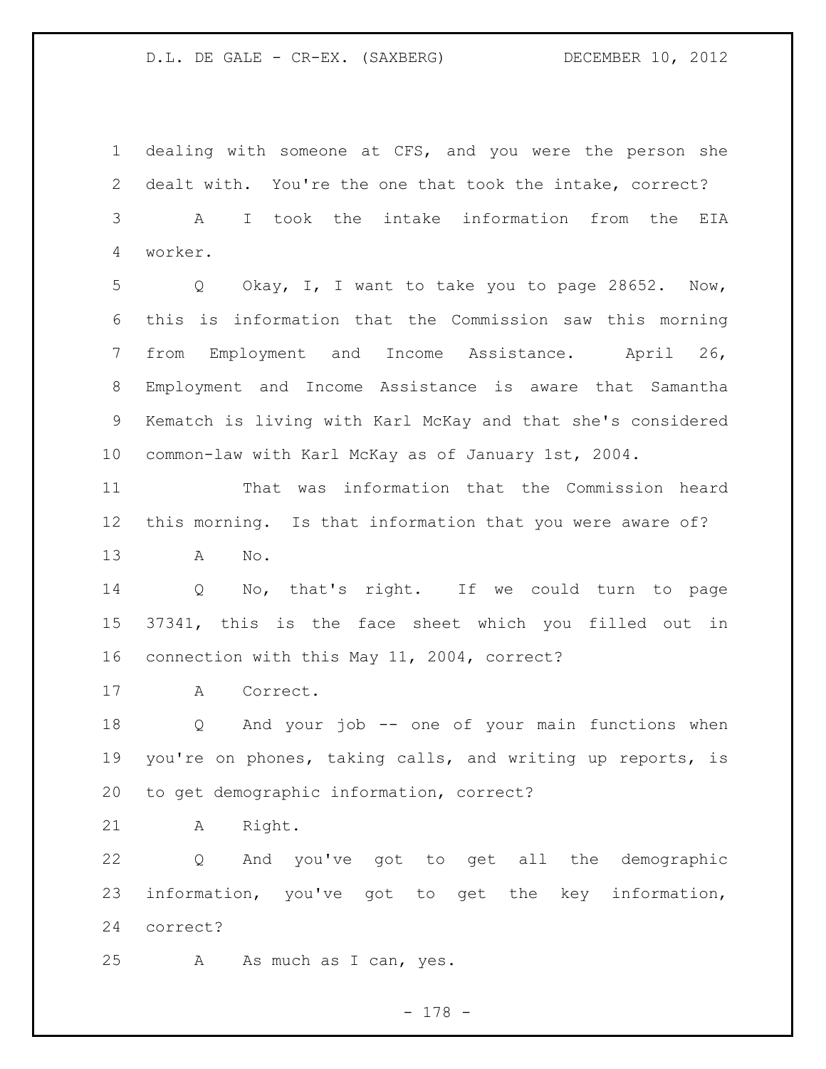dealing with someone at CFS, and you were the person she dealt with. You're the one that took the intake, correct?

A I took the intake information from the EIA worker.

Q Okay, I, I want to take you to page 28652. Now, this is information that the Commission saw this morning from Employment and Income Assistance. April 26, Employment and Income Assistance is aware that Samantha Kematch is living with Karl McKay and that she's considered common-law with Karl McKay as of January 1st, 2004.

That was information that the Commission heard this morning. Is that information that you were aware of?

A No.

Q No, that's right. If we could turn to page 37341, this is the face sheet which you filled out in connection with this May 11, 2004, correct?

A Correct.

Q And your job -- one of your main functions when you're on phones, taking calls, and writing up reports, is to get demographic information, correct?

A Right.

Q And you've got to get all the demographic information, you've got to get the key information, correct?

A As much as I can, yes.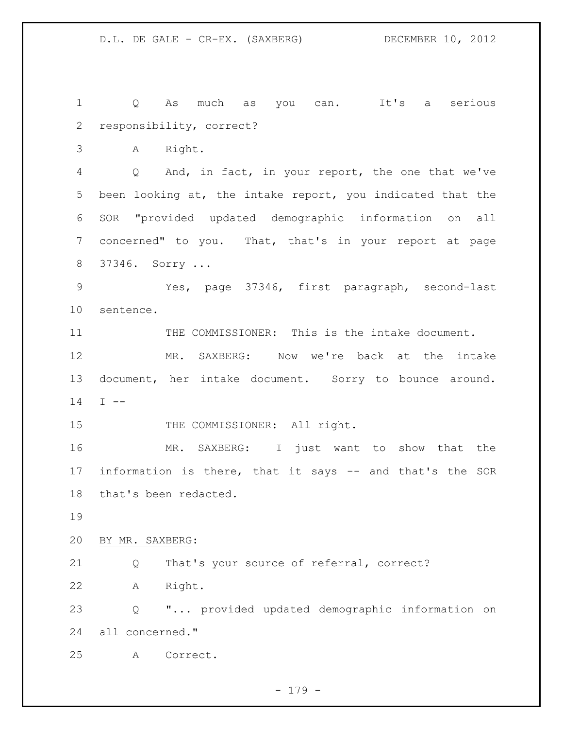Q As much as you can. It's a serious responsibility, correct?

A Right.

Q And, in fact, in your report, the one that we've been looking at, the intake report, you indicated that the SOR "provided updated demographic information on all concerned" to you. That, that's in your report at page 37346. Sorry ...

Yes, page 37346, first paragraph, second-last sentence.

THE COMMISSIONER: This is the intake document.

MR. SAXBERG: Now we're back at the intake document, her intake document. Sorry to bounce around. I --

THE COMMISSIONER: All right.

MR. SAXBERG: I just want to show that the information is there, that it says -- and that's the SOR that's been redacted.

BY MR. SAXBERG:

Q That's your source of referral, correct?

A Right.

Q "... provided updated demographic information on all concerned."

A Correct.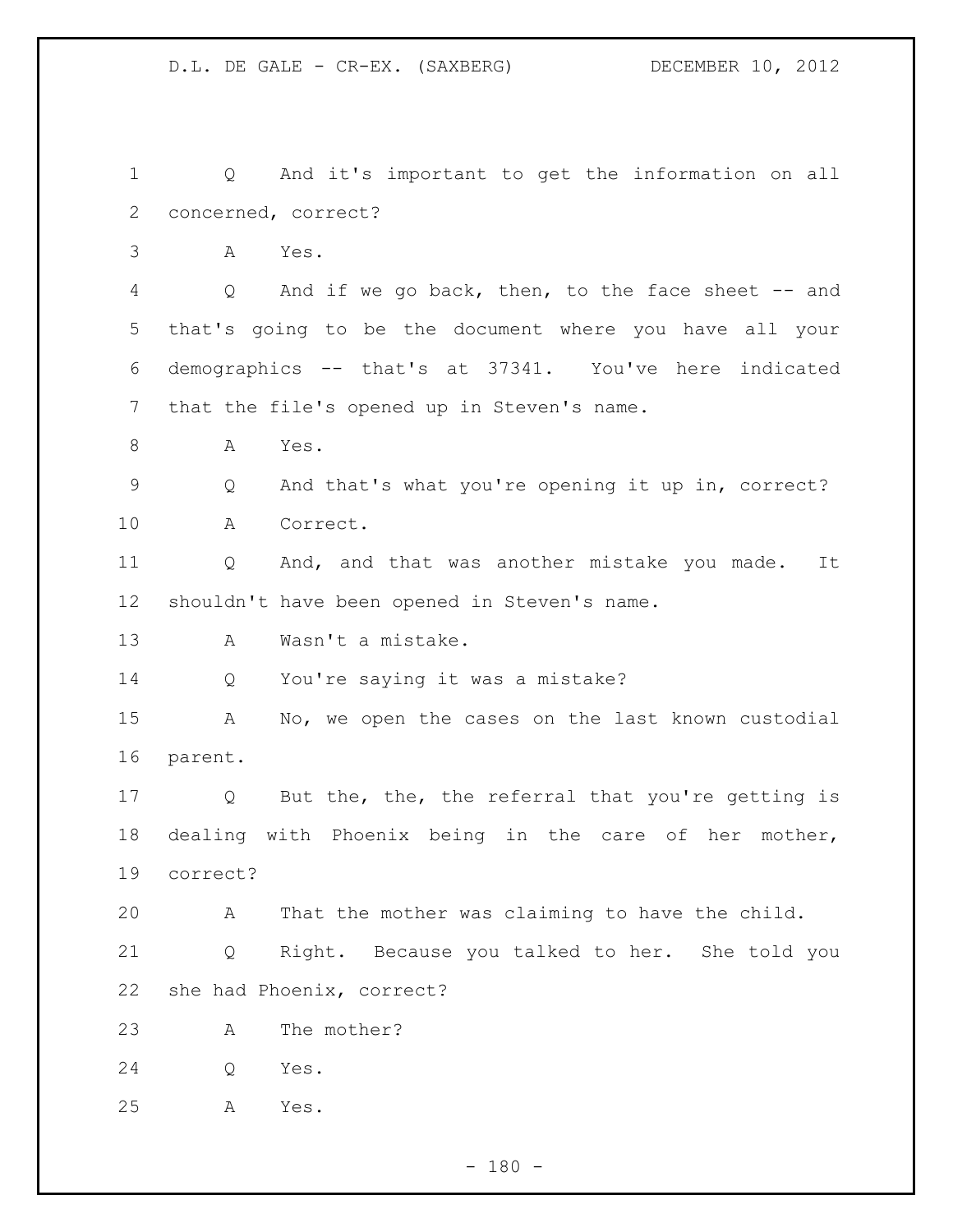1 Q And it's important to get the information on all
2 concerned, correct?
3 A Yes.
4 Q And if we go back, then, to the face sheet -- and
5 that's going to be the document where you have all your
6 demographics -- that's at 37341. You've here indicated
7 that the file's opened up in Steven's name.
8 A Yes.
9 Q And that's what you're opening it up in, correct?
10 A Correct.
11 Q And, and that was another mistake you made. It
12 shouldn't have been opened in Steven's name.
13 A Wasn't a mistake.
14 Q You're saying it was a mistake?
15 A No, we open the cases on the last known custodial
16 parent.
17 Q But the, the, the referral that you're getting is
18 dealing with Phoenix being in the care of her mother,
19 correct?
20 A That the mother was claiming to have the child.
21 Q Right. Because you talked to her. She told you
22 she had Phoenix, correct?
23 A The mother?
24 Q Yes.
25 A Yes.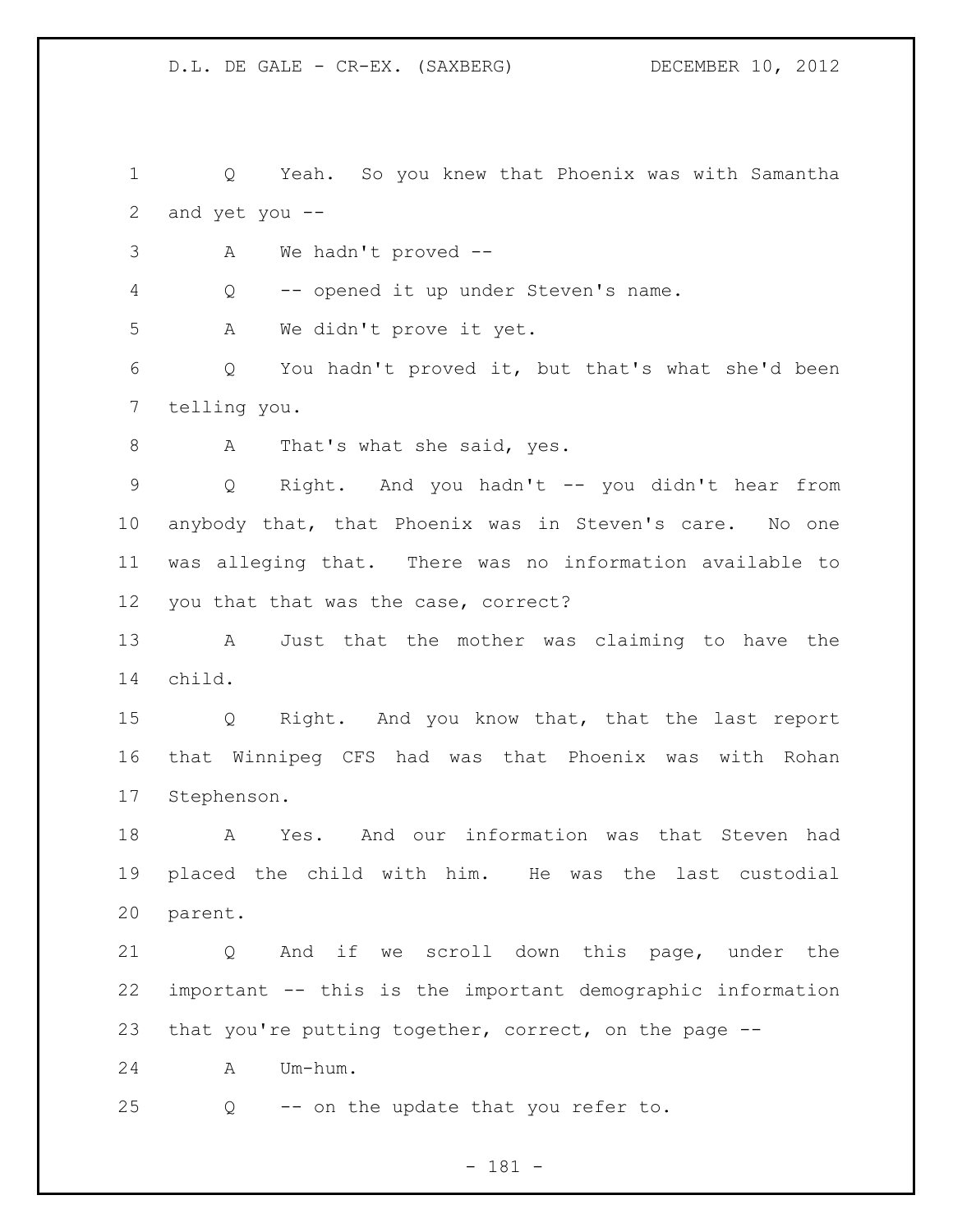Q Yeah. So you knew that Phoenix was with Samantha and yet you --

A We hadn't proved --

Q -- opened it up under Steven's name.

A We didn't prove it yet.

Q You hadn't proved it, but that's what she'd been telling you.

A That's what she said, yes.

Q Right. And you hadn't -- you didn't hear from anybody that, that Phoenix was in Steven's care. No one was alleging that. There was no information available to you that that was the case, correct?

A Just that the mother was claiming to have the child.

Q Right. And you know that, that the last report that Winnipeg CFS had was that Phoenix was with Rohan Stephenson.

A Yes. And our information was that Steven had placed the child with him. He was the last custodial parent.

Q And if we scroll down this page, under the important -- this is the important demographic information that you're putting together, correct, on the page --

A Um-hum.

Q -- on the update that you refer to.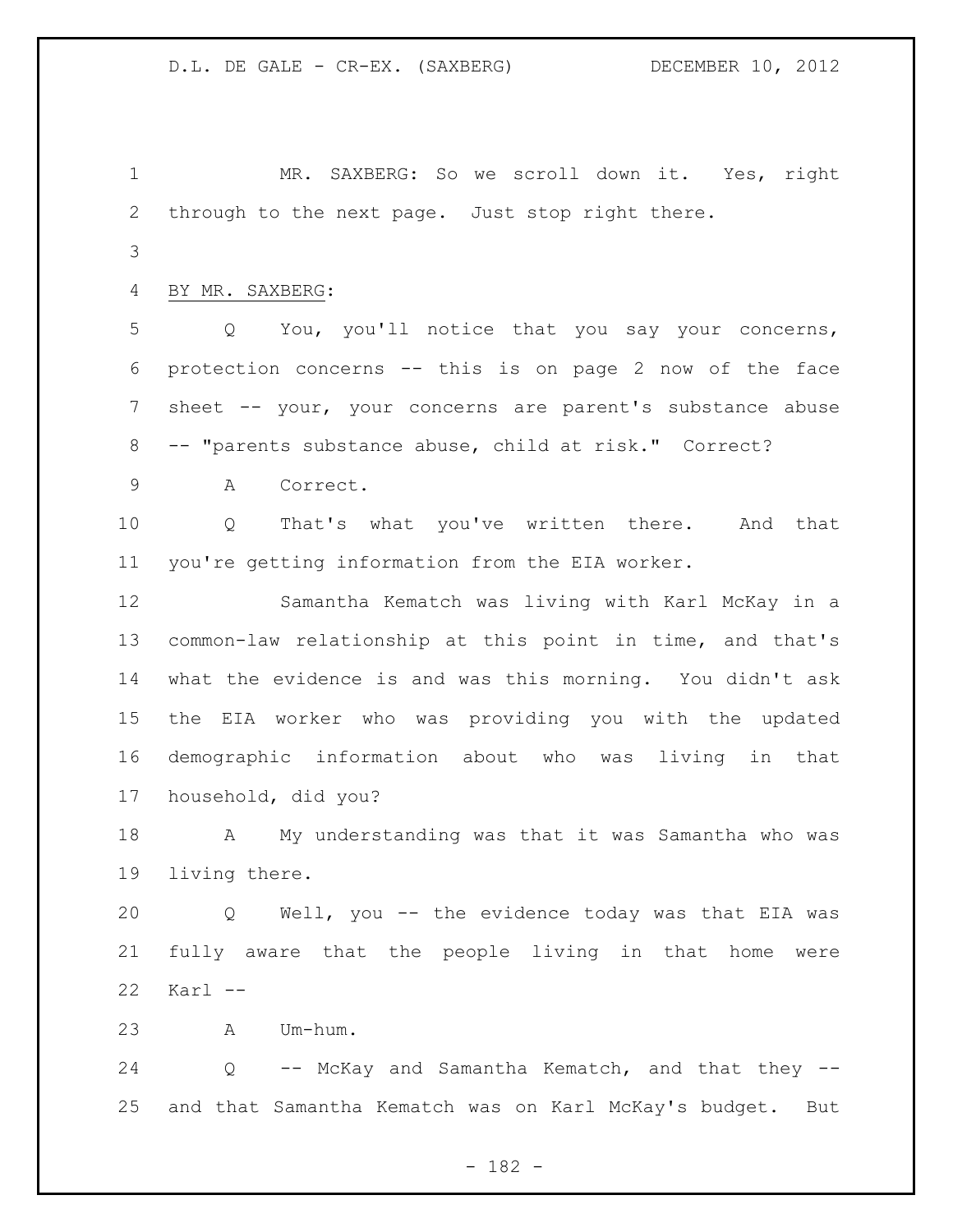MR. SAXBERG: So we scroll down it. Yes, right through to the next page. Just stop right there.

BY MR. SAXBERG:

Q You, you'll notice that you say your concerns, protection concerns -- this is on page 2 now of the face sheet -- your, your concerns are parent's substance abuse -- "parents substance abuse, child at risk." Correct?

A Correct.

Q That's what you've written there. And that you're getting information from the EIA worker.

Samantha Kematch was living with Karl McKay in a common-law relationship at this point in time, and that's what the evidence is and was this morning. You didn't ask the EIA worker who was providing you with the updated demographic information about who was living in that household, did you?

A My understanding was that it was Samantha who was living there.

Q Well, you -- the evidence today was that EIA was fully aware that the people living in that home were Karl --

A Um-hum.

Q -- McKay and Samantha Kematch, and that they -- and that Samantha Kematch was on Karl McKay's budget. But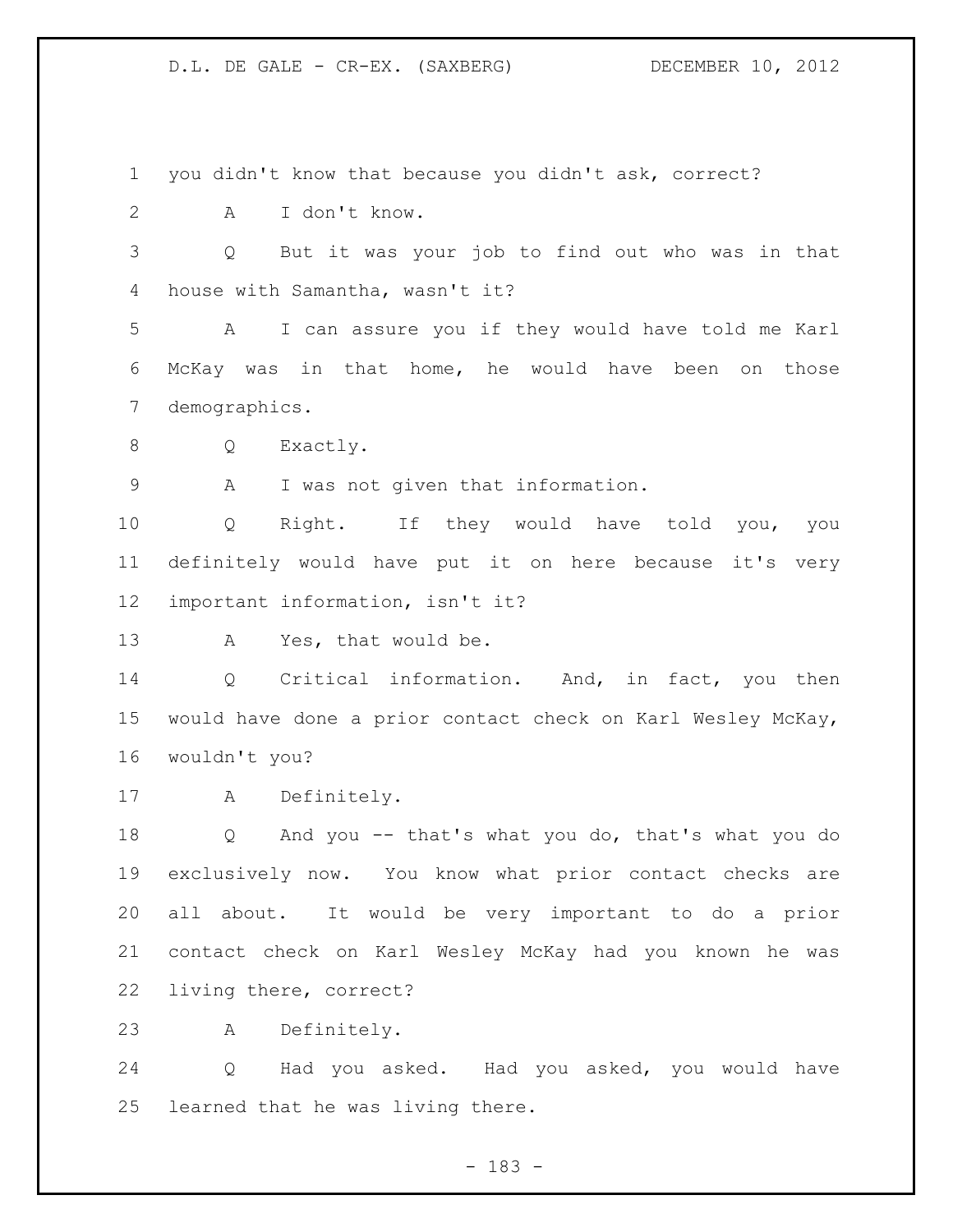you didn't know that because you didn't ask, correct?

A I don't know.

Q But it was your job to find out who was in that house with Samantha, wasn't it?

A I can assure you if they would have told me Karl McKay was in that home, he would have been on those demographics.

Q Exactly.

A I was not given that information.

Q Right. If they would have told you, you definitely would have put it on here because it's very important information, isn't it?

A Yes, that would be.

Q Critical information. And, in fact, you then would have done a prior contact check on Karl Wesley McKay, wouldn't you?

A Definitely.

Q And you -- that's what you do, that's what you do exclusively now. You know what prior contact checks are all about. It would be very important to do a prior contact check on Karl Wesley McKay had you known he was living there, correct?

A Definitely.

Q Had you asked. Had you asked, you would have learned that he was living there.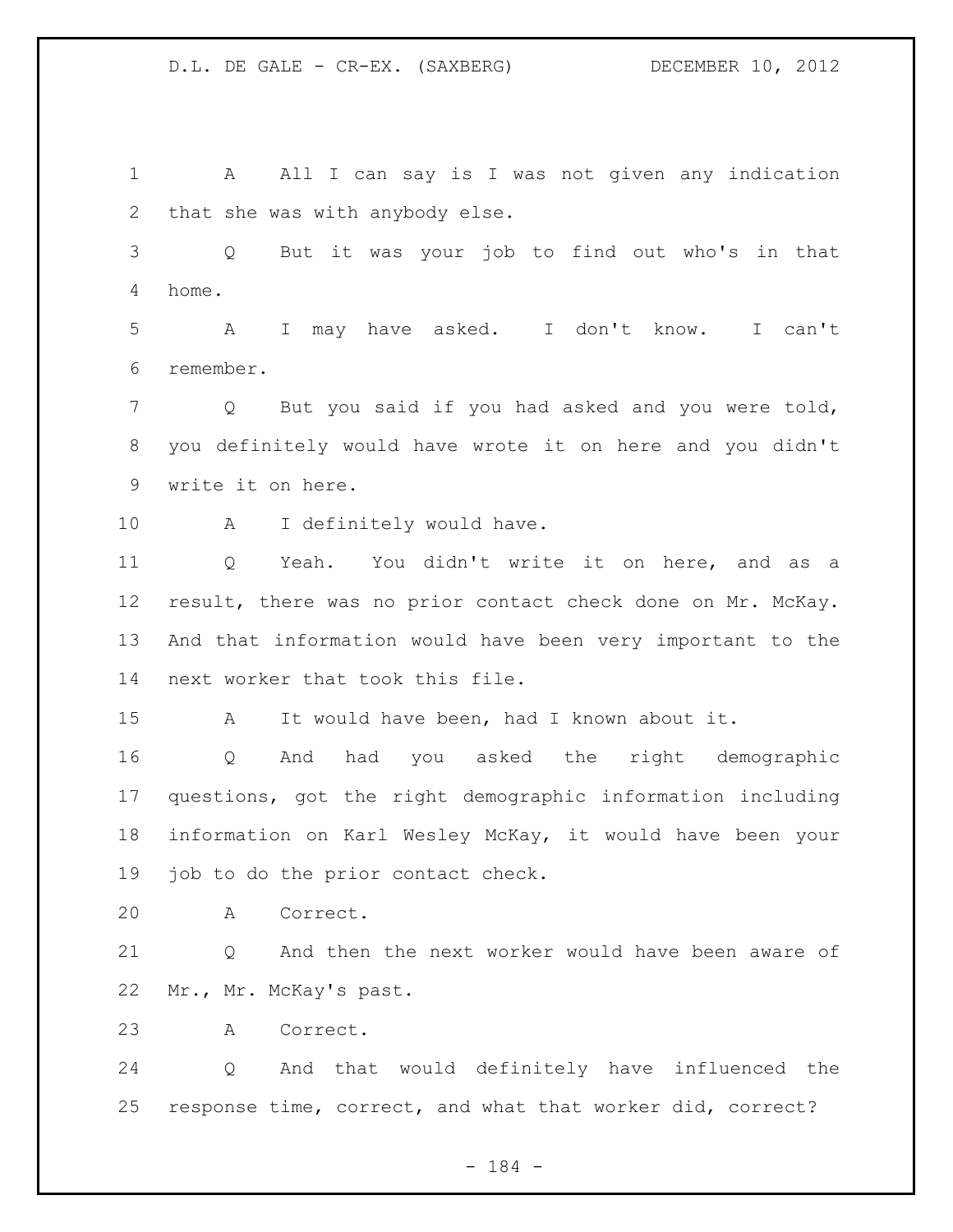A All I can say is I was not given any indication that she was with anybody else.

Q But it was your job to find out who's in that home.

A I may have asked. I don't know. I can't remember.

Q But you said if you had asked and you were told, you definitely would have wrote it on here and you didn't write it on here.

A I definitely would have.

Q Yeah. You didn't write it on here, and as a result, there was no prior contact check done on Mr. McKay. And that information would have been very important to the next worker that took this file.

A It would have been, had I known about it.

Q And had you asked the right demographic questions, got the right demographic information including information on Karl Wesley McKay, it would have been your job to do the prior contact check.

A Correct.

Q And then the next worker would have been aware of Mr., Mr. McKay's past.

A Correct.

Q And that would definitely have influenced the response time, correct, and what that worker did, correct?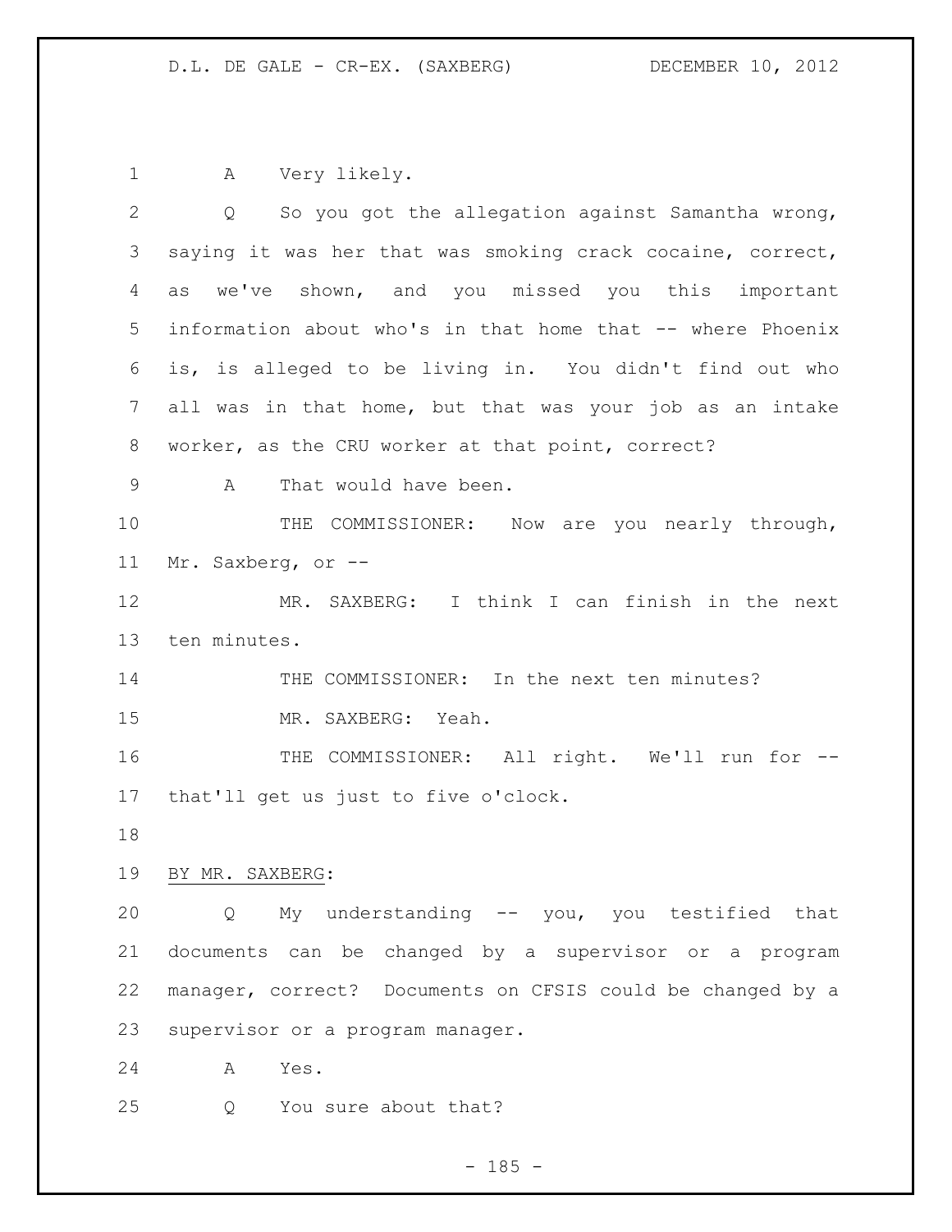A Very likely.

Q So you got the allegation against Samantha wrong, saying it was her that was smoking crack cocaine, correct, as we've shown, and you missed you this important information about who's in that home that -- where Phoenix is, is alleged to be living in. You didn't find out who all was in that home, but that was your job as an intake worker, as the CRU worker at that point, correct?

A That would have been.

THE COMMISSIONER: Now are you nearly through, Mr. Saxberg, or --

MR. SAXBERG: I think I can finish in the next ten minutes.

THE COMMISSIONER: In the next ten minutes?

MR. SAXBERG: Yeah.

THE COMMISSIONER: All right. We'll run for -- that'll get us just to five o'clock.

BY MR. SAXBERG:

Q My understanding -- you, you testified that documents can be changed by a supervisor or a program manager, correct? Documents on CFSIS could be changed by a supervisor or a program manager.

A Yes.

Q You sure about that?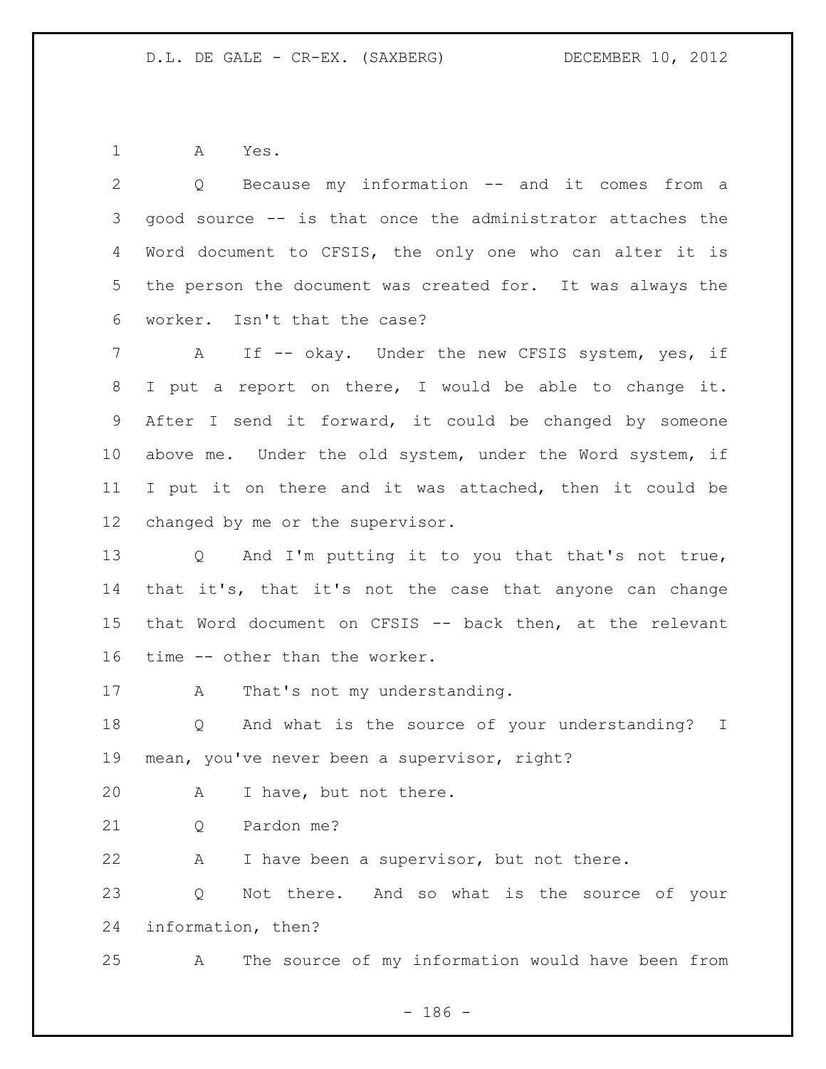A Yes.

Q Because my information -- and it comes from a good source -- is that once the administrator attaches the Word document to CFSIS, the only one who can alter it is the person the document was created for. It was always the worker. Isn't that the case?

A If -- okay. Under the new CFSIS system, yes, if I put a report on there, I would be able to change it. After I send it forward, it could be changed by someone above me. Under the old system, under the Word system, if I put it on there and it was attached, then it could be changed by me or the supervisor.

Q And I'm putting it to you that that's not true, that it's, that it's not the case that anyone can change that Word document on CFSIS -- back then, at the relevant time -- other than the worker.

A That's not my understanding.

Q And what is the source of your understanding? I mean, you've never been a supervisor, right?

A I have, but not there.

Q Pardon me?

A I have been a supervisor, but not there.

Q Not there. And so what is the source of your information, then?

A The source of my information would have been from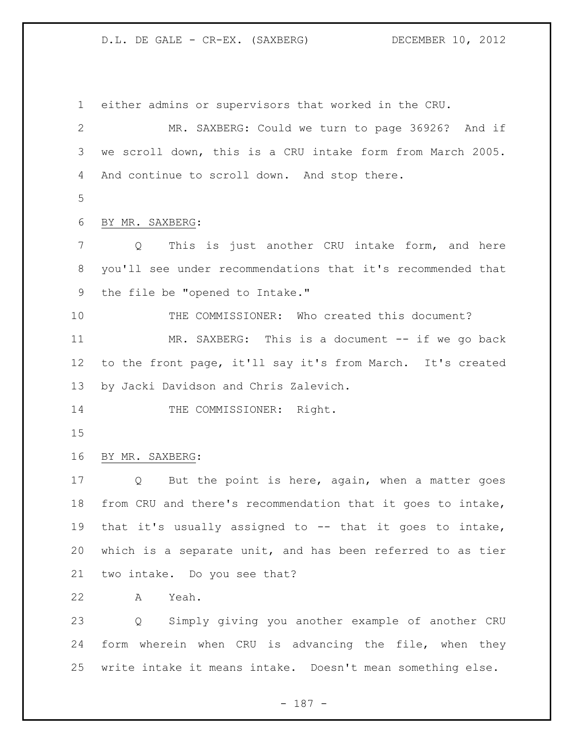either admins or supervisors that worked in the CRU.

MR. SAXBERG: Could we turn to page 36926? And if we scroll down, this is a CRU intake form from March 2005. And continue to scroll down. And stop there.

BY MR. SAXBERG:

Q This is just another CRU intake form, and here you'll see under recommendations that it's recommended that the file be "opened to Intake."

THE COMMISSIONER: Who created this document?

MR. SAXBERG: This is a document -- if we go back to the front page, it'll say it's from March. It's created by Jacki Davidson and Chris Zalevich.

THE COMMISSIONER: Right.

BY MR. SAXBERG:

Q But the point is here, again, when a matter goes from CRU and there's recommendation that it goes to intake, that it's usually assigned to -- that it goes to intake, which is a separate unit, and has been referred to as tier two intake. Do you see that?

A Yeah.

Q Simply giving you another example of another CRU form wherein when CRU is advancing the file, when they write intake it means intake. Doesn't mean something else.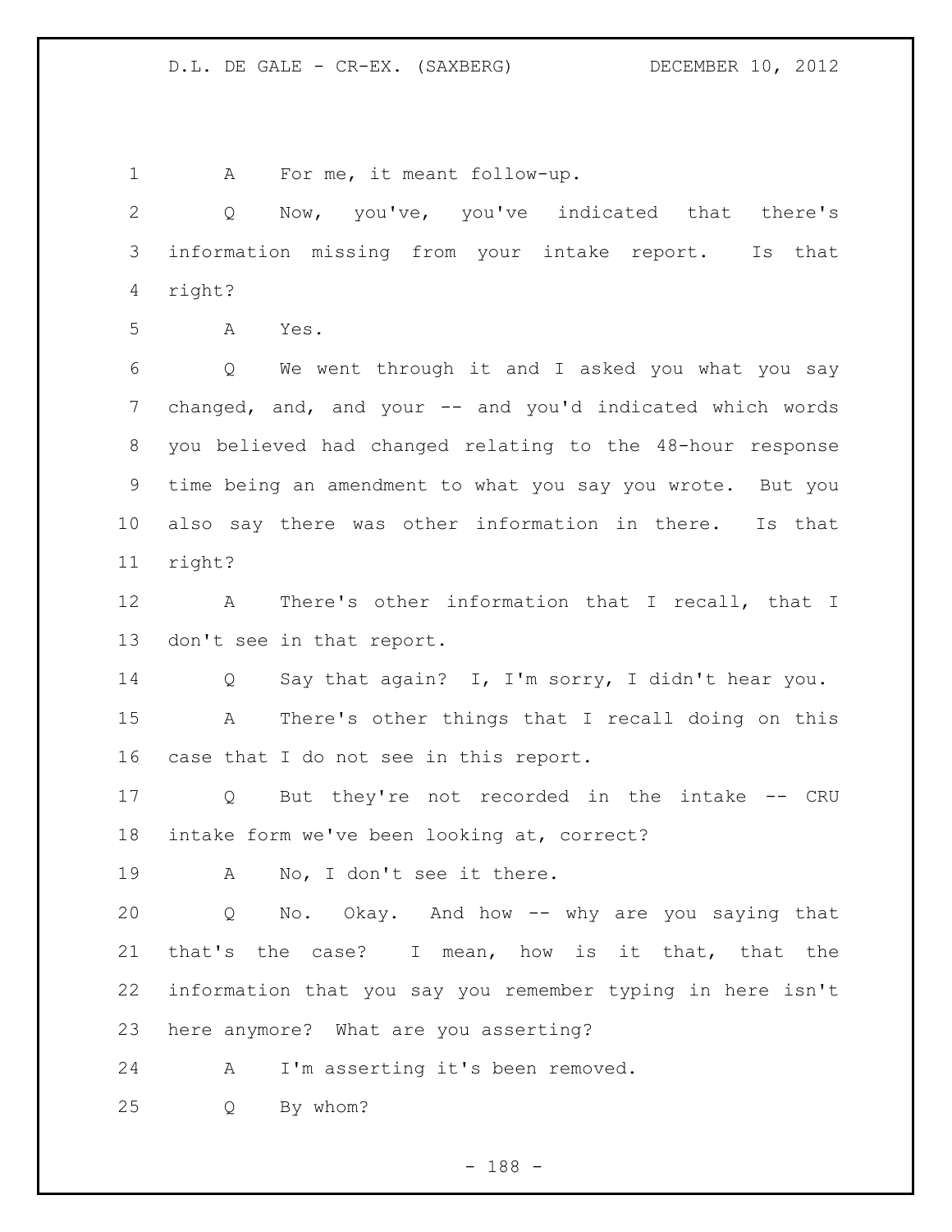1 A For me, it meant follow-up.

2 Q Now, you've, you've indicated that there's
3 information missing from your intake report. Is that
4 right?

5 A Yes.

6 Q We went through it and I asked you what you say
7 changed, and, and your -- and you'd indicated which words
8 you believed had changed relating to the 48-hour response
9 time being an amendment to what you say you wrote. But you
10 also say there was other information in there. Is that
11 right?

12 A There's other information that I recall, that I
13 don't see in that report.

14 Q Say that again? I, I'm sorry, I didn't hear you.

15 A There's other things that I recall doing on this
16 case that I do not see in this report.

17 Q But they're not recorded in the intake -- CRU
18 intake form we've been looking at, correct?

19 A No, I don't see it there.

20 Q No. Okay. And how -- why are you saying that
21 that's the case? I mean, how is it that, that the
22 information that you say you remember typing in here isn't
23 here anymore? What are you asserting?

24 A I'm asserting it's been removed.

25 Q By whom?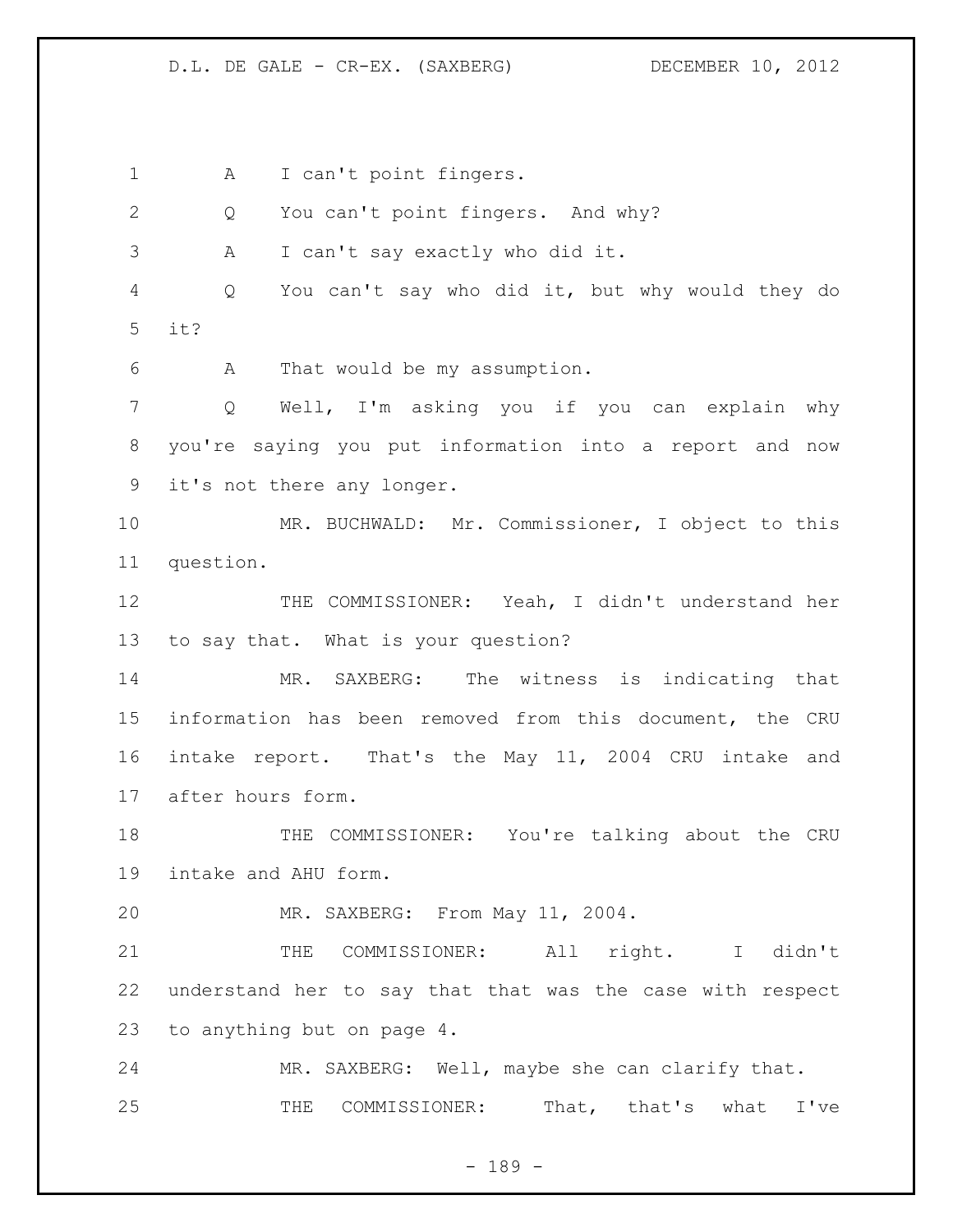A I can't point fingers.

Q You can't point fingers. And why?

A I can't say exactly who did it.

Q You can't say who did it, but why would they do it?

A That would be my assumption.

Q Well, I'm asking you if you can explain why you're saying you put information into a report and now it's not there any longer.

MR. BUCHWALD: Mr. Commissioner, I object to this question.

THE COMMISSIONER: Yeah, I didn't understand her to say that. What is your question?

MR. SAXBERG: The witness is indicating that information has been removed from this document, the CRU intake report. That's the May 11, 2004 CRU intake and after hours form.

THE COMMISSIONER: You're talking about the CRU intake and AHU form.

MR. SAXBERG: From May 11, 2004.

THE COMMISSIONER: All right. I didn't understand her to say that that was the case with respect to anything but on page 4.

MR. SAXBERG: Well, maybe she can clarify that.

THE COMMISSIONER: That, that's what I've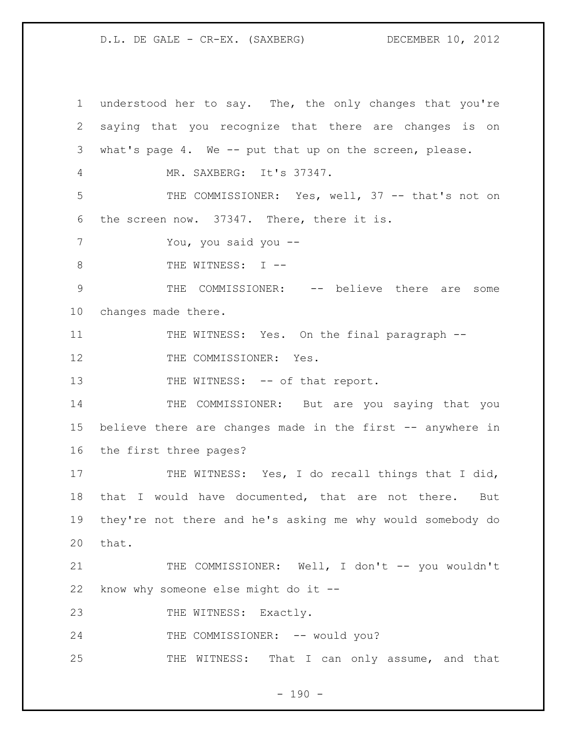understood her to say. The, the only changes that you're saying that you recognize that there are changes is on what's page 4. We -- put that up on the screen, please.

MR. SAXBERG: It's 37347.

THE COMMISSIONER: Yes, well, 37 -- that's not on the screen now. 37347. There, there it is.

You, you said you --

THE WITNESS: I --

THE COMMISSIONER: -- believe there are some changes made there.

THE WITNESS: Yes. On the final paragraph --

THE COMMISSIONER: Yes.

THE WITNESS: -- of that report.

THE COMMISSIONER: But are you saying that you believe there are changes made in the first -- anywhere in the first three pages?

THE WITNESS: Yes, I do recall things that I did, that I would have documented, that are not there. But they're not there and he's asking me why would somebody do that.

THE COMMISSIONER: Well, I don't -- you wouldn't know why someone else might do it --

THE WITNESS: Exactly.

THE COMMISSIONER: -- would you?

THE WITNESS: That I can only assume, and that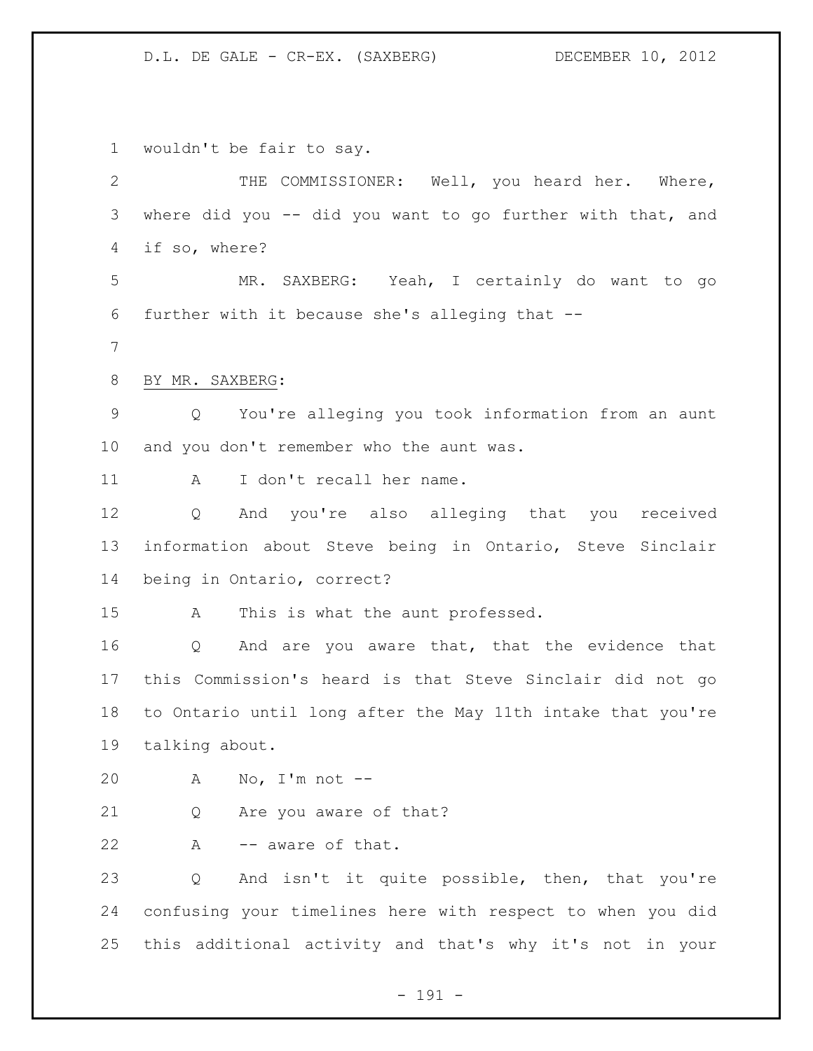wouldn't be fair to say.

THE COMMISSIONER: Well, you heard her. Where, where did you -- did you want to go further with that, and if so, where?

MR. SAXBERG: Yeah, I certainly do want to go further with it because she's alleging that --

BY MR. SAXBERG:

Q You're alleging you took information from an aunt and you don't remember who the aunt was.

A I don't recall her name.

Q And you're also alleging that you received information about Steve being in Ontario, Steve Sinclair being in Ontario, correct?

A This is what the aunt professed.

Q And are you aware that, that the evidence that this Commission's heard is that Steve Sinclair did not go to Ontario until long after the May 11th intake that you're talking about.

A No, I'm not --

Q Are you aware of that?

A -- aware of that.

Q And isn't it quite possible, then, that you're confusing your timelines here with respect to when you did this additional activity and that's why it's not in your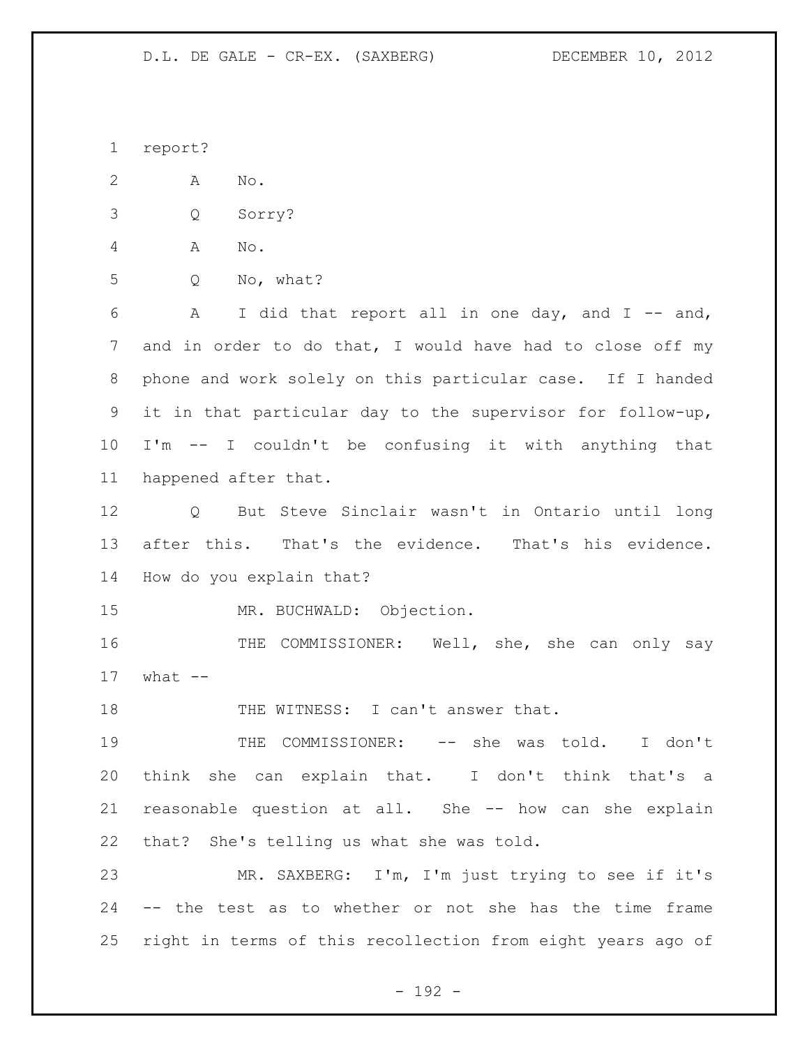report?

A No.

Q Sorry?

A No.

Q No, what?

A I did that report all in one day, and I -- and, and in order to do that, I would have had to close off my phone and work solely on this particular case. If I handed it in that particular day to the supervisor for follow-up, I'm -- I couldn't be confusing it with anything that happened after that.

Q But Steve Sinclair wasn't in Ontario until long after this. That's the evidence. That's his evidence. How do you explain that?

MR. BUCHWALD: Objection.

THE COMMISSIONER: Well, she, she can only say what --

THE WITNESS: I can't answer that.

THE COMMISSIONER: -- she was told. I don't think she can explain that. I don't think that's a reasonable question at all. She -- how can she explain that? She's telling us what she was told.

MR. SAXBERG: I'm, I'm just trying to see if it's -- the test as to whether or not she has the time frame right in terms of this recollection from eight years ago of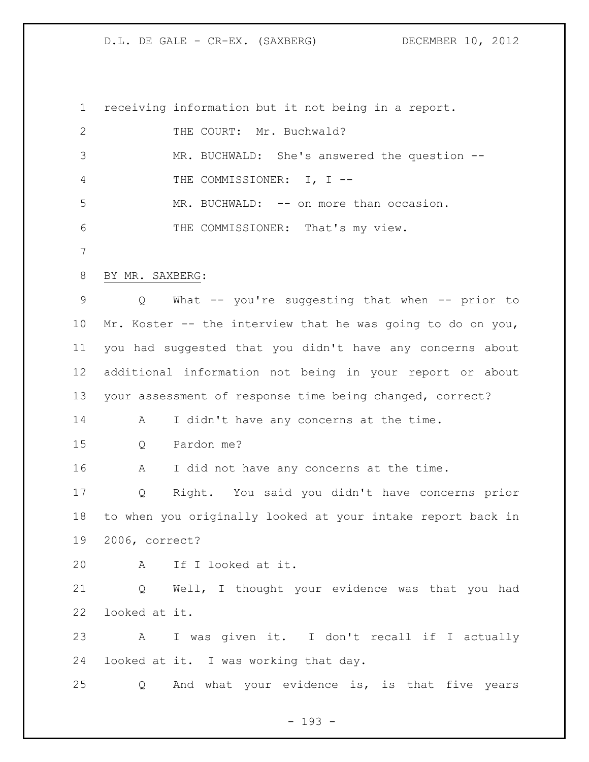receiving information but it not being in a report.

THE COURT: Mr. Buchwald?

MR. BUCHWALD: She's answered the question --

THE COMMISSIONER: I, I --

MR. BUCHWALD: -- on more than occasion.

THE COMMISSIONER: That's my view.

BY MR. SAXBERG:

Q What -- you're suggesting that when -- prior to Mr. Koster -- the interview that he was going to do on you, you had suggested that you didn't have any concerns about additional information not being in your report or about your assessment of response time being changed, correct?

A I didn't have any concerns at the time.

Q Pardon me?

A I did not have any concerns at the time.

Q Right. You said you didn't have concerns prior to when you originally looked at your intake report back in 2006, correct?

A If I looked at it.

Q Well, I thought your evidence was that you had looked at it.

A I was given it. I don't recall if I actually looked at it. I was working that day.

Q And what your evidence is, is that five years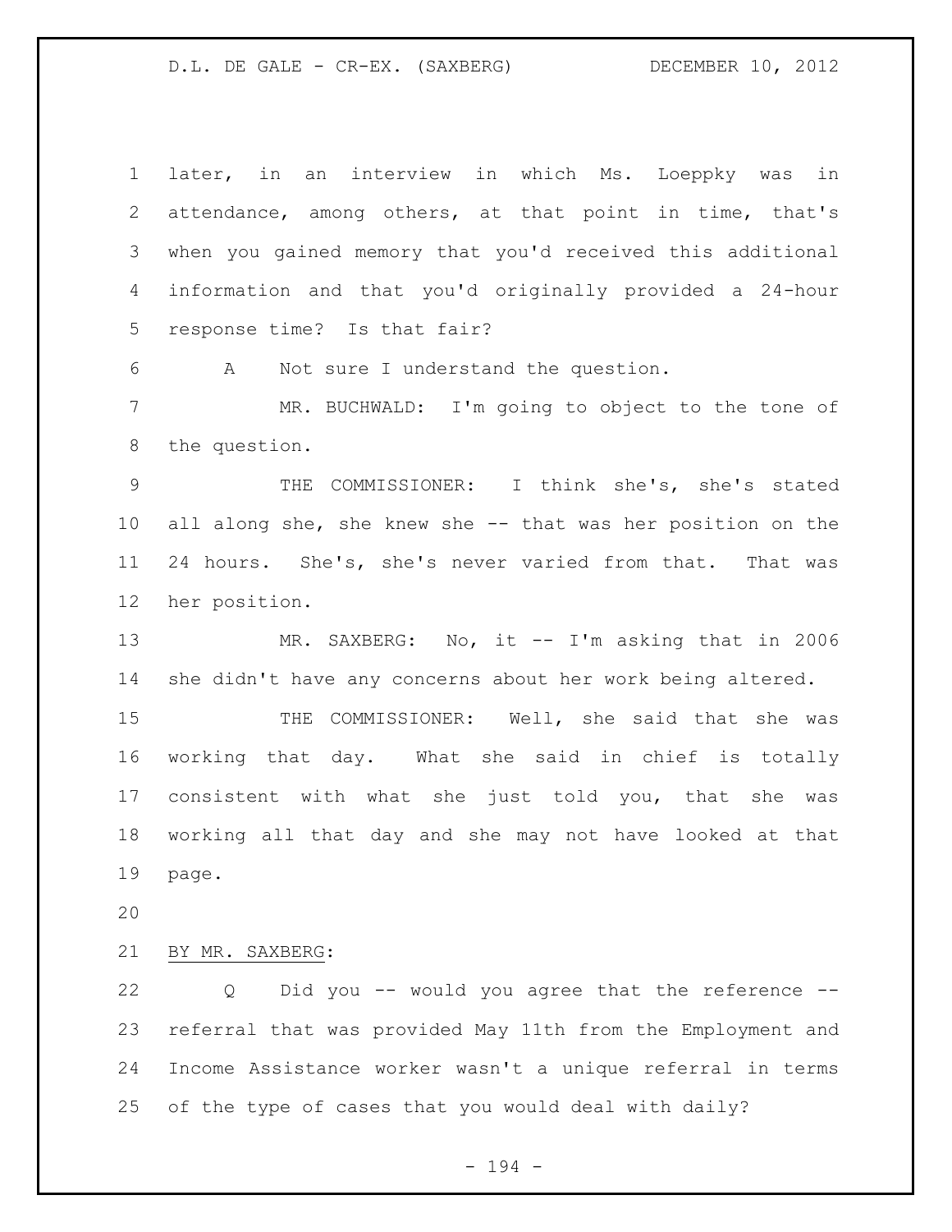later, in an interview in which Ms. Loeppky was in attendance, among others, at that point in time, that's when you gained memory that you'd received this additional information and that you'd originally provided a 24-hour response time? Is that fair?

A Not sure I understand the question.

MR. BUCHWALD: I'm going to object to the tone of the question.

THE COMMISSIONER: I think she's, she's stated all along she, she knew she -- that was her position on the 24 hours. She's, she's never varied from that. That was her position.

MR. SAXBERG: No, it -- I'm asking that in 2006 she didn't have any concerns about her work being altered.

THE COMMISSIONER: Well, she said that she was working that day. What she said in chief is totally consistent with what she just told you, that she was working all that day and she may not have looked at that page.

BY MR. SAXBERG:

Q Did you -- would you agree that the reference -- referral that was provided May 11th from the Employment and Income Assistance worker wasn't a unique referral in terms of the type of cases that you would deal with daily?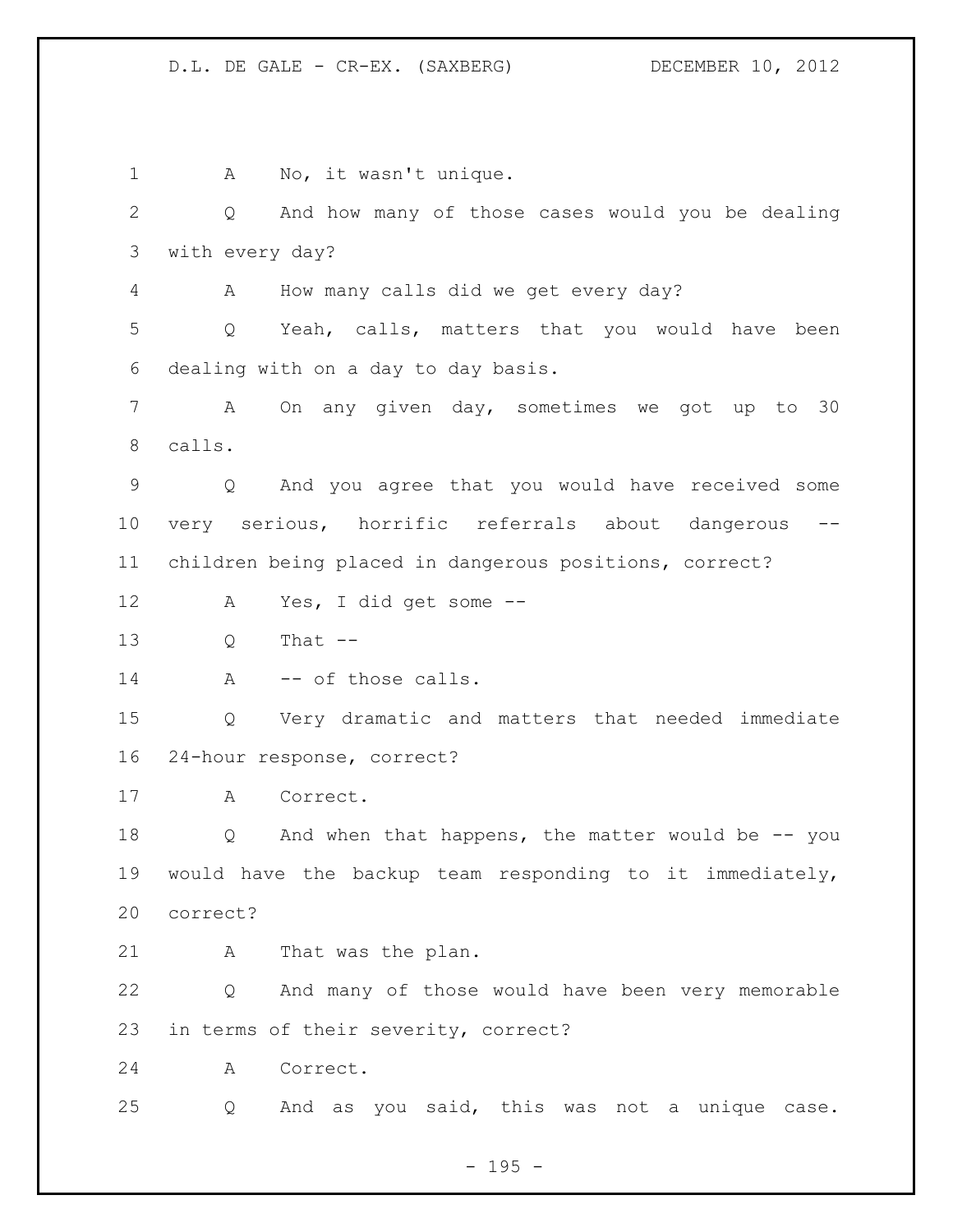1 A No, it wasn't unique.

2 Q And how many of those cases would you be dealing

3 with every day?

4 A How many calls did we get every day?

5 Q Yeah, calls, matters that you would have been

6 dealing with on a day to day basis.

7 A On any given day, sometimes we got up to 30

8 calls.

9 Q And you agree that you would have received some

10 very serious, horrific referrals about dangerous --

11 children being placed in dangerous positions, correct?

12 A Yes, I did get some --

13 Q That --

14 A -- of those calls.

15 Q Very dramatic and matters that needed immediate

16 24-hour response, correct?

17 A Correct.

18 Q And when that happens, the matter would be -- you

19 would have the backup team responding to it immediately,

20 correct?

21 A That was the plan.

22 Q And many of those would have been very memorable

23 in terms of their severity, correct?

24 A Correct.

25 Q And as you said, this was not a unique case.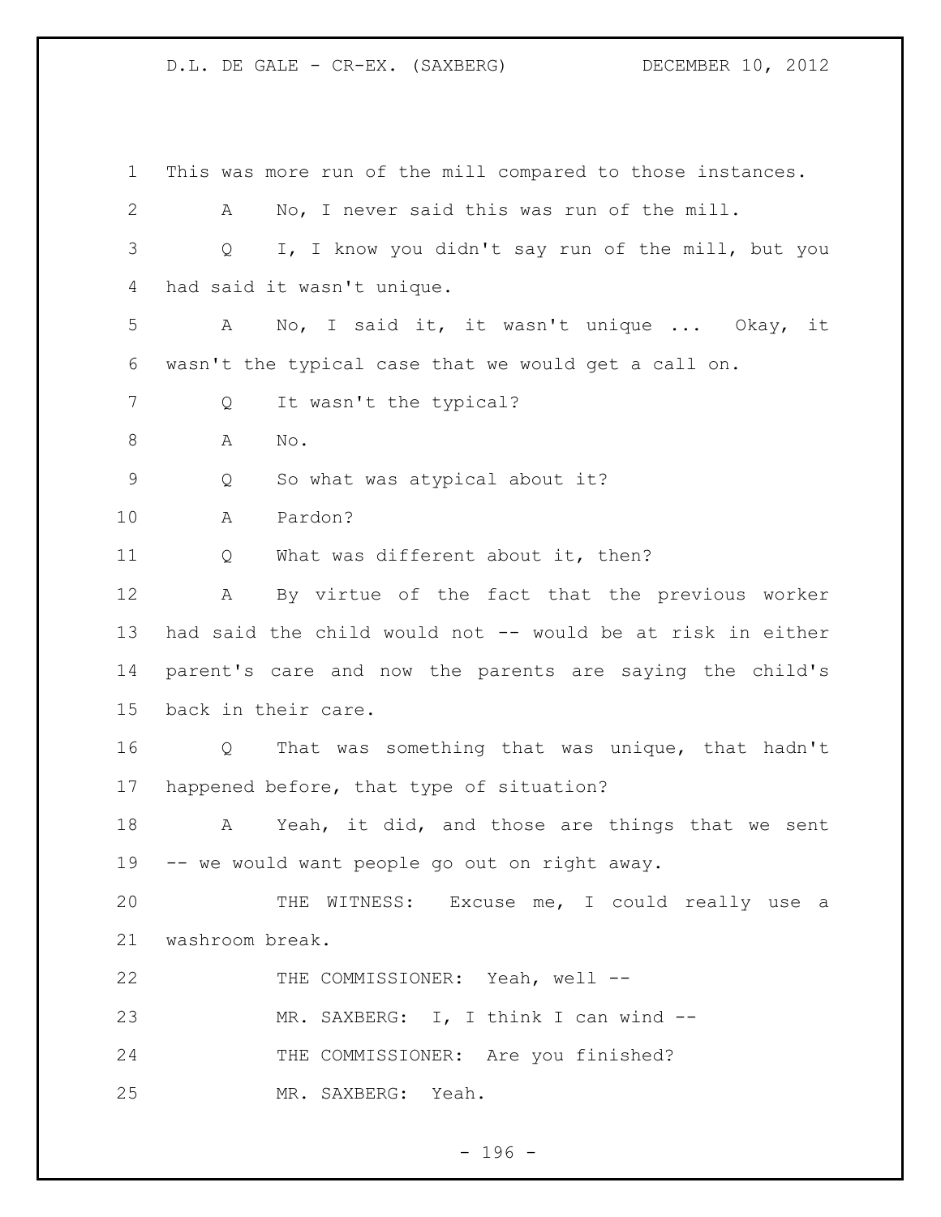This was more run of the mill compared to those instances.

A No, I never said this was run of the mill.

Q I, I know you didn't say run of the mill, but you had said it wasn't unique.

A No, I said it, it wasn't unique ... Okay, it wasn't the typical case that we would get a call on.

Q It wasn't the typical?

A No.

Q So what was atypical about it?

A Pardon?

Q What was different about it, then?

A By virtue of the fact that the previous worker had said the child would not -- would be at risk in either parent's care and now the parents are saying the child's back in their care.

Q That was something that was unique, that hadn't happened before, that type of situation?

A Yeah, it did, and those are things that we sent -- we would want people go out on right away.

THE WITNESS: Excuse me, I could really use a washroom break.

THE COMMISSIONER: Yeah, well --

MR. SAXBERG: I, I think I can wind --

THE COMMISSIONER: Are you finished?

MR. SAXBERG: Yeah.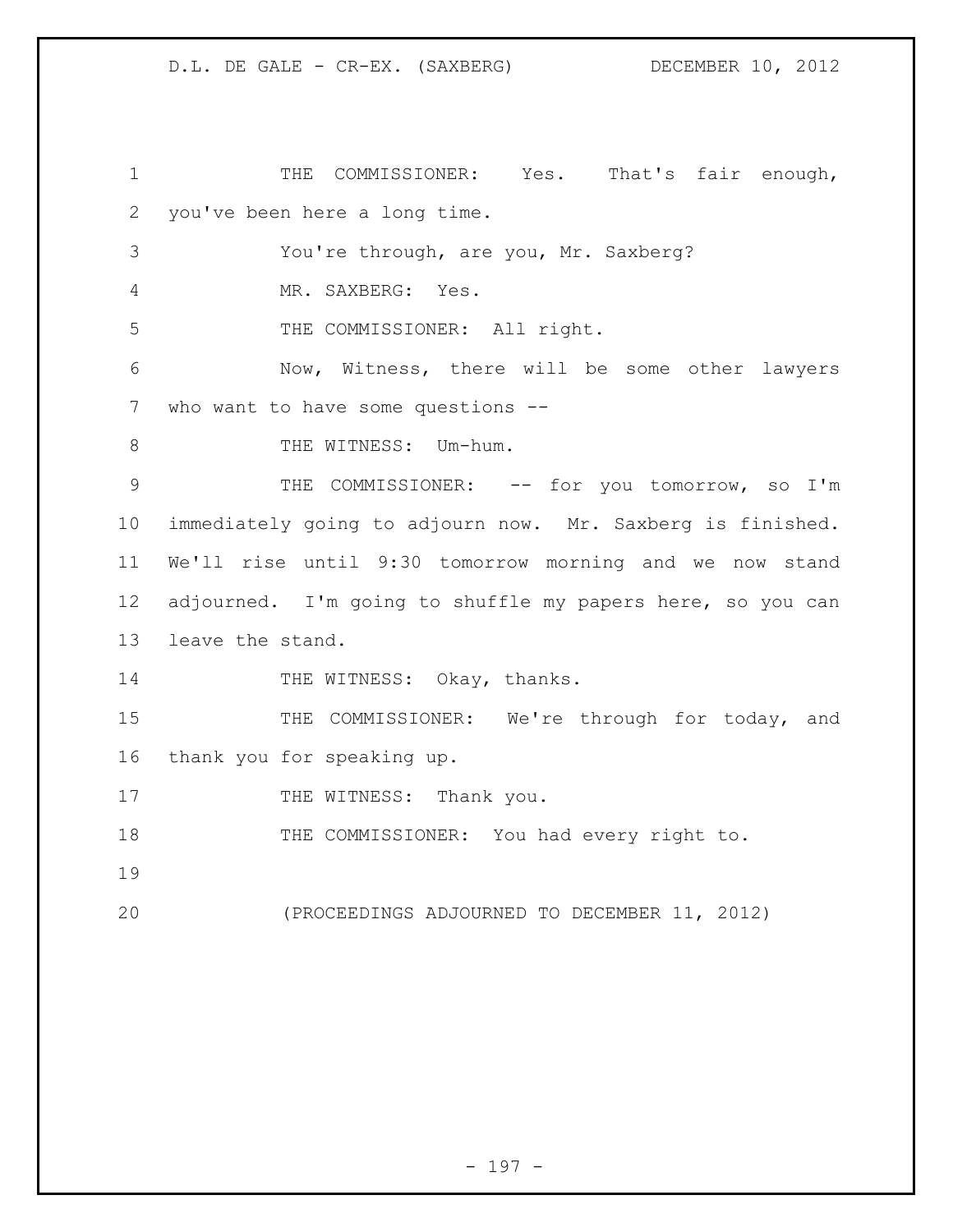THE COMMISSIONER: Yes. That's fair enough, you've been here a long time.

You're through, are you, Mr. Saxberg?

MR. SAXBERG: Yes.

THE COMMISSIONER: All right.

Now, Witness, there will be some other lawyers who want to have some questions --

THE WITNESS: Um-hum.

THE COMMISSIONER: -- for you tomorrow, so I'm immediately going to adjourn now. Mr. Saxberg is finished. We'll rise until 9:30 tomorrow morning and we now stand adjourned. I'm going to shuffle my papers here, so you can leave the stand.

THE WITNESS: Okay, thanks.

THE COMMISSIONER: We're through for today, and thank you for speaking up.

THE WITNESS: Thank you.

THE COMMISSIONER: You had every right to.

(PROCEEDINGS ADJOURNED TO DECEMBER 11, 2012)